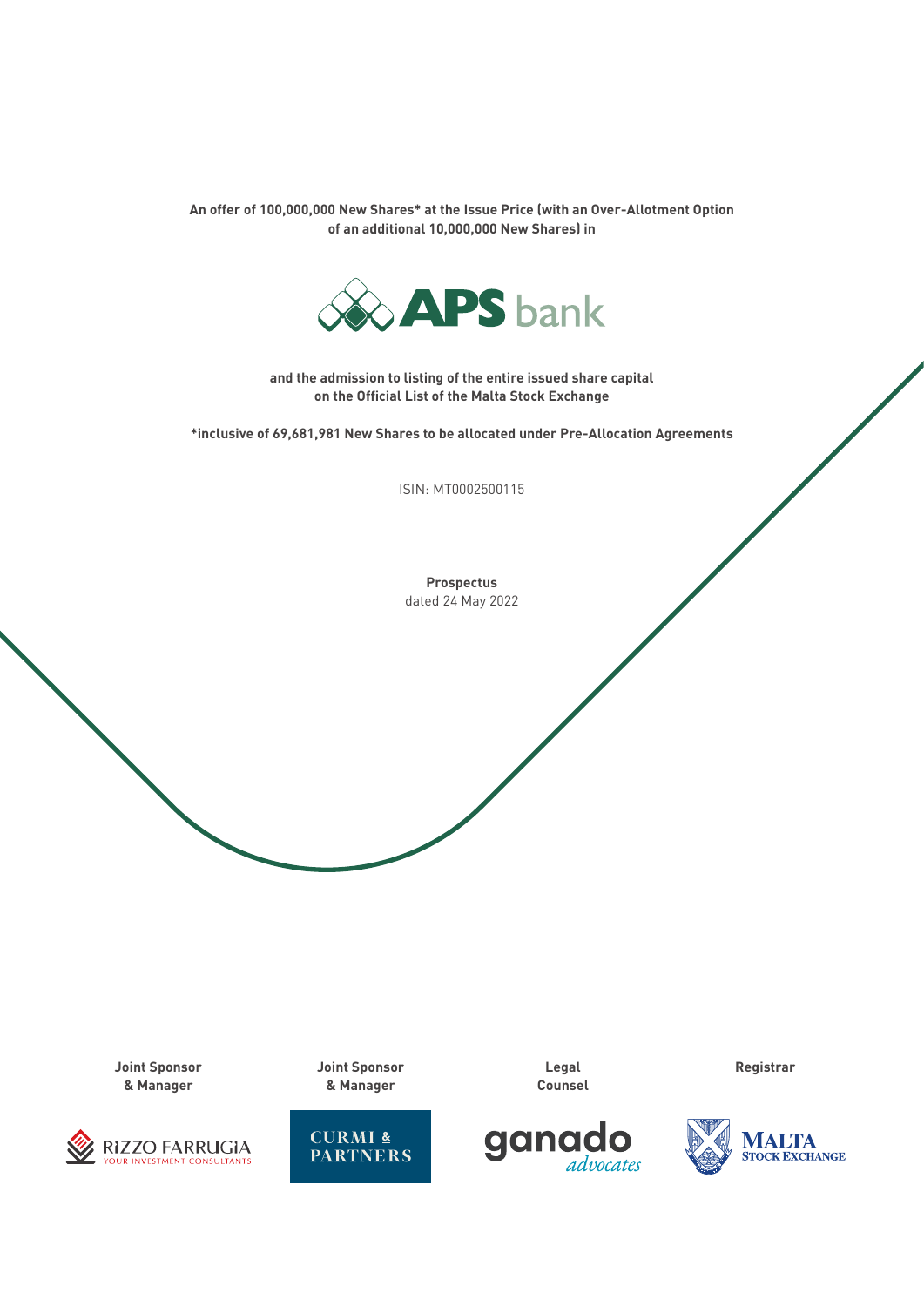An offer of 100,000,000 New Shares* at the Issue Price (with an Over-Allotment Option of an additional 10,000,000 New Shares) in

# APS bank

and the admission to listing of the entire issued share capital on the Official List of the Malta Stock Exchange

*inclusive of 69,681,981 New Shares to be allocated under Pre-Allocation Agreements

ISIN: MT0002500115

**Prospectus**
dated 24 May 2022

| Joint Sponsor & Manager | Joint Sponsor & Manager | Legal Counsel | Registrar |
| --- | --- | --- | --- |
| Rizzo Farrugia – Your Investment Consultants | Curmi & Partners | ganado advocates | Malta Stock Exchange |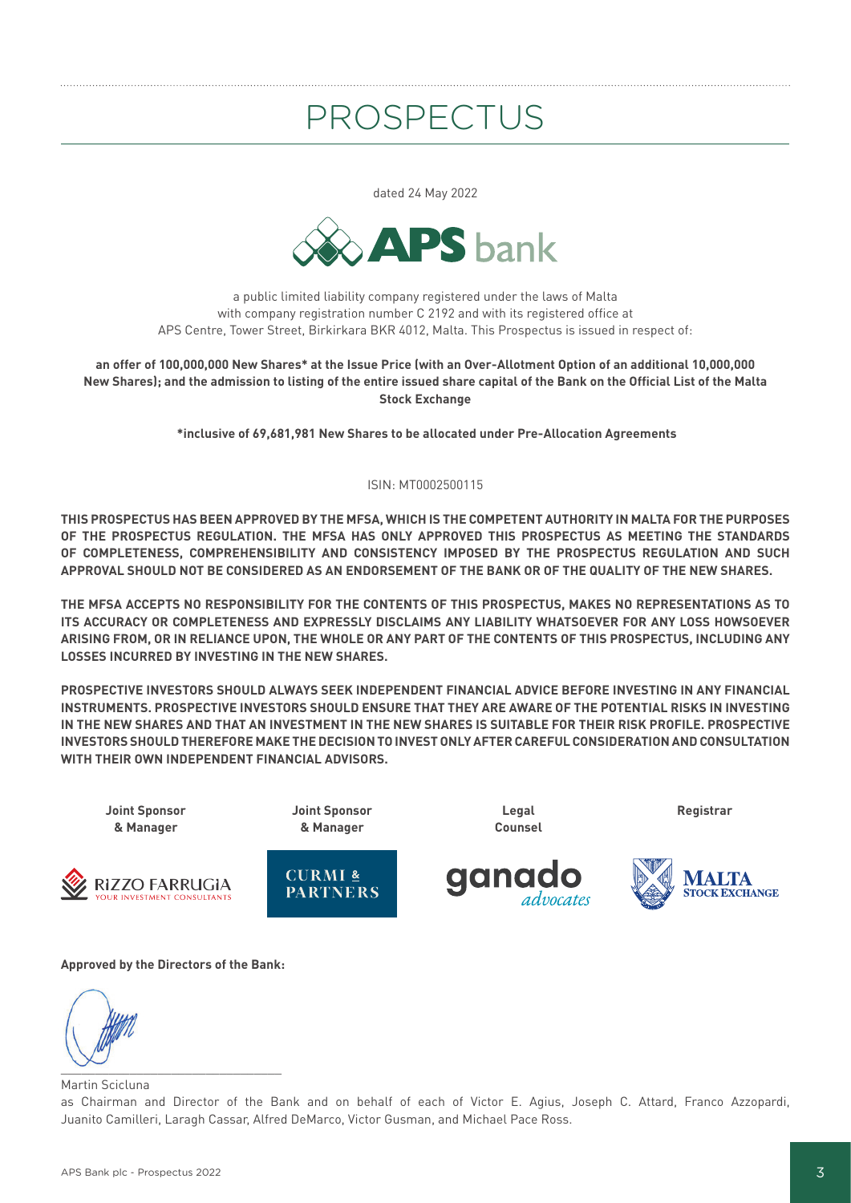# PROSPECTUS

dated 24 May 2022

APS bank

a public limited liability company registered under the laws of Malta with company registration number C 2192 and with its registered office at APS Centre, Tower Street, Birkirkara BKR 4012, Malta. This Prospectus is issued in respect of:

**an offer of 100,000,000 New Shares* at the Issue Price (with an Over-Allotment Option of an additional 10,000,000 New Shares); and the admission to listing of the entire issued share capital of the Bank on the Official List of the Malta Stock Exchange**

***inclusive of 69,681,981 New Shares to be allocated under Pre-Allocation Agreements**

ISIN: MT0002500115

**THIS PROSPECTUS HAS BEEN APPROVED BY THE MFSA, WHICH IS THE COMPETENT AUTHORITY IN MALTA FOR THE PURPOSES OF THE PROSPECTUS REGULATION. THE MFSA HAS ONLY APPROVED THIS PROSPECTUS AS MEETING THE STANDARDS OF COMPLETENESS, COMPREHENSIBILITY AND CONSISTENCY IMPOSED BY THE PROSPECTUS REGULATION AND SUCH APPROVAL SHOULD NOT BE CONSIDERED AS AN ENDORSEMENT OF THE BANK OR OF THE QUALITY OF THE NEW SHARES.**

**THE MFSA ACCEPTS NO RESPONSIBILITY FOR THE CONTENTS OF THIS PROSPECTUS, MAKES NO REPRESENTATIONS AS TO ITS ACCURACY OR COMPLETENESS AND EXPRESSLY DISCLAIMS ANY LIABILITY WHATSOEVER FOR ANY LOSS HOWSOEVER ARISING FROM, OR IN RELIANCE UPON, THE WHOLE OR ANY PART OF THE CONTENTS OF THIS PROSPECTUS, INCLUDING ANY LOSSES INCURRED BY INVESTING IN THE NEW SHARES.**

**PROSPECTIVE INVESTORS SHOULD ALWAYS SEEK INDEPENDENT FINANCIAL ADVICE BEFORE INVESTING IN ANY FINANCIAL INSTRUMENTS. PROSPECTIVE INVESTORS SHOULD ENSURE THAT THEY ARE AWARE OF THE POTENTIAL RISKS IN INVESTING IN THE NEW SHARES AND THAT AN INVESTMENT IN THE NEW SHARES IS SUITABLE FOR THEIR RISK PROFILE. PROSPECTIVE INVESTORS SHOULD THEREFORE MAKE THE DECISION TO INVEST ONLY AFTER CAREFUL CONSIDERATION AND CONSULTATION WITH THEIR OWN INDEPENDENT FINANCIAL ADVISORS.**

| **Joint Sponsor & Manager** | **Joint Sponsor & Manager** | **Legal Counsel** | **Registrar** |
|---|---|---|---|
| Rizzo Farrugia – Your Investment Consultants | Curmi & Partners | ganado advocates | Malta Stock Exchange |

**Approved by the Directors of the Bank:**

Martin Scicluna

as Chairman and Director of the Bank and on behalf of each of Victor E. Agius, Joseph C. Attard, Franco Azzopardi, Juanito Camilleri, Laragh Cassar, Alfred DeMarco, Victor Gusman, and Michael Pace Ross.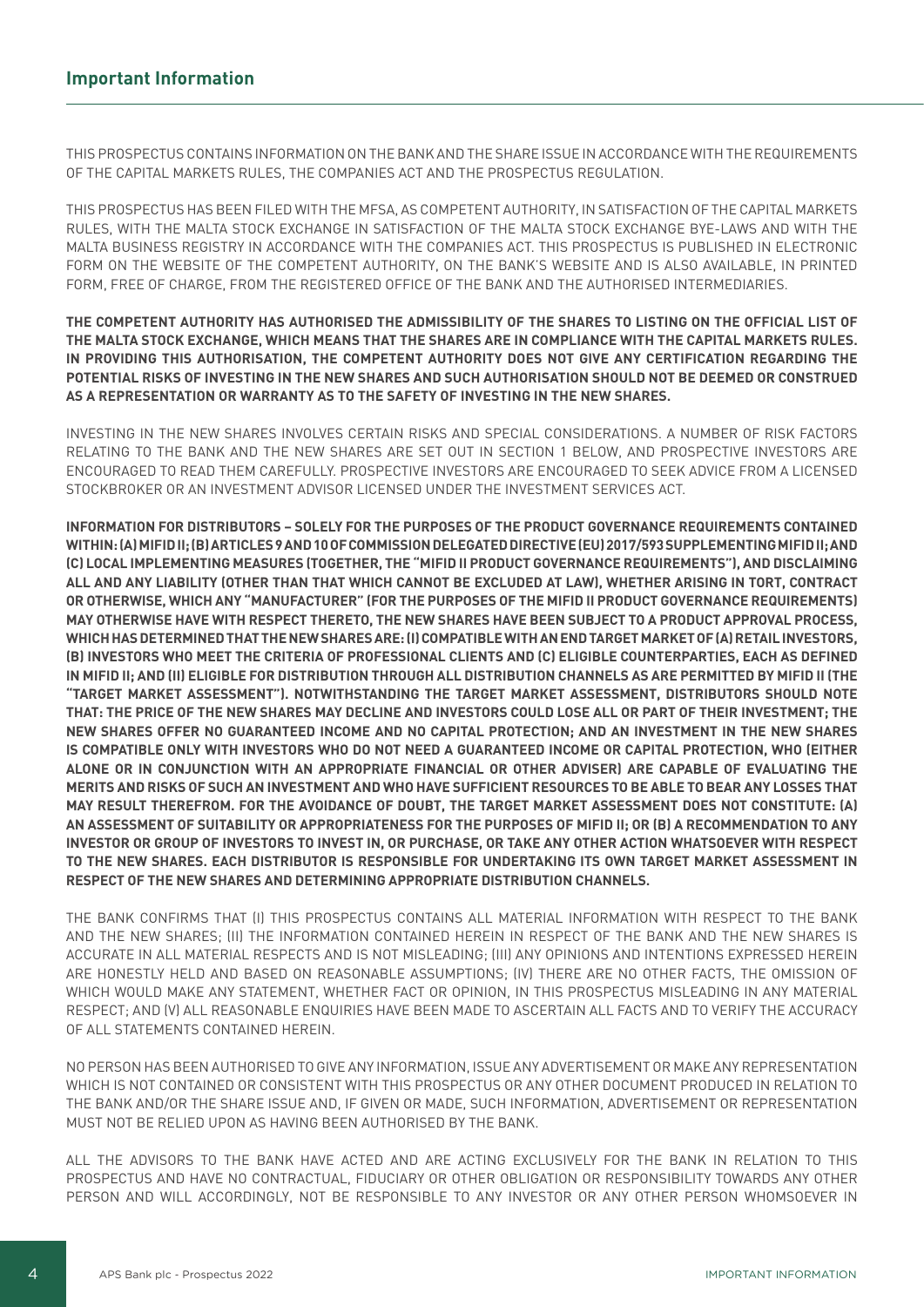## Important Information

THIS PROSPECTUS CONTAINS INFORMATION ON THE BANK AND THE SHARE ISSUE IN ACCORDANCE WITH THE REQUIREMENTS OF THE CAPITAL MARKETS RULES, THE COMPANIES ACT AND THE PROSPECTUS REGULATION.

THIS PROSPECTUS HAS BEEN FILED WITH THE MFSA, AS COMPETENT AUTHORITY, IN SATISFACTION OF THE CAPITAL MARKETS RULES, WITH THE MALTA STOCK EXCHANGE IN SATISFACTION OF THE MALTA STOCK EXCHANGE BYE-LAWS AND WITH THE MALTA BUSINESS REGISTRY IN ACCORDANCE WITH THE COMPANIES ACT. THIS PROSPECTUS IS PUBLISHED IN ELECTRONIC FORM ON THE WEBSITE OF THE COMPETENT AUTHORITY, ON THE BANK'S WEBSITE AND IS ALSO AVAILABLE, IN PRINTED FORM, FREE OF CHARGE, FROM THE REGISTERED OFFICE OF THE BANK AND THE AUTHORISED INTERMEDIARIES.

**THE COMPETENT AUTHORITY HAS AUTHORISED THE ADMISSIBILITY OF THE SHARES TO LISTING ON THE OFFICIAL LIST OF THE MALTA STOCK EXCHANGE, WHICH MEANS THAT THE SHARES ARE IN COMPLIANCE WITH THE CAPITAL MARKETS RULES. IN PROVIDING THIS AUTHORISATION, THE COMPETENT AUTHORITY DOES NOT GIVE ANY CERTIFICATION REGARDING THE POTENTIAL RISKS OF INVESTING IN THE NEW SHARES AND SUCH AUTHORISATION SHOULD NOT BE DEEMED OR CONSTRUED AS A REPRESENTATION OR WARRANTY AS TO THE SAFETY OF INVESTING IN THE NEW SHARES.**

INVESTING IN THE NEW SHARES INVOLVES CERTAIN RISKS AND SPECIAL CONSIDERATIONS. A NUMBER OF RISK FACTORS RELATING TO THE BANK AND THE NEW SHARES ARE SET OUT IN SECTION 1 BELOW, AND PROSPECTIVE INVESTORS ARE ENCOURAGED TO READ THEM CAREFULLY. PROSPECTIVE INVESTORS ARE ENCOURAGED TO SEEK ADVICE FROM A LICENSED STOCKBROKER OR AN INVESTMENT ADVISOR LICENSED UNDER THE INVESTMENT SERVICES ACT.

**INFORMATION FOR DISTRIBUTORS – SOLELY FOR THE PURPOSES OF THE PRODUCT GOVERNANCE REQUIREMENTS CONTAINED WITHIN: (A) MIFID II; (B) ARTICLES 9 AND 10 OF COMMISSION DELEGATED DIRECTIVE (EU) 2017/593 SUPPLEMENTING MIFID II; AND (C) LOCAL IMPLEMENTING MEASURES (TOGETHER, THE "MIFID II PRODUCT GOVERNANCE REQUIREMENTS"), AND DISCLAIMING ALL AND ANY LIABILITY (OTHER THAN THAT WHICH CANNOT BE EXCLUDED AT LAW), WHETHER ARISING IN TORT, CONTRACT OR OTHERWISE, WHICH ANY "MANUFACTURER" (FOR THE PURPOSES OF THE MIFID II PRODUCT GOVERNANCE REQUIREMENTS) MAY OTHERWISE HAVE WITH RESPECT THERETO, THE NEW SHARES HAVE BEEN SUBJECT TO A PRODUCT APPROVAL PROCESS, WHICH HAS DETERMINED THAT THE NEW SHARES ARE: (I) COMPATIBLE WITH AN END TARGET MARKET OF (A) RETAIL INVESTORS, (B) INVESTORS WHO MEET THE CRITERIA OF PROFESSIONAL CLIENTS AND (C) ELIGIBLE COUNTERPARTIES, EACH AS DEFINED IN MIFID II; AND (II) ELIGIBLE FOR DISTRIBUTION THROUGH ALL DISTRIBUTION CHANNELS AS ARE PERMITTED BY MIFID II (THE "TARGET MARKET ASSESSMENT"). NOTWITHSTANDING THE TARGET MARKET ASSESSMENT, DISTRIBUTORS SHOULD NOTE THAT: THE PRICE OF THE NEW SHARES MAY DECLINE AND INVESTORS COULD LOSE ALL OR PART OF THEIR INVESTMENT; THE NEW SHARES OFFER NO GUARANTEED INCOME AND NO CAPITAL PROTECTION; AND AN INVESTMENT IN THE NEW SHARES IS COMPATIBLE ONLY WITH INVESTORS WHO DO NOT NEED A GUARANTEED INCOME OR CAPITAL PROTECTION, WHO (EITHER ALONE OR IN CONJUNCTION WITH AN APPROPRIATE FINANCIAL OR OTHER ADVISER) ARE CAPABLE OF EVALUATING THE MERITS AND RISKS OF SUCH AN INVESTMENT AND WHO HAVE SUFFICIENT RESOURCES TO BE ABLE TO BEAR ANY LOSSES THAT MAY RESULT THEREFROM. FOR THE AVOIDANCE OF DOUBT, THE TARGET MARKET ASSESSMENT DOES NOT CONSTITUTE: (A) AN ASSESSMENT OF SUITABILITY OR APPROPRIATENESS FOR THE PURPOSES OF MIFID II; OR (B) A RECOMMENDATION TO ANY INVESTOR OR GROUP OF INVESTORS TO INVEST IN, OR PURCHASE, OR TAKE ANY OTHER ACTION WHATSOEVER WITH RESPECT TO THE NEW SHARES. EACH DISTRIBUTOR IS RESPONSIBLE FOR UNDERTAKING ITS OWN TARGET MARKET ASSESSMENT IN RESPECT OF THE NEW SHARES AND DETERMINING APPROPRIATE DISTRIBUTION CHANNELS.**

THE BANK CONFIRMS THAT (I) THIS PROSPECTUS CONTAINS ALL MATERIAL INFORMATION WITH RESPECT TO THE BANK AND THE NEW SHARES; (II) THE INFORMATION CONTAINED HEREIN IN RESPECT OF THE BANK AND THE NEW SHARES IS ACCURATE IN ALL MATERIAL RESPECTS AND IS NOT MISLEADING; (III) ANY OPINIONS AND INTENTIONS EXPRESSED HEREIN ARE HONESTLY HELD AND BASED ON REASONABLE ASSUMPTIONS; (IV) THERE ARE NO OTHER FACTS, THE OMISSION OF WHICH WOULD MAKE ANY STATEMENT, WHETHER FACT OR OPINION, IN THIS PROSPECTUS MISLEADING IN ANY MATERIAL RESPECT; AND (V) ALL REASONABLE ENQUIRIES HAVE BEEN MADE TO ASCERTAIN ALL FACTS AND TO VERIFY THE ACCURACY OF ALL STATEMENTS CONTAINED HEREIN.

NO PERSON HAS BEEN AUTHORISED TO GIVE ANY INFORMATION, ISSUE ANY ADVERTISEMENT OR MAKE ANY REPRESENTATION WHICH IS NOT CONTAINED OR CONSISTENT WITH THIS PROSPECTUS OR ANY OTHER DOCUMENT PRODUCED IN RELATION TO THE BANK AND/OR THE SHARE ISSUE AND, IF GIVEN OR MADE, SUCH INFORMATION, ADVERTISEMENT OR REPRESENTATION MUST NOT BE RELIED UPON AS HAVING BEEN AUTHORISED BY THE BANK.

ALL THE ADVISORS TO THE BANK HAVE ACTED AND ARE ACTING EXCLUSIVELY FOR THE BANK IN RELATION TO THIS PROSPECTUS AND HAVE NO CONTRACTUAL, FIDUCIARY OR OTHER OBLIGATION OR RESPONSIBILITY TOWARDS ANY OTHER PERSON AND WILL ACCORDINGLY, NOT BE RESPONSIBLE TO ANY INVESTOR OR ANY OTHER PERSON WHOMSOEVER IN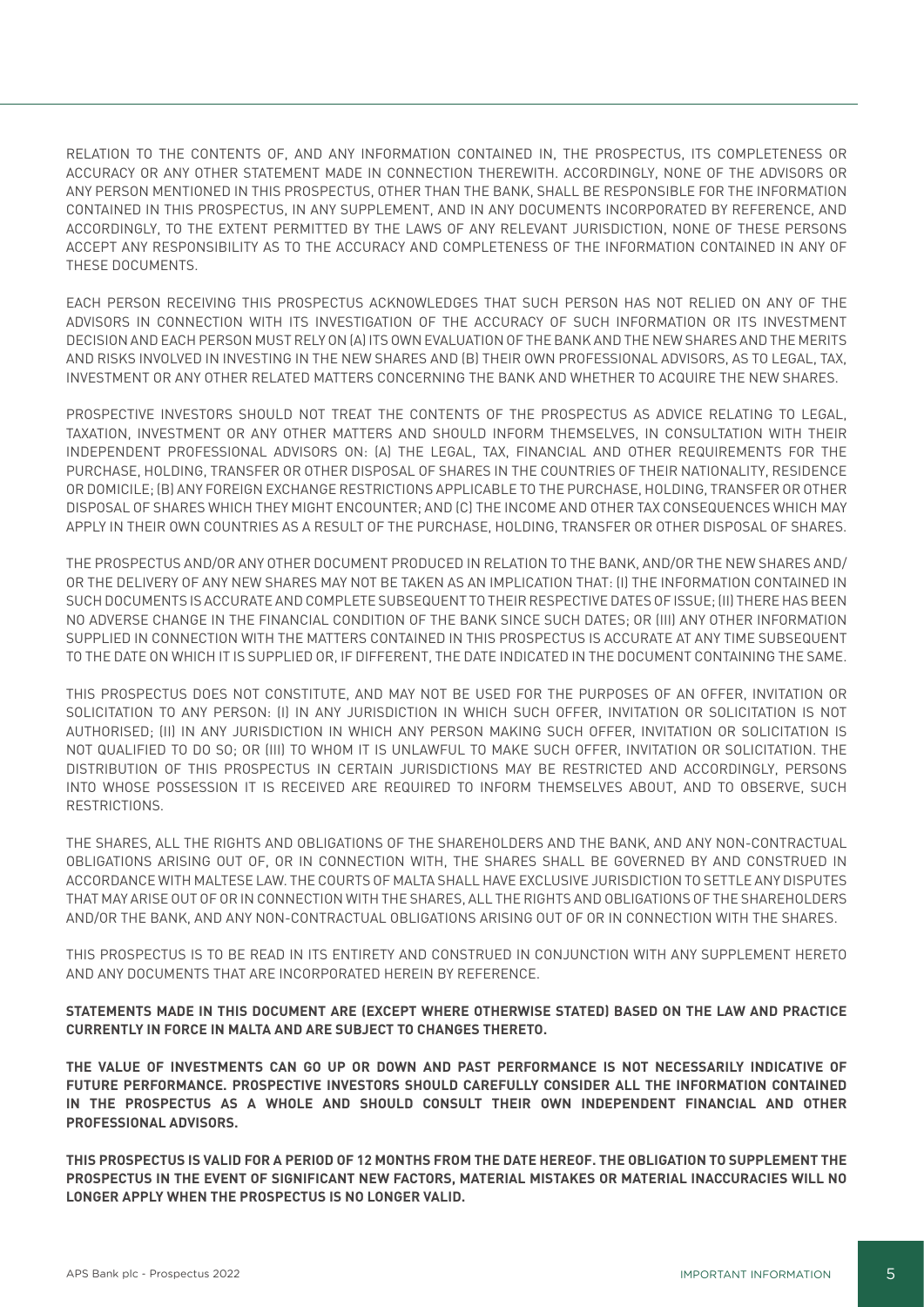RELATION TO THE CONTENTS OF, AND ANY INFORMATION CONTAINED IN, THE PROSPECTUS, ITS COMPLETENESS OR ACCURACY OR ANY OTHER STATEMENT MADE IN CONNECTION THEREWITH. ACCORDINGLY, NONE OF THE ADVISORS OR ANY PERSON MENTIONED IN THIS PROSPECTUS, OTHER THAN THE BANK, SHALL BE RESPONSIBLE FOR THE INFORMATION CONTAINED IN THIS PROSPECTUS, IN ANY SUPPLEMENT, AND IN ANY DOCUMENTS INCORPORATED BY REFERENCE, AND ACCORDINGLY, TO THE EXTENT PERMITTED BY THE LAWS OF ANY RELEVANT JURISDICTION, NONE OF THESE PERSONS ACCEPT ANY RESPONSIBILITY AS TO THE ACCURACY AND COMPLETENESS OF THE INFORMATION CONTAINED IN ANY OF THESE DOCUMENTS.

EACH PERSON RECEIVING THIS PROSPECTUS ACKNOWLEDGES THAT SUCH PERSON HAS NOT RELIED ON ANY OF THE ADVISORS IN CONNECTION WITH ITS INVESTIGATION OF THE ACCURACY OF SUCH INFORMATION OR ITS INVESTMENT DECISION AND EACH PERSON MUST RELY ON (A) ITS OWN EVALUATION OF THE BANK AND THE NEW SHARES AND THE MERITS AND RISKS INVOLVED IN INVESTING IN THE NEW SHARES AND (B) THEIR OWN PROFESSIONAL ADVISORS, AS TO LEGAL, TAX, INVESTMENT OR ANY OTHER RELATED MATTERS CONCERNING THE BANK AND WHETHER TO ACQUIRE THE NEW SHARES.

PROSPECTIVE INVESTORS SHOULD NOT TREAT THE CONTENTS OF THE PROSPECTUS AS ADVICE RELATING TO LEGAL, TAXATION, INVESTMENT OR ANY OTHER MATTERS AND SHOULD INFORM THEMSELVES, IN CONSULTATION WITH THEIR INDEPENDENT PROFESSIONAL ADVISORS ON: (A) THE LEGAL, TAX, FINANCIAL AND OTHER REQUIREMENTS FOR THE PURCHASE, HOLDING, TRANSFER OR OTHER DISPOSAL OF SHARES IN THE COUNTRIES OF THEIR NATIONALITY, RESIDENCE OR DOMICILE; (B) ANY FOREIGN EXCHANGE RESTRICTIONS APPLICABLE TO THE PURCHASE, HOLDING, TRANSFER OR OTHER DISPOSAL OF SHARES WHICH THEY MIGHT ENCOUNTER; AND (C) THE INCOME AND OTHER TAX CONSEQUENCES WHICH MAY APPLY IN THEIR OWN COUNTRIES AS A RESULT OF THE PURCHASE, HOLDING, TRANSFER OR OTHER DISPOSAL OF SHARES.

THE PROSPECTUS AND/OR ANY OTHER DOCUMENT PRODUCED IN RELATION TO THE BANK, AND/OR THE NEW SHARES AND/OR THE DELIVERY OF ANY NEW SHARES MAY NOT BE TAKEN AS AN IMPLICATION THAT: (I) THE INFORMATION CONTAINED IN SUCH DOCUMENTS IS ACCURATE AND COMPLETE SUBSEQUENT TO THEIR RESPECTIVE DATES OF ISSUE; (II) THERE HAS BEEN NO ADVERSE CHANGE IN THE FINANCIAL CONDITION OF THE BANK SINCE SUCH DATES; OR (III) ANY OTHER INFORMATION SUPPLIED IN CONNECTION WITH THE MATTERS CONTAINED IN THIS PROSPECTUS IS ACCURATE AT ANY TIME SUBSEQUENT TO THE DATE ON WHICH IT IS SUPPLIED OR, IF DIFFERENT, THE DATE INDICATED IN THE DOCUMENT CONTAINING THE SAME.

THIS PROSPECTUS DOES NOT CONSTITUTE, AND MAY NOT BE USED FOR THE PURPOSES OF AN OFFER, INVITATION OR SOLICITATION TO ANY PERSON: (I) IN ANY JURISDICTION IN WHICH SUCH OFFER, INVITATION OR SOLICITATION IS NOT AUTHORISED; (II) IN ANY JURISDICTION IN WHICH ANY PERSON MAKING SUCH OFFER, INVITATION OR SOLICITATION IS NOT QUALIFIED TO DO SO; OR (III) TO WHOM IT IS UNLAWFUL TO MAKE SUCH OFFER, INVITATION OR SOLICITATION. THE DISTRIBUTION OF THIS PROSPECTUS IN CERTAIN JURISDICTIONS MAY BE RESTRICTED AND ACCORDINGLY, PERSONS INTO WHOSE POSSESSION IT IS RECEIVED ARE REQUIRED TO INFORM THEMSELVES ABOUT, AND TO OBSERVE, SUCH RESTRICTIONS.

THE SHARES, ALL THE RIGHTS AND OBLIGATIONS OF THE SHAREHOLDERS AND THE BANK, AND ANY NON-CONTRACTUAL OBLIGATIONS ARISING OUT OF, OR IN CONNECTION WITH, THE SHARES SHALL BE GOVERNED BY AND CONSTRUED IN ACCORDANCE WITH MALTESE LAW. THE COURTS OF MALTA SHALL HAVE EXCLUSIVE JURISDICTION TO SETTLE ANY DISPUTES THAT MAY ARISE OUT OF OR IN CONNECTION WITH THE SHARES, ALL THE RIGHTS AND OBLIGATIONS OF THE SHAREHOLDERS AND/OR THE BANK, AND ANY NON-CONTRACTUAL OBLIGATIONS ARISING OUT OF OR IN CONNECTION WITH THE SHARES.

THIS PROSPECTUS IS TO BE READ IN ITS ENTIRETY AND CONSTRUED IN CONJUNCTION WITH ANY SUPPLEMENT HERETO AND ANY DOCUMENTS THAT ARE INCORPORATED HEREIN BY REFERENCE.

**STATEMENTS MADE IN THIS DOCUMENT ARE (EXCEPT WHERE OTHERWISE STATED) BASED ON THE LAW AND PRACTICE CURRENTLY IN FORCE IN MALTA AND ARE SUBJECT TO CHANGES THERETO.**

**THE VALUE OF INVESTMENTS CAN GO UP OR DOWN AND PAST PERFORMANCE IS NOT NECESSARILY INDICATIVE OF FUTURE PERFORMANCE. PROSPECTIVE INVESTORS SHOULD CAREFULLY CONSIDER ALL THE INFORMATION CONTAINED IN THE PROSPECTUS AS A WHOLE AND SHOULD CONSULT THEIR OWN INDEPENDENT FINANCIAL AND OTHER PROFESSIONAL ADVISORS.**

**THIS PROSPECTUS IS VALID FOR A PERIOD OF 12 MONTHS FROM THE DATE HEREOF. THE OBLIGATION TO SUPPLEMENT THE PROSPECTUS IN THE EVENT OF SIGNIFICANT NEW FACTORS, MATERIAL MISTAKES OR MATERIAL INACCURACIES WILL NO LONGER APPLY WHEN THE PROSPECTUS IS NO LONGER VALID.**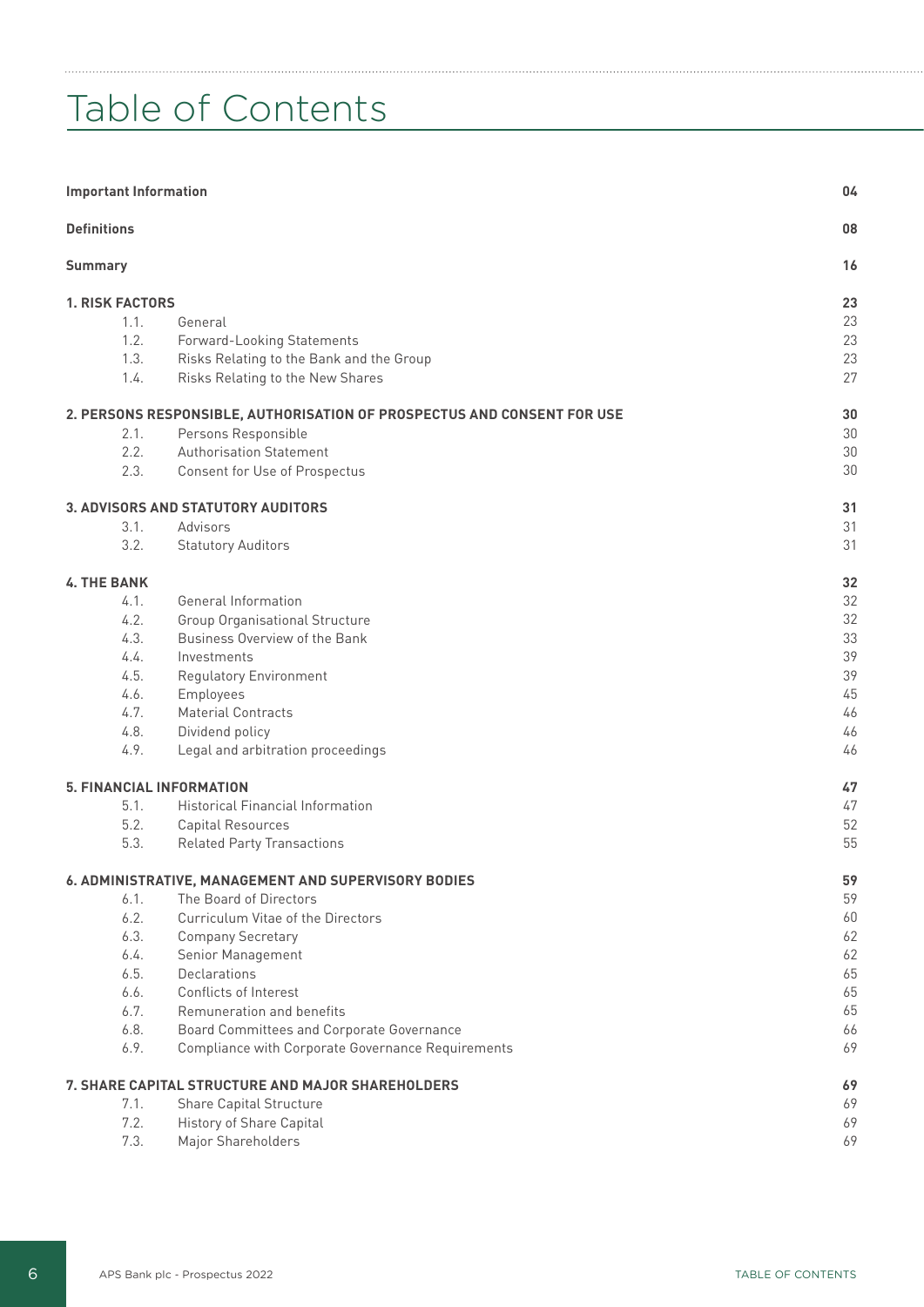# Table of Contents

| | | |
|---|---|---|
| **Important Information** | | **04** |
| **Definitions** | | **08** |
| **Summary** | | **16** |
| **1. RISK FACTORS** | | **23** |
| 1.1. | General | 23 |
| 1.2. | Forward-Looking Statements | 23 |
| 1.3. | Risks Relating to the Bank and the Group | 23 |
| 1.4. | Risks Relating to the New Shares | 27 |
| **2. PERSONS RESPONSIBLE, AUTHORISATION OF PROSPECTUS AND CONSENT FOR USE** | | **30** |
| 2.1. | Persons Responsible | 30 |
| 2.2. | Authorisation Statement | 30 |
| 2.3. | Consent for Use of Prospectus | 30 |
| **3. ADVISORS AND STATUTORY AUDITORS** | | **31** |
| 3.1. | Advisors | 31 |
| 3.2. | Statutory Auditors | 31 |
| **4. THE BANK** | | **32** |
| 4.1. | General Information | 32 |
| 4.2. | Group Organisational Structure | 32 |
| 4.3. | Business Overview of the Bank | 33 |
| 4.4. | Investments | 39 |
| 4.5. | Regulatory Environment | 39 |
| 4.6. | Employees | 45 |
| 4.7. | Material Contracts | 46 |
| 4.8. | Dividend policy | 46 |
| 4.9. | Legal and arbitration proceedings | 46 |
| **5. FINANCIAL INFORMATION** | | **47** |
| 5.1. | Historical Financial Information | 47 |
| 5.2. | Capital Resources | 52 |
| 5.3. | Related Party Transactions | 55 |
| **6. ADMINISTRATIVE, MANAGEMENT AND SUPERVISORY BODIES** | | **59** |
| 6.1. | The Board of Directors | 59 |
| 6.2. | Curriculum Vitae of the Directors | 60 |
| 6.3. | Company Secretary | 62 |
| 6.4. | Senior Management | 62 |
| 6.5. | Declarations | 65 |
| 6.6. | Conflicts of Interest | 65 |
| 6.7. | Remuneration and benefits | 65 |
| 6.8. | Board Committees and Corporate Governance | 66 |
| 6.9. | Compliance with Corporate Governance Requirements | 69 |
| **7. SHARE CAPITAL STRUCTURE AND MAJOR SHAREHOLDERS** | | **69** |
| 7.1. | Share Capital Structure | 69 |
| 7.2. | History of Share Capital | 69 |
| 7.3. | Major Shareholders | 69 |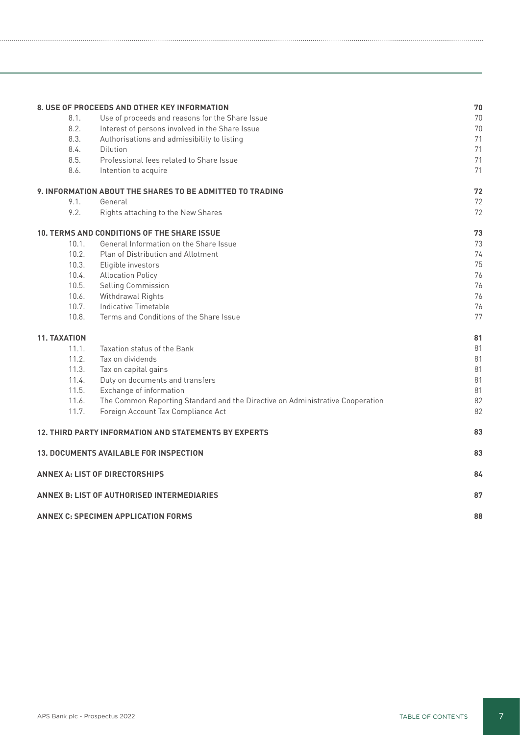| | | |
|---|---|---|
| **8. USE OF PROCEEDS AND OTHER KEY INFORMATION** | | **70** |
| 8.1. | Use of proceeds and reasons for the Share Issue | 70 |
| 8.2. | Interest of persons involved in the Share Issue | 70 |
| 8.3. | Authorisations and admissibility to listing | 71 |
| 8.4. | Dilution | 71 |
| 8.5. | Professional fees related to Share Issue | 71 |
| 8.6. | Intention to acquire | 71 |
| **9. INFORMATION ABOUT THE SHARES TO BE ADMITTED TO TRADING** | | **72** |
| 9.1. | General | 72 |
| 9.2. | Rights attaching to the New Shares | 72 |
| **10. TERMS AND CONDITIONS OF THE SHARE ISSUE** | | **73** |
| 10.1. | General Information on the Share Issue | 73 |
| 10.2. | Plan of Distribution and Allotment | 74 |
| 10.3. | Eligible investors | 75 |
| 10.4. | Allocation Policy | 76 |
| 10.5. | Selling Commission | 76 |
| 10.6. | Withdrawal Rights | 76 |
| 10.7. | Indicative Timetable | 76 |
| 10.8. | Terms and Conditions of the Share Issue | 77 |
| **11. TAXATION** | | **81** |
| 11.1. | Taxation status of the Bank | 81 |
| 11.2. | Tax on dividends | 81 |
| 11.3. | Tax on capital gains | 81 |
| 11.4. | Duty on documents and transfers | 81 |
| 11.5. | Exchange of information | 81 |
| 11.6. | The Common Reporting Standard and the Directive on Administrative Cooperation | 82 |
| 11.7. | Foreign Account Tax Compliance Act | 82 |
| **12. THIRD PARTY INFORMATION AND STATEMENTS BY EXPERTS** | | **83** |
| **13. DOCUMENTS AVAILABLE FOR INSPECTION** | | **83** |
| **ANNEX A: LIST OF DIRECTORSHIPS** | | **84** |
| **ANNEX B: LIST OF AUTHORISED INTERMEDIARIES** | | **87** |
| **ANNEX C: SPECIMEN APPLICATION FORMS** | | **88** |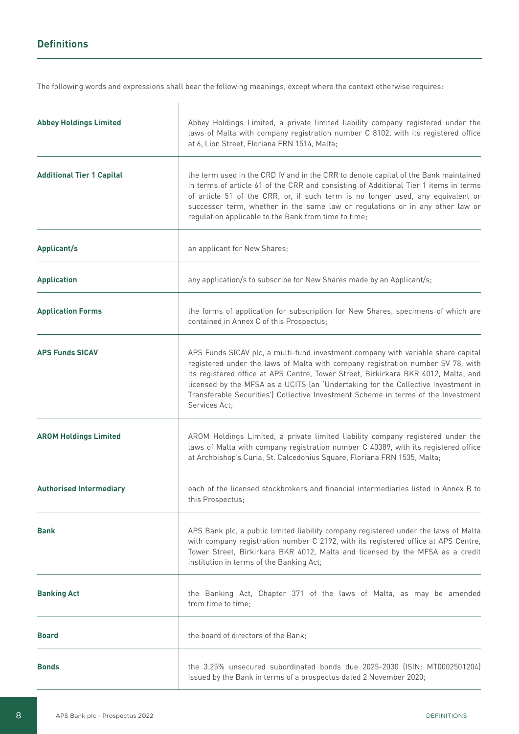## Definitions

The following words and expressions shall bear the following meanings, except where the context otherwise requires:

| | |
|---|---|
| **Abbey Holdings Limited** | Abbey Holdings Limited, a private limited liability company registered under the laws of Malta with company registration number C 8102, with its registered office at 6, Lion Street, Floriana FRN 1514, Malta; |
| **Additional Tier 1 Capital** | the term used in the CRD IV and in the CRR to denote capital of the Bank maintained in terms of article 61 of the CRR and consisting of Additional Tier 1 items in terms of article 51 of the CRR, or, if such term is no longer used, any equivalent or successor term, whether in the same law or regulations or in any other law or regulation applicable to the Bank from time to time; |
| **Applicant/s** | an applicant for New Shares; |
| **Application** | any application/s to subscribe for New Shares made by an Applicant/s; |
| **Application Forms** | the forms of application for subscription for New Shares, specimens of which are contained in Annex C of this Prospectus; |
| **APS Funds SICAV** | APS Funds SICAV plc, a multi-fund investment company with variable share capital registered under the laws of Malta with company registration number SV 78, with its registered office at APS Centre, Tower Street, Birkirkara BKR 4012, Malta, and licensed by the MFSA as a UCITS (an 'Undertaking for the Collective Investment in Transferable Securities') Collective Investment Scheme in terms of the Investment Services Act; |
| **AROM Holdings Limited** | AROM Holdings Limited, a private limited liability company registered under the laws of Malta with company registration number C 40389, with its registered office at Archbishop's Curia, St. Calcedonius Square, Floriana FRN 1535, Malta; |
| **Authorised Intermediary** | each of the licensed stockbrokers and financial intermediaries listed in Annex B to this Prospectus; |
| **Bank** | APS Bank plc, a public limited liability company registered under the laws of Malta with company registration number C 2192, with its registered office at APS Centre, Tower Street, Birkirkara BKR 4012, Malta and licensed by the MFSA as a credit institution in terms of the Banking Act; |
| **Banking Act** | the Banking Act, Chapter 371 of the laws of Malta, as may be amended from time to time; |
| **Board** | the board of directors of the Bank; |
| **Bonds** | the 3.25% unsecured subordinated bonds due 2025-2030 (ISIN: MT0002501204) issued by the Bank in terms of a prospectus dated 2 November 2020; |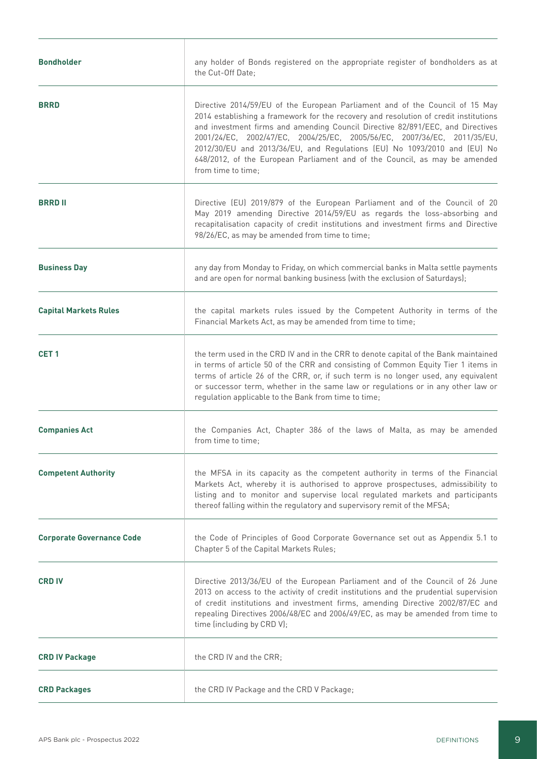| | |
|---|---|
| **Bondholder** | any holder of Bonds registered on the appropriate register of bondholders as at the Cut-Off Date; |
| **BRRD** | Directive 2014/59/EU of the European Parliament and of the Council of 15 May 2014 establishing a framework for the recovery and resolution of credit institutions and investment firms and amending Council Directive 82/891/EEC, and Directives 2001/24/EC, 2002/47/EC, 2004/25/EC, 2005/56/EC, 2007/36/EC, 2011/35/EU, 2012/30/EU and 2013/36/EU, and Regulations (EU) No 1093/2010 and (EU) No 648/2012, of the European Parliament and of the Council, as may be amended from time to time; |
| **BRRD II** | Directive (EU) 2019/879 of the European Parliament and of the Council of 20 May 2019 amending Directive 2014/59/EU as regards the loss-absorbing and recapitalisation capacity of credit institutions and investment firms and Directive 98/26/EC, as may be amended from time to time; |
| **Business Day** | any day from Monday to Friday, on which commercial banks in Malta settle payments and are open for normal banking business (with the exclusion of Saturdays); |
| **Capital Markets Rules** | the capital markets rules issued by the Competent Authority in terms of the Financial Markets Act, as may be amended from time to time; |
| **CET 1** | the term used in the CRD IV and in the CRR to denote capital of the Bank maintained in terms of article 50 of the CRR and consisting of Common Equity Tier 1 items in terms of article 26 of the CRR, or, if such term is no longer used, any equivalent or successor term, whether in the same law or regulations or in any other law or regulation applicable to the Bank from time to time; |
| **Companies Act** | the Companies Act, Chapter 386 of the laws of Malta, as may be amended from time to time; |
| **Competent Authority** | the MFSA in its capacity as the competent authority in terms of the Financial Markets Act, whereby it is authorised to approve prospectuses, admissibility to listing and to monitor and supervise local regulated markets and participants thereof falling within the regulatory and supervisory remit of the MFSA; |
| **Corporate Governance Code** | the Code of Principles of Good Corporate Governance set out as Appendix 5.1 to Chapter 5 of the Capital Markets Rules; |
| **CRD IV** | Directive 2013/36/EU of the European Parliament and of the Council of 26 June 2013 on access to the activity of credit institutions and the prudential supervision of credit institutions and investment firms, amending Directive 2002/87/EC and repealing Directives 2006/48/EC and 2006/49/EC, as may be amended from time to time (including by CRD V); |
| **CRD IV Package** | the CRD IV and the CRR; |
| **CRD Packages** | the CRD IV Package and the CRD V Package; |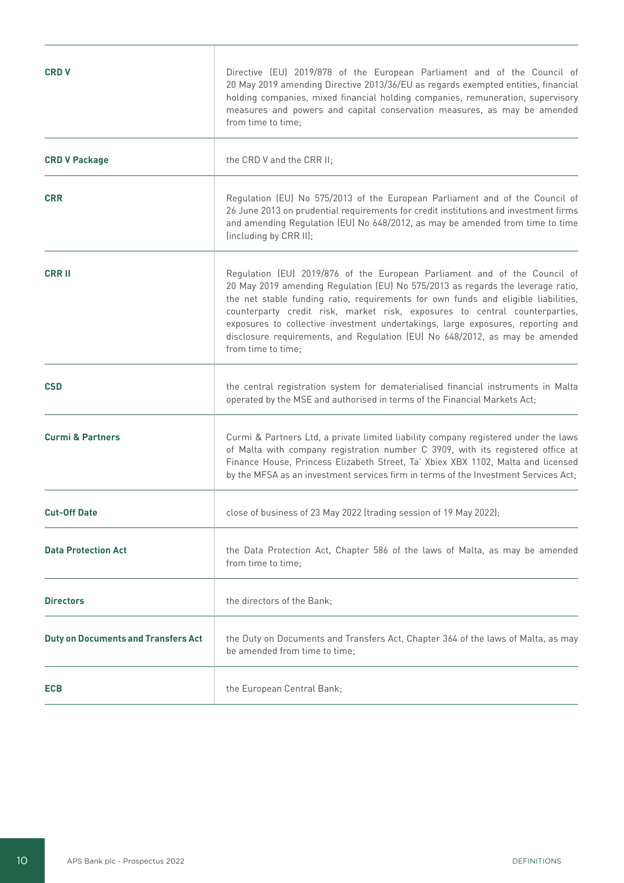| | |
|---|---|
| **CRD V** | Directive (EU) 2019/878 of the European Parliament and of the Council of 20 May 2019 amending Directive 2013/36/EU as regards exempted entities, financial holding companies, mixed financial holding companies, remuneration, supervisory measures and powers and capital conservation measures, as may be amended from time to time; |
| **CRD V Package** | the CRD V and the CRR II; |
| **CRR** | Regulation (EU) No 575/2013 of the European Parliament and of the Council of 26 June 2013 on prudential requirements for credit institutions and investment firms and amending Regulation (EU) No 648/2012, as may be amended from time to time (including by CRR II); |
| **CRR II** | Regulation (EU) 2019/876 of the European Parliament and of the Council of 20 May 2019 amending Regulation (EU) No 575/2013 as regards the leverage ratio, the net stable funding ratio, requirements for own funds and eligible liabilities, counterparty credit risk, market risk, exposures to central counterparties, exposures to collective investment undertakings, large exposures, reporting and disclosure requirements, and Regulation (EU) No 648/2012, as may be amended from time to time; |
| **CSD** | the central registration system for dematerialised financial instruments in Malta operated by the MSE and authorised in terms of the Financial Markets Act; |
| **Curmi & Partners** | Curmi & Partners Ltd, a private limited liability company registered under the laws of Malta with company registration number C 3909, with its registered office at Finance House, Princess Elizabeth Street, Ta' Xbiex XBX 1102, Malta and licensed by the MFSA as an investment services firm in terms of the Investment Services Act; |
| **Cut-Off Date** | close of business of 23 May 2022 (trading session of 19 May 2022); |
| **Data Protection Act** | the Data Protection Act, Chapter 586 of the laws of Malta, as may be amended from time to time; |
| **Directors** | the directors of the Bank; |
| **Duty on Documents and Transfers Act** | the Duty on Documents and Transfers Act, Chapter 364 of the laws of Malta, as may be amended from time to time; |
| **ECB** | the European Central Bank; |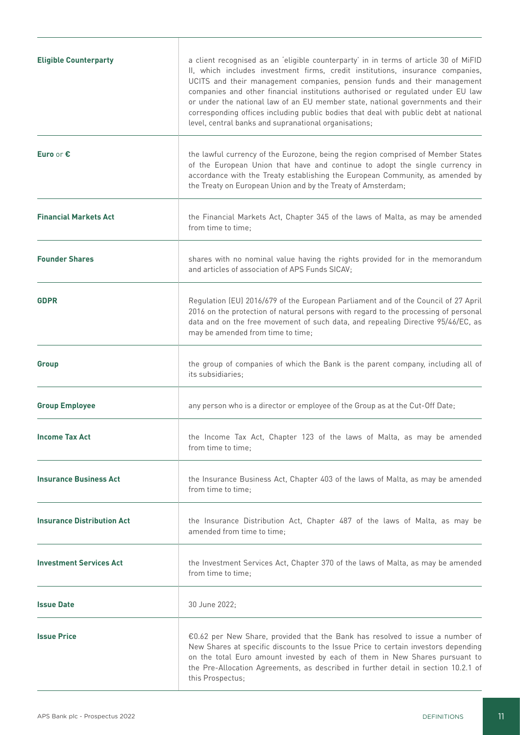| | |
|---|---|
| **Eligible Counterparty** | a client recognised as an 'eligible counterparty' in in terms of article 30 of MiFID II, which includes investment firms, credit institutions, insurance companies, UCITS and their management companies, pension funds and their management companies and other financial institutions authorised or regulated under EU law or under the national law of an EU member state, national governments and their corresponding offices including public bodies that deal with public debt at national level, central banks and supranational organisations; |
| **Euro** or **€** | the lawful currency of the Eurozone, being the region comprised of Member States of the European Union that have and continue to adopt the single currency in accordance with the Treaty establishing the European Community, as amended by the Treaty on European Union and by the Treaty of Amsterdam; |
| **Financial Markets Act** | the Financial Markets Act, Chapter 345 of the laws of Malta, as may be amended from time to time; |
| **Founder Shares** | shares with no nominal value having the rights provided for in the memorandum and articles of association of APS Funds SICAV; |
| **GDPR** | Regulation (EU) 2016/679 of the European Parliament and of the Council of 27 April 2016 on the protection of natural persons with regard to the processing of personal data and on the free movement of such data, and repealing Directive 95/46/EC, as may be amended from time to time; |
| **Group** | the group of companies of which the Bank is the parent company, including all of its subsidiaries; |
| **Group Employee** | any person who is a director or employee of the Group as at the Cut-Off Date; |
| **Income Tax Act** | the Income Tax Act, Chapter 123 of the laws of Malta, as may be amended from time to time; |
| **Insurance Business Act** | the Insurance Business Act, Chapter 403 of the laws of Malta, as may be amended from time to time; |
| **Insurance Distribution Act** | the Insurance Distribution Act, Chapter 487 of the laws of Malta, as may be amended from time to time; |
| **Investment Services Act** | the Investment Services Act, Chapter 370 of the laws of Malta, as may be amended from time to time; |
| **Issue Date** | 30 June 2022; |
| **Issue Price** | €0.62 per New Share, provided that the Bank has resolved to issue a number of New Shares at specific discounts to the Issue Price to certain investors depending on the total Euro amount invested by each of them in New Shares pursuant to the Pre-Allocation Agreements, as described in further detail in section 10.2.1 of this Prospectus; |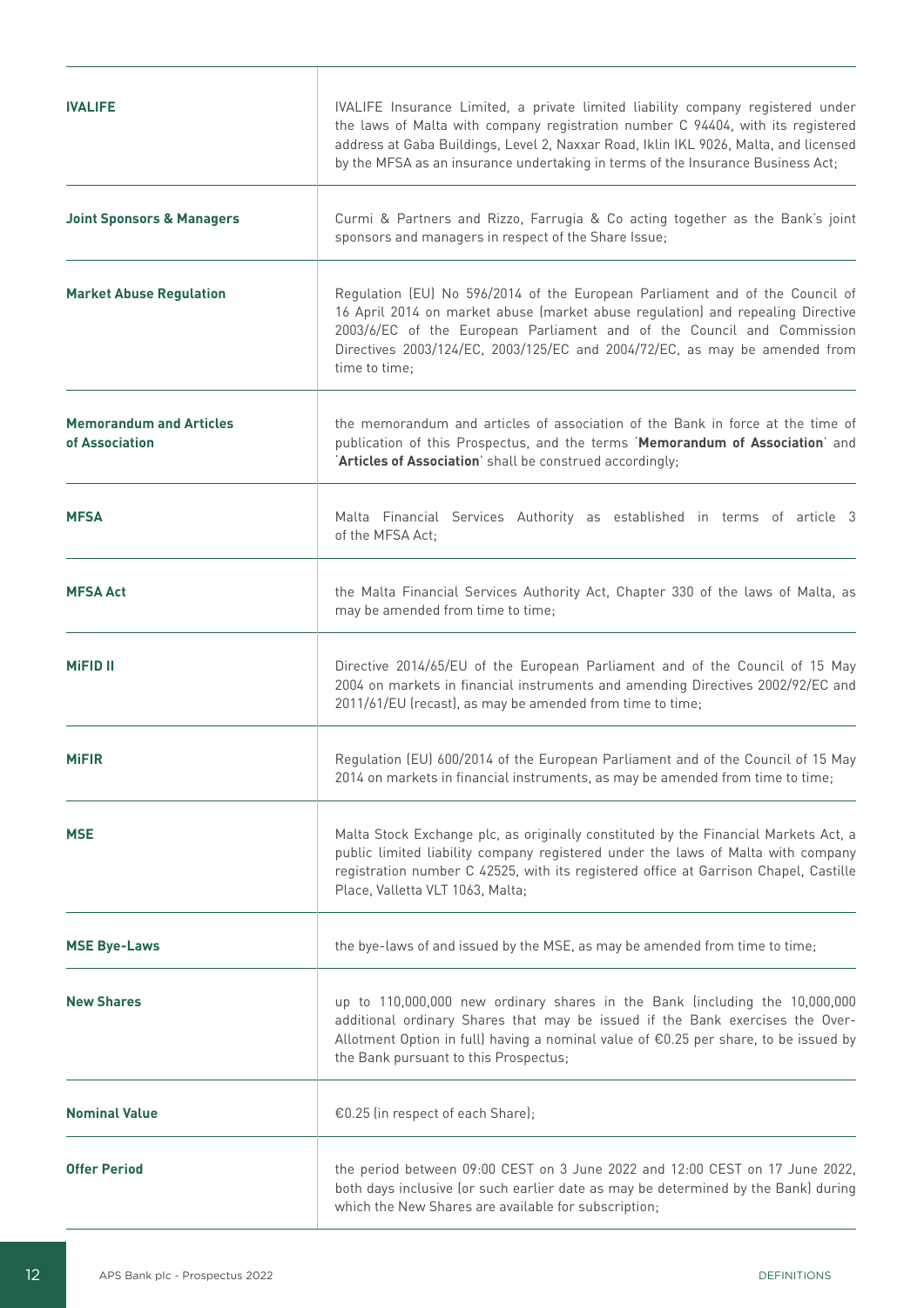| | |
|---|---|
| **IVALIFE** | IVALIFE Insurance Limited, a private limited liability company registered under the laws of Malta with company registration number C 94404, with its registered address at Gaba Buildings, Level 2, Naxxar Road, Iklin IKL 9026, Malta, and licensed by the MFSA as an insurance undertaking in terms of the Insurance Business Act; |
| **Joint Sponsors & Managers** | Curmi & Partners and Rizzo, Farrugia & Co acting together as the Bank's joint sponsors and managers in respect of the Share Issue; |
| **Market Abuse Regulation** | Regulation (EU) No 596/2014 of the European Parliament and of the Council of 16 April 2014 on market abuse (market abuse regulation) and repealing Directive 2003/6/EC of the European Parliament and of the Council and Commission Directives 2003/124/EC, 2003/125/EC and 2004/72/EC, as may be amended from time to time; |
| **Memorandum and Articles of Association** | the memorandum and articles of association of the Bank in force at the time of publication of this Prospectus, and the terms '**Memorandum of Association**' and '**Articles of Association**' shall be construed accordingly; |
| **MFSA** | Malta Financial Services Authority as established in terms of article 3 of the MFSA Act; |
| **MFSA Act** | the Malta Financial Services Authority Act, Chapter 330 of the laws of Malta, as may be amended from time to time; |
| **MiFID II** | Directive 2014/65/EU of the European Parliament and of the Council of 15 May 2004 on markets in financial instruments and amending Directives 2002/92/EC and 2011/61/EU (recast), as may be amended from time to time; |
| **MiFIR** | Regulation (EU) 600/2014 of the European Parliament and of the Council of 15 May 2014 on markets in financial instruments, as may be amended from time to time; |
| **MSE** | Malta Stock Exchange plc, as originally constituted by the Financial Markets Act, a public limited liability company registered under the laws of Malta with company registration number C 42525, with its registered office at Garrison Chapel, Castille Place, Valletta VLT 1063, Malta; |
| **MSE Bye-Laws** | the bye-laws of and issued by the MSE, as may be amended from time to time; |
| **New Shares** | up to 110,000,000 new ordinary shares in the Bank (including the 10,000,000 additional ordinary Shares that may be issued if the Bank exercises the Over-Allotment Option in full) having a nominal value of €0.25 per share, to be issued by the Bank pursuant to this Prospectus; |
| **Nominal Value** | €0.25 (in respect of each Share); |
| **Offer Period** | the period between 09:00 CEST on 3 June 2022 and 12:00 CEST on 17 June 2022, both days inclusive (or such earlier date as may be determined by the Bank) during which the New Shares are available for subscription; |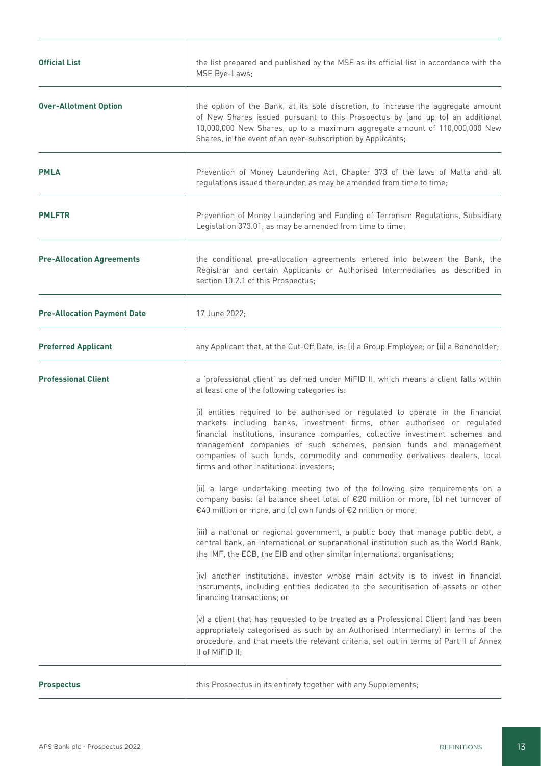| | |
|---|---|
| **Official List** | the list prepared and published by the MSE as its official list in accordance with the MSE Bye-Laws; |
| **Over-Allotment Option** | the option of the Bank, at its sole discretion, to increase the aggregate amount of New Shares issued pursuant to this Prospectus by (and up to) an additional 10,000,000 New Shares, up to a maximum aggregate amount of 110,000,000 New Shares, in the event of an over-subscription by Applicants; |
| **PMLA** | Prevention of Money Laundering Act, Chapter 373 of the laws of Malta and all regulations issued thereunder, as may be amended from time to time; |
| **PMLFTR** | Prevention of Money Laundering and Funding of Terrorism Regulations, Subsidiary Legislation 373.01, as may be amended from time to time; |
| **Pre-Allocation Agreements** | the conditional pre-allocation agreements entered into between the Bank, the Registrar and certain Applicants or Authorised Intermediaries as described in section 10.2.1 of this Prospectus; |
| **Pre-Allocation Payment Date** | 17 June 2022; |
| **Preferred Applicant** | any Applicant that, at the Cut-Off Date, is: (i) a Group Employee; or (ii) a Bondholder; |
| **Professional Client** | a 'professional client' as defined under MiFID II, which means a client falls within at least one of the following categories is:<br><br>(i) entities required to be authorised or regulated to operate in the financial markets including banks, investment firms, other authorised or regulated financial institutions, insurance companies, collective investment schemes and management companies of such schemes, pension funds and management companies of such funds, commodity and commodity derivatives dealers, local firms and other institutional investors;<br><br>(ii) a large undertaking meeting two of the following size requirements on a company basis: (a) balance sheet total of €20 million or more, (b) net turnover of €40 million or more, and (c) own funds of €2 million or more;<br><br>(iii) a national or regional government, a public body that manage public debt, a central bank, an international or supranational institution such as the World Bank, the IMF, the ECB, the EIB and other similar international organisations;<br><br>(iv) another institutional investor whose main activity is to invest in financial instruments, including entities dedicated to the securitisation of assets or other financing transactions; or<br><br>(v) a client that has requested to be treated as a Professional Client (and has been appropriately categorised as such by an Authorised Intermediary) in terms of the procedure, and that meets the relevant criteria, set out in terms of Part II of Annex II of MiFID II; |
| **Prospectus** | this Prospectus in its entirety together with any Supplements; |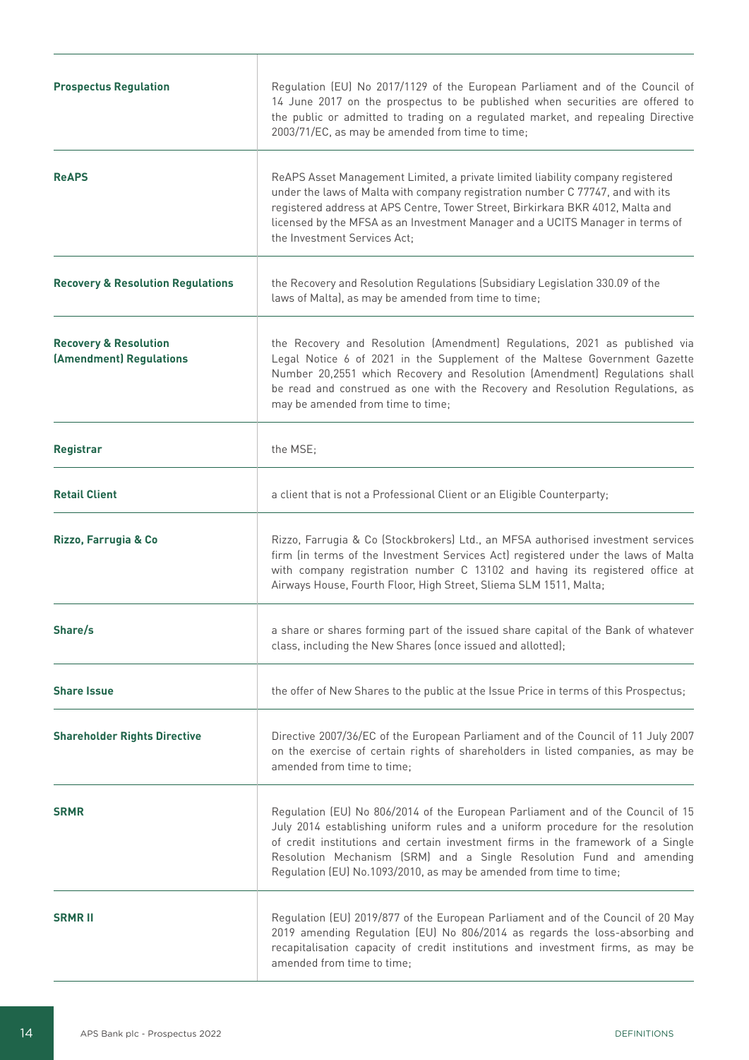| | |
|---|---|
| **Prospectus Regulation** | Regulation (EU) No 2017/1129 of the European Parliament and of the Council of 14 June 2017 on the prospectus to be published when securities are offered to the public or admitted to trading on a regulated market, and repealing Directive 2003/71/EC, as may be amended from time to time; |
| **ReAPS** | ReAPS Asset Management Limited, a private limited liability company registered under the laws of Malta with company registration number C 77747, and with its registered address at APS Centre, Tower Street, Birkirkara BKR 4012, Malta and licensed by the MFSA as an Investment Manager and a UCITS Manager in terms of the Investment Services Act; |
| **Recovery & Resolution Regulations** | the Recovery and Resolution Regulations (Subsidiary Legislation 330.09 of the laws of Malta), as may be amended from time to time; |
| **Recovery & Resolution (Amendment) Regulations** | the Recovery and Resolution (Amendment) Regulations, 2021 as published via Legal Notice 6 of 2021 in the Supplement of the Maltese Government Gazette Number 20,2551 which Recovery and Resolution (Amendment) Regulations shall be read and construed as one with the Recovery and Resolution Regulations, as may be amended from time to time; |
| **Registrar** | the MSE; |
| **Retail Client** | a client that is not a Professional Client or an Eligible Counterparty; |
| **Rizzo, Farrugia & Co** | Rizzo, Farrugia & Co (Stockbrokers) Ltd., an MFSA authorised investment services firm (in terms of the Investment Services Act) registered under the laws of Malta with company registration number C 13102 and having its registered office at Airways House, Fourth Floor, High Street, Sliema SLM 1511, Malta; |
| **Share/s** | a share or shares forming part of the issued share capital of the Bank of whatever class, including the New Shares (once issued and allotted); |
| **Share Issue** | the offer of New Shares to the public at the Issue Price in terms of this Prospectus; |
| **Shareholder Rights Directive** | Directive 2007/36/EC of the European Parliament and of the Council of 11 July 2007 on the exercise of certain rights of shareholders in listed companies, as may be amended from time to time; |
| **SRMR** | Regulation (EU) No 806/2014 of the European Parliament and of the Council of 15 July 2014 establishing uniform rules and a uniform procedure for the resolution of credit institutions and certain investment firms in the framework of a Single Resolution Mechanism (SRM) and a Single Resolution Fund and amending Regulation (EU) No.1093/2010, as may be amended from time to time; |
| **SRMR II** | Regulation (EU) 2019/877 of the European Parliament and of the Council of 20 May 2019 amending Regulation (EU) No 806/2014 as regards the loss-absorbing and recapitalisation capacity of credit institutions and investment firms, as may be amended from time to time; |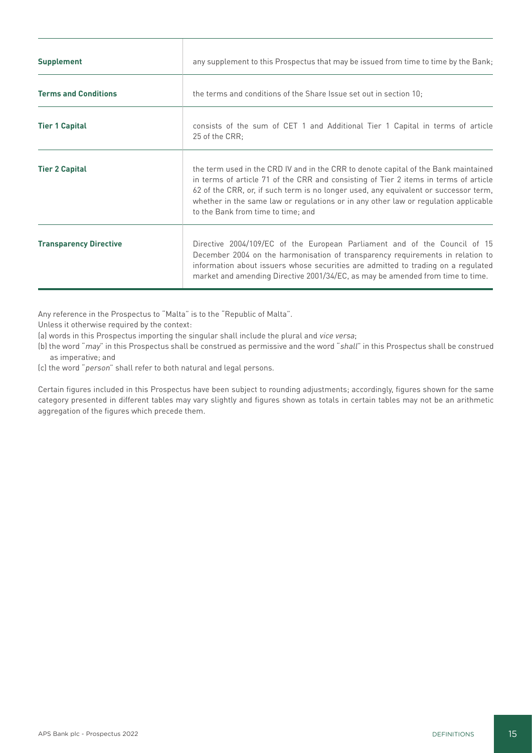| | |
|---|---|
| **Supplement** | any supplement to this Prospectus that may be issued from time to time by the Bank; |
| **Terms and Conditions** | the terms and conditions of the Share Issue set out in section 10; |
| **Tier 1 Capital** | consists of the sum of CET 1 and Additional Tier 1 Capital in terms of article 25 of the CRR; |
| **Tier 2 Capital** | the term used in the CRD IV and in the CRR to denote capital of the Bank maintained in terms of article 71 of the CRR and consisting of Tier 2 items in terms of article 62 of the CRR, or, if such term is no longer used, any equivalent or successor term, whether in the same law or regulations or in any other law or regulation applicable to the Bank from time to time; and |
| **Transparency Directive** | Directive 2004/109/EC of the European Parliament and of the Council of 15 December 2004 on the harmonisation of transparency requirements in relation to information about issuers whose securities are admitted to trading on a regulated market and amending Directive 2001/34/EC, as may be amended from time to time. |

Any reference in the Prospectus to "Malta" is to the "Republic of Malta".

Unless it otherwise required by the context:

(a) words in this Prospectus importing the singular shall include the plural and *vice versa*;

(b) the word "*may*" in this Prospectus shall be construed as permissive and the word "*shall*" in this Prospectus shall be construed as imperative; and

(c) the word "*person*" shall refer to both natural and legal persons.

Certain figures included in this Prospectus have been subject to rounding adjustments; accordingly, figures shown for the same category presented in different tables may vary slightly and figures shown as totals in certain tables may not be an arithmetic aggregation of the figures which precede them.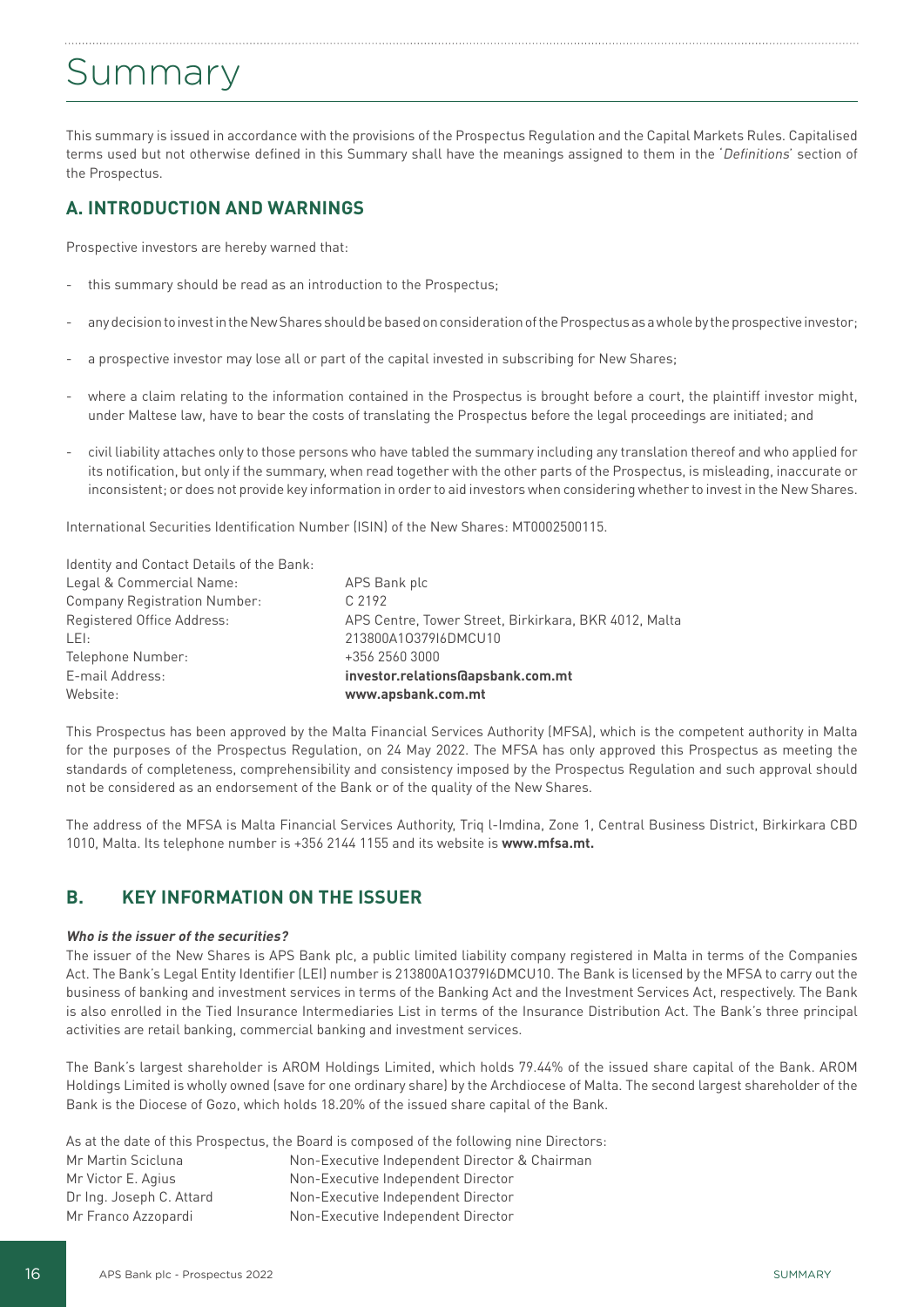# Summary

This summary is issued in accordance with the provisions of the Prospectus Regulation and the Capital Markets Rules. Capitalised terms used but not otherwise defined in this Summary shall have the meanings assigned to them in the '*Definitions*' section of the Prospectus.

## A. INTRODUCTION AND WARNINGS

Prospective investors are hereby warned that:

- this summary should be read as an introduction to the Prospectus;
- any decision to invest in the New Shares should be based on consideration of the Prospectus as a whole by the prospective investor;
- a prospective investor may lose all or part of the capital invested in subscribing for New Shares;
- where a claim relating to the information contained in the Prospectus is brought before a court, the plaintiff investor might, under Maltese law, have to bear the costs of translating the Prospectus before the legal proceedings are initiated; and
- civil liability attaches only to those persons who have tabled the summary including any translation thereof and who applied for its notification, but only if the summary, when read together with the other parts of the Prospectus, is misleading, inaccurate or inconsistent; or does not provide key information in order to aid investors when considering whether to invest in the New Shares.

International Securities Identification Number (ISIN) of the New Shares: MT0002500115.

Identity and Contact Details of the Bank:

| | |
|---|---|
| Legal & Commercial Name: | APS Bank plc |
| Company Registration Number: | C 2192 |
| Registered Office Address: | APS Centre, Tower Street, Birkirkara, BKR 4012, Malta |
| LEI: | 213800A1O379I6DMCU10 |
| Telephone Number: | +356 2560 3000 |
| E-mail Address: | **investor.relations@apsbank.com.mt** |
| Website: | **www.apsbank.com.mt** |

This Prospectus has been approved by the Malta Financial Services Authority (MFSA), which is the competent authority in Malta for the purposes of the Prospectus Regulation, on 24 May 2022. The MFSA has only approved this Prospectus as meeting the standards of completeness, comprehensibility and consistency imposed by the Prospectus Regulation and such approval should not be considered as an endorsement of the Bank or of the quality of the New Shares.

The address of the MFSA is Malta Financial Services Authority, Triq l-Imdina, Zone 1, Central Business District, Birkirkara CBD 1010, Malta. Its telephone number is +356 2144 1155 and its website is **www.mfsa.mt.**

## B. KEY INFORMATION ON THE ISSUER

***Who is the issuer of the securities?***

The issuer of the New Shares is APS Bank plc, a public limited liability company registered in Malta in terms of the Companies Act. The Bank's Legal Entity Identifier (LEI) number is 213800A1O379I6DMCU10. The Bank is licensed by the MFSA to carry out the business of banking and investment services in terms of the Banking Act and the Investment Services Act, respectively. The Bank is also enrolled in the Tied Insurance Intermediaries List in terms of the Insurance Distribution Act. The Bank's three principal activities are retail banking, commercial banking and investment services.

The Bank's largest shareholder is AROM Holdings Limited, which holds 79.44% of the issued share capital of the Bank. AROM Holdings Limited is wholly owned (save for one ordinary share) by the Archdiocese of Malta. The second largest shareholder of the Bank is the Diocese of Gozo, which holds 18.20% of the issued share capital of the Bank.

As at the date of this Prospectus, the Board is composed of the following nine Directors:

| | |
|---|---|
| Mr Martin Scicluna | Non-Executive Independent Director & Chairman |
| Mr Victor E. Agius | Non-Executive Independent Director |
| Dr Ing. Joseph C. Attard | Non-Executive Independent Director |
| Mr Franco Azzopardi | Non-Executive Independent Director |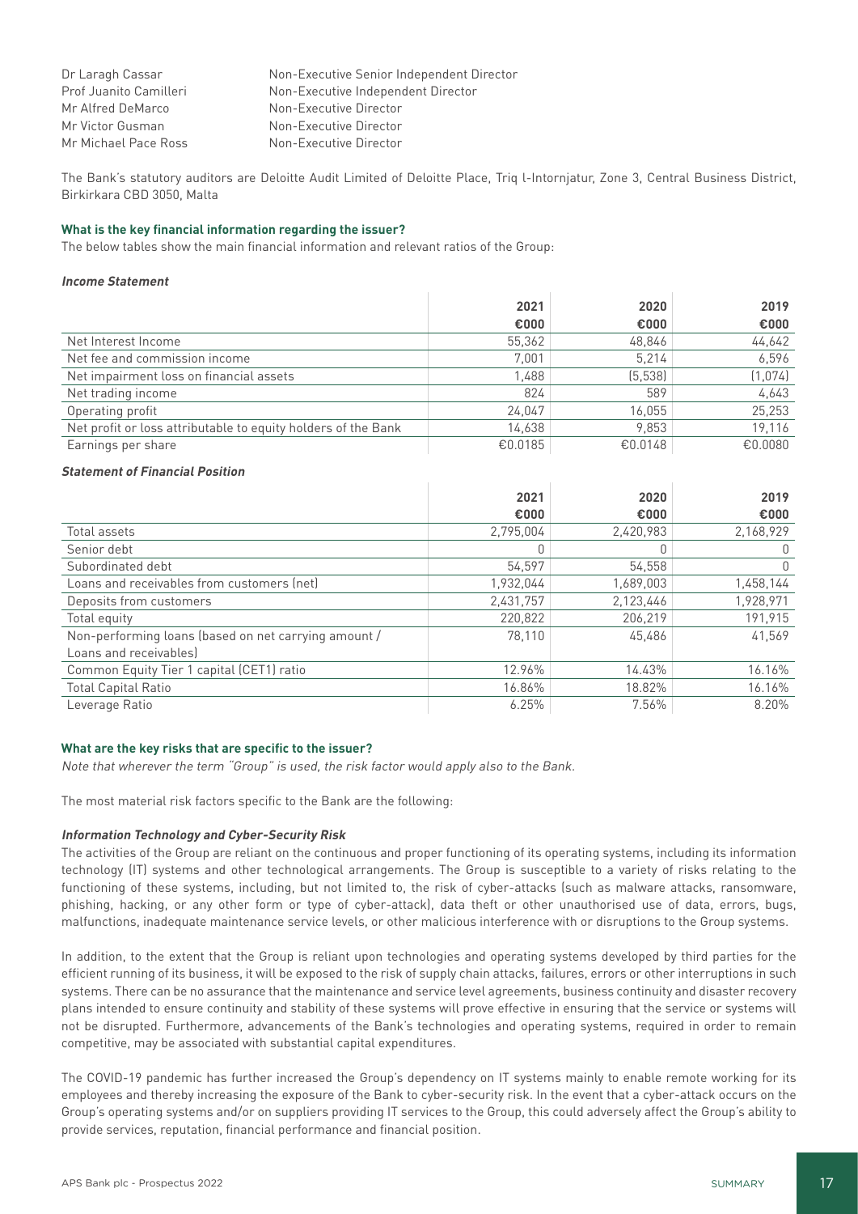| | |
|---|---|
| Dr Laragh Cassar | Non-Executive Senior Independent Director |
| Prof Juanito Camilleri | Non-Executive Independent Director |
| Mr Alfred DeMarco | Non-Executive Director |
| Mr Victor Gusman | Non-Executive Director |
| Mr Michael Pace Ross | Non-Executive Director |

The Bank's statutory auditors are Deloitte Audit Limited of Deloitte Place, Triq l-Intornjatur, Zone 3, Central Business District, Birkirkara CBD 3050, Malta

**What is the key financial information regarding the issuer?**

The below tables show the main financial information and relevant ratios of the Group:

***Income Statement***

| | 2021<br>€000 | 2020<br>€000 | 2019<br>€000 |
|---|---|---|---|
| Net Interest Income | 55,362 | 48,846 | 44,642 |
| Net fee and commission income | 7,001 | 5,214 | 6,596 |
| Net impairment loss on financial assets | 1,488 | (5,538) | (1,074) |
| Net trading income | 824 | 589 | 4,643 |
| Operating profit | 24,047 | 16,055 | 25,253 |
| Net profit or loss attributable to equity holders of the Bank | 14,638 | 9,853 | 19,116 |
| Earnings per share | €0.0185 | €0.0148 | €0.0080 |

***Statement of Financial Position***

| | 2021<br>€000 | 2020<br>€000 | 2019<br>€000 |
|---|---|---|---|
| Total assets | 2,795,004 | 2,420,983 | 2,168,929 |
| Senior debt | 0 | 0 | 0 |
| Subordinated debt | 54,597 | 54,558 | 0 |
| Loans and receivables from customers (net) | 1,932,044 | 1,689,003 | 1,458,144 |
| Deposits from customers | 2,431,757 | 2,123,446 | 1,928,971 |
| Total equity | 220,822 | 206,219 | 191,915 |
| Non-performing loans (based on net carrying amount / Loans and receivables) | 78,110 | 45,486 | 41,569 |
| Common Equity Tier 1 capital (CET1) ratio | 12.96% | 14.43% | 16.16% |
| Total Capital Ratio | 16.86% | 18.82% | 16.16% |
| Leverage Ratio | 6.25% | 7.56% | 8.20% |

**What are the key risks that are specific to the issuer?**

*Note that wherever the term "Group" is used, the risk factor would apply also to the Bank.*

The most material risk factors specific to the Bank are the following:

***Information Technology and Cyber-Security Risk***

The activities of the Group are reliant on the continuous and proper functioning of its operating systems, including its information technology (IT) systems and other technological arrangements. The Group is susceptible to a variety of risks relating to the functioning of these systems, including, but not limited to, the risk of cyber-attacks (such as malware attacks, ransomware, phishing, hacking, or any other form or type of cyber-attack), data theft or other unauthorised use of data, errors, bugs, malfunctions, inadequate maintenance service levels, or other malicious interference with or disruptions to the Group systems.

In addition, to the extent that the Group is reliant upon technologies and operating systems developed by third parties for the efficient running of its business, it will be exposed to the risk of supply chain attacks, failures, errors or other interruptions in such systems. There can be no assurance that the maintenance and service level agreements, business continuity and disaster recovery plans intended to ensure continuity and stability of these systems will prove effective in ensuring that the service or systems will not be disrupted. Furthermore, advancements of the Bank's technologies and operating systems, required in order to remain competitive, may be associated with substantial capital expenditures.

The COVID-19 pandemic has further increased the Group's dependency on IT systems mainly to enable remote working for its employees and thereby increasing the exposure of the Bank to cyber-security risk. In the event that a cyber-attack occurs on the Group's operating systems and/or on suppliers providing IT services to the Group, this could adversely affect the Group's ability to provide services, reputation, financial performance and financial position.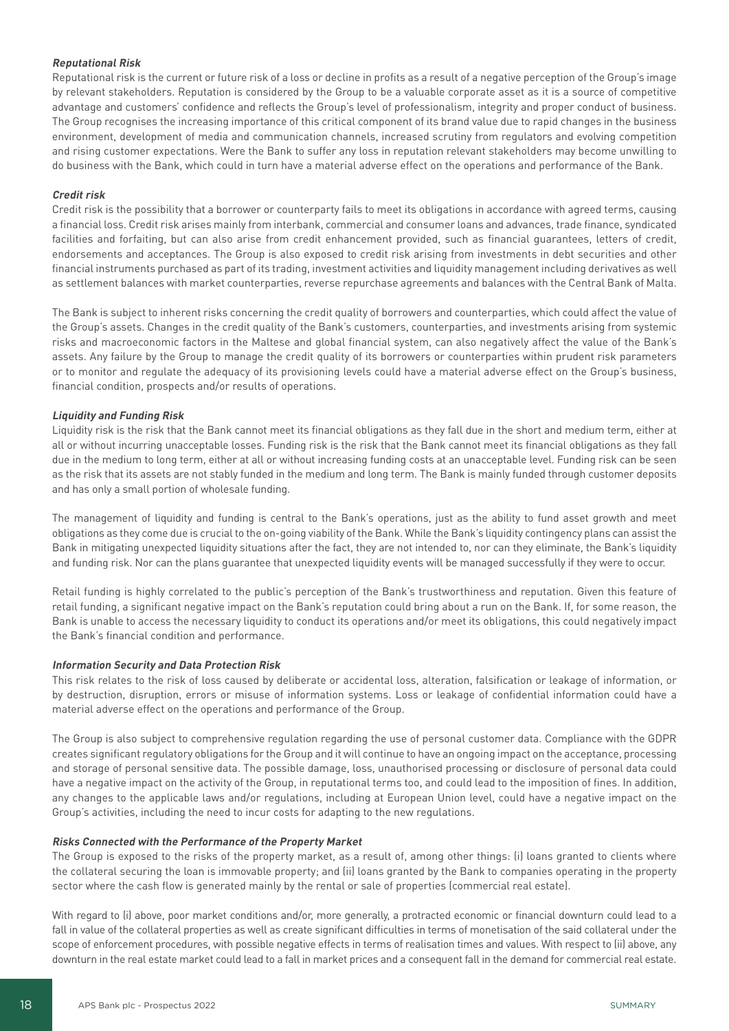***Reputational Risk***

Reputational risk is the current or future risk of a loss or decline in profits as a result of a negative perception of the Group's image by relevant stakeholders. Reputation is considered by the Group to be a valuable corporate asset as it is a source of competitive advantage and customers' confidence and reflects the Group's level of professionalism, integrity and proper conduct of business. The Group recognises the increasing importance of this critical component of its brand value due to rapid changes in the business environment, development of media and communication channels, increased scrutiny from regulators and evolving competition and rising customer expectations. Were the Bank to suffer any loss in reputation relevant stakeholders may become unwilling to do business with the Bank, which could in turn have a material adverse effect on the operations and performance of the Bank.

***Credit risk***

Credit risk is the possibility that a borrower or counterparty fails to meet its obligations in accordance with agreed terms, causing a financial loss. Credit risk arises mainly from interbank, commercial and consumer loans and advances, trade finance, syndicated facilities and forfaiting, but can also arise from credit enhancement provided, such as financial guarantees, letters of credit, endorsements and acceptances. The Group is also exposed to credit risk arising from investments in debt securities and other financial instruments purchased as part of its trading, investment activities and liquidity management including derivatives as well as settlement balances with market counterparties, reverse repurchase agreements and balances with the Central Bank of Malta.

The Bank is subject to inherent risks concerning the credit quality of borrowers and counterparties, which could affect the value of the Group's assets. Changes in the credit quality of the Bank's customers, counterparties, and investments arising from systemic risks and macroeconomic factors in the Maltese and global financial system, can also negatively affect the value of the Bank's assets. Any failure by the Group to manage the credit quality of its borrowers or counterparties within prudent risk parameters or to monitor and regulate the adequacy of its provisioning levels could have a material adverse effect on the Group's business, financial condition, prospects and/or results of operations.

***Liquidity and Funding Risk***

Liquidity risk is the risk that the Bank cannot meet its financial obligations as they fall due in the short and medium term, either at all or without incurring unacceptable losses. Funding risk is the risk that the Bank cannot meet its financial obligations as they fall due in the medium to long term, either at all or without increasing funding costs at an unacceptable level. Funding risk can be seen as the risk that its assets are not stably funded in the medium and long term. The Bank is mainly funded through customer deposits and has only a small portion of wholesale funding.

The management of liquidity and funding is central to the Bank's operations, just as the ability to fund asset growth and meet obligations as they come due is crucial to the on-going viability of the Bank. While the Bank's liquidity contingency plans can assist the Bank in mitigating unexpected liquidity situations after the fact, they are not intended to, nor can they eliminate, the Bank's liquidity and funding risk. Nor can the plans guarantee that unexpected liquidity events will be managed successfully if they were to occur.

Retail funding is highly correlated to the public's perception of the Bank's trustworthiness and reputation. Given this feature of retail funding, a significant negative impact on the Bank's reputation could bring about a run on the Bank. If, for some reason, the Bank is unable to access the necessary liquidity to conduct its operations and/or meet its obligations, this could negatively impact the Bank's financial condition and performance.

***Information Security and Data Protection Risk***

This risk relates to the risk of loss caused by deliberate or accidental loss, alteration, falsification or leakage of information, or by destruction, disruption, errors or misuse of information systems. Loss or leakage of confidential information could have a material adverse effect on the operations and performance of the Group.

The Group is also subject to comprehensive regulation regarding the use of personal customer data. Compliance with the GDPR creates significant regulatory obligations for the Group and it will continue to have an ongoing impact on the acceptance, processing and storage of personal sensitive data. The possible damage, loss, unauthorised processing or disclosure of personal data could have a negative impact on the activity of the Group, in reputational terms too, and could lead to the imposition of fines. In addition, any changes to the applicable laws and/or regulations, including at European Union level, could have a negative impact on the Group's activities, including the need to incur costs for adapting to the new regulations.

***Risks Connected with the Performance of the Property Market***

The Group is exposed to the risks of the property market, as a result of, among other things: (i) loans granted to clients where the collateral securing the loan is immovable property; and (ii) loans granted by the Bank to companies operating in the property sector where the cash flow is generated mainly by the rental or sale of properties (commercial real estate).

With regard to (i) above, poor market conditions and/or, more generally, a protracted economic or financial downturn could lead to a fall in value of the collateral properties as well as create significant difficulties in terms of monetisation of the said collateral under the scope of enforcement procedures, with possible negative effects in terms of realisation times and values. With respect to (ii) above, any downturn in the real estate market could lead to a fall in market prices and a consequent fall in the demand for commercial real estate.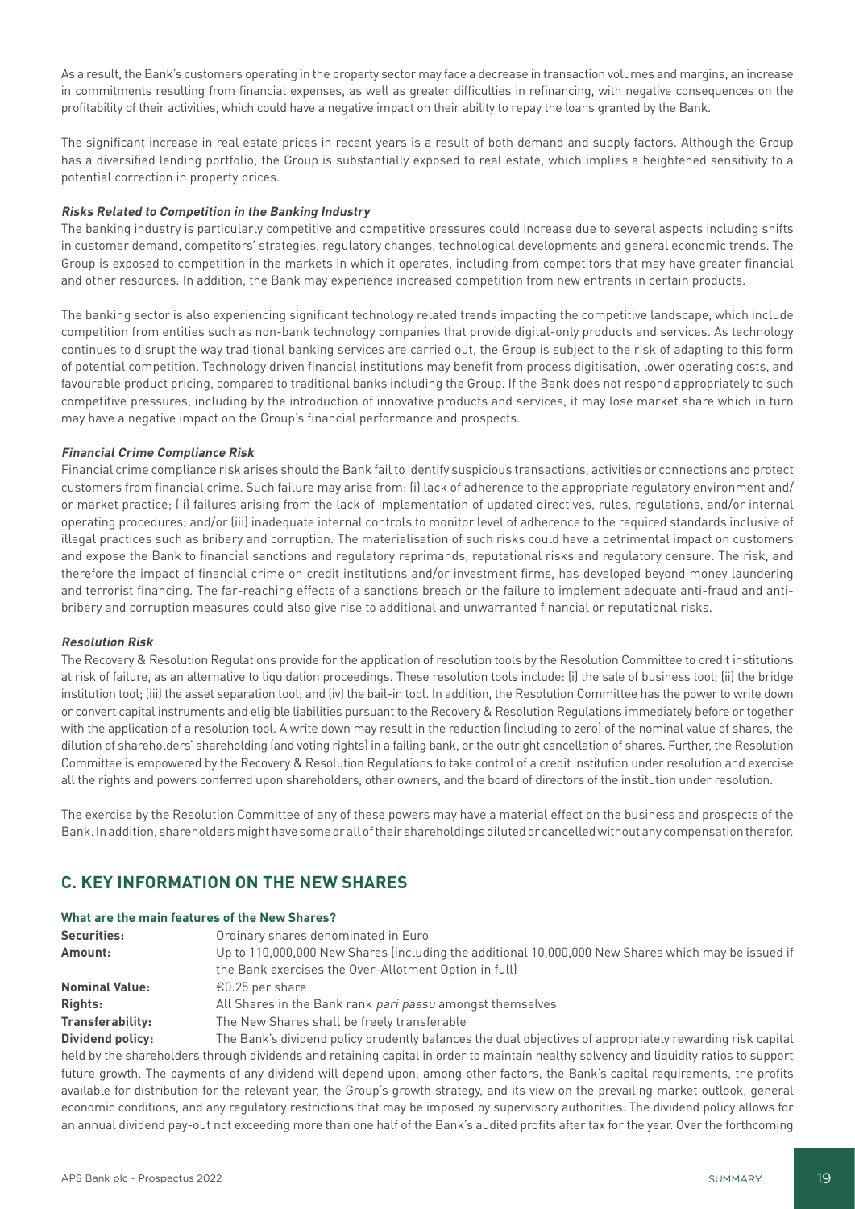As a result, the Bank's customers operating in the property sector may face a decrease in transaction volumes and margins, an increase in commitments resulting from financial expenses, as well as greater difficulties in refinancing, with negative consequences on the profitability of their activities, which could have a negative impact on their ability to repay the loans granted by the Bank.

The significant increase in real estate prices in recent years is a result of both demand and supply factors. Although the Group has a diversified lending portfolio, the Group is substantially exposed to real estate, which implies a heightened sensitivity to a potential correction in property prices.

***Risks Related to Competition in the Banking Industry***

The banking industry is particularly competitive and competitive pressures could increase due to several aspects including shifts in customer demand, competitors' strategies, regulatory changes, technological developments and general economic trends. The Group is exposed to competition in the markets in which it operates, including from competitors that may have greater financial and other resources. In addition, the Bank may experience increased competition from new entrants in certain products.

The banking sector is also experiencing significant technology related trends impacting the competitive landscape, which include competition from entities such as non-bank technology companies that provide digital-only products and services. As technology continues to disrupt the way traditional banking services are carried out, the Group is subject to the risk of adapting to this form of potential competition. Technology driven financial institutions may benefit from process digitisation, lower operating costs, and favourable product pricing, compared to traditional banks including the Group. If the Bank does not respond appropriately to such competitive pressures, including by the introduction of innovative products and services, it may lose market share which in turn may have a negative impact on the Group's financial performance and prospects.

***Financial Crime Compliance Risk***

Financial crime compliance risk arises should the Bank fail to identify suspicious transactions, activities or connections and protect customers from financial crime. Such failure may arise from: (i) lack of adherence to the appropriate regulatory environment and/or market practice; (ii) failures arising from the lack of implementation of updated directives, rules, regulations, and/or internal operating procedures; and/or (iii) inadequate internal controls to monitor level of adherence to the required standards inclusive of illegal practices such as bribery and corruption. The materialisation of such risks could have a detrimental impact on customers and expose the Bank to financial sanctions and regulatory reprimands, reputational risks and regulatory censure. The risk, and therefore the impact of financial crime on credit institutions and/or investment firms, has developed beyond money laundering and terrorist financing. The far-reaching effects of a sanctions breach or the failure to implement adequate anti-fraud and anti-bribery and corruption measures could also give rise to additional and unwarranted financial or reputational risks.

***Resolution Risk***

The Recovery & Resolution Regulations provide for the application of resolution tools by the Resolution Committee to credit institutions at risk of failure, as an alternative to liquidation proceedings. These resolution tools include: (i) the sale of business tool; (ii) the bridge institution tool; (iii) the asset separation tool; and (iv) the bail-in tool. In addition, the Resolution Committee has the power to write down or convert capital instruments and eligible liabilities pursuant to the Recovery & Resolution Regulations immediately before or together with the application of a resolution tool. A write down may result in the reduction (including to zero) of the nominal value of shares, the dilution of shareholders' shareholding (and voting rights) in a failing bank, or the outright cancellation of shares. Further, the Resolution Committee is empowered by the Recovery & Resolution Regulations to take control of a credit institution under resolution and exercise all the rights and powers conferred upon shareholders, other owners, and the board of directors of the institution under resolution.

The exercise by the Resolution Committee of any of these powers may have a material effect on the business and prospects of the Bank. In addition, shareholders might have some or all of their shareholdings diluted or cancelled without any compensation therefor.

## C. KEY INFORMATION ON THE NEW SHARES

**What are the main features of the New Shares?**

**Securities:** Ordinary shares denominated in Euro

**Amount:** Up to 110,000,000 New Shares (including the additional 10,000,000 New Shares which may be issued if the Bank exercises the Over-Allotment Option in full)

**Nominal Value:** €0.25 per share

**Rights:** All Shares in the Bank rank *pari passu* amongst themselves

**Transferability:** The New Shares shall be freely transferable

**Dividend policy:** The Bank's dividend policy prudently balances the dual objectives of appropriately rewarding risk capital held by the shareholders through dividends and retaining capital in order to maintain healthy solvency and liquidity ratios to support future growth. The payments of any dividend will depend upon, among other factors, the Bank's capital requirements, the profits available for distribution for the relevant year, the Group's growth strategy, and its view on the prevailing market outlook, general economic conditions, and any regulatory restrictions that may be imposed by supervisory authorities. The dividend policy allows for an annual dividend pay-out not exceeding more than one half of the Bank's audited profits after tax for the year. Over the forthcoming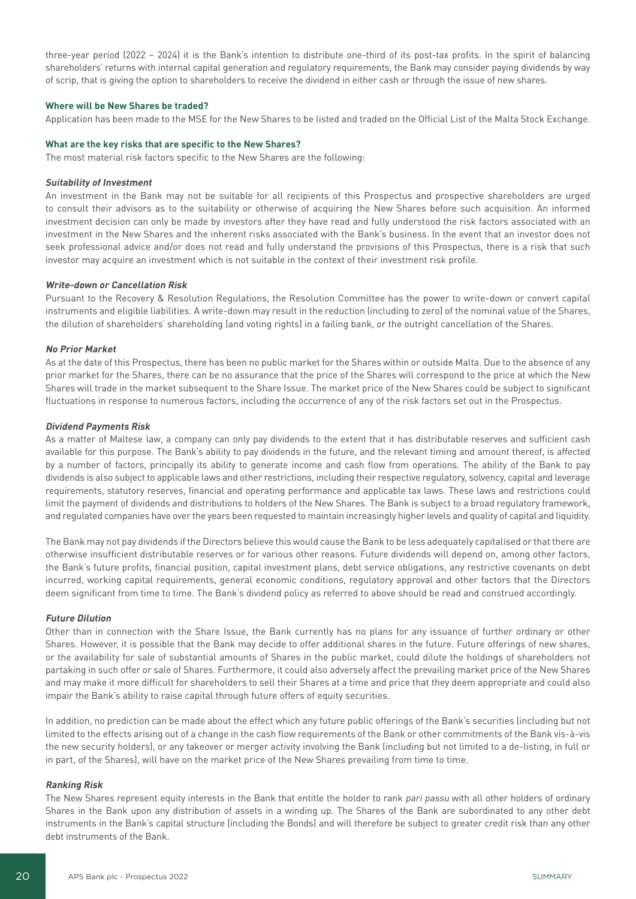three-year period (2022 – 2024) it is the Bank's intention to distribute one-third of its post-tax profits. In the spirit of balancing shareholders' returns with internal capital generation and regulatory requirements, the Bank may consider paying dividends by way of scrip, that is giving the option to shareholders to receive the dividend in either cash or through the issue of new shares.

**Where will be New Shares be traded?**

Application has been made to the MSE for the New Shares to be listed and traded on the Official List of the Malta Stock Exchange.

**What are the key risks that are specific to the New Shares?**

The most material risk factors specific to the New Shares are the following:

***Suitability of Investment***

An investment in the Bank may not be suitable for all recipients of this Prospectus and prospective shareholders are urged to consult their advisors as to the suitability or otherwise of acquiring the New Shares before such acquisition. An informed investment decision can only be made by investors after they have read and fully understood the risk factors associated with an investment in the New Shares and the inherent risks associated with the Bank's business. In the event that an investor does not seek professional advice and/or does not read and fully understand the provisions of this Prospectus, there is a risk that such investor may acquire an investment which is not suitable in the context of their investment risk profile.

***Write-down or Cancellation Risk***

Pursuant to the Recovery & Resolution Regulations, the Resolution Committee has the power to write-down or convert capital instruments and eligible liabilities. A write-down may result in the reduction (including to zero) of the nominal value of the Shares, the dilution of shareholders' shareholding (and voting rights) in a failing bank, or the outright cancellation of the Shares.

***No Prior Market***

As at the date of this Prospectus, there has been no public market for the Shares within or outside Malta. Due to the absence of any prior market for the Shares, there can be no assurance that the price of the Shares will correspond to the price at which the New Shares will trade in the market subsequent to the Share Issue. The market price of the New Shares could be subject to significant fluctuations in response to numerous factors, including the occurrence of any of the risk factors set out in the Prospectus.

***Dividend Payments Risk***

As a matter of Maltese law, a company can only pay dividends to the extent that it has distributable reserves and sufficient cash available for this purpose. The Bank's ability to pay dividends in the future, and the relevant timing and amount thereof, is affected by a number of factors, principally its ability to generate income and cash flow from operations. The ability of the Bank to pay dividends is also subject to applicable laws and other restrictions, including their respective regulatory, solvency, capital and leverage requirements, statutory reserves, financial and operating performance and applicable tax laws. These laws and restrictions could limit the payment of dividends and distributions to holders of the New Shares. The Bank is subject to a broad regulatory framework, and regulated companies have over the years been requested to maintain increasingly higher levels and quality of capital and liquidity.

The Bank may not pay dividends if the Directors believe this would cause the Bank to be less adequately capitalised or that there are otherwise insufficient distributable reserves or for various other reasons. Future dividends will depend on, among other factors, the Bank's future profits, financial position, capital investment plans, debt service obligations, any restrictive covenants on debt incurred, working capital requirements, general economic conditions, regulatory approval and other factors that the Directors deem significant from time to time. The Bank's dividend policy as referred to above should be read and construed accordingly.

***Future Dilution***

Other than in connection with the Share Issue, the Bank currently has no plans for any issuance of further ordinary or other Shares. However, it is possible that the Bank may decide to offer additional shares in the future. Future offerings of new shares, or the availability for sale of substantial amounts of Shares in the public market, could dilute the holdings of shareholders not partaking in such offer or sale of Shares. Furthermore, it could also adversely affect the prevailing market price of the New Shares and may make it more difficult for shareholders to sell their Shares at a time and price that they deem appropriate and could also impair the Bank's ability to raise capital through future offers of equity securities.

In addition, no prediction can be made about the effect which any future public offerings of the Bank's securities (including but not limited to the effects arising out of a change in the cash flow requirements of the Bank or other commitments of the Bank vis-à-vis the new security holders), or any takeover or merger activity involving the Bank (including but not limited to a de-listing, in full or in part, of the Shares), will have on the market price of the New Shares prevailing from time to time.

***Ranking Risk***

The New Shares represent equity interests in the Bank that entitle the holder to rank *pari passu* with all other holders of ordinary Shares in the Bank upon any distribution of assets in a winding up. The Shares of the Bank are subordinated to any other debt instruments in the Bank's capital structure (including the Bonds) and will therefore be subject to greater credit risk than any other debt instruments of the Bank.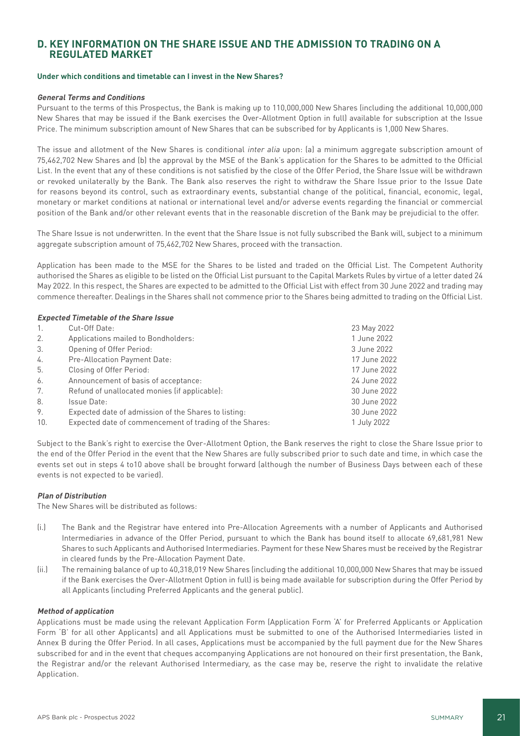## D. KEY INFORMATION ON THE SHARE ISSUE AND THE ADMISSION TO TRADING ON A REGULATED MARKET

**Under which conditions and timetable can I invest in the New Shares?**

***General Terms and Conditions***

Pursuant to the terms of this Prospectus, the Bank is making up to 110,000,000 New Shares (including the additional 10,000,000 New Shares that may be issued if the Bank exercises the Over-Allotment Option in full) available for subscription at the Issue Price. The minimum subscription amount of New Shares that can be subscribed for by Applicants is 1,000 New Shares.

The issue and allotment of the New Shares is conditional *inter alia* upon: (a) a minimum aggregate subscription amount of 75,462,702 New Shares and (b) the approval by the MSE of the Bank's application for the Shares to be admitted to the Official List. In the event that any of these conditions is not satisfied by the close of the Offer Period, the Share Issue will be withdrawn or revoked unilaterally by the Bank. The Bank also reserves the right to withdraw the Share Issue prior to the Issue Date for reasons beyond its control, such as extraordinary events, substantial change of the political, financial, economic, legal, monetary or market conditions at national or international level and/or adverse events regarding the financial or commercial position of the Bank and/or other relevant events that in the reasonable discretion of the Bank may be prejudicial to the offer.

The Share Issue is not underwritten. In the event that the Share Issue is not fully subscribed the Bank will, subject to a minimum aggregate subscription amount of 75,462,702 New Shares, proceed with the transaction.

Application has been made to the MSE for the Shares to be listed and traded on the Official List. The Competent Authority authorised the Shares as eligible to be listed on the Official List pursuant to the Capital Markets Rules by virtue of a letter dated 24 May 2022. In this respect, the Shares are expected to be admitted to the Official List with effect from 30 June 2022 and trading may commence thereafter. Dealings in the Shares shall not commence prior to the Shares being admitted to trading on the Official List.

***Expected Timetable of the Share Issue***

| | | |
|---|---|---|
| 1. | Cut-Off Date: | 23 May 2022 |
| 2. | Applications mailed to Bondholders: | 1 June 2022 |
| 3. | Opening of Offer Period: | 3 June 2022 |
| 4. | Pre-Allocation Payment Date: | 17 June 2022 |
| 5. | Closing of Offer Period: | 17 June 2022 |
| 6. | Announcement of basis of acceptance: | 24 June 2022 |
| 7. | Refund of unallocated monies (if applicable): | 30 June 2022 |
| 8. | Issue Date: | 30 June 2022 |
| 9. | Expected date of admission of the Shares to listing: | 30 June 2022 |
| 10. | Expected date of commencement of trading of the Shares: | 1 July 2022 |

Subject to the Bank's right to exercise the Over-Allotment Option, the Bank reserves the right to close the Share Issue prior to the end of the Offer Period in the event that the New Shares are fully subscribed prior to such date and time, in which case the events set out in steps 4 to10 above shall be brought forward (although the number of Business Days between each of these events is not expected to be varied).

***Plan of Distribution***

The New Shares will be distributed as follows:

(i.) The Bank and the Registrar have entered into Pre-Allocation Agreements with a number of Applicants and Authorised Intermediaries in advance of the Offer Period, pursuant to which the Bank has bound itself to allocate 69,681,981 New Shares to such Applicants and Authorised Intermediaries. Payment for these New Shares must be received by the Registrar in cleared funds by the Pre-Allocation Payment Date.

(ii.) The remaining balance of up to 40,318,019 New Shares (including the additional 10,000,000 New Shares that may be issued if the Bank exercises the Over-Allotment Option in full) is being made available for subscription during the Offer Period by all Applicants (including Preferred Applicants and the general public).

***Method of application***

Applications must be made using the relevant Application Form (Application Form 'A' for Preferred Applicants or Application Form 'B' for all other Applicants) and all Applications must be submitted to one of the Authorised Intermediaries listed in Annex B during the Offer Period. In all cases, Applications must be accompanied by the full payment due for the New Shares subscribed for and in the event that cheques accompanying Applications are not honoured on their first presentation, the Bank, the Registrar and/or the relevant Authorised Intermediary, as the case may be, reserve the right to invalidate the relative Application.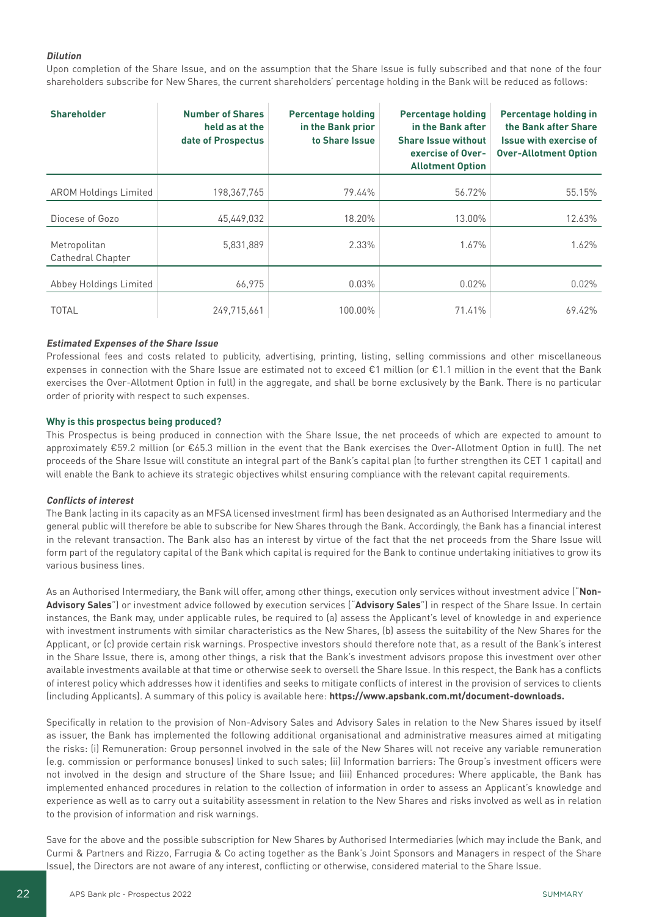***Dilution***

Upon completion of the Share Issue, and on the assumption that the Share Issue is fully subscribed and that none of the four shareholders subscribe for New Shares, the current shareholders' percentage holding in the Bank will be reduced as follows:

| Shareholder | Number of Shares held as at the date of Prospectus | Percentage holding in the Bank prior to Share Issue | Percentage holding in the Bank after Share Issue without exercise of Over-Allotment Option | Percentage holding in the Bank after Share Issue with exercise of Over-Allotment Option |
|---|---|---|---|---|
| AROM Holdings Limited | 198,367,765 | 79.44% | 56.72% | 55.15% |
| Diocese of Gozo | 45,449,032 | 18.20% | 13.00% | 12.63% |
| Metropolitan Cathedral Chapter | 5,831,889 | 2.33% | 1.67% | 1.62% |
| Abbey Holdings Limited | 66,975 | 0.03% | 0.02% | 0.02% |
| TOTAL | 249,715,661 | 100.00% | 71.41% | 69.42% |

***Estimated Expenses of the Share Issue***

Professional fees and costs related to publicity, advertising, printing, listing, selling commissions and other miscellaneous expenses in connection with the Share Issue are estimated not to exceed €1 million (or €1.1 million in the event that the Bank exercises the Over-Allotment Option in full) in the aggregate, and shall be borne exclusively by the Bank. There is no particular order of priority with respect to such expenses.

**Why is this prospectus being produced?**

This Prospectus is being produced in connection with the Share Issue, the net proceeds of which are expected to amount to approximately €59.2 million (or €65.3 million in the event that the Bank exercises the Over-Allotment Option in full). The net proceeds of the Share Issue will constitute an integral part of the Bank's capital plan (to further strengthen its CET 1 capital) and will enable the Bank to achieve its strategic objectives whilst ensuring compliance with the relevant capital requirements.

***Conflicts of interest***

The Bank (acting in its capacity as an MFSA licensed investment firm) has been designated as an Authorised Intermediary and the general public will therefore be able to subscribe for New Shares through the Bank. Accordingly, the Bank has a financial interest in the relevant transaction. The Bank also has an interest by virtue of the fact that the net proceeds from the Share Issue will form part of the regulatory capital of the Bank which capital is required for the Bank to continue undertaking initiatives to grow its various business lines.

As an Authorised Intermediary, the Bank will offer, among other things, execution only services without investment advice ("**Non-Advisory Sales**") or investment advice followed by execution services ("**Advisory Sales**") in respect of the Share Issue. In certain instances, the Bank may, under applicable rules, be required to (a) assess the Applicant's level of knowledge in and experience with investment instruments with similar characteristics as the New Shares, (b) assess the suitability of the New Shares for the Applicant, or (c) provide certain risk warnings. Prospective investors should therefore note that, as a result of the Bank's interest in the Share Issue, there is, among other things, a risk that the Bank's investment advisors propose this investment over other available investments available at that time or otherwise seek to oversell the Share Issue. In this respect, the Bank has a conflicts of interest policy which addresses how it identifies and seeks to mitigate conflicts of interest in the provision of services to clients (including Applicants). A summary of this policy is available here: **https://www.apsbank.com.mt/document-downloads.**

Specifically in relation to the provision of Non-Advisory Sales and Advisory Sales in relation to the New Shares issued by itself as issuer, the Bank has implemented the following additional organisational and administrative measures aimed at mitigating the risks: (i) Remuneration: Group personnel involved in the sale of the New Shares will not receive any variable remuneration (e.g. commission or performance bonuses) linked to such sales; (ii) Information barriers: The Group's investment officers were not involved in the design and structure of the Share Issue; and (iii) Enhanced procedures: Where applicable, the Bank has implemented enhanced procedures in relation to the collection of information in order to assess an Applicant's knowledge and experience as well as to carry out a suitability assessment in relation to the New Shares and risks involved as well as in relation to the provision of information and risk warnings.

Save for the above and the possible subscription for New Shares by Authorised Intermediaries (which may include the Bank, and Curmi & Partners and Rizzo, Farrugia & Co acting together as the Bank's Joint Sponsors and Managers in respect of the Share Issue), the Directors are not aware of any interest, conflicting or otherwise, considered material to the Share Issue.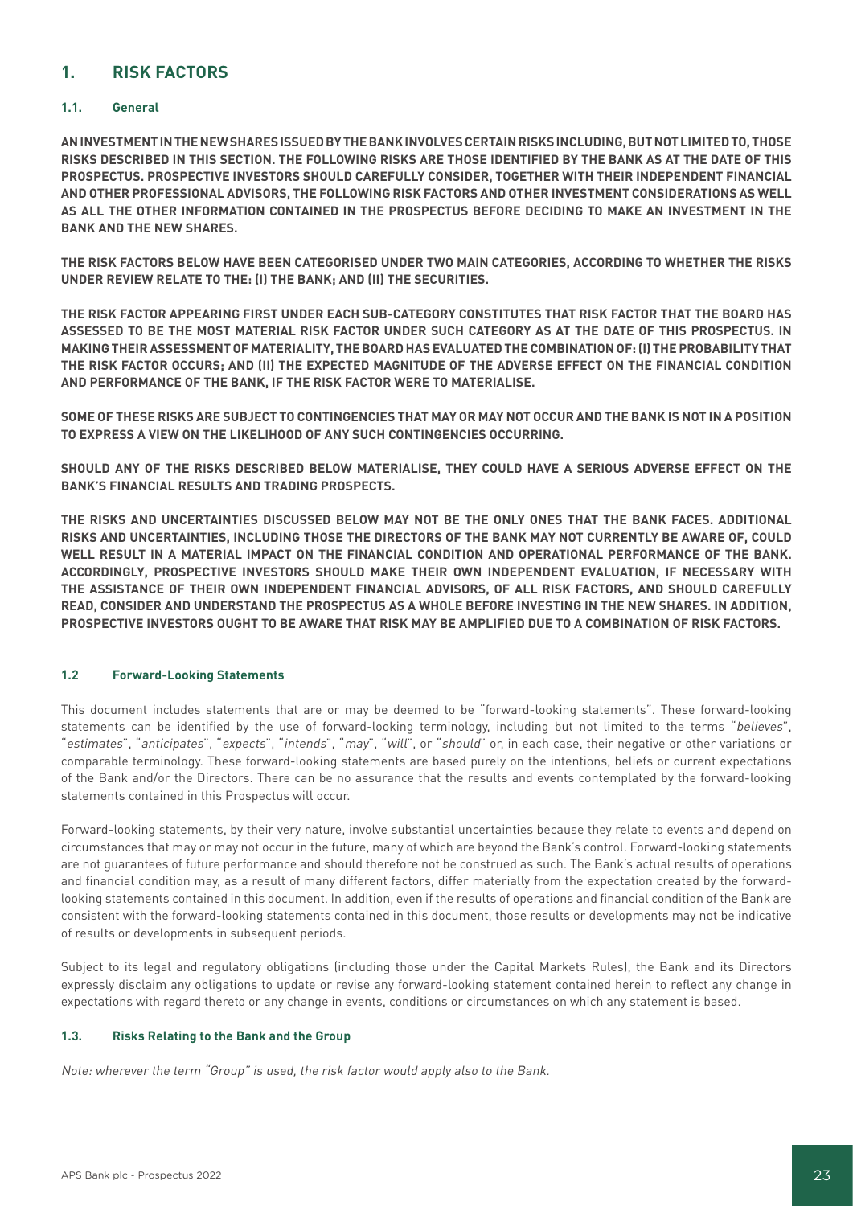# 1. RISK FACTORS

## 1.1. General

**AN INVESTMENT IN THE NEW SHARES ISSUED BY THE BANK INVOLVES CERTAIN RISKS INCLUDING, BUT NOT LIMITED TO, THOSE RISKS DESCRIBED IN THIS SECTION. THE FOLLOWING RISKS ARE THOSE IDENTIFIED BY THE BANK AS AT THE DATE OF THIS PROSPECTUS. PROSPECTIVE INVESTORS SHOULD CAREFULLY CONSIDER, TOGETHER WITH THEIR INDEPENDENT FINANCIAL AND OTHER PROFESSIONAL ADVISORS, THE FOLLOWING RISK FACTORS AND OTHER INVESTMENT CONSIDERATIONS AS WELL AS ALL THE OTHER INFORMATION CONTAINED IN THE PROSPECTUS BEFORE DECIDING TO MAKE AN INVESTMENT IN THE BANK AND THE NEW SHARES.**

**THE RISK FACTORS BELOW HAVE BEEN CATEGORISED UNDER TWO MAIN CATEGORIES, ACCORDING TO WHETHER THE RISKS UNDER REVIEW RELATE TO THE: (I) THE BANK; AND (II) THE SECURITIES.**

**THE RISK FACTOR APPEARING FIRST UNDER EACH SUB-CATEGORY CONSTITUTES THAT RISK FACTOR THAT THE BOARD HAS ASSESSED TO BE THE MOST MATERIAL RISK FACTOR UNDER SUCH CATEGORY AS AT THE DATE OF THIS PROSPECTUS. IN MAKING THEIR ASSESSMENT OF MATERIALITY, THE BOARD HAS EVALUATED THE COMBINATION OF: (I) THE PROBABILITY THAT THE RISK FACTOR OCCURS; AND (II) THE EXPECTED MAGNITUDE OF THE ADVERSE EFFECT ON THE FINANCIAL CONDITION AND PERFORMANCE OF THE BANK, IF THE RISK FACTOR WERE TO MATERIALISE.**

**SOME OF THESE RISKS ARE SUBJECT TO CONTINGENCIES THAT MAY OR MAY NOT OCCUR AND THE BANK IS NOT IN A POSITION TO EXPRESS A VIEW ON THE LIKELIHOOD OF ANY SUCH CONTINGENCIES OCCURRING.**

**SHOULD ANY OF THE RISKS DESCRIBED BELOW MATERIALISE, THEY COULD HAVE A SERIOUS ADVERSE EFFECT ON THE BANK'S FINANCIAL RESULTS AND TRADING PROSPECTS.**

**THE RISKS AND UNCERTAINTIES DISCUSSED BELOW MAY NOT BE THE ONLY ONES THAT THE BANK FACES. ADDITIONAL RISKS AND UNCERTAINTIES, INCLUDING THOSE THE DIRECTORS OF THE BANK MAY NOT CURRENTLY BE AWARE OF, COULD WELL RESULT IN A MATERIAL IMPACT ON THE FINANCIAL CONDITION AND OPERATIONAL PERFORMANCE OF THE BANK. ACCORDINGLY, PROSPECTIVE INVESTORS SHOULD MAKE THEIR OWN INDEPENDENT EVALUATION, IF NECESSARY WITH THE ASSISTANCE OF THEIR OWN INDEPENDENT FINANCIAL ADVISORS, OF ALL RISK FACTORS, AND SHOULD CAREFULLY READ, CONSIDER AND UNDERSTAND THE PROSPECTUS AS A WHOLE BEFORE INVESTING IN THE NEW SHARES. IN ADDITION, PROSPECTIVE INVESTORS OUGHT TO BE AWARE THAT RISK MAY BE AMPLIFIED DUE TO A COMBINATION OF RISK FACTORS.**

## 1.2 Forward-Looking Statements

This document includes statements that are or may be deemed to be "forward-looking statements". These forward-looking statements can be identified by the use of forward-looking terminology, including but not limited to the terms "*believes*", "*estimates*", "*anticipates*", "*expects*", "*intends*", "*may*", "*will*", or "*should*" or, in each case, their negative or other variations or comparable terminology. These forward-looking statements are based purely on the intentions, beliefs or current expectations of the Bank and/or the Directors. There can be no assurance that the results and events contemplated by the forward-looking statements contained in this Prospectus will occur.

Forward-looking statements, by their very nature, involve substantial uncertainties because they relate to events and depend on circumstances that may or may not occur in the future, many of which are beyond the Bank's control. Forward-looking statements are not guarantees of future performance and should therefore not be construed as such. The Bank's actual results of operations and financial condition may, as a result of many different factors, differ materially from the expectation created by the forward-looking statements contained in this document. In addition, even if the results of operations and financial condition of the Bank are consistent with the forward-looking statements contained in this document, those results or developments may not be indicative of results or developments in subsequent periods.

Subject to its legal and regulatory obligations (including those under the Capital Markets Rules), the Bank and its Directors expressly disclaim any obligations to update or revise any forward-looking statement contained herein to reflect any change in expectations with regard thereto or any change in events, conditions or circumstances on which any statement is based.

## 1.3. Risks Relating to the Bank and the Group

*Note: wherever the term "Group" is used, the risk factor would apply also to the Bank.*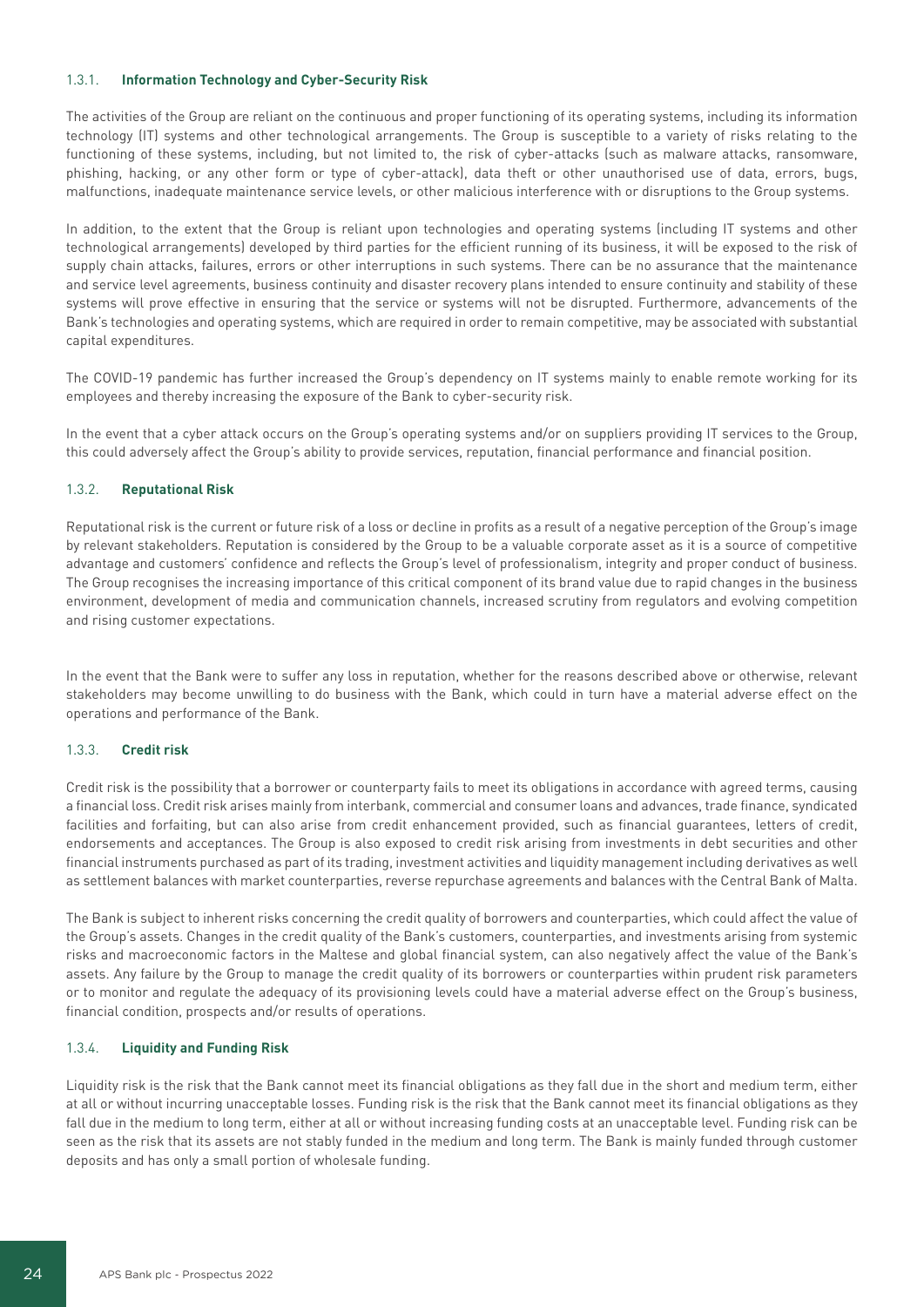#### 1.3.1. **Information Technology and Cyber-Security Risk**

The activities of the Group are reliant on the continuous and proper functioning of its operating systems, including its information technology (IT) systems and other technological arrangements. The Group is susceptible to a variety of risks relating to the functioning of these systems, including, but not limited to, the risk of cyber-attacks (such as malware attacks, ransomware, phishing, hacking, or any other form or type of cyber-attack), data theft or other unauthorised use of data, errors, bugs, malfunctions, inadequate maintenance service levels, or other malicious interference with or disruptions to the Group systems.

In addition, to the extent that the Group is reliant upon technologies and operating systems (including IT systems and other technological arrangements) developed by third parties for the efficient running of its business, it will be exposed to the risk of supply chain attacks, failures, errors or other interruptions in such systems. There can be no assurance that the maintenance and service level agreements, business continuity and disaster recovery plans intended to ensure continuity and stability of these systems will prove effective in ensuring that the service or systems will not be disrupted. Furthermore, advancements of the Bank's technologies and operating systems, which are required in order to remain competitive, may be associated with substantial capital expenditures.

The COVID-19 pandemic has further increased the Group's dependency on IT systems mainly to enable remote working for its employees and thereby increasing the exposure of the Bank to cyber-security risk.

In the event that a cyber attack occurs on the Group's operating systems and/or on suppliers providing IT services to the Group, this could adversely affect the Group's ability to provide services, reputation, financial performance and financial position.

#### 1.3.2. **Reputational Risk**

Reputational risk is the current or future risk of a loss or decline in profits as a result of a negative perception of the Group's image by relevant stakeholders. Reputation is considered by the Group to be a valuable corporate asset as it is a source of competitive advantage and customers' confidence and reflects the Group's level of professionalism, integrity and proper conduct of business. The Group recognises the increasing importance of this critical component of its brand value due to rapid changes in the business environment, development of media and communication channels, increased scrutiny from regulators and evolving competition and rising customer expectations.

In the event that the Bank were to suffer any loss in reputation, whether for the reasons described above or otherwise, relevant stakeholders may become unwilling to do business with the Bank, which could in turn have a material adverse effect on the operations and performance of the Bank.

#### 1.3.3. **Credit risk**

Credit risk is the possibility that a borrower or counterparty fails to meet its obligations in accordance with agreed terms, causing a financial loss. Credit risk arises mainly from interbank, commercial and consumer loans and advances, trade finance, syndicated facilities and forfaiting, but can also arise from credit enhancement provided, such as financial guarantees, letters of credit, endorsements and acceptances. The Group is also exposed to credit risk arising from investments in debt securities and other financial instruments purchased as part of its trading, investment activities and liquidity management including derivatives as well as settlement balances with market counterparties, reverse repurchase agreements and balances with the Central Bank of Malta.

The Bank is subject to inherent risks concerning the credit quality of borrowers and counterparties, which could affect the value of the Group's assets. Changes in the credit quality of the Bank's customers, counterparties, and investments arising from systemic risks and macroeconomic factors in the Maltese and global financial system, can also negatively affect the value of the Bank's assets. Any failure by the Group to manage the credit quality of its borrowers or counterparties within prudent risk parameters or to monitor and regulate the adequacy of its provisioning levels could have a material adverse effect on the Group's business, financial condition, prospects and/or results of operations.

#### 1.3.4. **Liquidity and Funding Risk**

Liquidity risk is the risk that the Bank cannot meet its financial obligations as they fall due in the short and medium term, either at all or without incurring unacceptable losses. Funding risk is the risk that the Bank cannot meet its financial obligations as they fall due in the medium to long term, either at all or without increasing funding costs at an unacceptable level. Funding risk can be seen as the risk that its assets are not stably funded in the medium and long term. The Bank is mainly funded through customer deposits and has only a small portion of wholesale funding.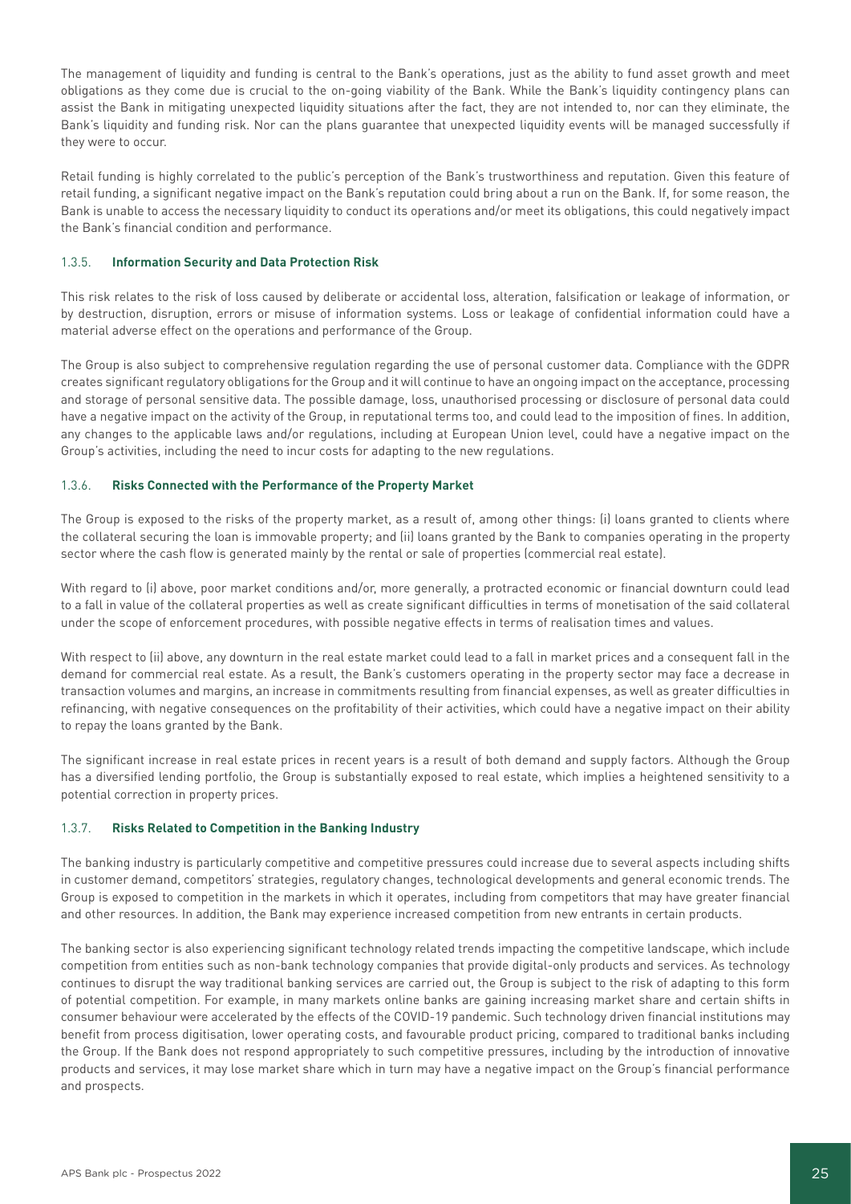The management of liquidity and funding is central to the Bank's operations, just as the ability to fund asset growth and meet obligations as they come due is crucial to the on-going viability of the Bank. While the Bank's liquidity contingency plans can assist the Bank in mitigating unexpected liquidity situations after the fact, they are not intended to, nor can they eliminate, the Bank's liquidity and funding risk. Nor can the plans guarantee that unexpected liquidity events will be managed successfully if they were to occur.

Retail funding is highly correlated to the public's perception of the Bank's trustworthiness and reputation. Given this feature of retail funding, a significant negative impact on the Bank's reputation could bring about a run on the Bank. If, for some reason, the Bank is unable to access the necessary liquidity to conduct its operations and/or meet its obligations, this could negatively impact the Bank's financial condition and performance.

### 1.3.5. **Information Security and Data Protection Risk**

This risk relates to the risk of loss caused by deliberate or accidental loss, alteration, falsification or leakage of information, or by destruction, disruption, errors or misuse of information systems. Loss or leakage of confidential information could have a material adverse effect on the operations and performance of the Group.

The Group is also subject to comprehensive regulation regarding the use of personal customer data. Compliance with the GDPR creates significant regulatory obligations for the Group and it will continue to have an ongoing impact on the acceptance, processing and storage of personal sensitive data. The possible damage, loss, unauthorised processing or disclosure of personal data could have a negative impact on the activity of the Group, in reputational terms too, and could lead to the imposition of fines. In addition, any changes to the applicable laws and/or regulations, including at European Union level, could have a negative impact on the Group's activities, including the need to incur costs for adapting to the new regulations.

### 1.3.6. **Risks Connected with the Performance of the Property Market**

The Group is exposed to the risks of the property market, as a result of, among other things: (i) loans granted to clients where the collateral securing the loan is immovable property; and (ii) loans granted by the Bank to companies operating in the property sector where the cash flow is generated mainly by the rental or sale of properties (commercial real estate).

With regard to (i) above, poor market conditions and/or, more generally, a protracted economic or financial downturn could lead to a fall in value of the collateral properties as well as create significant difficulties in terms of monetisation of the said collateral under the scope of enforcement procedures, with possible negative effects in terms of realisation times and values.

With respect to (ii) above, any downturn in the real estate market could lead to a fall in market prices and a consequent fall in the demand for commercial real estate. As a result, the Bank's customers operating in the property sector may face a decrease in transaction volumes and margins, an increase in commitments resulting from financial expenses, as well as greater difficulties in refinancing, with negative consequences on the profitability of their activities, which could have a negative impact on their ability to repay the loans granted by the Bank.

The significant increase in real estate prices in recent years is a result of both demand and supply factors. Although the Group has a diversified lending portfolio, the Group is substantially exposed to real estate, which implies a heightened sensitivity to a potential correction in property prices.

### 1.3.7. **Risks Related to Competition in the Banking Industry**

The banking industry is particularly competitive and competitive pressures could increase due to several aspects including shifts in customer demand, competitors' strategies, regulatory changes, technological developments and general economic trends. The Group is exposed to competition in the markets in which it operates, including from competitors that may have greater financial and other resources. In addition, the Bank may experience increased competition from new entrants in certain products.

The banking sector is also experiencing significant technology related trends impacting the competitive landscape, which include competition from entities such as non-bank technology companies that provide digital-only products and services. As technology continues to disrupt the way traditional banking services are carried out, the Group is subject to the risk of adapting to this form of potential competition. For example, in many markets online banks are gaining increasing market share and certain shifts in consumer behaviour were accelerated by the effects of the COVID-19 pandemic. Such technology driven financial institutions may benefit from process digitisation, lower operating costs, and favourable product pricing, compared to traditional banks including the Group. If the Bank does not respond appropriately to such competitive pressures, including by the introduction of innovative products and services, it may lose market share which in turn may have a negative impact on the Group's financial performance and prospects.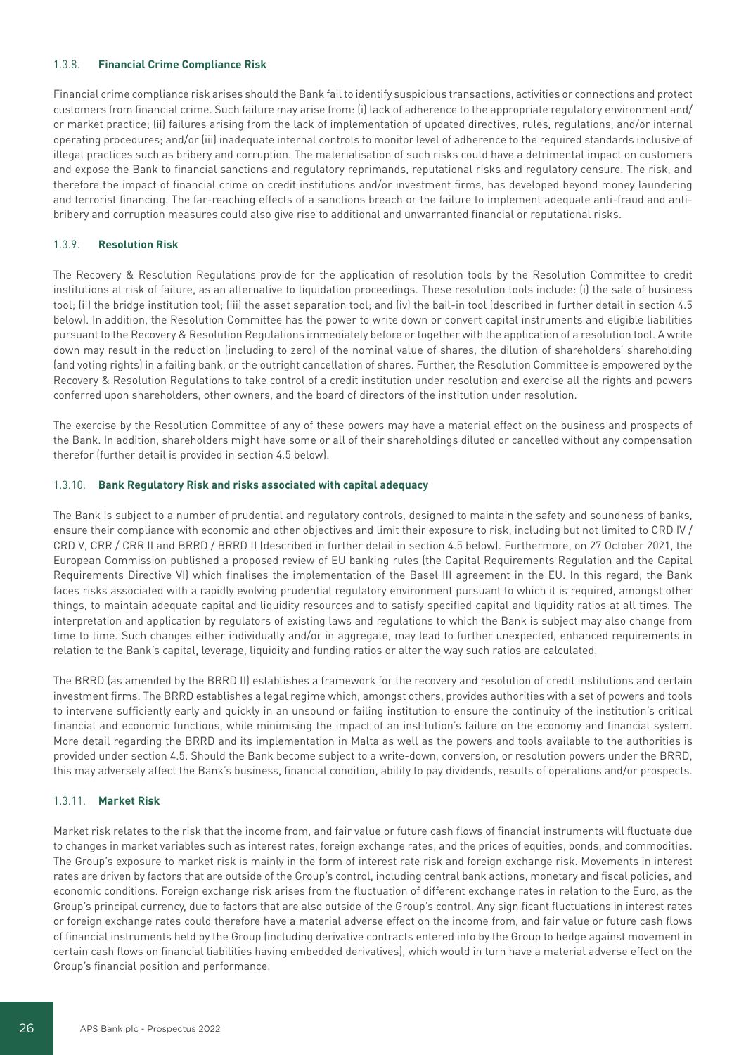### 1.3.8. **Financial Crime Compliance Risk**

Financial crime compliance risk arises should the Bank fail to identify suspicious transactions, activities or connections and protect customers from financial crime. Such failure may arise from: (i) lack of adherence to the appropriate regulatory environment and/or market practice; (ii) failures arising from the lack of implementation of updated directives, rules, regulations, and/or internal operating procedures; and/or (iii) inadequate internal controls to monitor level of adherence to the required standards inclusive of illegal practices such as bribery and corruption. The materialisation of such risks could have a detrimental impact on customers and expose the Bank to financial sanctions and regulatory reprimands, reputational risks and regulatory censure. The risk, and therefore the impact of financial crime on credit institutions and/or investment firms, has developed beyond money laundering and terrorist financing. The far-reaching effects of a sanctions breach or the failure to implement adequate anti-fraud and anti-bribery and corruption measures could also give rise to additional and unwarranted financial or reputational risks.

### 1.3.9. **Resolution Risk**

The Recovery & Resolution Regulations provide for the application of resolution tools by the Resolution Committee to credit institutions at risk of failure, as an alternative to liquidation proceedings. These resolution tools include: (i) the sale of business tool; (ii) the bridge institution tool; (iii) the asset separation tool; and (iv) the bail-in tool (described in further detail in section 4.5 below). In addition, the Resolution Committee has the power to write down or convert capital instruments and eligible liabilities pursuant to the Recovery & Resolution Regulations immediately before or together with the application of a resolution tool. A write down may result in the reduction (including to zero) of the nominal value of shares, the dilution of shareholders' shareholding (and voting rights) in a failing bank, or the outright cancellation of shares. Further, the Resolution Committee is empowered by the Recovery & Resolution Regulations to take control of a credit institution under resolution and exercise all the rights and powers conferred upon shareholders, other owners, and the board of directors of the institution under resolution.

The exercise by the Resolution Committee of any of these powers may have a material effect on the business and prospects of the Bank. In addition, shareholders might have some or all of their shareholdings diluted or cancelled without any compensation therefor (further detail is provided in section 4.5 below).

### 1.3.10. **Bank Regulatory Risk and risks associated with capital adequacy**

The Bank is subject to a number of prudential and regulatory controls, designed to maintain the safety and soundness of banks, ensure their compliance with economic and other objectives and limit their exposure to risk, including but not limited to CRD IV / CRD V, CRR / CRR II and BRRD / BRRD II (described in further detail in section 4.5 below). Furthermore, on 27 October 2021, the European Commission published a proposed review of EU banking rules (the Capital Requirements Regulation and the Capital Requirements Directive VI) which finalises the implementation of the Basel III agreement in the EU. In this regard, the Bank faces risks associated with a rapidly evolving prudential regulatory environment pursuant to which it is required, amongst other things, to maintain adequate capital and liquidity resources and to satisfy specified capital and liquidity ratios at all times. The interpretation and application by regulators of existing laws and regulations to which the Bank is subject may also change from time to time. Such changes either individually and/or in aggregate, may lead to further unexpected, enhanced requirements in relation to the Bank's capital, leverage, liquidity and funding ratios or alter the way such ratios are calculated.

The BRRD (as amended by the BRRD II) establishes a framework for the recovery and resolution of credit institutions and certain investment firms. The BRRD establishes a legal regime which, amongst others, provides authorities with a set of powers and tools to intervene sufficiently early and quickly in an unsound or failing institution to ensure the continuity of the institution's critical financial and economic functions, while minimising the impact of an institution's failure on the economy and financial system. More detail regarding the BRRD and its implementation in Malta as well as the powers and tools available to the authorities is provided under section 4.5. Should the Bank become subject to a write-down, conversion, or resolution powers under the BRRD, this may adversely affect the Bank's business, financial condition, ability to pay dividends, results of operations and/or prospects.

### 1.3.11. **Market Risk**

Market risk relates to the risk that the income from, and fair value or future cash flows of financial instruments will fluctuate due to changes in market variables such as interest rates, foreign exchange rates, and the prices of equities, bonds, and commodities. The Group's exposure to market risk is mainly in the form of interest rate risk and foreign exchange risk. Movements in interest rates are driven by factors that are outside of the Group's control, including central bank actions, monetary and fiscal policies, and economic conditions. Foreign exchange risk arises from the fluctuation of different exchange rates in relation to the Euro, as the Group's principal currency, due to factors that are also outside of the Group's control. Any significant fluctuations in interest rates or foreign exchange rates could therefore have a material adverse effect on the income from, and fair value or future cash flows of financial instruments held by the Group (including derivative contracts entered into by the Group to hedge against movement in certain cash flows on financial liabilities having embedded derivatives), which would in turn have a material adverse effect on the Group's financial position and performance.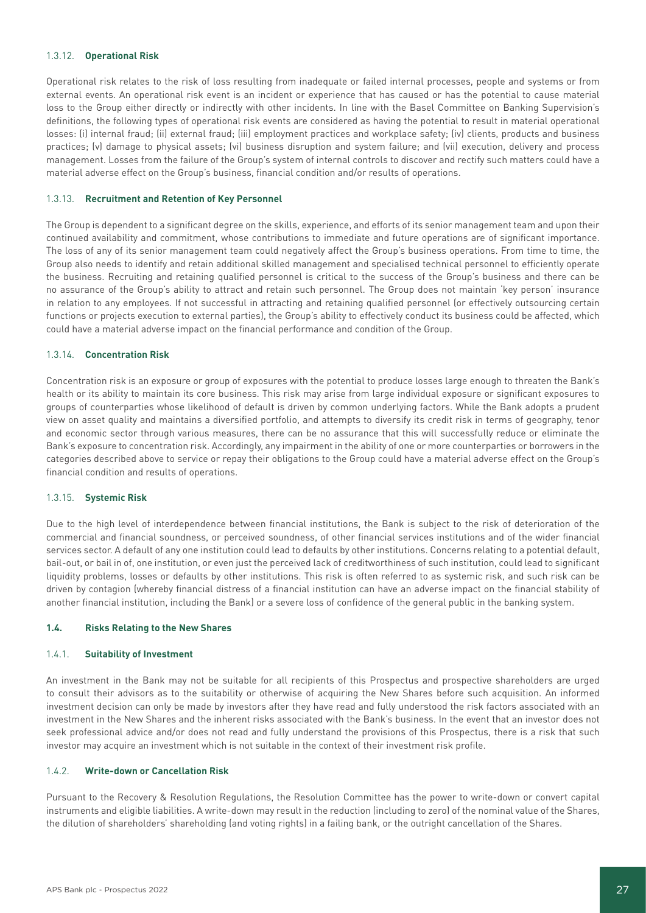#### 1.3.12. **Operational Risk**

Operational risk relates to the risk of loss resulting from inadequate or failed internal processes, people and systems or from external events. An operational risk event is an incident or experience that has caused or has the potential to cause material loss to the Group either directly or indirectly with other incidents. In line with the Basel Committee on Banking Supervision's definitions, the following types of operational risk events are considered as having the potential to result in material operational losses: (i) internal fraud; (ii) external fraud; (iii) employment practices and workplace safety; (iv) clients, products and business practices; (v) damage to physical assets; (vi) business disruption and system failure; and (vii) execution, delivery and process management. Losses from the failure of the Group's system of internal controls to discover and rectify such matters could have a material adverse effect on the Group's business, financial condition and/or results of operations.

#### 1.3.13. **Recruitment and Retention of Key Personnel**

The Group is dependent to a significant degree on the skills, experience, and efforts of its senior management team and upon their continued availability and commitment, whose contributions to immediate and future operations are of significant importance. The loss of any of its senior management team could negatively affect the Group's business operations. From time to time, the Group also needs to identify and retain additional skilled management and specialised technical personnel to efficiently operate the business. Recruiting and retaining qualified personnel is critical to the success of the Group's business and there can be no assurance of the Group's ability to attract and retain such personnel. The Group does not maintain 'key person' insurance in relation to any employees. If not successful in attracting and retaining qualified personnel (or effectively outsourcing certain functions or projects execution to external parties), the Group's ability to effectively conduct its business could be affected, which could have a material adverse impact on the financial performance and condition of the Group.

#### 1.3.14. **Concentration Risk**

Concentration risk is an exposure or group of exposures with the potential to produce losses large enough to threaten the Bank's health or its ability to maintain its core business. This risk may arise from large individual exposure or significant exposures to groups of counterparties whose likelihood of default is driven by common underlying factors. While the Bank adopts a prudent view on asset quality and maintains a diversified portfolio, and attempts to diversify its credit risk in terms of geography, tenor and economic sector through various measures, there can be no assurance that this will successfully reduce or eliminate the Bank's exposure to concentration risk. Accordingly, any impairment in the ability of one or more counterparties or borrowers in the categories described above to service or repay their obligations to the Group could have a material adverse effect on the Group's financial condition and results of operations.

#### 1.3.15. **Systemic Risk**

Due to the high level of interdependence between financial institutions, the Bank is subject to the risk of deterioration of the commercial and financial soundness, or perceived soundness, of other financial services institutions and of the wider financial services sector. A default of any one institution could lead to defaults by other institutions. Concerns relating to a potential default, bail-out, or bail in of, one institution, or even just the perceived lack of creditworthiness of such institution, could lead to significant liquidity problems, losses or defaults by other institutions. This risk is often referred to as systemic risk, and such risk can be driven by contagion (whereby financial distress of a financial institution can have an adverse impact on the financial stability of another financial institution, including the Bank) or a severe loss of confidence of the general public in the banking system.

### **1.4. Risks Relating to the New Shares**

#### 1.4.1. **Suitability of Investment**

An investment in the Bank may not be suitable for all recipients of this Prospectus and prospective shareholders are urged to consult their advisors as to the suitability or otherwise of acquiring the New Shares before such acquisition. An informed investment decision can only be made by investors after they have read and fully understood the risk factors associated with an investment in the New Shares and the inherent risks associated with the Bank's business. In the event that an investor does not seek professional advice and/or does not read and fully understand the provisions of this Prospectus, there is a risk that such investor may acquire an investment which is not suitable in the context of their investment risk profile.

#### 1.4.2. **Write-down or Cancellation Risk**

Pursuant to the Recovery & Resolution Regulations, the Resolution Committee has the power to write-down or convert capital instruments and eligible liabilities. A write-down may result in the reduction (including to zero) of the nominal value of the Shares, the dilution of shareholders' shareholding (and voting rights) in a failing bank, or the outright cancellation of the Shares.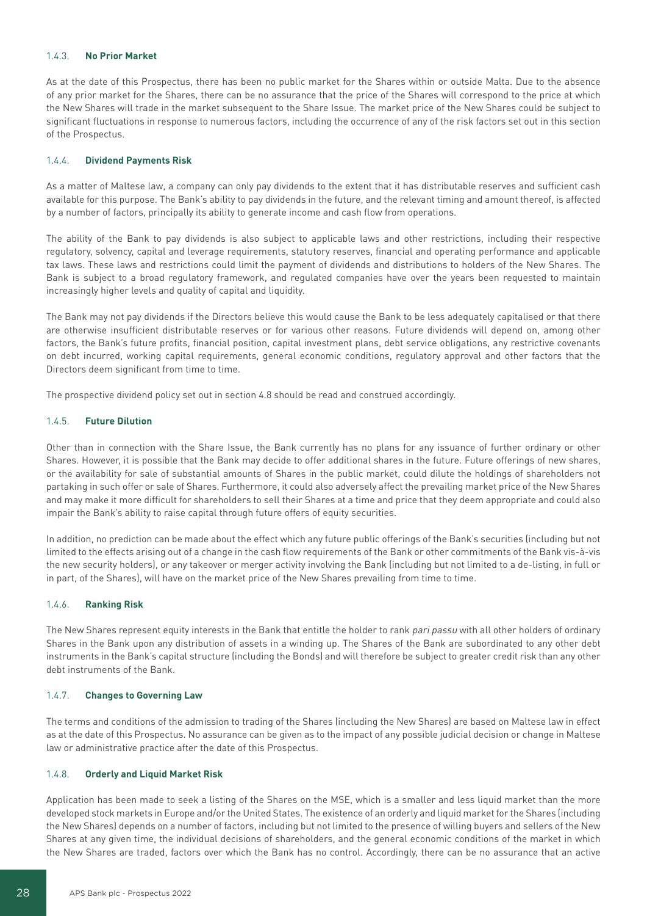#### 1.4.3. **No Prior Market**

As at the date of this Prospectus, there has been no public market for the Shares within or outside Malta. Due to the absence of any prior market for the Shares, there can be no assurance that the price of the Shares will correspond to the price at which the New Shares will trade in the market subsequent to the Share Issue. The market price of the New Shares could be subject to significant fluctuations in response to numerous factors, including the occurrence of any of the risk factors set out in this section of the Prospectus.

#### 1.4.4. **Dividend Payments Risk**

As a matter of Maltese law, a company can only pay dividends to the extent that it has distributable reserves and sufficient cash available for this purpose. The Bank's ability to pay dividends in the future, and the relevant timing and amount thereof, is affected by a number of factors, principally its ability to generate income and cash flow from operations.

The ability of the Bank to pay dividends is also subject to applicable laws and other restrictions, including their respective regulatory, solvency, capital and leverage requirements, statutory reserves, financial and operating performance and applicable tax laws. These laws and restrictions could limit the payment of dividends and distributions to holders of the New Shares. The Bank is subject to a broad regulatory framework, and regulated companies have over the years been requested to maintain increasingly higher levels and quality of capital and liquidity.

The Bank may not pay dividends if the Directors believe this would cause the Bank to be less adequately capitalised or that there are otherwise insufficient distributable reserves or for various other reasons. Future dividends will depend on, among other factors, the Bank's future profits, financial position, capital investment plans, debt service obligations, any restrictive covenants on debt incurred, working capital requirements, general economic conditions, regulatory approval and other factors that the Directors deem significant from time to time.

The prospective dividend policy set out in section 4.8 should be read and construed accordingly.

#### 1.4.5. **Future Dilution**

Other than in connection with the Share Issue, the Bank currently has no plans for any issuance of further ordinary or other Shares. However, it is possible that the Bank may decide to offer additional shares in the future. Future offerings of new shares, or the availability for sale of substantial amounts of Shares in the public market, could dilute the holdings of shareholders not partaking in such offer or sale of Shares. Furthermore, it could also adversely affect the prevailing market price of the New Shares and may make it more difficult for shareholders to sell their Shares at a time and price that they deem appropriate and could also impair the Bank's ability to raise capital through future offers of equity securities.

In addition, no prediction can be made about the effect which any future public offerings of the Bank's securities (including but not limited to the effects arising out of a change in the cash flow requirements of the Bank or other commitments of the Bank vis-à-vis the new security holders), or any takeover or merger activity involving the Bank (including but not limited to a de-listing, in full or in part, of the Shares), will have on the market price of the New Shares prevailing from time to time.

#### 1.4.6. **Ranking Risk**

The New Shares represent equity interests in the Bank that entitle the holder to rank *pari passu* with all other holders of ordinary Shares in the Bank upon any distribution of assets in a winding up. The Shares of the Bank are subordinated to any other debt instruments in the Bank's capital structure (including the Bonds) and will therefore be subject to greater credit risk than any other debt instruments of the Bank.

#### 1.4.7. **Changes to Governing Law**

The terms and conditions of the admission to trading of the Shares (including the New Shares) are based on Maltese law in effect as at the date of this Prospectus. No assurance can be given as to the impact of any possible judicial decision or change in Maltese law or administrative practice after the date of this Prospectus.

#### 1.4.8. **Orderly and Liquid Market Risk**

Application has been made to seek a listing of the Shares on the MSE, which is a smaller and less liquid market than the more developed stock markets in Europe and/or the United States. The existence of an orderly and liquid market for the Shares (including the New Shares) depends on a number of factors, including but not limited to the presence of willing buyers and sellers of the New Shares at any given time, the individual decisions of shareholders, and the general economic conditions of the market in which the New Shares are traded, factors over which the Bank has no control. Accordingly, there can be no assurance that an active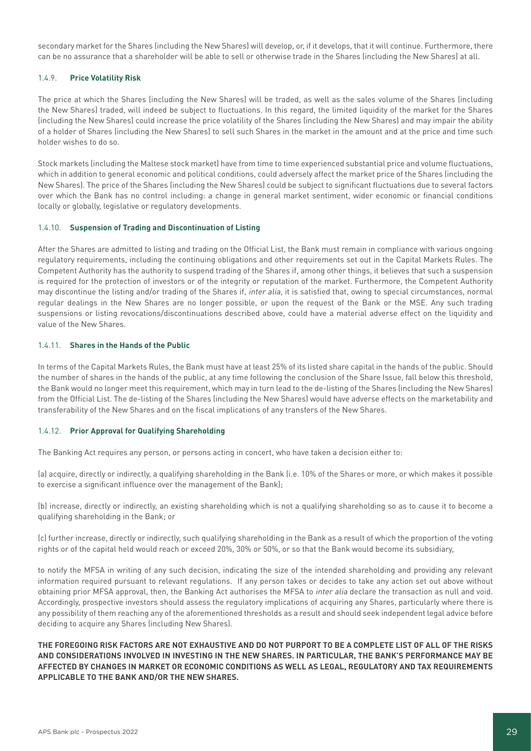secondary market for the Shares (including the New Shares) will develop, or, if it develops, that it will continue. Furthermore, there can be no assurance that a shareholder will be able to sell or otherwise trade in the Shares (including the New Shares) at all.

### 1.4.9. **Price Volatility Risk**

The price at which the Shares (including the New Shares) will be traded, as well as the sales volume of the Shares (including the New Shares) traded, will indeed be subject to fluctuations. In this regard, the limited liquidity of the market for the Shares (including the New Shares) could increase the price volatility of the Shares (including the New Shares) and may impair the ability of a holder of Shares (including the New Shares) to sell such Shares in the market in the amount and at the price and time such holder wishes to do so.

Stock markets (including the Maltese stock market) have from time to time experienced substantial price and volume fluctuations, which in addition to general economic and political conditions, could adversely affect the market price of the Shares (including the New Shares). The price of the Shares (including the New Shares) could be subject to significant fluctuations due to several factors over which the Bank has no control including: a change in general market sentiment, wider economic or financial conditions locally or globally, legislative or regulatory developments.

### 1.4.10. **Suspension of Trading and Discontinuation of Listing**

After the Shares are admitted to listing and trading on the Official List, the Bank must remain in compliance with various ongoing regulatory requirements, including the continuing obligations and other requirements set out in the Capital Markets Rules. The Competent Authority has the authority to suspend trading of the Shares if, among other things, it believes that such a suspension is required for the protection of investors or of the integrity or reputation of the market. Furthermore, the Competent Authority may discontinue the listing and/or trading of the Shares if, *inter alia*, it is satisfied that, owing to special circumstances, normal regular dealings in the New Shares are no longer possible, or upon the request of the Bank or the MSE. Any such trading suspensions or listing revocations/discontinuations described above, could have a material adverse effect on the liquidity and value of the New Shares.

### 1.4.11. **Shares in the Hands of the Public**

In terms of the Capital Markets Rules, the Bank must have at least 25% of its listed share capital in the hands of the public. Should the number of shares in the hands of the public, at any time following the conclusion of the Share Issue, fall below this threshold, the Bank would no longer meet this requirement, which may in turn lead to the de-listing of the Shares (including the New Shares) from the Official List. The de-listing of the Shares (including the New Shares) would have adverse effects on the marketability and transferability of the New Shares and on the fiscal implications of any transfers of the New Shares.

### 1.4.12. **Prior Approval for Qualifying Shareholding**

The Banking Act requires any person, or persons acting in concert, who have taken a decision either to:

(a) acquire, directly or indirectly, a qualifying shareholding in the Bank (i.e. 10% of the Shares or more, or which makes it possible to exercise a significant influence over the management of the Bank);

(b) increase, directly or indirectly, an existing shareholding which is not a qualifying shareholding so as to cause it to become a qualifying shareholding in the Bank; or

(c) further increase, directly or indirectly, such qualifying shareholding in the Bank as a result of which the proportion of the voting rights or of the capital held would reach or exceed 20%, 30% or 50%, or so that the Bank would become its subsidiary,

to notify the MFSA in writing of any such decision, indicating the size of the intended shareholding and providing any relevant information required pursuant to relevant regulations. If any person takes or decides to take any action set out above without obtaining prior MFSA approval, then, the Banking Act authorises the MFSA to *inter alia* declare the transaction as null and void. Accordingly, prospective investors should assess the regulatory implications of acquiring any Shares, particularly where there is any possibility of them reaching any of the aforementioned thresholds as a result and should seek independent legal advice before deciding to acquire any Shares (including New Shares).

**THE FOREGOING RISK FACTORS ARE NOT EXHAUSTIVE AND DO NOT PURPORT TO BE A COMPLETE LIST OF ALL OF THE RISKS AND CONSIDERATIONS INVOLVED IN INVESTING IN THE NEW SHARES. IN PARTICULAR, THE BANK'S PERFORMANCE MAY BE AFFECTED BY CHANGES IN MARKET OR ECONOMIC CONDITIONS AS WELL AS LEGAL, REGULATORY AND TAX REQUIREMENTS APPLICABLE TO THE BANK AND/OR THE NEW SHARES.**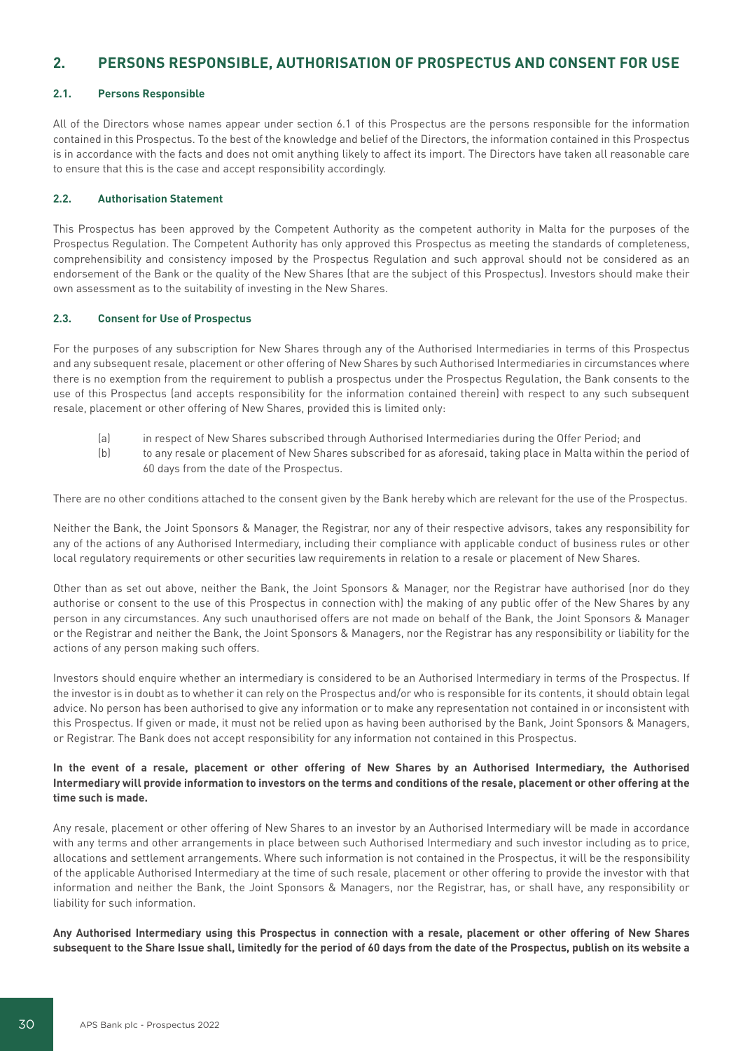## 2. PERSONS RESPONSIBLE, AUTHORISATION OF PROSPECTUS AND CONSENT FOR USE

### 2.1. Persons Responsible

All of the Directors whose names appear under section 6.1 of this Prospectus are the persons responsible for the information contained in this Prospectus. To the best of the knowledge and belief of the Directors, the information contained in this Prospectus is in accordance with the facts and does not omit anything likely to affect its import. The Directors have taken all reasonable care to ensure that this is the case and accept responsibility accordingly.

### 2.2. Authorisation Statement

This Prospectus has been approved by the Competent Authority as the competent authority in Malta for the purposes of the Prospectus Regulation. The Competent Authority has only approved this Prospectus as meeting the standards of completeness, comprehensibility and consistency imposed by the Prospectus Regulation and such approval should not be considered as an endorsement of the Bank or the quality of the New Shares (that are the subject of this Prospectus). Investors should make their own assessment as to the suitability of investing in the New Shares.

### 2.3. Consent for Use of Prospectus

For the purposes of any subscription for New Shares through any of the Authorised Intermediaries in terms of this Prospectus and any subsequent resale, placement or other offering of New Shares by such Authorised Intermediaries in circumstances where there is no exemption from the requirement to publish a prospectus under the Prospectus Regulation, the Bank consents to the use of this Prospectus (and accepts responsibility for the information contained therein) with respect to any such subsequent resale, placement or other offering of New Shares, provided this is limited only:

(a) in respect of New Shares subscribed through Authorised Intermediaries during the Offer Period; and

(b) to any resale or placement of New Shares subscribed for as aforesaid, taking place in Malta within the period of 60 days from the date of the Prospectus.

There are no other conditions attached to the consent given by the Bank hereby which are relevant for the use of the Prospectus.

Neither the Bank, the Joint Sponsors & Manager, the Registrar, nor any of their respective advisors, takes any responsibility for any of the actions of any Authorised Intermediary, including their compliance with applicable conduct of business rules or other local regulatory requirements or other securities law requirements in relation to a resale or placement of New Shares.

Other than as set out above, neither the Bank, the Joint Sponsors & Manager, nor the Registrar have authorised (nor do they authorise or consent to the use of this Prospectus in connection with) the making of any public offer of the New Shares by any person in any circumstances. Any such unauthorised offers are not made on behalf of the Bank, the Joint Sponsors & Manager or the Registrar and neither the Bank, the Joint Sponsors & Managers, nor the Registrar has any responsibility or liability for the actions of any person making such offers.

Investors should enquire whether an intermediary is considered to be an Authorised Intermediary in terms of the Prospectus. If the investor is in doubt as to whether it can rely on the Prospectus and/or who is responsible for its contents, it should obtain legal advice. No person has been authorised to give any information or to make any representation not contained in or inconsistent with this Prospectus. If given or made, it must not be relied upon as having been authorised by the Bank, Joint Sponsors & Managers, or Registrar. The Bank does not accept responsibility for any information not contained in this Prospectus.

**In the event of a resale, placement or other offering of New Shares by an Authorised Intermediary, the Authorised Intermediary will provide information to investors on the terms and conditions of the resale, placement or other offering at the time such is made.**

Any resale, placement or other offering of New Shares to an investor by an Authorised Intermediary will be made in accordance with any terms and other arrangements in place between such Authorised Intermediary and such investor including as to price, allocations and settlement arrangements. Where such information is not contained in the Prospectus, it will be the responsibility of the applicable Authorised Intermediary at the time of such resale, placement or other offering to provide the investor with that information and neither the Bank, the Joint Sponsors & Managers, nor the Registrar, has, or shall have, any responsibility or liability for such information.

**Any Authorised Intermediary using this Prospectus in connection with a resale, placement or other offering of New Shares subsequent to the Share Issue shall, limitedly for the period of 60 days from the date of the Prospectus, publish on its website a**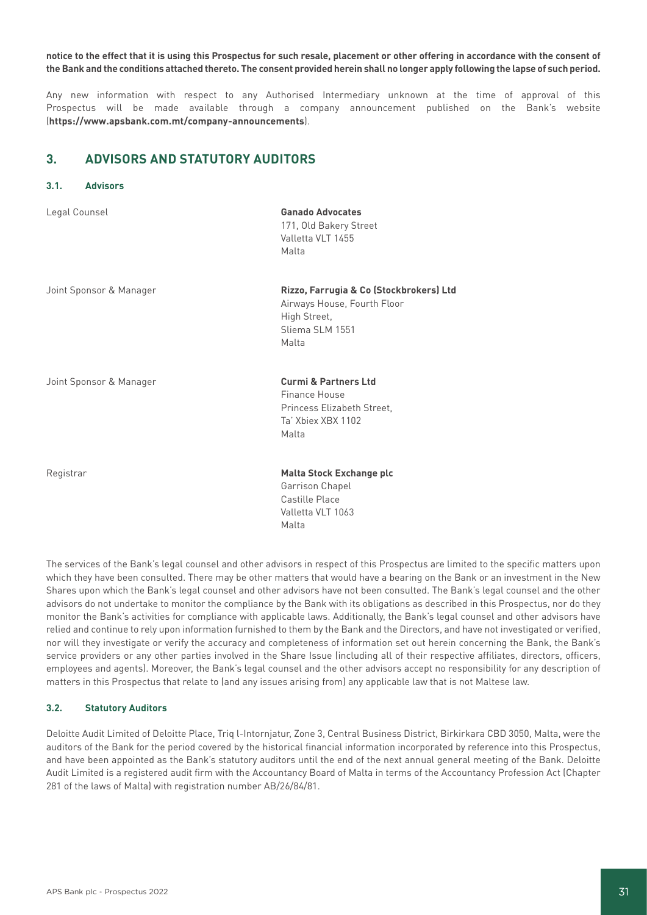**notice to the effect that it is using this Prospectus for such resale, placement or other offering in accordance with the consent of the Bank and the conditions attached thereto. The consent provided herein shall no longer apply following the lapse of such period.**

Any new information with respect to any Authorised Intermediary unknown at the time of approval of this Prospectus will be made available through a company announcement published on the Bank's website (**https://www.apsbank.com.mt/company-announcements**).

## 3. ADVISORS AND STATUTORY AUDITORS

### 3.1. Advisors

| | |
|---|---|
| Legal Counsel | **Ganado Advocates**<br>171, Old Bakery Street<br>Valletta VLT 1455<br>Malta |
| Joint Sponsor & Manager | **Rizzo, Farrugia & Co (Stockbrokers) Ltd**<br>Airways House, Fourth Floor<br>High Street,<br>Sliema SLM 1551<br>Malta |
| Joint Sponsor & Manager | **Curmi & Partners Ltd**<br>Finance House<br>Princess Elizabeth Street,<br>Ta' Xbiex XBX 1102<br>Malta |
| Registrar | **Malta Stock Exchange plc**<br>Garrison Chapel<br>Castille Place<br>Valletta VLT 1063<br>Malta |

The services of the Bank's legal counsel and other advisors in respect of this Prospectus are limited to the specific matters upon which they have been consulted. There may be other matters that would have a bearing on the Bank or an investment in the New Shares upon which the Bank's legal counsel and other advisors have not been consulted. The Bank's legal counsel and the other advisors do not undertake to monitor the compliance by the Bank with its obligations as described in this Prospectus, nor do they monitor the Bank's activities for compliance with applicable laws. Additionally, the Bank's legal counsel and other advisors have relied and continue to rely upon information furnished to them by the Bank and the Directors, and have not investigated or verified, nor will they investigate or verify the accuracy and completeness of information set out herein concerning the Bank, the Bank's service providers or any other parties involved in the Share Issue (including all of their respective affiliates, directors, officers, employees and agents). Moreover, the Bank's legal counsel and the other advisors accept no responsibility for any description of matters in this Prospectus that relate to (and any issues arising from) any applicable law that is not Maltese law.

### 3.2. Statutory Auditors

Deloitte Audit Limited of Deloitte Place, Triq l-Internjatur, Zone 3, Central Business District, Birkirkara CBD 3050, Malta, were the auditors of the Bank for the period covered by the historical financial information incorporated by reference into this Prospectus, and have been appointed as the Bank's statutory auditors until the end of the next annual general meeting of the Bank. Deloitte Audit Limited is a registered audit firm with the Accountancy Board of Malta in terms of the Accountancy Profession Act (Chapter 281 of the laws of Malta) with registration number AB/26/84/81.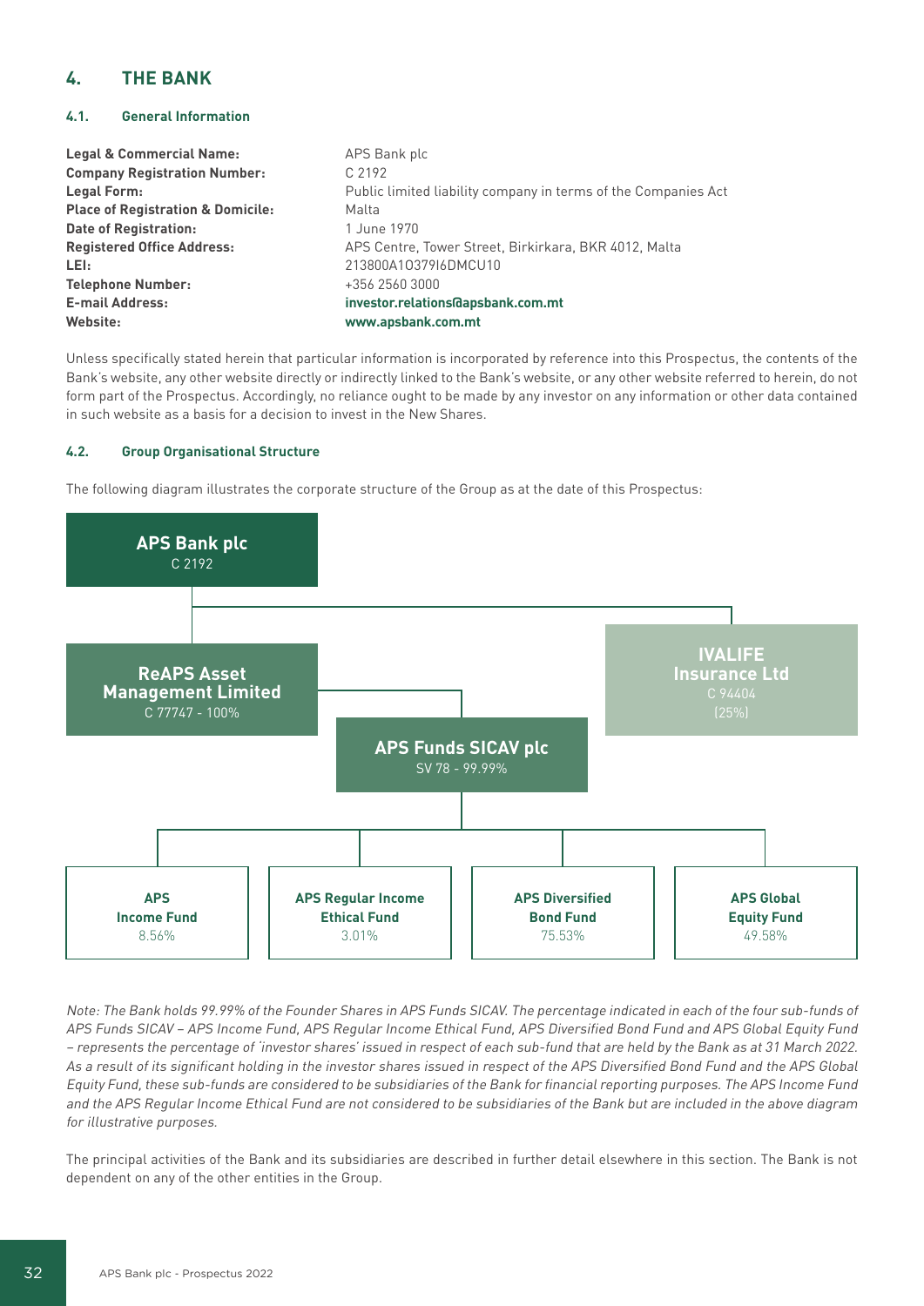## 4. THE BANK

### 4.1. General Information

| | |
|---|---|
| **Legal & Commercial Name:** | APS Bank plc |
| **Company Registration Number:** | C 2192 |
| **Legal Form:** | Public limited liability company in terms of the Companies Act |
| **Place of Registration & Domicile:** | Malta |
| **Date of Registration:** | 1 June 1970 |
| **Registered Office Address:** | APS Centre, Tower Street, Birkirkara, BKR 4012, Malta |
| **LEI:** | 213800A1O379I6DMCU10 |
| **Telephone Number:** | +356 2560 3000 |
| **E-mail Address:** | **investor.relations@apsbank.com.mt** |
| **Website:** | **www.apsbank.com.mt** |

Unless specifically stated herein that particular information is incorporated by reference into this Prospectus, the contents of the Bank's website, any other website directly or indirectly linked to the Bank's website, or any other website referred to herein, do not form part of the Prospectus. Accordingly, no reliance ought to be made by any investor on any information or other data contained in such website as a basis for a decision to invest in the New Shares.

### 4.2. Group Organisational Structure

The following diagram illustrates the corporate structure of the Group as at the date of this Prospectus:

**APS Bank plc**
C 2192

- **ReAPS Asset Management Limited** – C 77747 - 100%
- **IVALIFE Insurance Ltd** – C 94404 (25%)
- **APS Funds SICAV plc** – SV 78 - 99.99%
  - **APS Income Fund** – 8.56%
  - **APS Regular Income Ethical Fund** – 3.01%
  - **APS Diversified Bond Fund** – 75.53%
  - **APS Global Equity Fund** – 49.58%

*Note: The Bank holds 99.99% of the Founder Shares in APS Funds SICAV. The percentage indicated in each of the four sub-funds of APS Funds SICAV – APS Income Fund, APS Regular Income Ethical Fund, APS Diversified Bond Fund and APS Global Equity Fund – represents the percentage of 'investor shares' issued in respect of each sub-fund that are held by the Bank as at 31 March 2022. As a result of its significant holding in the investor shares issued in respect of the APS Diversified Bond Fund and the APS Global Equity Fund, these sub-funds are considered to be subsidiaries of the Bank for financial reporting purposes. The APS Income Fund and the APS Regular Income Ethical Fund are not considered to be subsidiaries of the Bank but are included in the above diagram for illustrative purposes.*

The principal activities of the Bank and its subsidiaries are described in further detail elsewhere in this section. The Bank is not dependent on any of the other entities in the Group.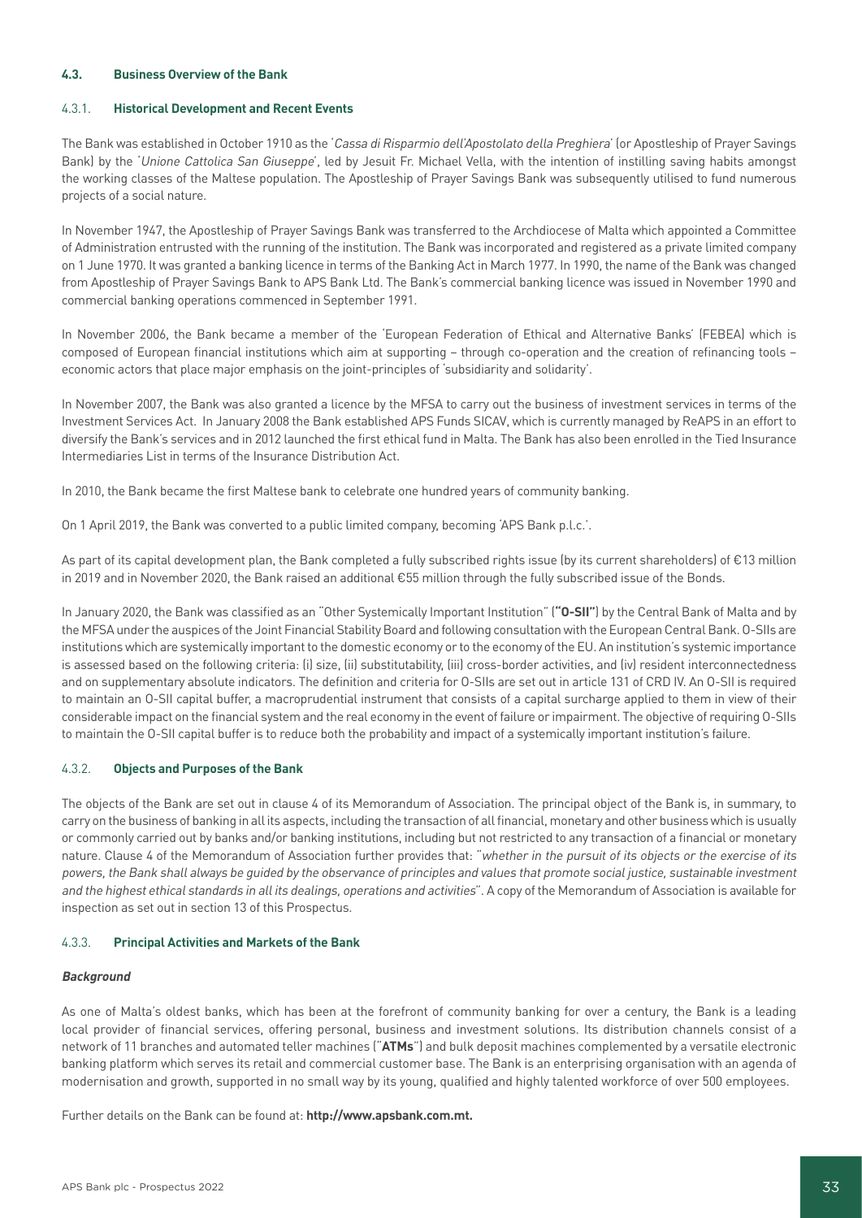## 4.3. Business Overview of the Bank

### 4.3.1. Historical Development and Recent Events

The Bank was established in October 1910 as the '*Cassa di Risparmio dell'Apostolato della Preghiera*' (or Apostleship of Prayer Savings Bank) by the '*Unione Cattolica San Giuseppe*', led by Jesuit Fr. Michael Vella, with the intention of instilling saving habits amongst the working classes of the Maltese population. The Apostleship of Prayer Savings Bank was subsequently utilised to fund numerous projects of a social nature.

In November 1947, the Apostleship of Prayer Savings Bank was transferred to the Archdiocese of Malta which appointed a Committee of Administration entrusted with the running of the institution. The Bank was incorporated and registered as a private limited company on 1 June 1970. It was granted a banking licence in terms of the Banking Act in March 1977. In 1990, the name of the Bank was changed from Apostleship of Prayer Savings Bank to APS Bank Ltd. The Bank's commercial banking licence was issued in November 1990 and commercial banking operations commenced in September 1991.

In November 2006, the Bank became a member of the 'European Federation of Ethical and Alternative Banks' (FEBEA) which is composed of European financial institutions which aim at supporting – through co-operation and the creation of refinancing tools – economic actors that place major emphasis on the joint-principles of 'subsidiarity and solidarity'.

In November 2007, the Bank was also granted a licence by the MFSA to carry out the business of investment services in terms of the Investment Services Act. In January 2008 the Bank established APS Funds SICAV, which is currently managed by ReAPS in an effort to diversify the Bank's services and in 2012 launched the first ethical fund in Malta. The Bank has also been enrolled in the Tied Insurance Intermediaries List in terms of the Insurance Distribution Act.

In 2010, the Bank became the first Maltese bank to celebrate one hundred years of community banking.

On 1 April 2019, the Bank was converted to a public limited company, becoming 'APS Bank p.l.c.'.

As part of its capital development plan, the Bank completed a fully subscribed rights issue (by its current shareholders) of €13 million in 2019 and in November 2020, the Bank raised an additional €55 million through the fully subscribed issue of the Bonds.

In January 2020, the Bank was classified as an "Other Systemically Important Institution" (**"O-SII"**) by the Central Bank of Malta and by the MFSA under the auspices of the Joint Financial Stability Board and following consultation with the European Central Bank. O-SIIs are institutions which are systemically important to the domestic economy or to the economy of the EU. An institution's systemic importance is assessed based on the following criteria: (i) size, (ii) substitutability, (iii) cross-border activities, and (iv) resident interconnectedness and on supplementary absolute indicators. The definition and criteria for O-SIIs are set out in article 131 of CRD IV. An O-SII is required to maintain an O-SII capital buffer, a macroprudential instrument that consists of a capital surcharge applied to them in view of their considerable impact on the financial system and the real economy in the event of failure or impairment. The objective of requiring O-SIIs to maintain the O-SII capital buffer is to reduce both the probability and impact of a systemically important institution's failure.

### 4.3.2. Objects and Purposes of the Bank

The objects of the Bank are set out in clause 4 of its Memorandum of Association. The principal object of the Bank is, in summary, to carry on the business of banking in all its aspects, including the transaction of all financial, monetary and other business which is usually or commonly carried out by banks and/or banking institutions, including but not restricted to any transaction of a financial or monetary nature. Clause 4 of the Memorandum of Association further provides that: "*whether in the pursuit of its objects or the exercise of its powers, the Bank shall always be guided by the observance of principles and values that promote social justice, sustainable investment and the highest ethical standards in all its dealings, operations and activities*". A copy of the Memorandum of Association is available for inspection as set out in section 13 of this Prospectus.

### 4.3.3. Principal Activities and Markets of the Bank

***Background***

As one of Malta's oldest banks, which has been at the forefront of community banking for over a century, the Bank is a leading local provider of financial services, offering personal, business and investment solutions. Its distribution channels consist of a network of 11 branches and automated teller machines ("**ATMs**") and bulk deposit machines complemented by a versatile electronic banking platform which serves its retail and commercial customer base. The Bank is an enterprising organisation with an agenda of modernisation and growth, supported in no small way by its young, qualified and highly talented workforce of over 500 employees.

Further details on the Bank can be found at: **http://www.apsbank.com.mt.**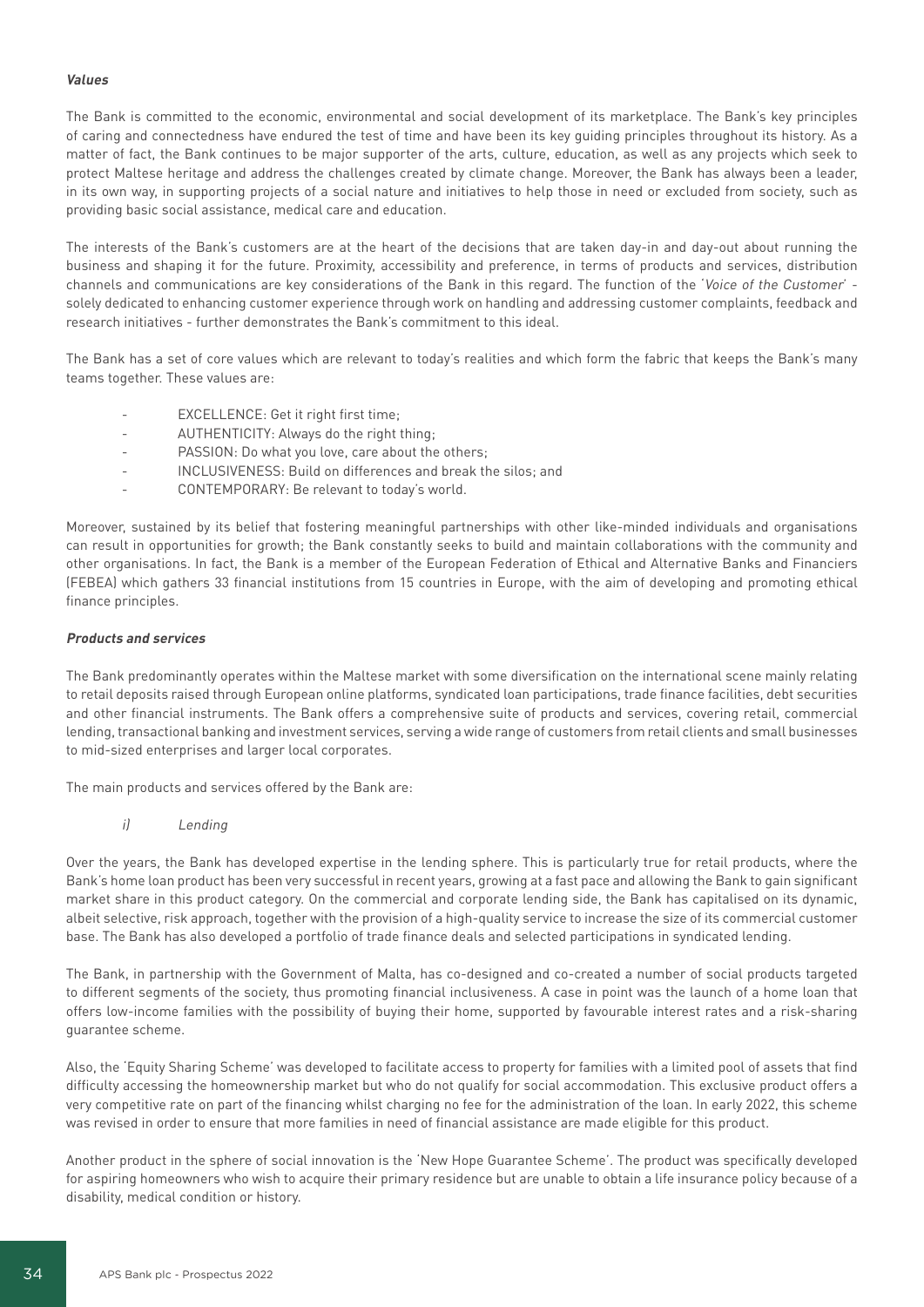***Values***

The Bank is committed to the economic, environmental and social development of its marketplace. The Bank's key principles of caring and connectedness have endured the test of time and have been its key guiding principles throughout its history. As a matter of fact, the Bank continues to be major supporter of the arts, culture, education, as well as any projects which seek to protect Maltese heritage and address the challenges created by climate change. Moreover, the Bank has always been a leader, in its own way, in supporting projects of a social nature and initiatives to help those in need or excluded from society, such as providing basic social assistance, medical care and education.

The interests of the Bank's customers are at the heart of the decisions that are taken day-in and day-out about running the business and shaping it for the future. Proximity, accessibility and preference, in terms of products and services, distribution channels and communications are key considerations of the Bank in this regard. The function of the '*Voice of the Customer*' - solely dedicated to enhancing customer experience through work on handling and addressing customer complaints, feedback and research initiatives - further demonstrates the Bank's commitment to this ideal.

The Bank has a set of core values which are relevant to today's realities and which form the fabric that keeps the Bank's many teams together. These values are:

- EXCELLENCE: Get it right first time;
- AUTHENTICITY: Always do the right thing;
- PASSION: Do what you love, care about the others;
- INCLUSIVENESS: Build on differences and break the silos; and
- CONTEMPORARY: Be relevant to today's world.

Moreover, sustained by its belief that fostering meaningful partnerships with other like-minded individuals and organisations can result in opportunities for growth; the Bank constantly seeks to build and maintain collaborations with the community and other organisations. In fact, the Bank is a member of the European Federation of Ethical and Alternative Banks and Financiers (FEBEA) which gathers 33 financial institutions from 15 countries in Europe, with the aim of developing and promoting ethical finance principles.

***Products and services***

The Bank predominantly operates within the Maltese market with some diversification on the international scene mainly relating to retail deposits raised through European online platforms, syndicated loan participations, trade finance facilities, debt securities and other financial instruments. The Bank offers a comprehensive suite of products and services, covering retail, commercial lending, transactional banking and investment services, serving a wide range of customers from retail clients and small businesses to mid-sized enterprises and larger local corporates.

The main products and services offered by the Bank are:

*i) Lending*

Over the years, the Bank has developed expertise in the lending sphere. This is particularly true for retail products, where the Bank's home loan product has been very successful in recent years, growing at a fast pace and allowing the Bank to gain significant market share in this product category. On the commercial and corporate lending side, the Bank has capitalised on its dynamic, albeit selective, risk approach, together with the provision of a high-quality service to increase the size of its commercial customer base. The Bank has also developed a portfolio of trade finance deals and selected participations in syndicated lending.

The Bank, in partnership with the Government of Malta, has co-designed and co-created a number of social products targeted to different segments of the society, thus promoting financial inclusiveness. A case in point was the launch of a home loan that offers low-income families with the possibility of buying their home, supported by favourable interest rates and a risk-sharing guarantee scheme.

Also, the 'Equity Sharing Scheme' was developed to facilitate access to property for families with a limited pool of assets that find difficulty accessing the homeownership market but who do not qualify for social accommodation. This exclusive product offers a very competitive rate on part of the financing whilst charging no fee for the administration of the loan. In early 2022, this scheme was revised in order to ensure that more families in need of financial assistance are made eligible for this product.

Another product in the sphere of social innovation is the 'New Hope Guarantee Scheme'. The product was specifically developed for aspiring homeowners who wish to acquire their primary residence but are unable to obtain a life insurance policy because of a disability, medical condition or history.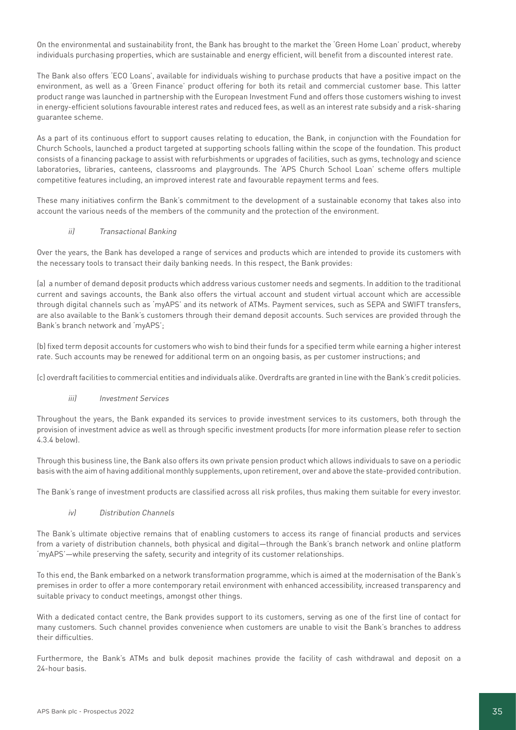On the environmental and sustainability front, the Bank has brought to the market the 'Green Home Loan' product, whereby individuals purchasing properties, which are sustainable and energy efficient, will benefit from a discounted interest rate.

The Bank also offers 'ECO Loans', available for individuals wishing to purchase products that have a positive impact on the environment, as well as a 'Green Finance' product offering for both its retail and commercial customer base. This latter product range was launched in partnership with the European Investment Fund and offers those customers wishing to invest in energy-efficient solutions favourable interest rates and reduced fees, as well as an interest rate subsidy and a risk-sharing guarantee scheme.

As a part of its continuous effort to support causes relating to education, the Bank, in conjunction with the Foundation for Church Schools, launched a product targeted at supporting schools falling within the scope of the foundation. This product consists of a financing package to assist with refurbishments or upgrades of facilities, such as gyms, technology and science laboratories, libraries, canteens, classrooms and playgrounds. The 'APS Church School Loan' scheme offers multiple competitive features including, an improved interest rate and favourable repayment terms and fees.

These many initiatives confirm the Bank's commitment to the development of a sustainable economy that takes also into account the various needs of the members of the community and the protection of the environment.

*ii) Transactional Banking*

Over the years, the Bank has developed a range of services and products which are intended to provide its customers with the necessary tools to transact their daily banking needs. In this respect, the Bank provides:

(a) a number of demand deposit products which address various customer needs and segments. In addition to the traditional current and savings accounts, the Bank also offers the virtual account and student virtual account which are accessible through digital channels such as 'myAPS' and its network of ATMs. Payment services, such as SEPA and SWIFT transfers, are also available to the Bank's customers through their demand deposit accounts. Such services are provided through the Bank's branch network and 'myAPS';

(b) fixed term deposit accounts for customers who wish to bind their funds for a specified term while earning a higher interest rate. Such accounts may be renewed for additional term on an ongoing basis, as per customer instructions; and

(c) overdraft facilities to commercial entities and individuals alike. Overdrafts are granted in line with the Bank's credit policies.

*iii) Investment Services*

Throughout the years, the Bank expanded its services to provide investment services to its customers, both through the provision of investment advice as well as through specific investment products (for more information please refer to section 4.3.4 below).

Through this business line, the Bank also offers its own private pension product which allows individuals to save on a periodic basis with the aim of having additional monthly supplements, upon retirement, over and above the state-provided contribution.

The Bank's range of investment products are classified across all risk profiles, thus making them suitable for every investor.

*iv) Distribution Channels*

The Bank's ultimate objective remains that of enabling customers to access its range of financial products and services from a variety of distribution channels, both physical and digital—through the Bank's branch network and online platform 'myAPS'—while preserving the safety, security and integrity of its customer relationships.

To this end, the Bank embarked on a network transformation programme, which is aimed at the modernisation of the Bank's premises in order to offer a more contemporary retail environment with enhanced accessibility, increased transparency and suitable privacy to conduct meetings, amongst other things.

With a dedicated contact centre, the Bank provides support to its customers, serving as one of the first line of contact for many customers. Such channel provides convenience when customers are unable to visit the Bank's branches to address their difficulties.

Furthermore, the Bank's ATMs and bulk deposit machines provide the facility of cash withdrawal and deposit on a 24-hour basis.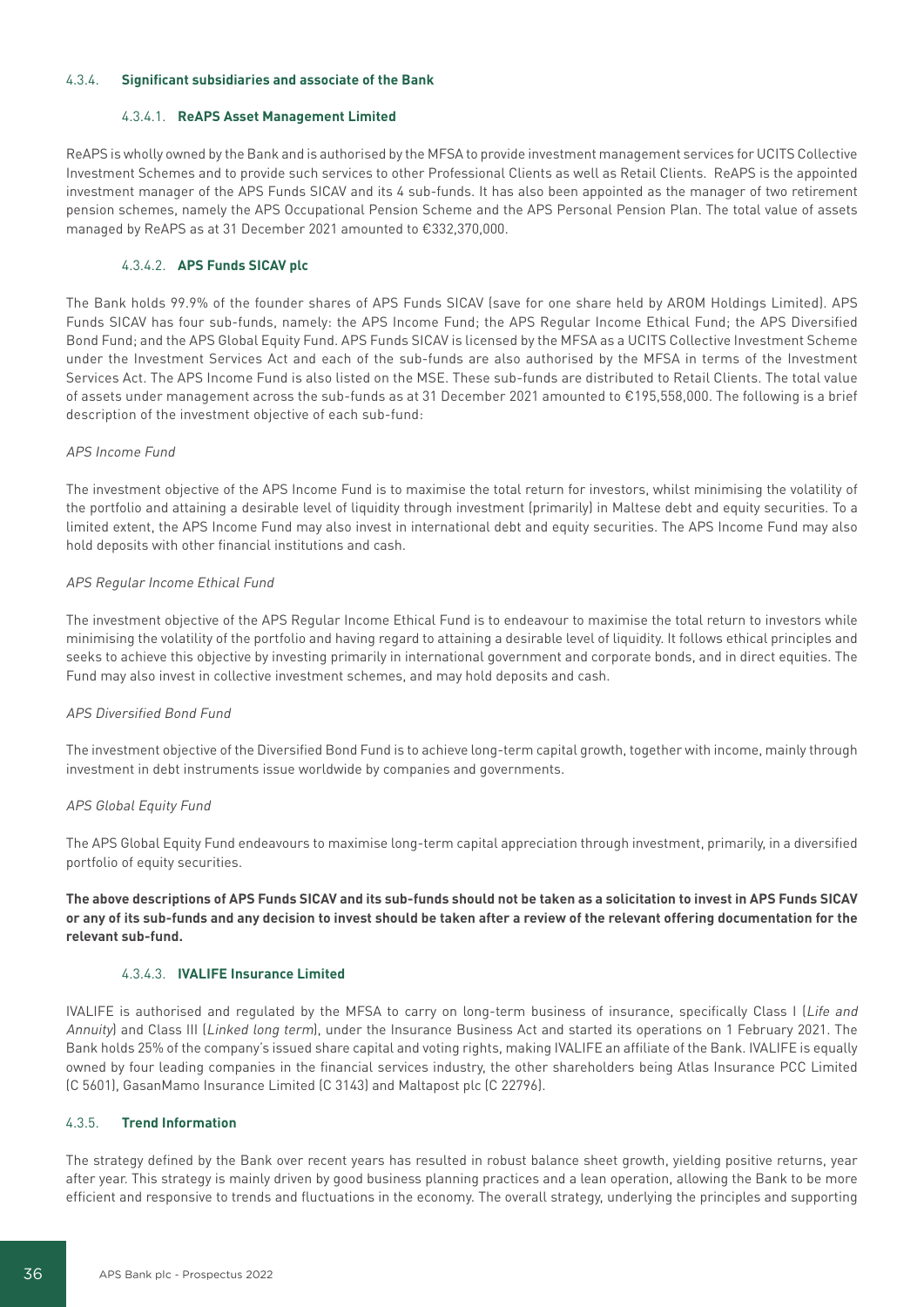### 4.3.4. **Significant subsidiaries and associate of the Bank**

#### 4.3.4.1. **ReAPS Asset Management Limited**

ReAPS is wholly owned by the Bank and is authorised by the MFSA to provide investment management services for UCITS Collective Investment Schemes and to provide such services to other Professional Clients as well as Retail Clients. ReAPS is the appointed investment manager of the APS Funds SICAV and its 4 sub-funds. It has also been appointed as the manager of two retirement pension schemes, namely the APS Occupational Pension Scheme and the APS Personal Pension Plan. The total value of assets managed by ReAPS as at 31 December 2021 amounted to €332,370,000.

#### 4.3.4.2. **APS Funds SICAV plc**

The Bank holds 99.9% of the founder shares of APS Funds SICAV (save for one share held by AROM Holdings Limited). APS Funds SICAV has four sub-funds, namely: the APS Income Fund; the APS Regular Income Ethical Fund; the APS Diversified Bond Fund; and the APS Global Equity Fund. APS Funds SICAV is licensed by the MFSA as a UCITS Collective Investment Scheme under the Investment Services Act and each of the sub-funds are also authorised by the MFSA in terms of the Investment Services Act. The APS Income Fund is also listed on the MSE. These sub-funds are distributed to Retail Clients. The total value of assets under management across the sub-funds as at 31 December 2021 amounted to €195,558,000. The following is a brief description of the investment objective of each sub-fund:

*APS Income Fund*

The investment objective of the APS Income Fund is to maximise the total return for investors, whilst minimising the volatility of the portfolio and attaining a desirable level of liquidity through investment (primarily) in Maltese debt and equity securities. To a limited extent, the APS Income Fund may also invest in international debt and equity securities. The APS Income Fund may also hold deposits with other financial institutions and cash.

*APS Regular Income Ethical Fund*

The investment objective of the APS Regular Income Ethical Fund is to endeavour to maximise the total return to investors while minimising the volatility of the portfolio and having regard to attaining a desirable level of liquidity. It follows ethical principles and seeks to achieve this objective by investing primarily in international government and corporate bonds, and in direct equities. The Fund may also invest in collective investment schemes, and may hold deposits and cash.

*APS Diversified Bond Fund*

The investment objective of the Diversified Bond Fund is to achieve long-term capital growth, together with income, mainly through investment in debt instruments issue worldwide by companies and governments.

*APS Global Equity Fund*

The APS Global Equity Fund endeavours to maximise long-term capital appreciation through investment, primarily, in a diversified portfolio of equity securities.

**The above descriptions of APS Funds SICAV and its sub-funds should not be taken as a solicitation to invest in APS Funds SICAV or any of its sub-funds and any decision to invest should be taken after a review of the relevant offering documentation for the relevant sub-fund.**

#### 4.3.4.3. **IVALIFE Insurance Limited**

IVALIFE is authorised and regulated by the MFSA to carry on long-term business of insurance, specifically Class I (*Life and Annuity*) and Class III (*Linked long term*), under the Insurance Business Act and started its operations on 1 February 2021. The Bank holds 25% of the company's issued share capital and voting rights, making IVALIFE an affiliate of the Bank. IVALIFE is equally owned by four leading companies in the financial services industry, the other shareholders being Atlas Insurance PCC Limited (C 5601), GasanMamo Insurance Limited (C 3143) and Maltapost plc (C 22796).

### 4.3.5. **Trend Information**

The strategy defined by the Bank over recent years has resulted in robust balance sheet growth, yielding positive returns, year after year. This strategy is mainly driven by good business planning practices and a lean operation, allowing the Bank to be more efficient and responsive to trends and fluctuations in the economy. The overall strategy, underlying the principles and supporting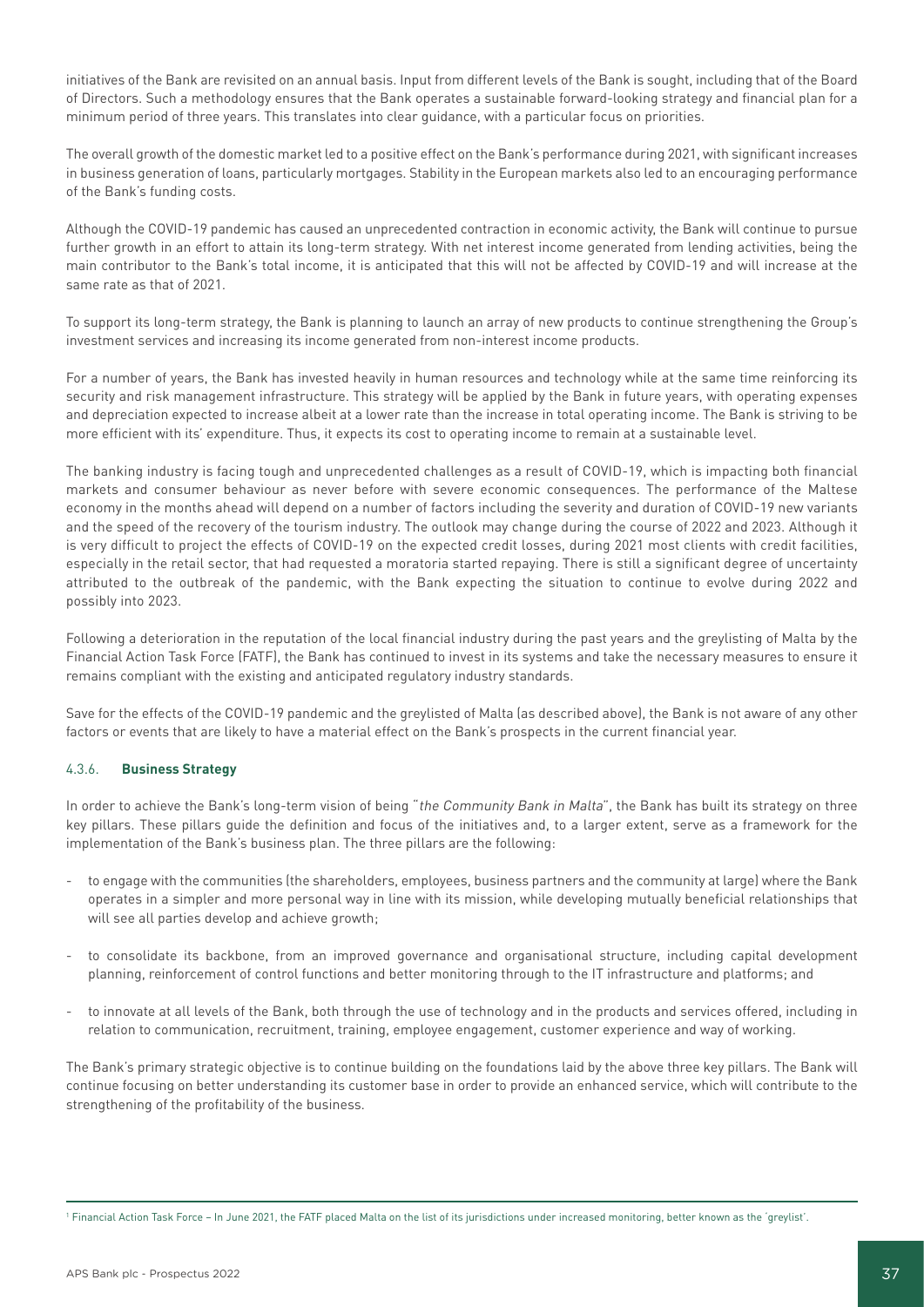initiatives of the Bank are revisited on an annual basis. Input from different levels of the Bank is sought, including that of the Board of Directors. Such a methodology ensures that the Bank operates a sustainable forward-looking strategy and financial plan for a minimum period of three years. This translates into clear guidance, with a particular focus on priorities.

The overall growth of the domestic market led to a positive effect on the Bank's performance during 2021, with significant increases in business generation of loans, particularly mortgages. Stability in the European markets also led to an encouraging performance of the Bank's funding costs.

Although the COVID-19 pandemic has caused an unprecedented contraction in economic activity, the Bank will continue to pursue further growth in an effort to attain its long-term strategy. With net interest income generated from lending activities, being the main contributor to the Bank's total income, it is anticipated that this will not be affected by COVID-19 and will increase at the same rate as that of 2021.

To support its long-term strategy, the Bank is planning to launch an array of new products to continue strengthening the Group's investment services and increasing its income generated from non-interest income products.

For a number of years, the Bank has invested heavily in human resources and technology while at the same time reinforcing its security and risk management infrastructure. This strategy will be applied by the Bank in future years, with operating expenses and depreciation expected to increase albeit at a lower rate than the increase in total operating income. The Bank is striving to be more efficient with its' expenditure. Thus, it expects its cost to operating income to remain at a sustainable level.

The banking industry is facing tough and unprecedented challenges as a result of COVID-19, which is impacting both financial markets and consumer behaviour as never before with severe economic consequences. The performance of the Maltese economy in the months ahead will depend on a number of factors including the severity and duration of COVID-19 new variants and the speed of the recovery of the tourism industry. The outlook may change during the course of 2022 and 2023. Although it is very difficult to project the effects of COVID-19 on the expected credit losses, during 2021 most clients with credit facilities, especially in the retail sector, that had requested a moratoria started repaying. There is still a significant degree of uncertainty attributed to the outbreak of the pandemic, with the Bank expecting the situation to continue to evolve during 2022 and possibly into 2023.

Following a deterioration in the reputation of the local financial industry during the past years and the greylisting of Malta by the Financial Action Task Force (FATF), the Bank has continued to invest in its systems and take the necessary measures to ensure it remains compliant with the existing and anticipated regulatory industry standards.

Save for the effects of the COVID-19 pandemic and the greylisted of Malta (as described above), the Bank is not aware of any other factors or events that are likely to have a material effect on the Bank's prospects in the current financial year.

#### 4.3.6. **Business Strategy**

In order to achieve the Bank's long-term vision of being "*the Community Bank in Malta*", the Bank has built its strategy on three key pillars. These pillars guide the definition and focus of the initiatives and, to a larger extent, serve as a framework for the implementation of the Bank's business plan. The three pillars are the following:

- to engage with the communities (the shareholders, employees, business partners and the community at large) where the Bank operates in a simpler and more personal way in line with its mission, while developing mutually beneficial relationships that will see all parties develop and achieve growth;
- to consolidate its backbone, from an improved governance and organisational structure, including capital development planning, reinforcement of control functions and better monitoring through to the IT infrastructure and platforms; and
- to innovate at all levels of the Bank, both through the use of technology and in the products and services offered, including in relation to communication, recruitment, training, employee engagement, customer experience and way of working.

The Bank's primary strategic objective is to continue building on the foundations laid by the above three key pillars. The Bank will continue focusing on better understanding its customer base in order to provide an enhanced service, which will contribute to the strengthening of the profitability of the business.

[1] Financial Action Task Force – In June 2021, the FATF placed Malta on the list of its jurisdictions under increased monitoring, better known as the 'greylist'.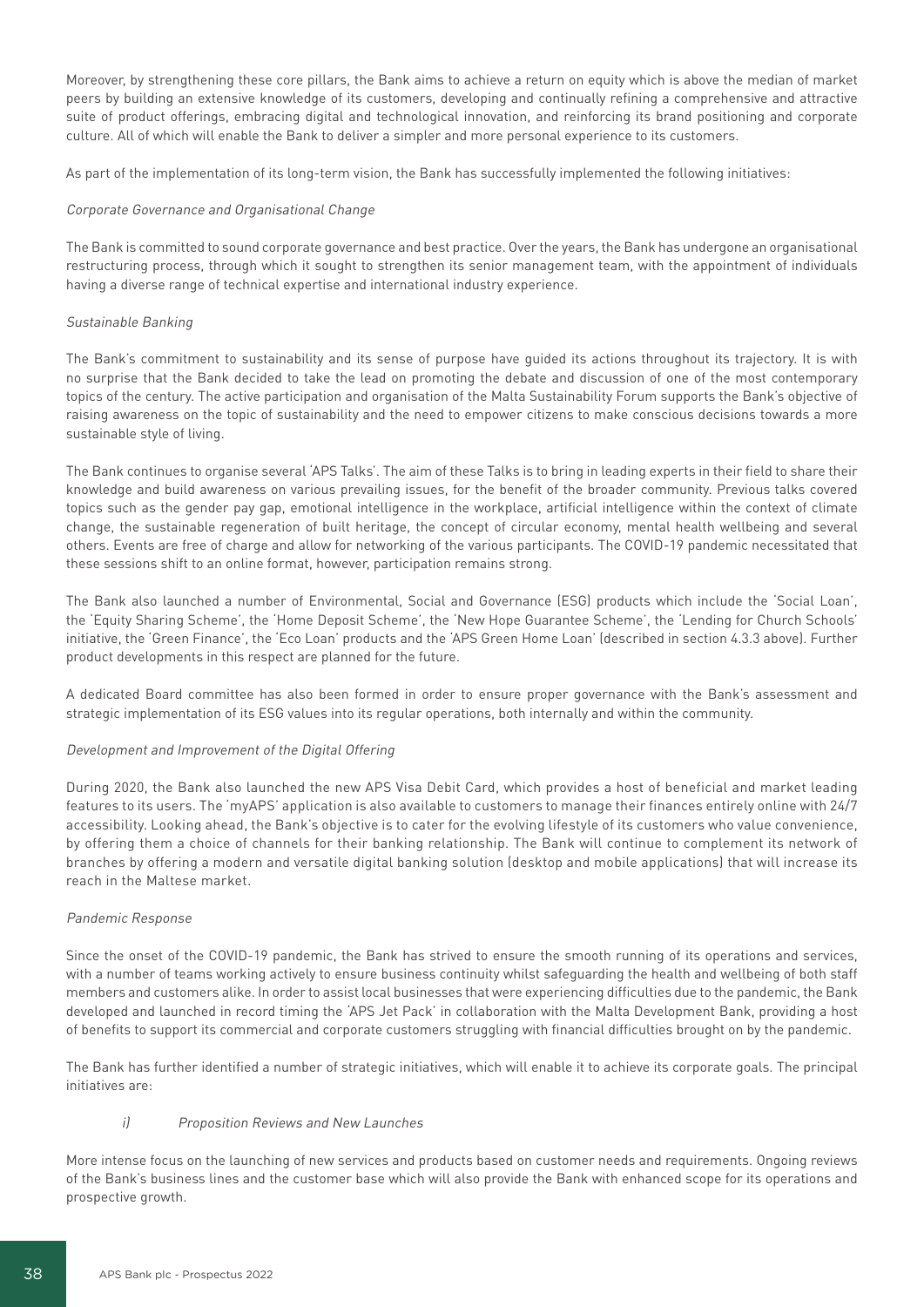Moreover, by strengthening these core pillars, the Bank aims to achieve a return on equity which is above the median of market peers by building an extensive knowledge of its customers, developing and continually refining a comprehensive and attractive suite of product offerings, embracing digital and technological innovation, and reinforcing its brand positioning and corporate culture. All of which will enable the Bank to deliver a simpler and more personal experience to its customers.

As part of the implementation of its long-term vision, the Bank has successfully implemented the following initiatives:

*Corporate Governance and Organisational Change*

The Bank is committed to sound corporate governance and best practice. Over the years, the Bank has undergone an organisational restructuring process, through which it sought to strengthen its senior management team, with the appointment of individuals having a diverse range of technical expertise and international industry experience.

*Sustainable Banking*

The Bank's commitment to sustainability and its sense of purpose have guided its actions throughout its trajectory. It is with no surprise that the Bank decided to take the lead on promoting the debate and discussion of one of the most contemporary topics of the century. The active participation and organisation of the Malta Sustainability Forum supports the Bank's objective of raising awareness on the topic of sustainability and the need to empower citizens to make conscious decisions towards a more sustainable style of living.

The Bank continues to organise several 'APS Talks'. The aim of these Talks is to bring in leading experts in their field to share their knowledge and build awareness on various prevailing issues, for the benefit of the broader community. Previous talks covered topics such as the gender pay gap, emotional intelligence in the workplace, artificial intelligence within the context of climate change, the sustainable regeneration of built heritage, the concept of circular economy, mental health wellbeing and several others. Events are free of charge and allow for networking of the various participants. The COVID-19 pandemic necessitated that these sessions shift to an online format, however, participation remains strong.

The Bank also launched a number of Environmental, Social and Governance (ESG) products which include the 'Social Loan', the 'Equity Sharing Scheme', the 'Home Deposit Scheme', the 'New Hope Guarantee Scheme', the 'Lending for Church Schools' initiative, the 'Green Finance', the 'Eco Loan' products and the 'APS Green Home Loan' (described in section 4.3.3 above). Further product developments in this respect are planned for the future.

A dedicated Board committee has also been formed in order to ensure proper governance with the Bank's assessment and strategic implementation of its ESG values into its regular operations, both internally and within the community.

*Development and Improvement of the Digital Offering*

During 2020, the Bank also launched the new APS Visa Debit Card, which provides a host of beneficial and market leading features to its users. The 'myAPS' application is also available to customers to manage their finances entirely online with 24/7 accessibility. Looking ahead, the Bank's objective is to cater for the evolving lifestyle of its customers who value convenience, by offering them a choice of channels for their banking relationship. The Bank will continue to complement its network of branches by offering a modern and versatile digital banking solution (desktop and mobile applications) that will increase its reach in the Maltese market.

*Pandemic Response*

Since the onset of the COVID-19 pandemic, the Bank has strived to ensure the smooth running of its operations and services, with a number of teams working actively to ensure business continuity whilst safeguarding the health and wellbeing of both staff members and customers alike. In order to assist local businesses that were experiencing difficulties due to the pandemic, the Bank developed and launched in record timing the 'APS Jet Pack' in collaboration with the Malta Development Bank, providing a host of benefits to support its commercial and corporate customers struggling with financial difficulties brought on by the pandemic.

The Bank has further identified a number of strategic initiatives, which will enable it to achieve its corporate goals. The principal initiatives are:

*i) Proposition Reviews and New Launches*

More intense focus on the launching of new services and products based on customer needs and requirements. Ongoing reviews of the Bank's business lines and the customer base which will also provide the Bank with enhanced scope for its operations and prospective growth.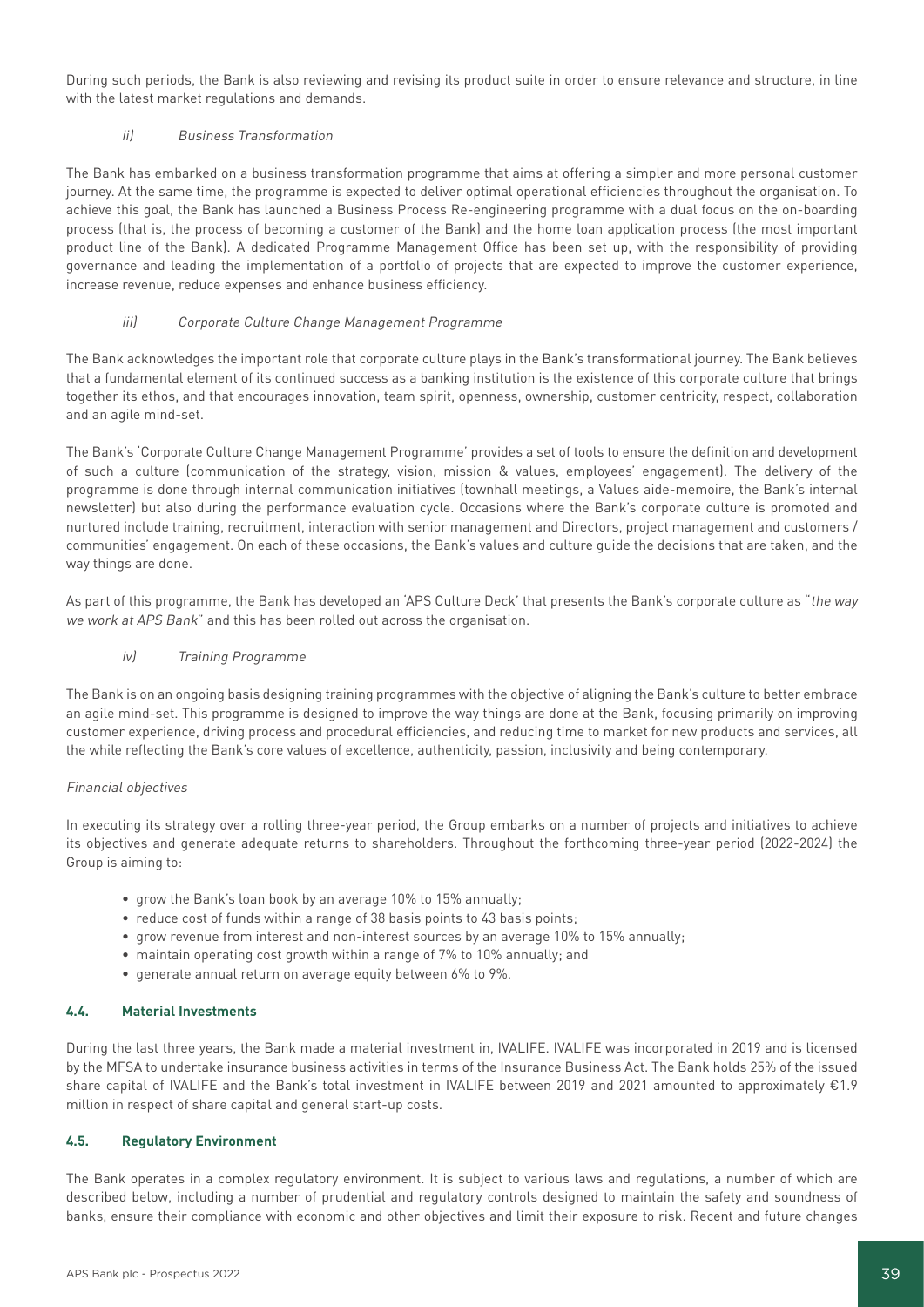During such periods, the Bank is also reviewing and revising its product suite in order to ensure relevance and structure, in line with the latest market regulations and demands.

*ii) Business Transformation*

The Bank has embarked on a business transformation programme that aims at offering a simpler and more personal customer journey. At the same time, the programme is expected to deliver optimal operational efficiencies throughout the organisation. To achieve this goal, the Bank has launched a Business Process Re-engineering programme with a dual focus on the on-boarding process (that is, the process of becoming a customer of the Bank) and the home loan application process (the most important product line of the Bank). A dedicated Programme Management Office has been set up, with the responsibility of providing governance and leading the implementation of a portfolio of projects that are expected to improve the customer experience, increase revenue, reduce expenses and enhance business efficiency.

*iii) Corporate Culture Change Management Programme*

The Bank acknowledges the important role that corporate culture plays in the Bank's transformational journey. The Bank believes that a fundamental element of its continued success as a banking institution is the existence of this corporate culture that brings together its ethos, and that encourages innovation, team spirit, openness, ownership, customer centricity, respect, collaboration and an agile mind-set.

The Bank's 'Corporate Culture Change Management Programme' provides a set of tools to ensure the definition and development of such a culture (communication of the strategy, vision, mission & values, employees' engagement). The delivery of the programme is done through internal communication initiatives (townhall meetings, a Values aide-memoire, the Bank's internal newsletter) but also during the performance evaluation cycle. Occasions where the Bank's corporate culture is promoted and nurtured include training, recruitment, interaction with senior management and Directors, project management and customers / communities' engagement. On each of these occasions, the Bank's values and culture guide the decisions that are taken, and the way things are done.

As part of this programme, the Bank has developed an 'APS Culture Deck' that presents the Bank's corporate culture as "*the way we work at APS Bank*" and this has been rolled out across the organisation.

*iv) Training Programme*

The Bank is on an ongoing basis designing training programmes with the objective of aligning the Bank's culture to better embrace an agile mind-set. This programme is designed to improve the way things are done at the Bank, focusing primarily on improving customer experience, driving process and procedural efficiencies, and reducing time to market for new products and services, all the while reflecting the Bank's core values of excellence, authenticity, passion, inclusivity and being contemporary.

*Financial objectives*

In executing its strategy over a rolling three-year period, the Group embarks on a number of projects and initiatives to achieve its objectives and generate adequate returns to shareholders. Throughout the forthcoming three-year period (2022-2024) the Group is aiming to:

- grow the Bank's loan book by an average 10% to 15% annually;
- reduce cost of funds within a range of 38 basis points to 43 basis points;
- grow revenue from interest and non-interest sources by an average 10% to 15% annually;
- maintain operating cost growth within a range of 7% to 10% annually; and
- generate annual return on average equity between 6% to 9%.

## 4.4. Material Investments

During the last three years, the Bank made a material investment in, IVALIFE. IVALIFE was incorporated in 2019 and is licensed by the MFSA to undertake insurance business activities in terms of the Insurance Business Act. The Bank holds 25% of the issued share capital of IVALIFE and the Bank's total investment in IVALIFE between 2019 and 2021 amounted to approximately €1.9 million in respect of share capital and general start-up costs.

## 4.5. Regulatory Environment

The Bank operates in a complex regulatory environment. It is subject to various laws and regulations, a number of which are described below, including a number of prudential and regulatory controls designed to maintain the safety and soundness of banks, ensure their compliance with economic and other objectives and limit their exposure to risk. Recent and future changes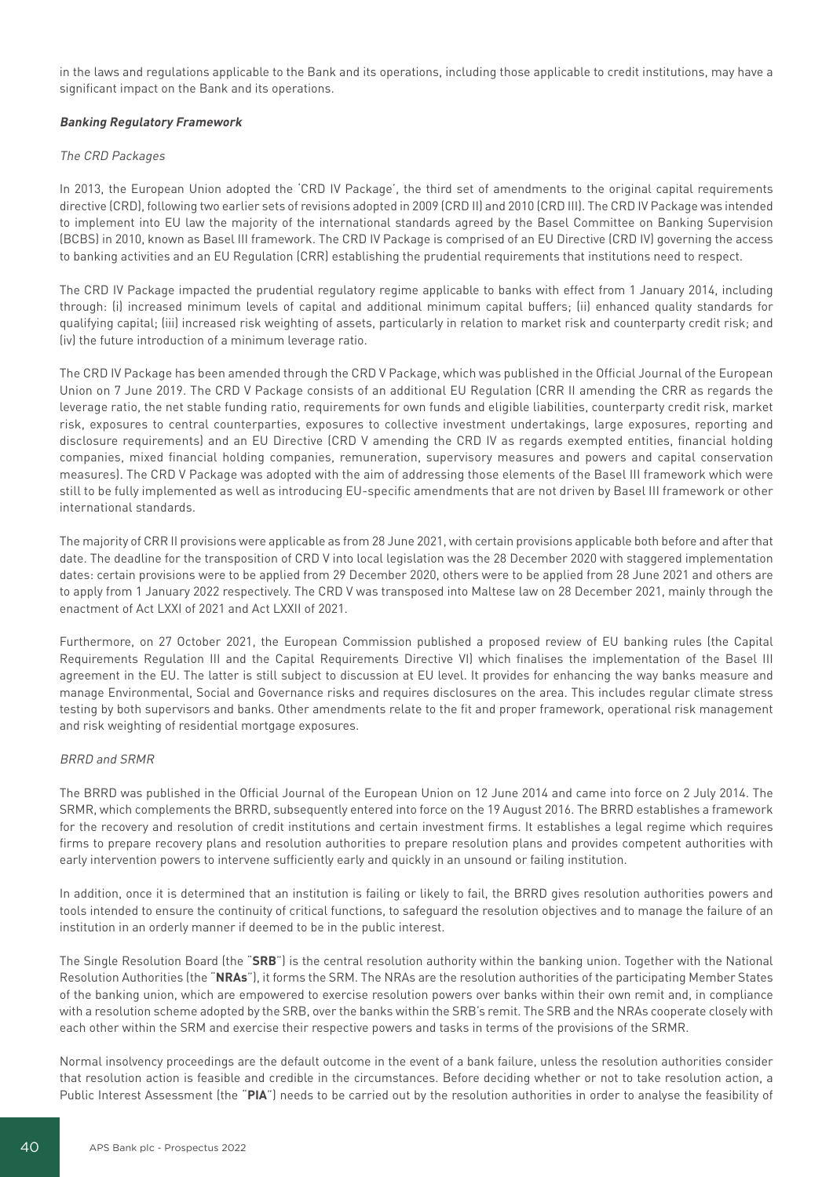in the laws and regulations applicable to the Bank and its operations, including those applicable to credit institutions, may have a significant impact on the Bank and its operations.

***Banking Regulatory Framework***

*The CRD Packages*

In 2013, the European Union adopted the 'CRD IV Package', the third set of amendments to the original capital requirements directive (CRD), following two earlier sets of revisions adopted in 2009 (CRD II) and 2010 (CRD III). The CRD IV Package was intended to implement into EU law the majority of the international standards agreed by the Basel Committee on Banking Supervision (BCBS) in 2010, known as Basel III framework. The CRD IV Package is comprised of an EU Directive (CRD IV) governing the access to banking activities and an EU Regulation (CRR) establishing the prudential requirements that institutions need to respect.

The CRD IV Package impacted the prudential regulatory regime applicable to banks with effect from 1 January 2014, including through: (i) increased minimum levels of capital and additional minimum capital buffers; (ii) enhanced quality standards for qualifying capital; (iii) increased risk weighting of assets, particularly in relation to market risk and counterparty credit risk; and (iv) the future introduction of a minimum leverage ratio.

The CRD IV Package has been amended through the CRD V Package, which was published in the Official Journal of the European Union on 7 June 2019. The CRD V Package consists of an additional EU Regulation (CRR II amending the CRR as regards the leverage ratio, the net stable funding ratio, requirements for own funds and eligible liabilities, counterparty credit risk, market risk, exposures to central counterparties, exposures to collective investment undertakings, large exposures, reporting and disclosure requirements) and an EU Directive (CRD V amending the CRD IV as regards exempted entities, financial holding companies, mixed financial holding companies, remuneration, supervisory measures and powers and capital conservation measures). The CRD V Package was adopted with the aim of addressing those elements of the Basel III framework which were still to be fully implemented as well as introducing EU-specific amendments that are not driven by Basel III framework or other international standards.

The majority of CRR II provisions were applicable as from 28 June 2021, with certain provisions applicable both before and after that date. The deadline for the transposition of CRD V into local legislation was the 28 December 2020 with staggered implementation dates: certain provisions were to be applied from 29 December 2020, others were to be applied from 28 June 2021 and others are to apply from 1 January 2022 respectively. The CRD V was transposed into Maltese law on 28 December 2021, mainly through the enactment of Act LXXI of 2021 and Act LXXII of 2021.

Furthermore, on 27 October 2021, the European Commission published a proposed review of EU banking rules (the Capital Requirements Regulation III and the Capital Requirements Directive VI) which finalises the implementation of the Basel III agreement in the EU. The latter is still subject to discussion at EU level. It provides for enhancing the way banks measure and manage Environmental, Social and Governance risks and requires disclosures on the area. This includes regular climate stress testing by both supervisors and banks. Other amendments relate to the fit and proper framework, operational risk management and risk weighting of residential mortgage exposures.

*BRRD and SRMR*

The BRRD was published in the Official Journal of the European Union on 12 June 2014 and came into force on 2 July 2014. The SRMR, which complements the BRRD, subsequently entered into force on the 19 August 2016. The BRRD establishes a framework for the recovery and resolution of credit institutions and certain investment firms. It establishes a legal regime which requires firms to prepare recovery plans and resolution authorities to prepare resolution plans and provides competent authorities with early intervention powers to intervene sufficiently early and quickly in an unsound or failing institution.

In addition, once it is determined that an institution is failing or likely to fail, the BRRD gives resolution authorities powers and tools intended to ensure the continuity of critical functions, to safeguard the resolution objectives and to manage the failure of an institution in an orderly manner if deemed to be in the public interest.

The Single Resolution Board (the "**SRB**") is the central resolution authority within the banking union. Together with the National Resolution Authorities (the "**NRAs**"), it forms the SRM. The NRAs are the resolution authorities of the participating Member States of the banking union, which are empowered to exercise resolution powers over banks within their own remit and, in compliance with a resolution scheme adopted by the SRB, over the banks within the SRB's remit. The SRB and the NRAs cooperate closely with each other within the SRM and exercise their respective powers and tasks in terms of the provisions of the SRMR.

Normal insolvency proceedings are the default outcome in the event of a bank failure, unless the resolution authorities consider that resolution action is feasible and credible in the circumstances. Before deciding whether or not to take resolution action, a Public Interest Assessment (the "**PIA**") needs to be carried out by the resolution authorities in order to analyse the feasibility of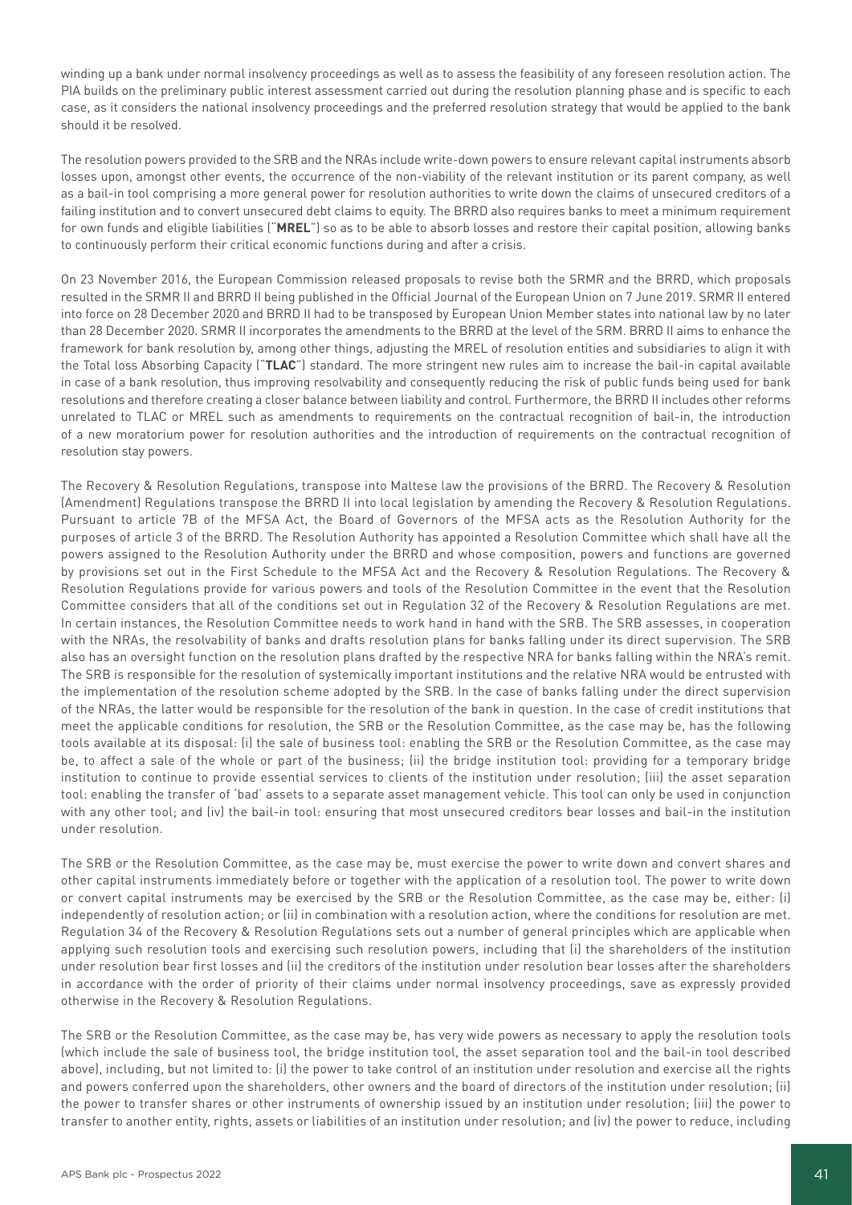winding up a bank under normal insolvency proceedings as well as to assess the feasibility of any foreseen resolution action. The PIA builds on the preliminary public interest assessment carried out during the resolution planning phase and is specific to each case, as it considers the national insolvency proceedings and the preferred resolution strategy that would be applied to the bank should it be resolved.

The resolution powers provided to the SRB and the NRAs include write-down powers to ensure relevant capital instruments absorb losses upon, amongst other events, the occurrence of the non-viability of the relevant institution or its parent company, as well as a bail-in tool comprising a more general power for resolution authorities to write down the claims of unsecured creditors of a failing institution and to convert unsecured debt claims to equity. The BRRD also requires banks to meet a minimum requirement for own funds and eligible liabilities ("**MREL**") so as to be able to absorb losses and restore their capital position, allowing banks to continuously perform their critical economic functions during and after a crisis.

On 23 November 2016, the European Commission released proposals to revise both the SRMR and the BRRD, which proposals resulted in the SRMR II and BRRD II being published in the Official Journal of the European Union on 7 June 2019. SRMR II entered into force on 28 December 2020 and BRRD II had to be transposed by European Union Member states into national law by no later than 28 December 2020. SRMR II incorporates the amendments to the BRRD at the level of the SRM. BRRD II aims to enhance the framework for bank resolution by, among other things, adjusting the MREL of resolution entities and subsidiaries to align it with the Total loss Absorbing Capacity ("**TLAC**") standard. The more stringent new rules aim to increase the bail-in capital available in case of a bank resolution, thus improving resolvability and consequently reducing the risk of public funds being used for bank resolutions and therefore creating a closer balance between liability and control. Furthermore, the BRRD II includes other reforms unrelated to TLAC or MREL such as amendments to requirements on the contractual recognition of bail-in, the introduction of a new moratorium power for resolution authorities and the introduction of requirements on the contractual recognition of resolution stay powers.

The Recovery & Resolution Regulations, transpose into Maltese law the provisions of the BRRD. The Recovery & Resolution (Amendment) Regulations transpose the BRRD II into local legislation by amending the Recovery & Resolution Regulations. Pursuant to article 7B of the MFSA Act, the Board of Governors of the MFSA acts as the Resolution Authority for the purposes of article 3 of the BRRD. The Resolution Authority has appointed a Resolution Committee which shall have all the powers assigned to the Resolution Authority under the BRRD and whose composition, powers and functions are governed by provisions set out in the First Schedule to the MFSA Act and the Recovery & Resolution Regulations. The Recovery & Resolution Regulations provide for various powers and tools of the Resolution Committee in the event that the Resolution Committee considers that all of the conditions set out in Regulation 32 of the Recovery & Resolution Regulations are met. In certain instances, the Resolution Committee needs to work hand in hand with the SRB. The SRB assesses, in cooperation with the NRAs, the resolvability of banks and drafts resolution plans for banks falling under its direct supervision. The SRB also has an oversight function on the resolution plans drafted by the respective NRA for banks falling within the NRA's remit. The SRB is responsible for the resolution of systemically important institutions and the relative NRA would be entrusted with the implementation of the resolution scheme adopted by the SRB. In the case of banks falling under the direct supervision of the NRAs, the latter would be responsible for the resolution of the bank in question. In the case of credit institutions that meet the applicable conditions for resolution, the SRB or the Resolution Committee, as the case may be, has the following tools available at its disposal: (i) the sale of business tool: enabling the SRB or the Resolution Committee, as the case may be, to affect a sale of the whole or part of the business; (ii) the bridge institution tool: providing for a temporary bridge institution to continue to provide essential services to clients of the institution under resolution; (iii) the asset separation tool: enabling the transfer of 'bad' assets to a separate asset management vehicle. This tool can only be used in conjunction with any other tool; and (iv) the bail-in tool: ensuring that most unsecured creditors bear losses and bail-in the institution under resolution.

The SRB or the Resolution Committee, as the case may be, must exercise the power to write down and convert shares and other capital instruments immediately before or together with the application of a resolution tool. The power to write down or convert capital instruments may be exercised by the SRB or the Resolution Committee, as the case may be, either: (i) independently of resolution action; or (ii) in combination with a resolution action, where the conditions for resolution are met. Regulation 34 of the Recovery & Resolution Regulations sets out a number of general principles which are applicable when applying such resolution tools and exercising such resolution powers, including that (i) the shareholders of the institution under resolution bear first losses and (ii) the creditors of the institution under resolution bear losses after the shareholders in accordance with the order of priority of their claims under normal insolvency proceedings, save as expressly provided otherwise in the Recovery & Resolution Regulations.

The SRB or the Resolution Committee, as the case may be, has very wide powers as necessary to apply the resolution tools (which include the sale of business tool, the bridge institution tool, the asset separation tool and the bail-in tool described above), including, but not limited to: (i) the power to take control of an institution under resolution and exercise all the rights and powers conferred upon the shareholders, other owners and the board of directors of the institution under resolution; (ii) the power to transfer shares or other instruments of ownership issued by an institution under resolution; (iii) the power to transfer to another entity, rights, assets or liabilities of an institution under resolution; and (iv) the power to reduce, including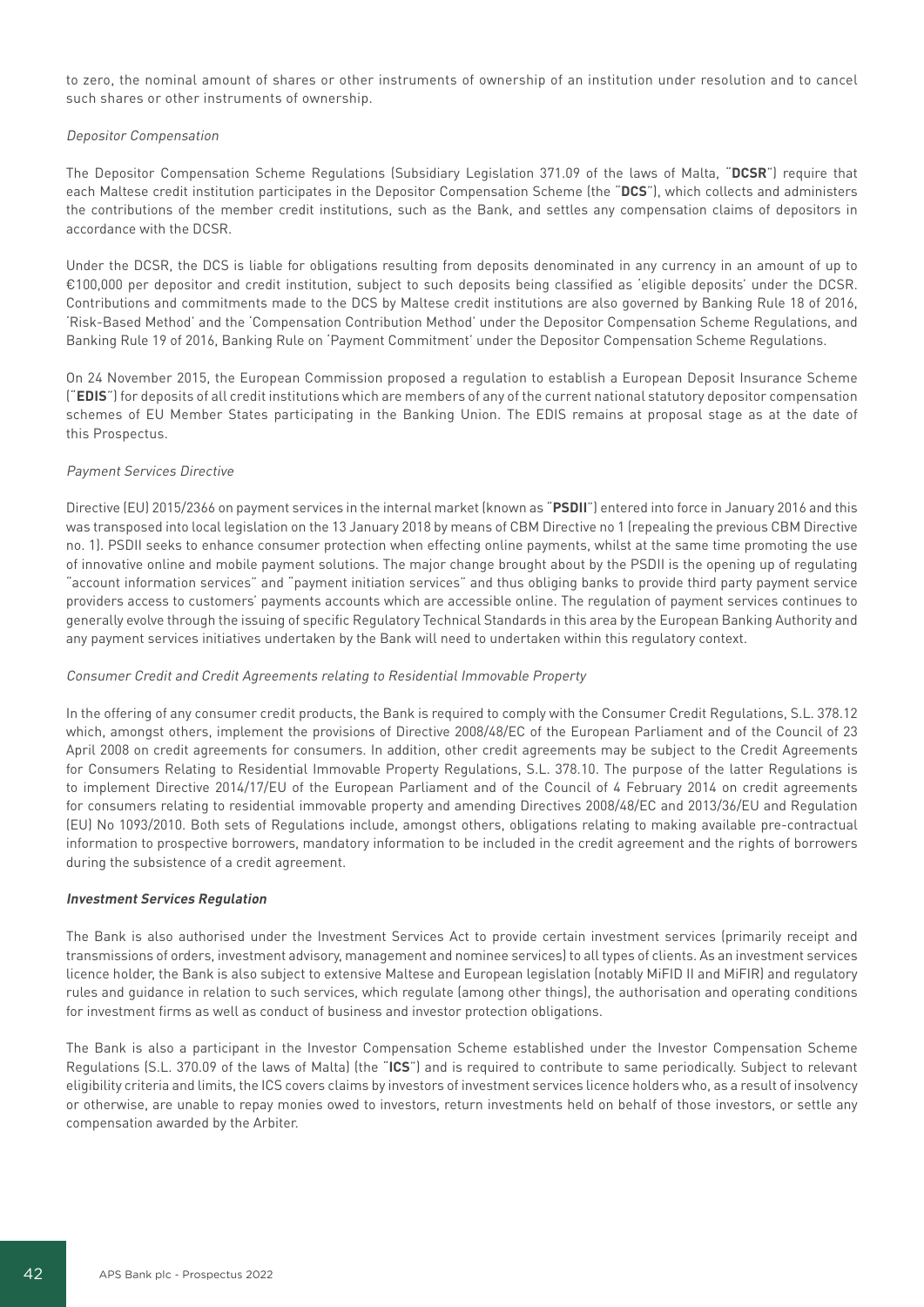to zero, the nominal amount of shares or other instruments of ownership of an institution under resolution and to cancel such shares or other instruments of ownership.

*Depositor Compensation*

The Depositor Compensation Scheme Regulations (Subsidiary Legislation 371.09 of the laws of Malta, "**DCSR**") require that each Maltese credit institution participates in the Depositor Compensation Scheme (the "**DCS**"), which collects and administers the contributions of the member credit institutions, such as the Bank, and settles any compensation claims of depositors in accordance with the DCSR.

Under the DCSR, the DCS is liable for obligations resulting from deposits denominated in any currency in an amount of up to €100,000 per depositor and credit institution, subject to such deposits being classified as 'eligible deposits' under the DCSR. Contributions and commitments made to the DCS by Maltese credit institutions are also governed by Banking Rule 18 of 2016, 'Risk-Based Method' and the 'Compensation Contribution Method' under the Depositor Compensation Scheme Regulations, and Banking Rule 19 of 2016, Banking Rule on 'Payment Commitment' under the Depositor Compensation Scheme Regulations.

On 24 November 2015, the European Commission proposed a regulation to establish a European Deposit Insurance Scheme ("**EDIS**") for deposits of all credit institutions which are members of any of the current national statutory depositor compensation schemes of EU Member States participating in the Banking Union. The EDIS remains at proposal stage as at the date of this Prospectus.

*Payment Services Directive*

Directive (EU) 2015/2366 on payment services in the internal market (known as "**PSDII**") entered into force in January 2016 and this was transposed into local legislation on the 13 January 2018 by means of CBM Directive no 1 (repealing the previous CBM Directive no. 1). PSDII seeks to enhance consumer protection when effecting online payments, whilst at the same time promoting the use of innovative online and mobile payment solutions. The major change brought about by the PSDII is the opening up of regulating "account information services" and "payment initiation services" and thus obliging banks to provide third party payment service providers access to customers' payments accounts which are accessible online. The regulation of payment services continues to generally evolve through the issuing of specific Regulatory Technical Standards in this area by the European Banking Authority and any payment services initiatives undertaken by the Bank will need to undertaken within this regulatory context.

*Consumer Credit and Credit Agreements relating to Residential Immovable Property*

In the offering of any consumer credit products, the Bank is required to comply with the Consumer Credit Regulations, S.L. 378.12 which, amongst others, implement the provisions of Directive 2008/48/EC of the European Parliament and of the Council of 23 April 2008 on credit agreements for consumers. In addition, other credit agreements may be subject to the Credit Agreements for Consumers Relating to Residential Immovable Property Regulations, S.L. 378.10. The purpose of the latter Regulations is to implement Directive 2014/17/EU of the European Parliament and of the Council of 4 February 2014 on credit agreements for consumers relating to residential immovable property and amending Directives 2008/48/EC and 2013/36/EU and Regulation (EU) No 1093/2010. Both sets of Regulations include, amongst others, obligations relating to making available pre-contractual information to prospective borrowers, mandatory information to be included in the credit agreement and the rights of borrowers during the subsistence of a credit agreement.

***Investment Services Regulation***

The Bank is also authorised under the Investment Services Act to provide certain investment services (primarily receipt and transmissions of orders, investment advisory, management and nominee services) to all types of clients. As an investment services licence holder, the Bank is also subject to extensive Maltese and European legislation (notably MiFID II and MiFIR) and regulatory rules and guidance in relation to such services, which regulate (among other things), the authorisation and operating conditions for investment firms as well as conduct of business and investor protection obligations.

The Bank is also a participant in the Investor Compensation Scheme established under the Investor Compensation Scheme Regulations (S.L. 370.09 of the laws of Malta) (the "**ICS**") and is required to contribute to same periodically. Subject to relevant eligibility criteria and limits, the ICS covers claims by investors of investment services licence holders who, as a result of insolvency or otherwise, are unable to repay monies owed to investors, return investments held on behalf of those investors, or settle any compensation awarded by the Arbiter.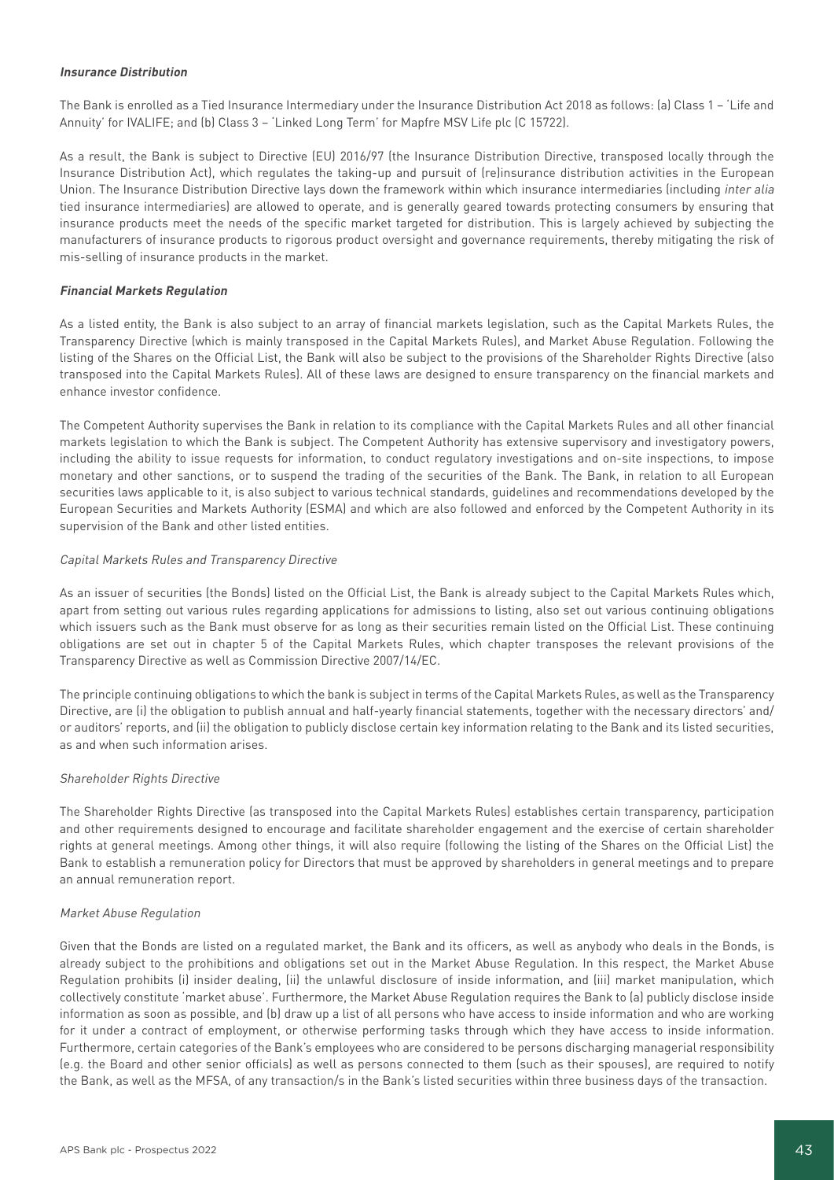***Insurance Distribution***

The Bank is enrolled as a Tied Insurance Intermediary under the Insurance Distribution Act 2018 as follows: (a) Class 1 – 'Life and Annuity' for IVALIFE; and (b) Class 3 – 'Linked Long Term' for Mapfre MSV Life plc (C 15722).

As a result, the Bank is subject to Directive (EU) 2016/97 (the Insurance Distribution Directive, transposed locally through the Insurance Distribution Act), which regulates the taking-up and pursuit of (re)insurance distribution activities in the European Union. The Insurance Distribution Directive lays down the framework within which insurance intermediaries (including *inter alia* tied insurance intermediaries) are allowed to operate, and is generally geared towards protecting consumers by ensuring that insurance products meet the needs of the specific market targeted for distribution. This is largely achieved by subjecting the manufacturers of insurance products to rigorous product oversight and governance requirements, thereby mitigating the risk of mis-selling of insurance products in the market.

***Financial Markets Regulation***

As a listed entity, the Bank is also subject to an array of financial markets legislation, such as the Capital Markets Rules, the Transparency Directive (which is mainly transposed in the Capital Markets Rules), and Market Abuse Regulation. Following the listing of the Shares on the Official List, the Bank will also be subject to the provisions of the Shareholder Rights Directive (also transposed into the Capital Markets Rules). All of these laws are designed to ensure transparency on the financial markets and enhance investor confidence.

The Competent Authority supervises the Bank in relation to its compliance with the Capital Markets Rules and all other financial markets legislation to which the Bank is subject. The Competent Authority has extensive supervisory and investigatory powers, including the ability to issue requests for information, to conduct regulatory investigations and on-site inspections, to impose monetary and other sanctions, or to suspend the trading of the securities of the Bank. The Bank, in relation to all European securities laws applicable to it, is also subject to various technical standards, guidelines and recommendations developed by the European Securities and Markets Authority (ESMA) and which are also followed and enforced by the Competent Authority in its supervision of the Bank and other listed entities.

*Capital Markets Rules and Transparency Directive*

As an issuer of securities (the Bonds) listed on the Official List, the Bank is already subject to the Capital Markets Rules which, apart from setting out various rules regarding applications for admissions to listing, also set out various continuing obligations which issuers such as the Bank must observe for as long as their securities remain listed on the Official List. These continuing obligations are set out in chapter 5 of the Capital Markets Rules, which chapter transposes the relevant provisions of the Transparency Directive as well as Commission Directive 2007/14/EC.

The principle continuing obligations to which the bank is subject in terms of the Capital Markets Rules, as well as the Transparency Directive, are (i) the obligation to publish annual and half-yearly financial statements, together with the necessary directors' and/or auditors' reports, and (ii) the obligation to publicly disclose certain key information relating to the Bank and its listed securities, as and when such information arises.

*Shareholder Rights Directive*

The Shareholder Rights Directive (as transposed into the Capital Markets Rules) establishes certain transparency, participation and other requirements designed to encourage and facilitate shareholder engagement and the exercise of certain shareholder rights at general meetings. Among other things, it will also require (following the listing of the Shares on the Official List) the Bank to establish a remuneration policy for Directors that must be approved by shareholders in general meetings and to prepare an annual remuneration report.

*Market Abuse Regulation*

Given that the Bonds are listed on a regulated market, the Bank and its officers, as well as anybody who deals in the Bonds, is already subject to the prohibitions and obligations set out in the Market Abuse Regulation. In this respect, the Market Abuse Regulation prohibits (i) insider dealing, (ii) the unlawful disclosure of inside information, and (iii) market manipulation, which collectively constitute 'market abuse'. Furthermore, the Market Abuse Regulation requires the Bank to (a) publicly disclose inside information as soon as possible, and (b) draw up a list of all persons who have access to inside information and who are working for it under a contract of employment, or otherwise performing tasks through which they have access to inside information. Furthermore, certain categories of the Bank's employees who are considered to be persons discharging managerial responsibility (e.g. the Board and other senior officials) as well as persons connected to them (such as their spouses), are required to notify the Bank, as well as the MFSA, of any transaction/s in the Bank's listed securities within three business days of the transaction.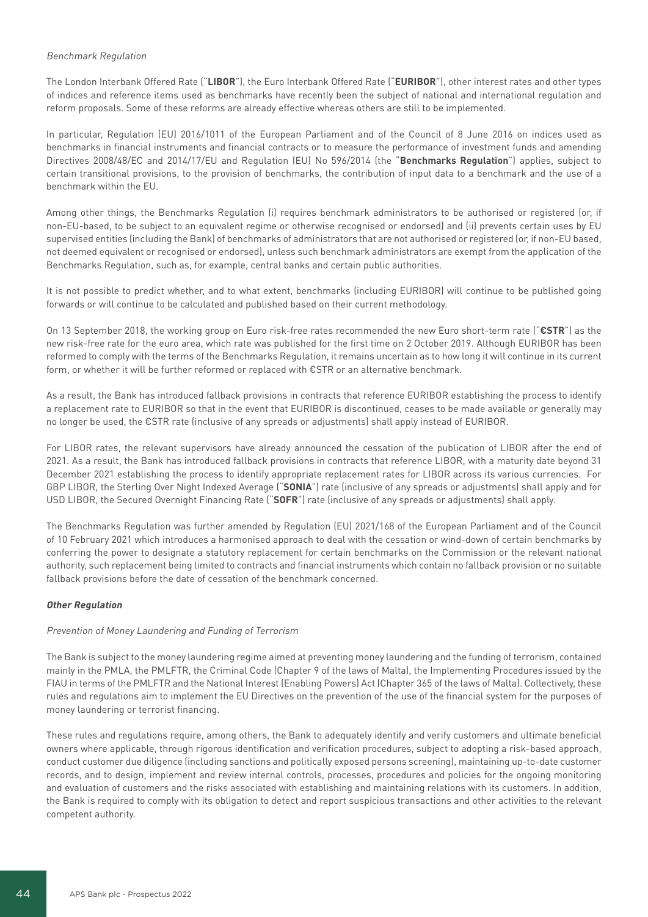*Benchmark Regulation*

The London Interbank Offered Rate ("**LIBOR**"), the Euro Interbank Offered Rate ("**EURIBOR**"), other interest rates and other types of indices and reference items used as benchmarks have recently been the subject of national and international regulation and reform proposals. Some of these reforms are already effective whereas others are still to be implemented.

In particular, Regulation (EU) 2016/1011 of the European Parliament and of the Council of 8 June 2016 on indices used as benchmarks in financial instruments and financial contracts or to measure the performance of investment funds and amending Directives 2008/48/EC and 2014/17/EU and Regulation (EU) No 596/2014 (the "**Benchmarks Regulation**") applies, subject to certain transitional provisions, to the provision of benchmarks, the contribution of input data to a benchmark and the use of a benchmark within the EU.

Among other things, the Benchmarks Regulation (i) requires benchmark administrators to be authorised or registered (or, if non-EU-based, to be subject to an equivalent regime or otherwise recognised or endorsed) and (ii) prevents certain uses by EU supervised entities (including the Bank) of benchmarks of administrators that are not authorised or registered (or, if non-EU based, not deemed equivalent or recognised or endorsed), unless such benchmark administrators are exempt from the application of the Benchmarks Regulation, such as, for example, central banks and certain public authorities.

It is not possible to predict whether, and to what extent, benchmarks (including EURIBOR) will continue to be published going forwards or will continue to be calculated and published based on their current methodology.

On 13 September 2018, the working group on Euro risk-free rates recommended the new Euro short-term rate ("**€STR**") as the new risk-free rate for the euro area, which rate was published for the first time on 2 October 2019. Although EURIBOR has been reformed to comply with the terms of the Benchmarks Regulation, it remains uncertain as to how long it will continue in its current form, or whether it will be further reformed or replaced with €STR or an alternative benchmark.

As a result, the Bank has introduced fallback provisions in contracts that reference EURIBOR establishing the process to identify a replacement rate to EURIBOR so that in the event that EURIBOR is discontinued, ceases to be made available or generally may no longer be used, the €STR rate (inclusive of any spreads or adjustments) shall apply instead of EURIBOR.

For LIBOR rates, the relevant supervisors have already announced the cessation of the publication of LIBOR after the end of 2021. As a result, the Bank has introduced fallback provisions in contracts that reference LIBOR, with a maturity date beyond 31 December 2021 establishing the process to identify appropriate replacement rates for LIBOR across its various currencies. For GBP LIBOR, the Sterling Over Night Indexed Average ("**SONIA**") rate (inclusive of any spreads or adjustments) shall apply and for USD LIBOR, the Secured Overnight Financing Rate ("**SOFR**") rate (inclusive of any spreads or adjustments) shall apply.

The Benchmarks Regulation was further amended by Regulation (EU) 2021/168 of the European Parliament and of the Council of 10 February 2021 which introduces a harmonised approach to deal with the cessation or wind-down of certain benchmarks by conferring the power to designate a statutory replacement for certain benchmarks on the Commission or the relevant national authority, such replacement being limited to contracts and financial instruments which contain no fallback provision or no suitable fallback provisions before the date of cessation of the benchmark concerned.

***Other Regulation***

*Prevention of Money Laundering and Funding of Terrorism*

The Bank is subject to the money laundering regime aimed at preventing money laundering and the funding of terrorism, contained mainly in the PMLA, the PMLFTR, the Criminal Code (Chapter 9 of the laws of Malta), the Implementing Procedures issued by the FIAU in terms of the PMLFTR and the National Interest (Enabling Powers) Act (Chapter 365 of the laws of Malta). Collectively, these rules and regulations aim to implement the EU Directives on the prevention of the use of the financial system for the purposes of money laundering or terrorist financing.

These rules and regulations require, among others, the Bank to adequately identify and verify customers and ultimate beneficial owners where applicable, through rigorous identification and verification procedures, subject to adopting a risk-based approach, conduct customer due diligence (including sanctions and politically exposed persons screening), maintaining up-to-date customer records, and to design, implement and review internal controls, processes, procedures and policies for the ongoing monitoring and evaluation of customers and the risks associated with establishing and maintaining relations with its customers. In addition, the Bank is required to comply with its obligation to detect and report suspicious transactions and other activities to the relevant competent authority.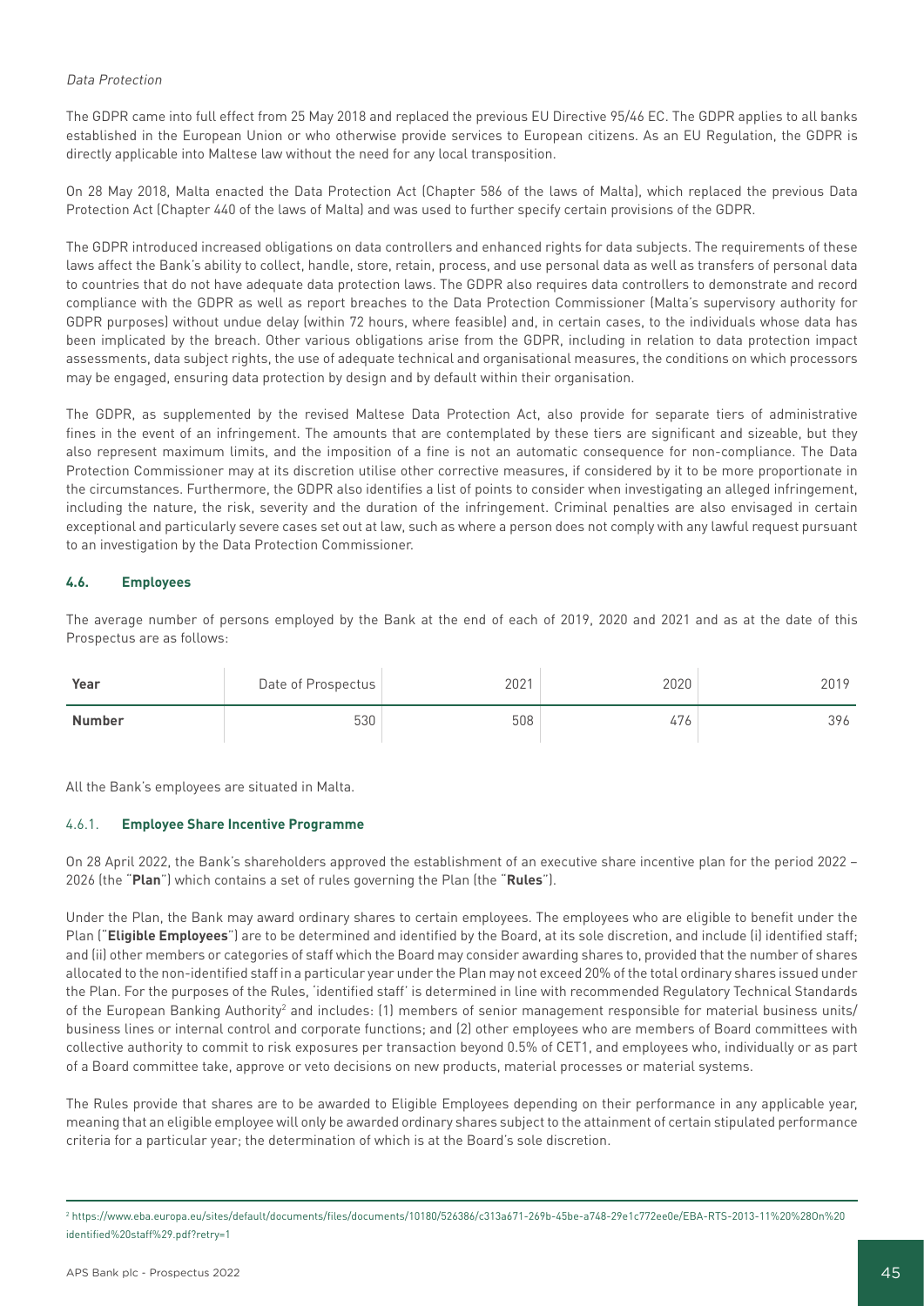*Data Protection*

The GDPR came into full effect from 25 May 2018 and replaced the previous EU Directive 95/46 EC. The GDPR applies to all banks established in the European Union or who otherwise provide services to European citizens. As an EU Regulation, the GDPR is directly applicable into Maltese law without the need for any local transposition.

On 28 May 2018, Malta enacted the Data Protection Act (Chapter 586 of the laws of Malta), which replaced the previous Data Protection Act (Chapter 440 of the laws of Malta) and was used to further specify certain provisions of the GDPR.

The GDPR introduced increased obligations on data controllers and enhanced rights for data subjects. The requirements of these laws affect the Bank's ability to collect, handle, store, retain, process, and use personal data as well as transfers of personal data to countries that do not have adequate data protection laws. The GDPR also requires data controllers to demonstrate and record compliance with the GDPR as well as report breaches to the Data Protection Commissioner (Malta's supervisory authority for GDPR purposes) without undue delay (within 72 hours, where feasible) and, in certain cases, to the individuals whose data has been implicated by the breach. Other various obligations arise from the GDPR, including in relation to data protection impact assessments, data subject rights, the use of adequate technical and organisational measures, the conditions on which processors may be engaged, ensuring data protection by design and by default within their organisation.

The GDPR, as supplemented by the revised Maltese Data Protection Act, also provide for separate tiers of administrative fines in the event of an infringement. The amounts that are contemplated by these tiers are significant and sizeable, but they also represent maximum limits, and the imposition of a fine is not an automatic consequence for non-compliance. The Data Protection Commissioner may at its discretion utilise other corrective measures, if considered by it to be more proportionate in the circumstances. Furthermore, the GDPR also identifies a list of points to consider when investigating an alleged infringement, including the nature, the risk, severity and the duration of the infringement. Criminal penalties are also envisaged in certain exceptional and particularly severe cases set out at law, such as where a person does not comply with any lawful request pursuant to an investigation by the Data Protection Commissioner.

### 4.6. Employees

The average number of persons employed by the Bank at the end of each of 2019, 2020 and 2021 and as at the date of this Prospectus are as follows:

| Year | Date of Prospectus | 2021 | 2020 | 2019 |
|---|---|---|---|---|
| **Number** | 530 | 508 | 476 | 396 |

All the Bank's employees are situated in Malta.

#### 4.6.1. Employee Share Incentive Programme

On 28 April 2022, the Bank's shareholders approved the establishment of an executive share incentive plan for the period 2022 – 2026 (the "**Plan**") which contains a set of rules governing the Plan (the "**Rules**").

Under the Plan, the Bank may award ordinary shares to certain employees. The employees who are eligible to benefit under the Plan ("**Eligible Employees**") are to be determined and identified by the Board, at its sole discretion, and include (i) identified staff; and (ii) other members or categories of staff which the Board may consider awarding shares to, provided that the number of shares allocated to the non-identified staff in a particular year under the Plan may not exceed 20% of the total ordinary shares issued under the Plan. For the purposes of the Rules, 'identified staff' is determined in line with recommended Regulatory Technical Standards of the European Banking Authority[2] and includes: (1) members of senior management responsible for material business units/ business lines or internal control and corporate functions; and (2) other employees who are members of Board committees with collective authority to commit to risk exposures per transaction beyond 0.5% of CET1, and employees who, individually or as part of a Board committee take, approve or veto decisions on new products, material processes or material systems.

The Rules provide that shares are to be awarded to Eligible Employees depending on their performance in any applicable year, meaning that an eligible employee will only be awarded ordinary shares subject to the attainment of certain stipulated performance criteria for a particular year; the determination of which is at the Board's sole discretion.

[2] https://www.eba.europa.eu/sites/default/documents/files/documents/10180/526386/c313a671-269b-45be-a748-29e1c772ee0e/EBA-RTS-2013-11%20%28On%20identified%20staff%29.pdf?retry=1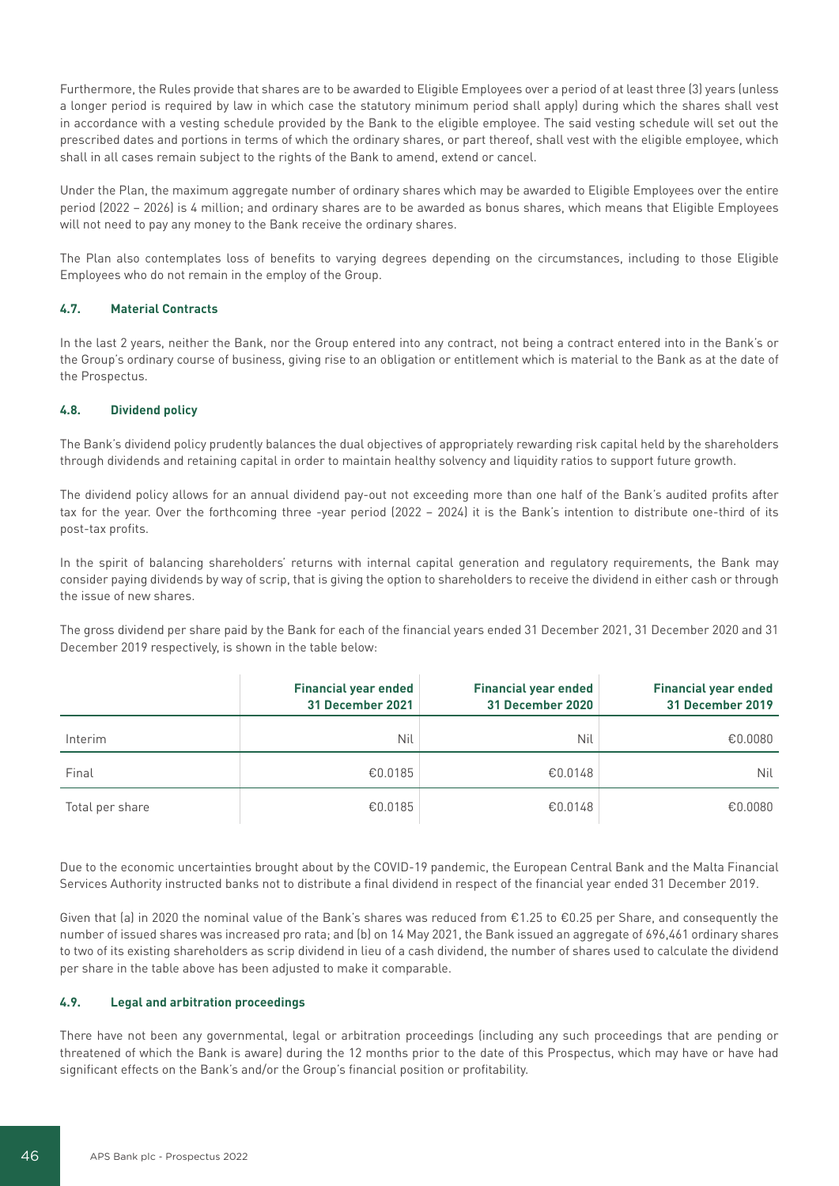Furthermore, the Rules provide that shares are to be awarded to Eligible Employees over a period of at least three (3) years (unless a longer period is required by law in which case the statutory minimum period shall apply) during which the shares shall vest in accordance with a vesting schedule provided by the Bank to the eligible employee. The said vesting schedule will set out the prescribed dates and portions in terms of which the ordinary shares, or part thereof, shall vest with the eligible employee, which shall in all cases remain subject to the rights of the Bank to amend, extend or cancel.

Under the Plan, the maximum aggregate number of ordinary shares which may be awarded to Eligible Employees over the entire period (2022 – 2026) is 4 million; and ordinary shares are to be awarded as bonus shares, which means that Eligible Employees will not need to pay any money to the Bank receive the ordinary shares.

The Plan also contemplates loss of benefits to varying degrees depending on the circumstances, including to those Eligible Employees who do not remain in the employ of the Group.

#### 4.7. Material Contracts

In the last 2 years, neither the Bank, nor the Group entered into any contract, not being a contract entered into in the Bank's or the Group's ordinary course of business, giving rise to an obligation or entitlement which is material to the Bank as at the date of the Prospectus.

#### 4.8. Dividend policy

The Bank's dividend policy prudently balances the dual objectives of appropriately rewarding risk capital held by the shareholders through dividends and retaining capital in order to maintain healthy solvency and liquidity ratios to support future growth.

The dividend policy allows for an annual dividend pay-out not exceeding more than one half of the Bank's audited profits after tax for the year. Over the forthcoming three -year period (2022 – 2024) it is the Bank's intention to distribute one-third of its post-tax profits.

In the spirit of balancing shareholders' returns with internal capital generation and regulatory requirements, the Bank may consider paying dividends by way of scrip, that is giving the option to shareholders to receive the dividend in either cash or through the issue of new shares.

The gross dividend per share paid by the Bank for each of the financial years ended 31 December 2021, 31 December 2020 and 31 December 2019 respectively, is shown in the table below:

| | Financial year ended 31 December 2021 | Financial year ended 31 December 2020 | Financial year ended 31 December 2019 |
|---|---|---|---|
| Interim | Nil | Nil | €0.0080 |
| Final | €0.0185 | €0.0148 | Nil |
| Total per share | €0.0185 | €0.0148 | €0.0080 |

Due to the economic uncertainties brought about by the COVID-19 pandemic, the European Central Bank and the Malta Financial Services Authority instructed banks not to distribute a final dividend in respect of the financial year ended 31 December 2019.

Given that (a) in 2020 the nominal value of the Bank's shares was reduced from €1.25 to €0.25 per Share, and consequently the number of issued shares was increased pro rata; and (b) on 14 May 2021, the Bank issued an aggregate of 696,461 ordinary shares to two of its existing shareholders as scrip dividend in lieu of a cash dividend, the number of shares used to calculate the dividend per share in the table above has been adjusted to make it comparable.

#### 4.9. Legal and arbitration proceedings

There have not been any governmental, legal or arbitration proceedings (including any such proceedings that are pending or threatened of which the Bank is aware) during the 12 months prior to the date of this Prospectus, which may have or have had significant effects on the Bank's and/or the Group's financial position or profitability.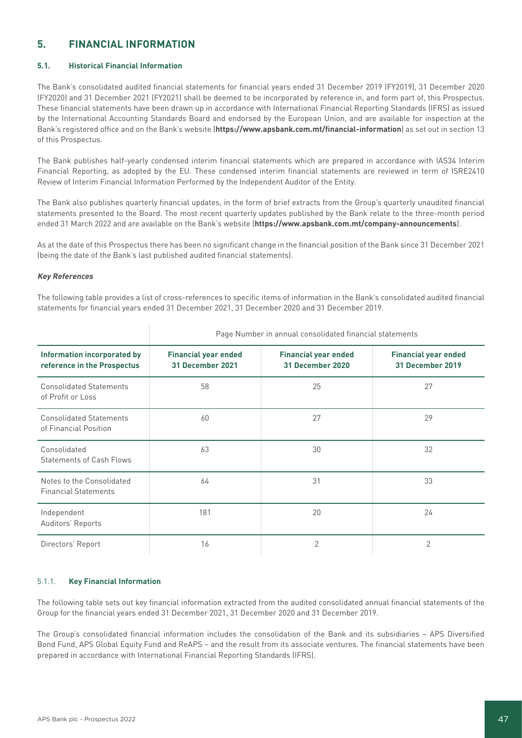## 5. FINANCIAL INFORMATION

### 5.1. Historical Financial Information

The Bank's consolidated audited financial statements for financial years ended 31 December 2019 (FY2019), 31 December 2020 (FY2020) and 31 December 2021 (FY2021) shall be deemed to be incorporated by reference in, and form part of, this Prospectus. These financial statements have been drawn up in accordance with International Financial Reporting Standards (IFRS) as issued by the International Accounting Standards Board and endorsed by the European Union, and are available for inspection at the Bank's registered office and on the Bank's website (**https://www.apsbank.com.mt/financial-information**) as set out in section 13 of this Prospectus.

The Bank publishes half-yearly condensed interim financial statements which are prepared in accordance with IAS34 Interim Financial Reporting, as adopted by the EU. These condensed interim financial statements are reviewed in term of ISRE2410 Review of Interim Financial Information Performed by the Independent Auditor of the Entity.

The Bank also publishes quarterly financial updates, in the form of brief extracts from the Group's quarterly unaudited financial statements presented to the Board. The most recent quarterly updates published by the Bank relate to the three-month period ended 31 March 2022 and are available on the Bank's website (**https://www.apsbank.com.mt/company-announcements**).

As at the date of this Prospectus there has been no significant change in the financial position of the Bank since 31 December 2021 (being the date of the Bank's last published audited financial statements).

***Key References***

The following table provides a list of cross-references to specific items of information in the Bank's consolidated audited financial statements for financial years ended 31 December 2021, 31 December 2020 and 31 December 2019.

| | Page Number in annual consolidated financial statements | | |
|---|---|---|---|
| **Information incorporated by reference in the Prospectus** | **Financial year ended 31 December 2021** | **Financial year ended 31 December 2020** | **Financial year ended 31 December 2019** |
| Consolidated Statements of Profit or Loss | 58 | 25 | 27 |
| Consolidated Statements of Financial Position | 60 | 27 | 29 |
| Consolidated Statements of Cash Flows | 63 | 30 | 32 |
| Notes to the Consolidated Financial Statements | 64 | 31 | 33 |
| Independent Auditors' Reports | 181 | 20 | 24 |
| Directors' Report | 16 | 2 | 2 |

#### 5.1.1. Key Financial Information

The following table sets out key financial information extracted from the audited consolidated annual financial statements of the Group for the financial years ended 31 December 2021, 31 December 2020 and 31 December 2019.

The Group's consolidated financial information includes the consolidation of the Bank and its subsidiaries – APS Diversified Bond Fund, APS Global Equity Fund and ReAPS – and the result from its associate ventures. The financial statements have been prepared in accordance with International Financial Reporting Standards (IFRS).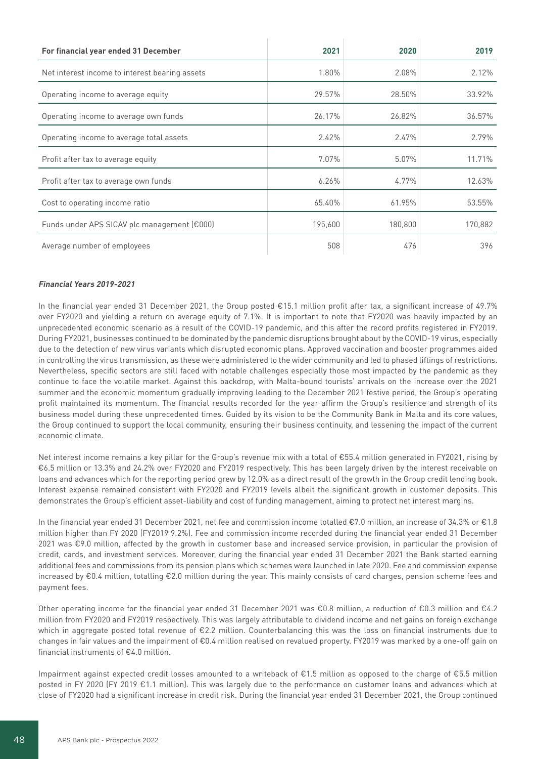| For financial year ended 31 December | 2021 | 2020 | 2019 |
|---|---|---|---|
| Net interest income to interest bearing assets | 1.80% | 2.08% | 2.12% |
| Operating income to average equity | 29.57% | 28.50% | 33.92% |
| Operating income to average own funds | 26.17% | 26.82% | 36.57% |
| Operating income to average total assets | 2.42% | 2.47% | 2.79% |
| Profit after tax to average equity | 7.07% | 5.07% | 11.71% |
| Profit after tax to average own funds | 6.26% | 4.77% | 12.63% |
| Cost to operating income ratio | 65.40% | 61.95% | 53.55% |
| Funds under APS SICAV plc management (€000) | 195,600 | 180,800 | 170,882 |
| Average number of employees | 508 | 476 | 396 |

***Financial Years 2019-2021***

In the financial year ended 31 December 2021, the Group posted €15.1 million profit after tax, a significant increase of 49.7% over FY2020 and yielding a return on average equity of 7.1%. It is important to note that FY2020 was heavily impacted by an unprecedented economic scenario as a result of the COVID-19 pandemic, and this after the record profits registered in FY2019. During FY2021, businesses continued to be dominated by the pandemic disruptions brought about by the COVID-19 virus, especially due to the detection of new virus variants which disrupted economic plans. Approved vaccination and booster programmes aided in controlling the virus transmission, as these were administered to the wider community and led to phased liftings of restrictions. Nevertheless, specific sectors are still faced with notable challenges especially those most impacted by the pandemic as they continue to face the volatile market. Against this backdrop, with Malta-bound tourists' arrivals on the increase over the 2021 summer and the economic momentum gradually improving leading to the December 2021 festive period, the Group's operating profit maintained its momentum. The financial results recorded for the year affirm the Group's resilience and strength of its business model during these unprecedented times. Guided by its vision to be the Community Bank in Malta and its core values, the Group continued to support the local community, ensuring their business continuity, and lessening the impact of the current economic climate.

Net interest income remains a key pillar for the Group's revenue mix with a total of €55.4 million generated in FY2021, rising by €6.5 million or 13.3% and 24.2% over FY2020 and FY2019 respectively. This has been largely driven by the interest receivable on loans and advances which for the reporting period grew by 12.0% as a direct result of the growth in the Group credit lending book. Interest expense remained consistent with FY2020 and FY2019 levels albeit the significant growth in customer deposits. This demonstrates the Group's efficient asset-liability and cost of funding management, aiming to protect net interest margins.

In the financial year ended 31 December 2021, net fee and commission income totalled €7.0 million, an increase of 34.3% or €1.8 million higher than FY 2020 (FY2019 9.2%). Fee and commission income recorded during the financial year ended 31 December 2021 was €9.0 million, affected by the growth in customer base and increased service provision, in particular the provision of credit, cards, and investment services. Moreover, during the financial year ended 31 December 2021 the Bank started earning additional fees and commissions from its pension plans which schemes were launched in late 2020. Fee and commission expense increased by €0.4 million, totalling €2.0 million during the year. This mainly consists of card charges, pension scheme fees and payment fees.

Other operating income for the financial year ended 31 December 2021 was €0.8 million, a reduction of €0.3 million and €4.2 million from FY2020 and FY2019 respectively. This was largely attributable to dividend income and net gains on foreign exchange which in aggregate posted total revenue of €2.2 million. Counterbalancing this was the loss on financial instruments due to changes in fair values and the impairment of €0.4 million realised on revalued property. FY2019 was marked by a one-off gain on financial instruments of €4.0 million.

Impairment against expected credit losses amounted to a writeback of €1.5 million as opposed to the charge of €5.5 million posted in FY 2020 (FY 2019 €1.1 million). This was largely due to the performance on customer loans and advances which at close of FY2020 had a significant increase in credit risk. During the financial year ended 31 December 2021, the Group continued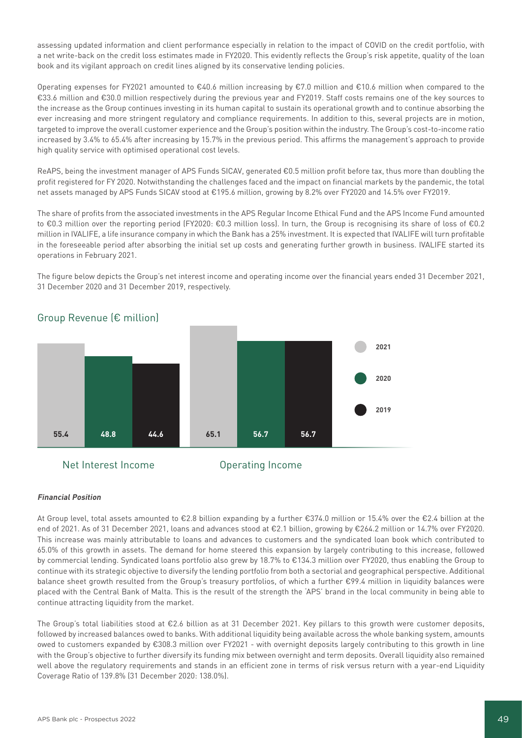assessing updated information and client performance especially in relation to the impact of COVID on the credit portfolio, with a net write-back on the credit loss estimates made in FY2020. This evidently reflects the Group's risk appetite, quality of the loan book and its vigilant approach on credit lines aligned by its conservative lending policies.

Operating expenses for FY2021 amounted to €40.6 million increasing by €7.0 million and €10.6 million when compared to the €33.6 million and €30.0 million respectively during the previous year and FY2019. Staff costs remains one of the key sources to the increase as the Group continues investing in its human capital to sustain its operational growth and to continue absorbing the ever increasing and more stringent regulatory and compliance requirements. In addition to this, several projects are in motion, targeted to improve the overall customer experience and the Group's position within the industry. The Group's cost-to-income ratio increased by 3.4% to 65.4% after increasing by 15.7% in the previous period. This affirms the management's approach to provide high quality service with optimised operational cost levels.

ReAPS, being the investment manager of APS Funds SICAV, generated €0.5 million profit before tax, thus more than doubling the profit registered for FY 2020. Notwithstanding the challenges faced and the impact on financial markets by the pandemic, the total net assets managed by APS Funds SICAV stood at €195.6 million, growing by 8.2% over FY2020 and 14.5% over FY2019.

The share of profits from the associated investments in the APS Regular Income Ethical Fund and the APS Income Fund amounted to €0.3 million over the reporting period (FY2020: €0.3 million loss). In turn, the Group is recognising its share of loss of €0.2 million in IVALIFE, a life insurance company in which the Bank has a 25% investment. It is expected that IVALIFE will turn profitable in the foreseeable period after absorbing the initial set up costs and generating further growth in business. IVALIFE started its operations in February 2021.

The figure below depicts the Group's net interest income and operating income over the financial years ended 31 December 2021, 31 December 2020 and 31 December 2019, respectively.

Group Revenue (€ million)

| | 2021 | 2020 | 2019 |
|---|---|---|---|
| Net Interest Income | 55.4 | 48.8 | 44.6 |
| Operating Income | 65.1 | 56.7 | 56.7 |

***Financial Position***

At Group level, total assets amounted to €2.8 billion expanding by a further €374.0 million or 15.4% over the €2.4 billion at the end of 2021. As of 31 December 2021, loans and advances stood at €2.1 billion, growing by €264.2 million or 14.7% over FY2020. This increase was mainly attributable to loans and advances to customers and the syndicated loan book which contributed to 65.0% of this growth in assets. The demand for home steered this expansion by largely contributing to this increase, followed by commercial lending. Syndicated loans portfolio also grew by 18.7% to €134.3 million over FY2020, thus enabling the Group to continue with its strategic objective to diversify the lending portfolio from both a sectorial and geographical perspective. Additional balance sheet growth resulted from the Group's treasury portfolios, of which a further €99.4 million in liquidity balances were placed with the Central Bank of Malta. This is the result of the strength the 'APS' brand in the local community in being able to continue attracting liquidity from the market.

The Group's total liabilities stood at €2.6 billion as at 31 December 2021. Key pillars to this growth were customer deposits, followed by increased balances owed to banks. With additional liquidity being available across the whole banking system, amounts owed to customers expanded by €308.3 million over FY2021 - with overnight deposits largely contributing to this growth in line with the Group's objective to further diversify its funding mix between overnight and term deposits. Overall liquidity also remained well above the regulatory requirements and stands in an efficient zone in terms of risk versus return with a year-end Liquidity Coverage Ratio of 139.8% (31 December 2020: 138.0%).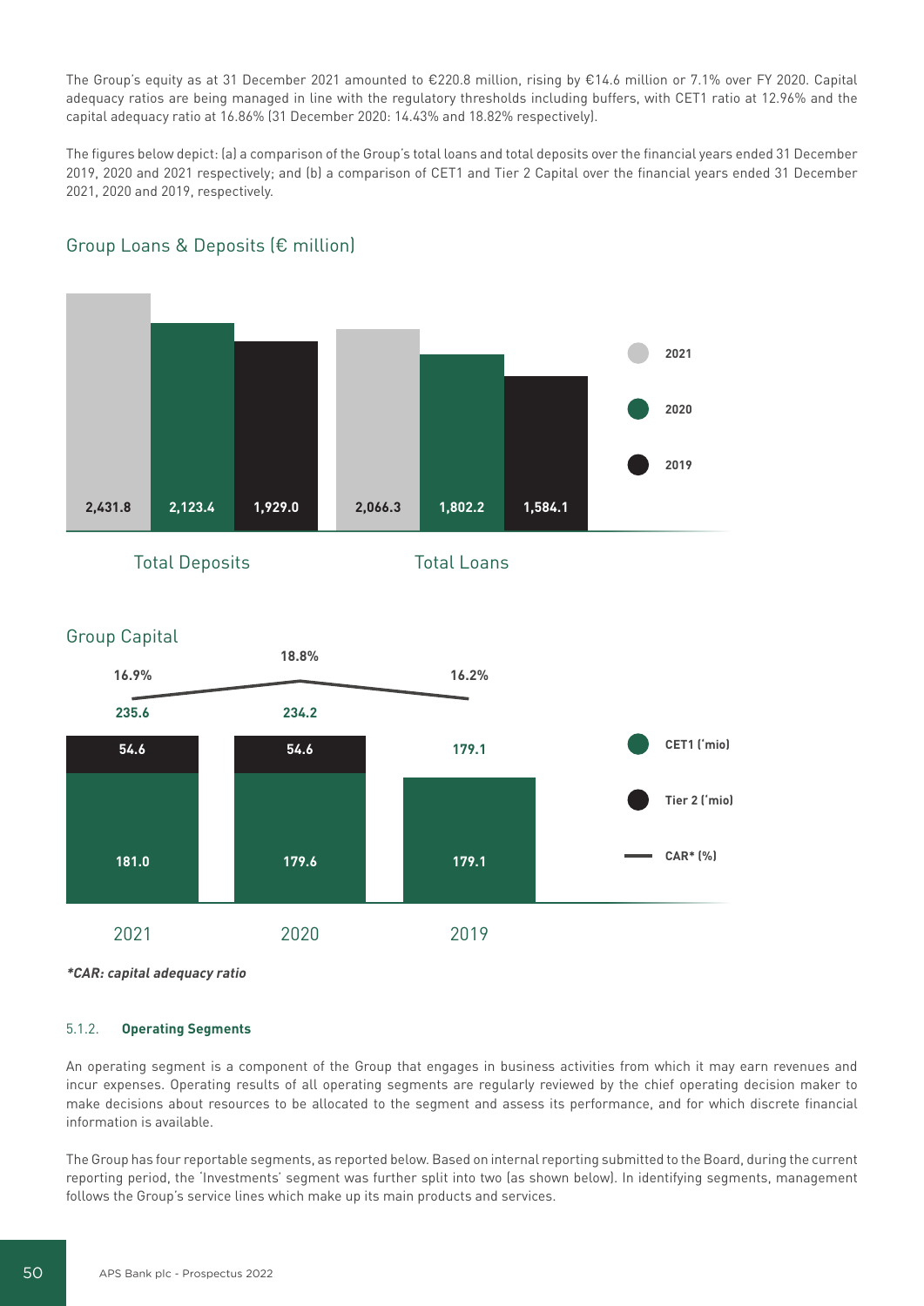The Group's equity as at 31 December 2021 amounted to €220.8 million, rising by €14.6 million or 7.1% over FY 2020. Capital adequacy ratios are being managed in line with the regulatory thresholds including buffers, with CET1 ratio at 12.96% and the capital adequacy ratio at 16.86% (31 December 2020: 14.43% and 18.82% respectively).

The figures below depict: (a) a comparison of the Group's total loans and total deposits over the financial years ended 31 December 2019, 2020 and 2021 respectively; and (b) a comparison of CET1 and Tier 2 Capital over the financial years ended 31 December 2021, 2020 and 2019, respectively.

### Group Loans & Deposits (€ million)

| | 2021 | 2020 | 2019 |
|---|---|---|---|
| Total Deposits | 2,431.8 | 2,123.4 | 1,929.0 |
| Total Loans | 2,066.3 | 1,802.2 | 1,584.1 |

### Group Capital

| | 2021 | 2020 | 2019 |
|---|---|---|---|
| CET1 ('mio) | 181.0 | 179.6 | 179.1 |
| Tier 2 ('mio) | 54.6 | 54.6 | |
| Total | 235.6 | 234.2 | 179.1 |
| CAR* (%) | 16.9% | 18.8% | 16.2% |

***CAR: capital adequacy ratio***

#### 5.1.2. **Operating Segments**

An operating segment is a component of the Group that engages in business activities from which it may earn revenues and incur expenses. Operating results of all operating segments are regularly reviewed by the chief operating decision maker to make decisions about resources to be allocated to the segment and assess its performance, and for which discrete financial information is available.

The Group has four reportable segments, as reported below. Based on internal reporting submitted to the Board, during the current reporting period, the 'Investments' segment was further split into two (as shown below). In identifying segments, management follows the Group's service lines which make up its main products and services.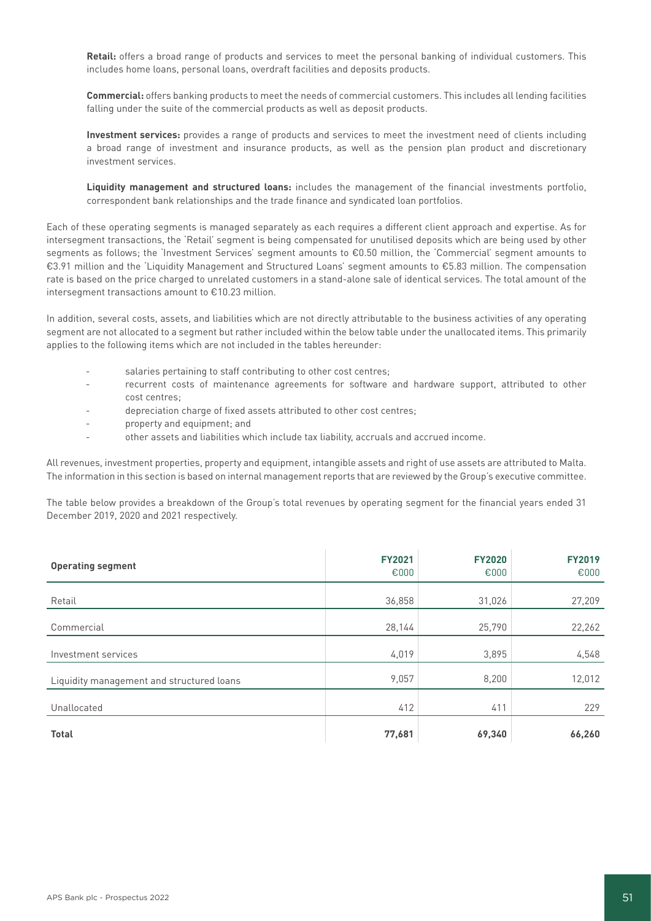**Retail:** offers a broad range of products and services to meet the personal banking of individual customers. This includes home loans, personal loans, overdraft facilities and deposits products.

**Commercial:** offers banking products to meet the needs of commercial customers. This includes all lending facilities falling under the suite of the commercial products as well as deposit products.

**Investment services:** provides a range of products and services to meet the investment need of clients including a broad range of investment and insurance products, as well as the pension plan product and discretionary investment services.

**Liquidity management and structured loans:** includes the management of the financial investments portfolio, correspondent bank relationships and the trade finance and syndicated loan portfolios.

Each of these operating segments is managed separately as each requires a different client approach and expertise. As for intersegment transactions, the 'Retail' segment is being compensated for unutilised deposits which are being used by other segments as follows; the 'Investment Services' segment amounts to €0.50 million, the 'Commercial' segment amounts to €3.91 million and the 'Liquidity Management and Structured Loans' segment amounts to €5.83 million. The compensation rate is based on the price charged to unrelated customers in a stand-alone sale of identical services. The total amount of the intersegment transactions amount to €10.23 million.

In addition, several costs, assets, and liabilities which are not directly attributable to the business activities of any operating segment are not allocated to a segment but rather included within the below table under the unallocated items. This primarily applies to the following items which are not included in the tables hereunder:

- salaries pertaining to staff contributing to other cost centres;
- recurrent costs of maintenance agreements for software and hardware support, attributed to other cost centres;
- depreciation charge of fixed assets attributed to other cost centres;
- property and equipment; and
- other assets and liabilities which include tax liability, accruals and accrued income.

All revenues, investment properties, property and equipment, intangible assets and right of use assets are attributed to Malta. The information in this section is based on internal management reports that are reviewed by the Group's executive committee.

The table below provides a breakdown of the Group's total revenues by operating segment for the financial years ended 31 December 2019, 2020 and 2021 respectively.

| Operating segment | FY2021 €000 | FY2020 €000 | FY2019 €000 |
|---|---|---|---|
| Retail | 36,858 | 31,026 | 27,209 |
| Commercial | 28,144 | 25,790 | 22,262 |
| Investment services | 4,019 | 3,895 | 4,548 |
| Liquidity management and structured loans | 9,057 | 8,200 | 12,012 |
| Unallocated | 412 | 411 | 229 |
| **Total** | **77,681** | **69,340** | **66,260** |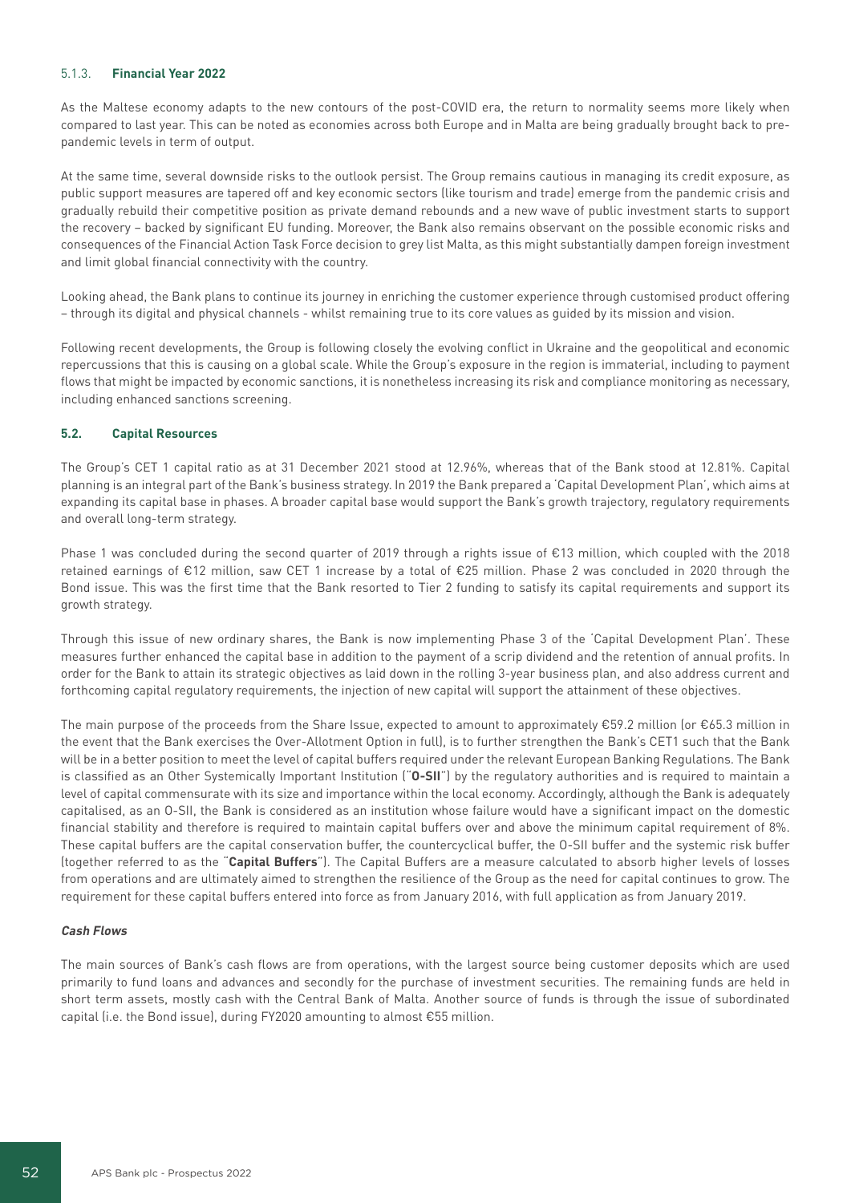#### 5.1.3. Financial Year 2022

As the Maltese economy adapts to the new contours of the post-COVID era, the return to normality seems more likely when compared to last year. This can be noted as economies across both Europe and in Malta are being gradually brought back to pre-pandemic levels in term of output.

At the same time, several downside risks to the outlook persist. The Group remains cautious in managing its credit exposure, as public support measures are tapered off and key economic sectors (like tourism and trade) emerge from the pandemic crisis and gradually rebuild their competitive position as private demand rebounds and a new wave of public investment starts to support the recovery – backed by significant EU funding. Moreover, the Bank also remains observant on the possible economic risks and consequences of the Financial Action Task Force decision to grey list Malta, as this might substantially dampen foreign investment and limit global financial connectivity with the country.

Looking ahead, the Bank plans to continue its journey in enriching the customer experience through customised product offering – through its digital and physical channels - whilst remaining true to its core values as guided by its mission and vision.

Following recent developments, the Group is following closely the evolving conflict in Ukraine and the geopolitical and economic repercussions that this is causing on a global scale. While the Group's exposure in the region is immaterial, including to payment flows that might be impacted by economic sanctions, it is nonetheless increasing its risk and compliance monitoring as necessary, including enhanced sanctions screening.

### 5.2. Capital Resources

The Group's CET 1 capital ratio as at 31 December 2021 stood at 12.96%, whereas that of the Bank stood at 12.81%. Capital planning is an integral part of the Bank's business strategy. In 2019 the Bank prepared a 'Capital Development Plan', which aims at expanding its capital base in phases. A broader capital base would support the Bank's growth trajectory, regulatory requirements and overall long-term strategy.

Phase 1 was concluded during the second quarter of 2019 through a rights issue of €13 million, which coupled with the 2018 retained earnings of €12 million, saw CET 1 increase by a total of €25 million. Phase 2 was concluded in 2020 through the Bond issue. This was the first time that the Bank resorted to Tier 2 funding to satisfy its capital requirements and support its growth strategy.

Through this issue of new ordinary shares, the Bank is now implementing Phase 3 of the 'Capital Development Plan'. These measures further enhanced the capital base in addition to the payment of a scrip dividend and the retention of annual profits. In order for the Bank to attain its strategic objectives as laid down in the rolling 3-year business plan, and also address current and forthcoming capital regulatory requirements, the injection of new capital will support the attainment of these objectives.

The main purpose of the proceeds from the Share Issue, expected to amount to approximately €59.2 million (or €65.3 million in the event that the Bank exercises the Over-Allotment Option in full), is to further strengthen the Bank's CET1 such that the Bank will be in a better position to meet the level of capital buffers required under the relevant European Banking Regulations. The Bank is classified as an Other Systemically Important Institution ("**O-SII**") by the regulatory authorities and is required to maintain a level of capital commensurate with its size and importance within the local economy. Accordingly, although the Bank is adequately capitalised, as an O-SII, the Bank is considered as an institution whose failure would have a significant impact on the domestic financial stability and therefore is required to maintain capital buffers over and above the minimum capital requirement of 8%. These capital buffers are the capital conservation buffer, the countercyclical buffer, the O-SII buffer and the systemic risk buffer (together referred to as the "**Capital Buffers**"). The Capital Buffers are a measure calculated to absorb higher levels of losses from operations and are ultimately aimed to strengthen the resilience of the Group as the need for capital continues to grow. The requirement for these capital buffers entered into force as from January 2016, with full application as from January 2019.

***Cash Flows***

The main sources of Bank's cash flows are from operations, with the largest source being customer deposits which are used primarily to fund loans and advances and secondly for the purchase of investment securities. The remaining funds are held in short term assets, mostly cash with the Central Bank of Malta. Another source of funds is through the issue of subordinated capital (i.e. the Bond issue), during FY2020 amounting to almost €55 million.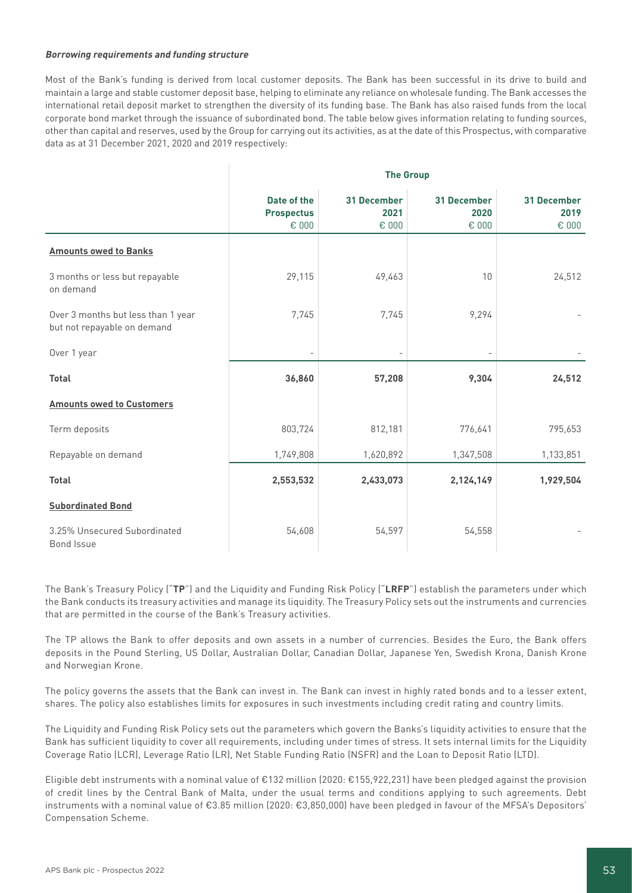***Borrowing requirements and funding structure***

Most of the Bank's funding is derived from local customer deposits. The Bank has been successful in its drive to build and maintain a large and stable customer deposit base, helping to eliminate any reliance on wholesale funding. The Bank accesses the international retail deposit market to strengthen the diversity of its funding base. The Bank has also raised funds from the local corporate bond market through the issuance of subordinated bond. The table below gives information relating to funding sources, other than capital and reserves, used by the Group for carrying out its activities, as at the date of this Prospectus, with comparative data as at 31 December 2021, 2020 and 2019 respectively:

| | **The Group** | | | |
|---|---|---|---|---|
| | **Date of the Prospectus** € 000 | **31 December 2021** € 000 | **31 December 2020** € 000 | **31 December 2019** € 000 |
| **Amounts owed to Banks** | | | | |
| 3 months or less but repayable on demand | 29,115 | 49,463 | 10 | 24,512 |
| Over 3 months but less than 1 year but not repayable on demand | 7,745 | 7,745 | 9,294 | - |
| Over 1 year | - | - | - | - |
| **Total** | **36,860** | **57,208** | **9,304** | **24,512** |
| **Amounts owed to Customers** | | | | |
| Term deposits | 803,724 | 812,181 | 776,641 | 795,653 |
| Repayable on demand | 1,749,808 | 1,620,892 | 1,347,508 | 1,133,851 |
| **Total** | **2,553,532** | **2,433,073** | **2,124,149** | **1,929,504** |
| **Subordinated Bond** | | | | |
| 3.25% Unsecured Subordinated Bond Issue | 54,608 | 54,597 | 54,558 | - |

The Bank's Treasury Policy ("**TP**") and the Liquidity and Funding Risk Policy ("**LRFP**") establish the parameters under which the Bank conducts its treasury activities and manage its liquidity. The Treasury Policy sets out the instruments and currencies that are permitted in the course of the Bank's Treasury activities.

The TP allows the Bank to offer deposits and own assets in a number of currencies. Besides the Euro, the Bank offers deposits in the Pound Sterling, US Dollar, Australian Dollar, Canadian Dollar, Japanese Yen, Swedish Krona, Danish Krone and Norwegian Krone.

The policy governs the assets that the Bank can invest in. The Bank can invest in highly rated bonds and to a lesser extent, shares. The policy also establishes limits for exposures in such investments including credit rating and country limits.

The Liquidity and Funding Risk Policy sets out the parameters which govern the Banks's liquidity activities to ensure that the Bank has sufficient liquidity to cover all requirements, including under times of stress. It sets internal limits for the Liquidity Coverage Ratio (LCR), Leverage Ratio (LR), Net Stable Funding Ratio (NSFR) and the Loan to Deposit Ratio (LTD).

Eligible debt instruments with a nominal value of €132 million (2020: €155,922,231) have been pledged against the provision of credit lines by the Central Bank of Malta, under the usual terms and conditions applying to such agreements. Debt instruments with a nominal value of €3.85 million (2020: €3,850,000) have been pledged in favour of the MFSA's Depositors' Compensation Scheme.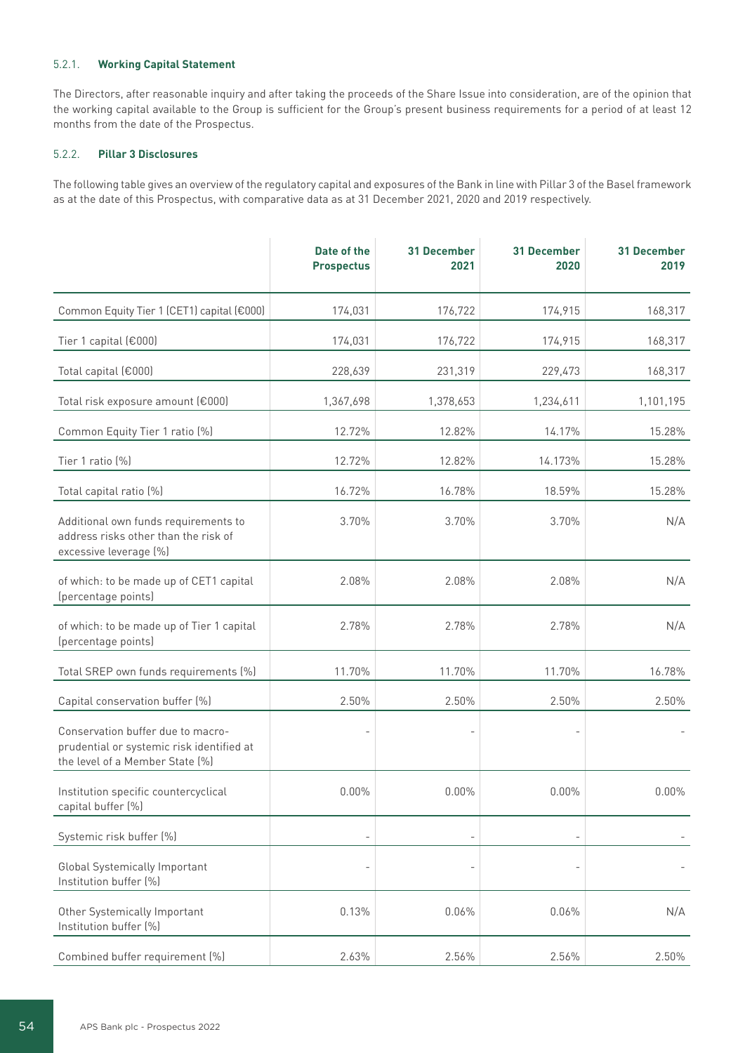#### 5.2.1. **Working Capital Statement**

The Directors, after reasonable inquiry and after taking the proceeds of the Share Issue into consideration, are of the opinion that the working capital available to the Group is sufficient for the Group's present business requirements for a period of at least 12 months from the date of the Prospectus.

#### 5.2.2. **Pillar 3 Disclosures**

The following table gives an overview of the regulatory capital and exposures of the Bank in line with Pillar 3 of the Basel framework as at the date of this Prospectus, with comparative data as at 31 December 2021, 2020 and 2019 respectively.

| | Date of the Prospectus | 31 December 2021 | 31 December 2020 | 31 December 2019 |
|---|---|---|---|---|
| Common Equity Tier 1 (CET1) capital (€000) | 174,031 | 176,722 | 174,915 | 168,317 |
| Tier 1 capital (€000) | 174,031 | 176,722 | 174,915 | 168,317 |
| Total capital (€000) | 228,639 | 231,319 | 229,473 | 168,317 |
| Total risk exposure amount (€000) | 1,367,698 | 1,378,653 | 1,234,611 | 1,101,195 |
| Common Equity Tier 1 ratio (%) | 12.72% | 12.82% | 14.17% | 15.28% |
| Tier 1 ratio (%) | 12.72% | 12.82% | 14.173% | 15.28% |
| Total capital ratio (%) | 16.72% | 16.78% | 18.59% | 15.28% |
| Additional own funds requirements to address risks other than the risk of excessive leverage (%) | 3.70% | 3.70% | 3.70% | N/A |
| of which: to be made up of CET1 capital (percentage points) | 2.08% | 2.08% | 2.08% | N/A |
| of which: to be made up of Tier 1 capital (percentage points) | 2.78% | 2.78% | 2.78% | N/A |
| Total SREP own funds requirements (%) | 11.70% | 11.70% | 11.70% | 16.78% |
| Capital conservation buffer (%) | 2.50% | 2.50% | 2.50% | 2.50% |
| Conservation buffer due to macro-prudential or systemic risk identified at the level of a Member State (%) | - | - | - | - |
| Institution specific countercyclical capital buffer (%) | 0.00% | 0.00% | 0.00% | 0.00% |
| Systemic risk buffer (%) | - | - | - | - |
| Global Systemically Important Institution buffer (%) | - | - | - | - |
| Other Systemically Important Institution buffer (%) | 0.13% | 0.06% | 0.06% | N/A |
| Combined buffer requirement (%) | 2.63% | 2.56% | 2.56% | 2.50% |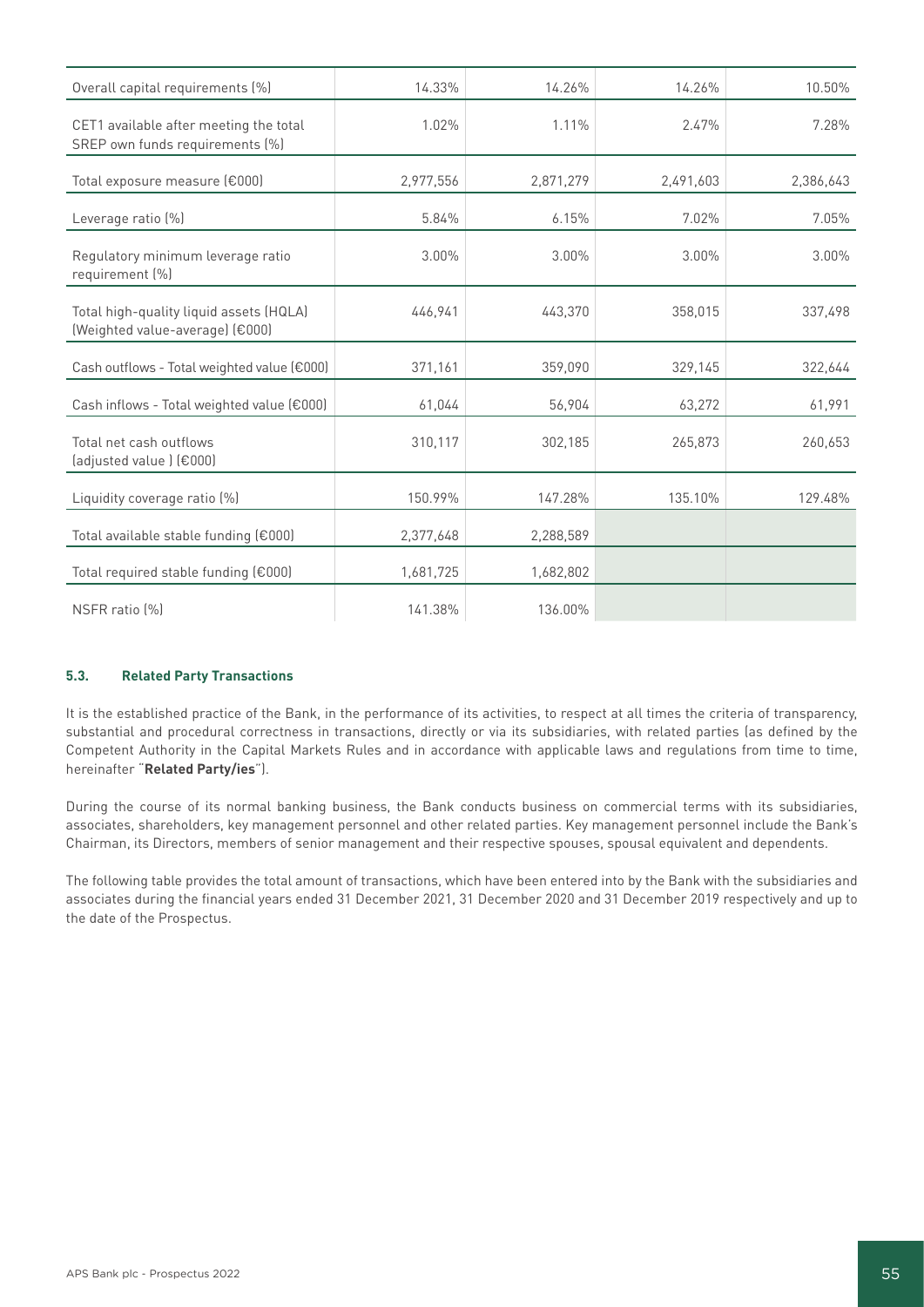| | | | | |
|---|---|---|---|---|
| Overall capital requirements (%) | 14.33% | 14.26% | 14.26% | 10.50% |
| CET1 available after meeting the total SREP own funds requirements (%) | 1.02% | 1.11% | 2.47% | 7.28% |
| Total exposure measure (€000) | 2,977,556 | 2,871,279 | 2,491,603 | 2,386,643 |
| Leverage ratio (%) | 5.84% | 6.15% | 7.02% | 7.05% |
| Regulatory minimum leverage ratio requirement (%) | 3.00% | 3.00% | 3.00% | 3.00% |
| Total high-quality liquid assets (HQLA) (Weighted value-average) (€000) | 446,941 | 443,370 | 358,015 | 337,498 |
| Cash outflows - Total weighted value (€000) | 371,161 | 359,090 | 329,145 | 322,644 |
| Cash inflows - Total weighted value (€000) | 61,044 | 56,904 | 63,272 | 61,991 |
| Total net cash outflows (adjusted value ) (€000) | 310,117 | 302,185 | 265,873 | 260,653 |
| Liquidity coverage ratio (%) | 150.99% | 147.28% | 135.10% | 129.48% |
| Total available stable funding (€000) | 2,377,648 | 2,288,589 | | |
| Total required stable funding (€000) | 1,681,725 | 1,682,802 | | |
| NSFR ratio (%) | 141.38% | 136.00% | | |

### 5.3. Related Party Transactions

It is the established practice of the Bank, in the performance of its activities, to respect at all times the criteria of transparency, substantial and procedural correctness in transactions, directly or via its subsidiaries, with related parties (as defined by the Competent Authority in the Capital Markets Rules and in accordance with applicable laws and regulations from time to time, hereinafter "**Related Party/ies**").

During the course of its normal banking business, the Bank conducts business on commercial terms with its subsidiaries, associates, shareholders, key management personnel and other related parties. Key management personnel include the Bank's Chairman, its Directors, members of senior management and their respective spouses, spousal equivalent and dependents.

The following table provides the total amount of transactions, which have been entered into by the Bank with the subsidiaries and associates during the financial years ended 31 December 2021, 31 December 2020 and 31 December 2019 respectively and up to the date of the Prospectus.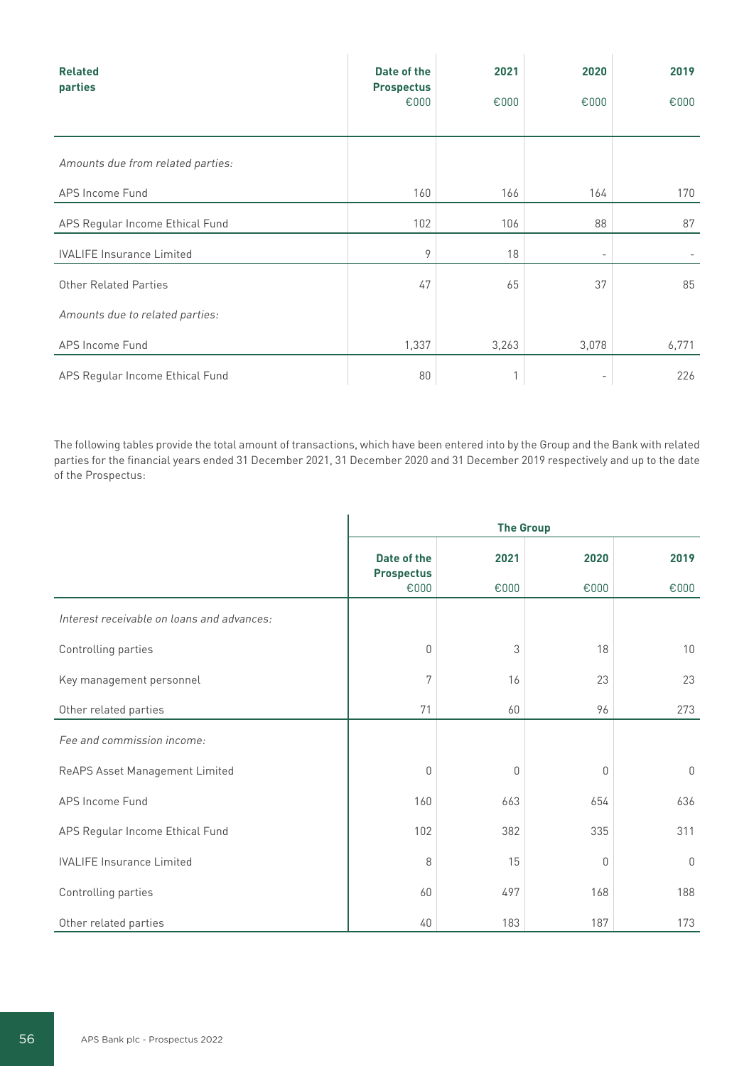| Related parties | Date of the Prospectus €000 | 2021 €000 | 2020 €000 | 2019 €000 |
|---|---|---|---|---|
| *Amounts due from related parties:* | | | | |
| APS Income Fund | 160 | 166 | 164 | 170 |
| APS Regular Income Ethical Fund | 102 | 106 | 88 | 87 |
| IVALIFE Insurance Limited | 9 | 18 | - | - |
| Other Related Parties | 47 | 65 | 37 | 85 |
| *Amounts due to related parties:* | | | | |
| APS Income Fund | 1,337 | 3,263 | 3,078 | 6,771 |
| APS Regular Income Ethical Fund | 80 | 1 | - | 226 |

The following tables provide the total amount of transactions, which have been entered into by the Group and the Bank with related parties for the financial years ended 31 December 2021, 31 December 2020 and 31 December 2019 respectively and up to the date of the Prospectus:

| | The Group | | | |
|---|---|---|---|---|
| | Date of the Prospectus €000 | 2021 €000 | 2020 €000 | 2019 €000 |
| *Interest receivable on loans and advances:* | | | | |
| Controlling parties | 0 | 3 | 18 | 10 |
| Key management personnel | 7 | 16 | 23 | 23 |
| Other related parties | 71 | 60 | 96 | 273 |
| *Fee and commission income:* | | | | |
| ReAPS Asset Management Limited | 0 | 0 | 0 | 0 |
| APS Income Fund | 160 | 663 | 654 | 636 |
| APS Regular Income Ethical Fund | 102 | 382 | 335 | 311 |
| IVALIFE Insurance Limited | 8 | 15 | 0 | 0 |
| Controlling parties | 60 | 497 | 168 | 188 |
| Other related parties | 40 | 183 | 187 | 173 |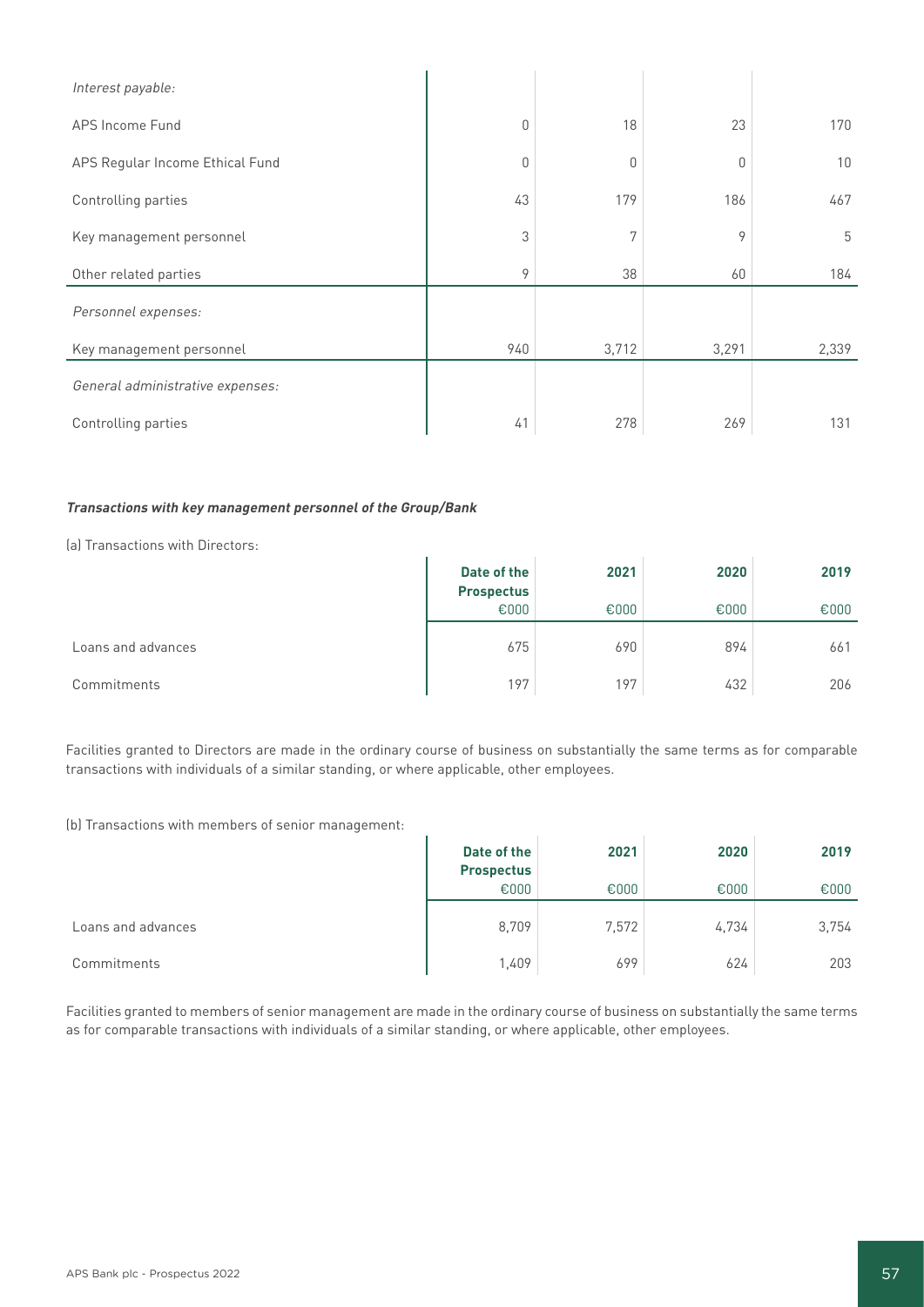| | | | | |
|---|---|---|---|---|
| *Interest payable:* | | | | |
| APS Income Fund | 0 | 18 | 23 | 170 |
| APS Regular Income Ethical Fund | 0 | 0 | 0 | 10 |
| Controlling parties | 43 | 179 | 186 | 467 |
| Key management personnel | 3 | 7 | 9 | 5 |
| Other related parties | 9 | 38 | 60 | 184 |
| *Personnel expenses:* | | | | |
| Key management personnel | 940 | 3,712 | 3,291 | 2,339 |
| *General administrative expenses:* | | | | |
| Controlling parties | 41 | 278 | 269 | 131 |

***Transactions with key management personnel of the Group/Bank***

(a) Transactions with Directors:

| | Date of the Prospectus | 2021 | 2020 | 2019 |
|---|---|---|---|---|
| | €000 | €000 | €000 | €000 |
| Loans and advances | 675 | 690 | 894 | 661 |
| Commitments | 197 | 197 | 432 | 206 |

Facilities granted to Directors are made in the ordinary course of business on substantially the same terms as for comparable transactions with individuals of a similar standing, or where applicable, other employees.

(b) Transactions with members of senior management:

| | Date of the Prospectus | 2021 | 2020 | 2019 |
|---|---|---|---|---|
| | €000 | €000 | €000 | €000 |
| Loans and advances | 8,709 | 7,572 | 4,734 | 3,754 |
| Commitments | 1,409 | 699 | 624 | 203 |

Facilities granted to members of senior management are made in the ordinary course of business on substantially the same terms as for comparable transactions with individuals of a similar standing, or where applicable, other employees.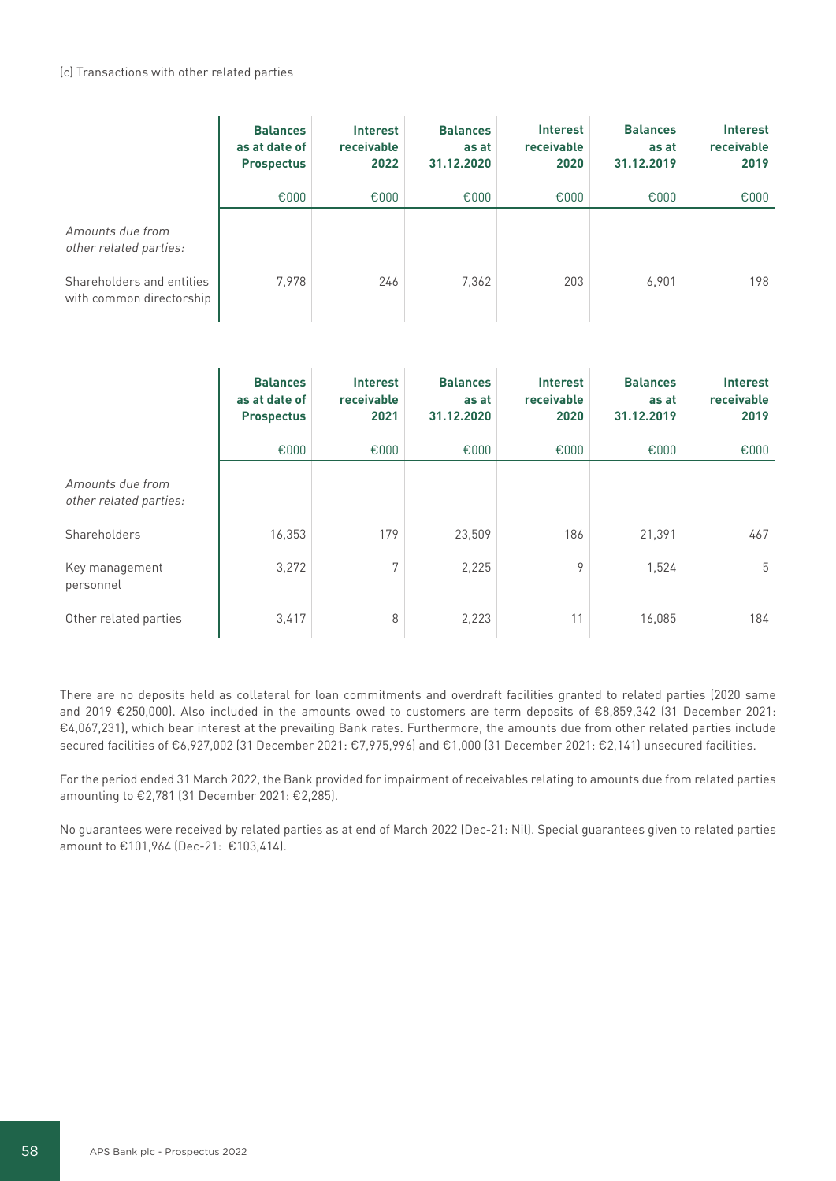(c) Transactions with other related parties

| | Balances as at date of Prospectus | Interest receivable 2022 | Balances as at 31.12.2020 | Interest receivable 2020 | Balances as at 31.12.2019 | Interest receivable 2019 |
|---|---|---|---|---|---|---|
| | €000 | €000 | €000 | €000 | €000 | €000 |
| *Amounts due from other related parties:* | | | | | | |
| Shareholders and entities with common directorship | 7,978 | 246 | 7,362 | 203 | 6,901 | 198 |

| | Balances as at date of Prospectus | Interest receivable 2021 | Balances as at 31.12.2020 | Interest receivable 2020 | Balances as at 31.12.2019 | Interest receivable 2019 |
|---|---|---|---|---|---|---|
| | €000 | €000 | €000 | €000 | €000 | €000 |
| *Amounts due from other related parties:* | | | | | | |
| Shareholders | 16,353 | 179 | 23,509 | 186 | 21,391 | 467 |
| Key management personnel | 3,272 | 7 | 2,225 | 9 | 1,524 | 5 |
| Other related parties | 3,417 | 8 | 2,223 | 11 | 16,085 | 184 |

There are no deposits held as collateral for loan commitments and overdraft facilities granted to related parties (2020 same and 2019 €250,000). Also included in the amounts owed to customers are term deposits of €8,859,342 (31 December 2021: €4,067,231), which bear interest at the prevailing Bank rates. Furthermore, the amounts due from other related parties include secured facilities of €6,927,002 (31 December 2021: €7,975,996) and €1,000 (31 December 2021: €2,141) unsecured facilities.

For the period ended 31 March 2022, the Bank provided for impairment of receivables relating to amounts due from related parties amounting to €2,781 (31 December 2021: €2,285).

No guarantees were received by related parties as at end of March 2022 (Dec-21: Nil). Special guarantees given to related parties amount to €101,964 (Dec-21: €103,414).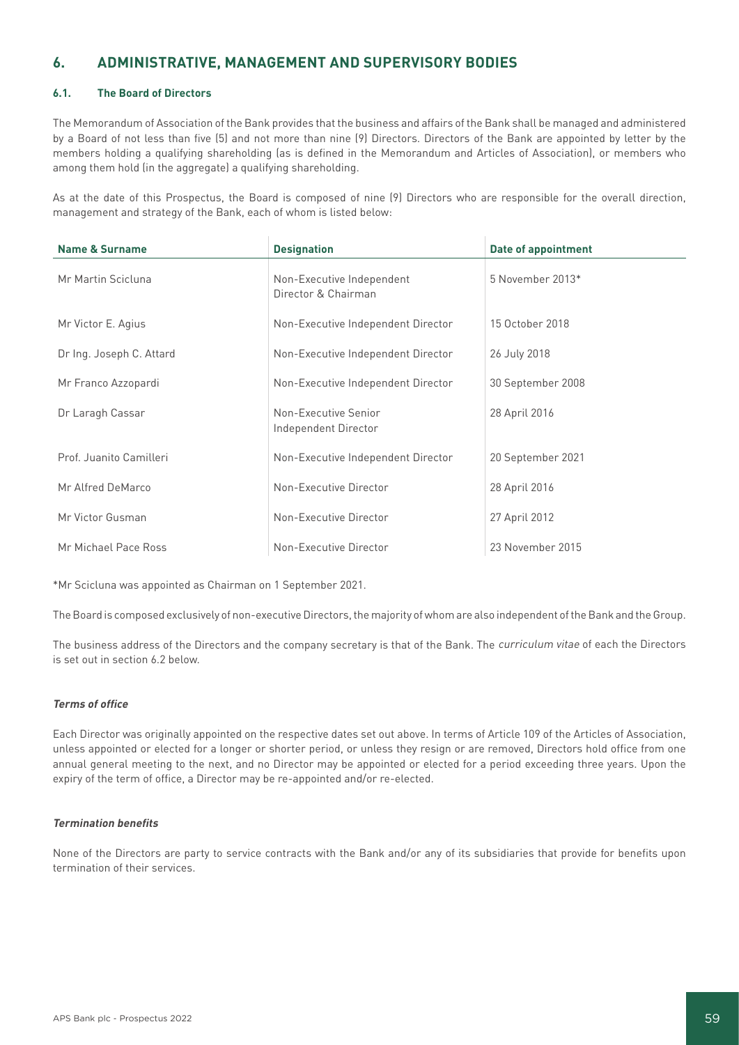## 6. ADMINISTRATIVE, MANAGEMENT AND SUPERVISORY BODIES

### 6.1. The Board of Directors

The Memorandum of Association of the Bank provides that the business and affairs of the Bank shall be managed and administered by a Board of not less than five (5) and not more than nine (9) Directors. Directors of the Bank are appointed by letter by the members holding a qualifying shareholding (as is defined in the Memorandum and Articles of Association), or members who among them hold (in the aggregate) a qualifying shareholding.

As at the date of this Prospectus, the Board is composed of nine (9) Directors who are responsible for the overall direction, management and strategy of the Bank, each of whom is listed below:

| Name & Surname | Designation | Date of appointment |
|---|---|---|
| Mr Martin Scicluna | Non-Executive Independent Director & Chairman | 5 November 2013* |
| Mr Victor E. Agius | Non-Executive Independent Director | 15 October 2018 |
| Dr Ing. Joseph C. Attard | Non-Executive Independent Director | 26 July 2018 |
| Mr Franco Azzopardi | Non-Executive Independent Director | 30 September 2008 |
| Dr Laragh Cassar | Non-Executive Senior Independent Director | 28 April 2016 |
| Prof. Juanito Camilleri | Non-Executive Independent Director | 20 September 2021 |
| Mr Alfred DeMarco | Non-Executive Director | 28 April 2016 |
| Mr Victor Gusman | Non-Executive Director | 27 April 2012 |
| Mr Michael Pace Ross | Non-Executive Director | 23 November 2015 |

*Mr Scicluna was appointed as Chairman on 1 September 2021.

The Board is composed exclusively of non-executive Directors, the majority of whom are also independent of the Bank and the Group.

The business address of the Directors and the company secretary is that of the Bank. The *curriculum vitae* of each the Directors is set out in section 6.2 below.

#### *Terms of office*

Each Director was originally appointed on the respective dates set out above. In terms of Article 109 of the Articles of Association, unless appointed or elected for a longer or shorter period, or unless they resign or are removed, Directors hold office from one annual general meeting to the next, and no Director may be appointed or elected for a period exceeding three years. Upon the expiry of the term of office, a Director may be re-appointed and/or re-elected.

#### *Termination benefits*

None of the Directors are party to service contracts with the Bank and/or any of its subsidiaries that provide for benefits upon termination of their services.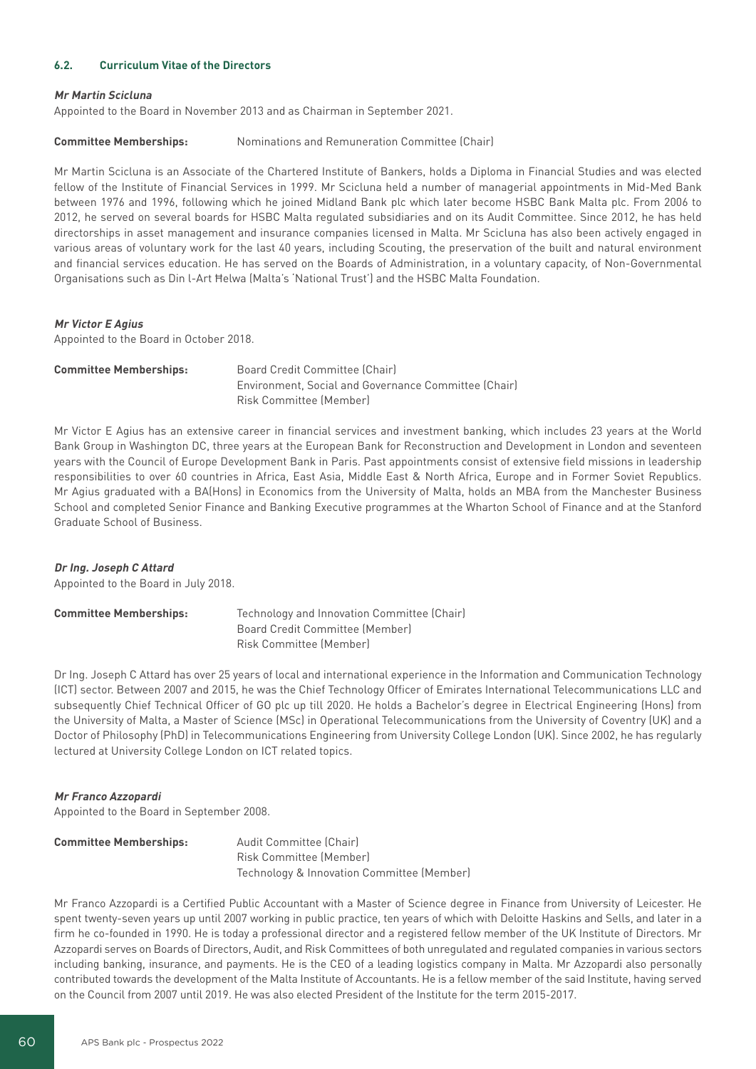### 6.2. Curriculum Vitae of the Directors

***Mr Martin Scicluna***

Appointed to the Board in November 2013 and as Chairman in September 2021.

**Committee Memberships:** Nominations and Remuneration Committee (Chair)

Mr Martin Scicluna is an Associate of the Chartered Institute of Bankers, holds a Diploma in Financial Studies and was elected fellow of the Institute of Financial Services in 1999. Mr Scicluna held a number of managerial appointments in Mid-Med Bank between 1976 and 1996, following which he joined Midland Bank plc which later become HSBC Bank Malta plc. From 2006 to 2012, he served on several boards for HSBC Malta regulated subsidiaries and on its Audit Committee. Since 2012, he has held directorships in asset management and insurance companies licensed in Malta. Mr Scicluna has also been actively engaged in various areas of voluntary work for the last 40 years, including Scouting, the preservation of the built and natural environment and financial services education. He has served on the Boards of Administration, in a voluntary capacity, of Non-Governmental Organisations such as Din l-Art Ħelwa (Malta's 'National Trust') and the HSBC Malta Foundation.

***Mr Victor E Agius***

Appointed to the Board in October 2018.

**Committee Memberships:** Board Credit Committee (Chair)
Environment, Social and Governance Committee (Chair)
Risk Committee (Member)

Mr Victor E Agius has an extensive career in financial services and investment banking, which includes 23 years at the World Bank Group in Washington DC, three years at the European Bank for Reconstruction and Development in London and seventeen years with the Council of Europe Development Bank in Paris. Past appointments consist of extensive field missions in leadership responsibilities to over 60 countries in Africa, East Asia, Middle East & North Africa, Europe and in Former Soviet Republics. Mr Agius graduated with a BA(Hons) in Economics from the University of Malta, holds an MBA from the Manchester Business School and completed Senior Finance and Banking Executive programmes at the Wharton School of Finance and at the Stanford Graduate School of Business.

***Dr Ing. Joseph C Attard***

Appointed to the Board in July 2018.

**Committee Memberships:** Technology and Innovation Committee (Chair)
Board Credit Committee (Member)
Risk Committee (Member)

Dr Ing. Joseph C Attard has over 25 years of local and international experience in the Information and Communication Technology (ICT) sector. Between 2007 and 2015, he was the Chief Technology Officer of Emirates International Telecommunications LLC and subsequently Chief Technical Officer of GO plc up till 2020. He holds a Bachelor's degree in Electrical Engineering (Hons) from the University of Malta, a Master of Science (MSc) in Operational Telecommunications from the University of Coventry (UK) and a Doctor of Philosophy (PhD) in Telecommunications Engineering from University College London (UK). Since 2002, he has regularly lectured at University College London on ICT related topics.

***Mr Franco Azzopardi***

Appointed to the Board in September 2008.

**Committee Memberships:** Audit Committee (Chair)
Risk Committee (Member)
Technology & Innovation Committee (Member)

Mr Franco Azzopardi is a Certified Public Accountant with a Master of Science degree in Finance from University of Leicester. He spent twenty-seven years up until 2007 working in public practice, ten years of which with Deloitte Haskins and Sells, and later in a firm he co-founded in 1990. He is today a professional director and a registered fellow member of the UK Institute of Directors. Mr Azzopardi serves on Boards of Directors, Audit, and Risk Committees of both unregulated and regulated companies in various sectors including banking, insurance, and payments. He is the CEO of a leading logistics company in Malta. Mr Azzopardi also personally contributed towards the development of the Malta Institute of Accountants. He is a fellow member of the said Institute, having served on the Council from 2007 until 2019. He was also elected President of the Institute for the term 2015-2017.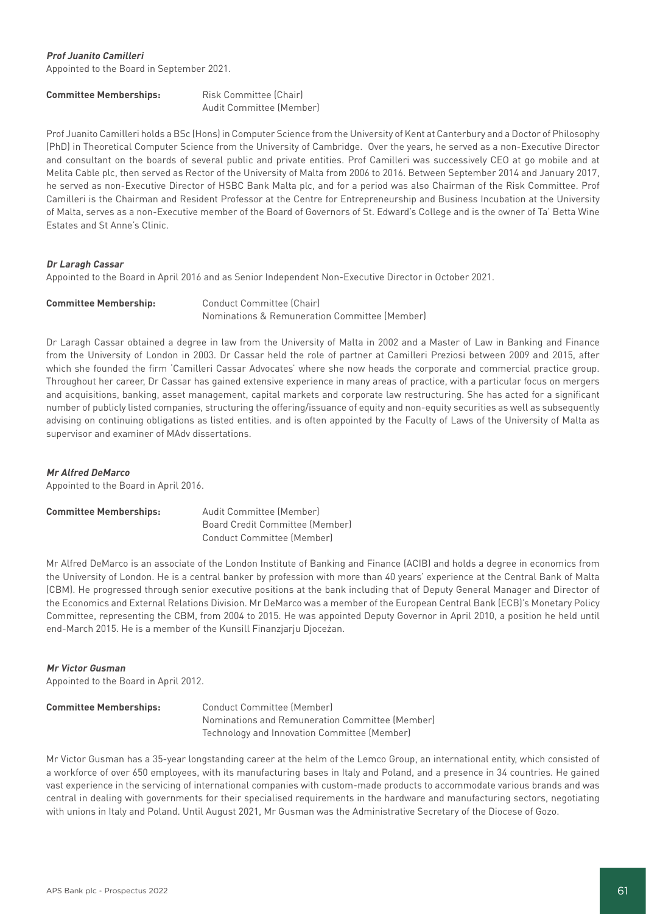***Prof Juanito Camilleri***

Appointed to the Board in September 2021.

**Committee Memberships:** Risk Committee (Chair)
Audit Committee (Member)

Prof Juanito Camilleri holds a BSc (Hons) in Computer Science from the University of Kent at Canterbury and a Doctor of Philosophy (PhD) in Theoretical Computer Science from the University of Cambridge. Over the years, he served as a non-Executive Director and consultant on the boards of several public and private entities. Prof Camilleri was successively CEO at go mobile and at Melita Cable plc, then served as Rector of the University of Malta from 2006 to 2016. Between September 2014 and January 2017, he served as non-Executive Director of HSBC Bank Malta plc, and for a period was also Chairman of the Risk Committee. Prof Camilleri is the Chairman and Resident Professor at the Centre for Entrepreneurship and Business Incubation at the University of Malta, serves as a non-Executive member of the Board of Governors of St. Edward's College and is the owner of Ta' Betta Wine Estates and St Anne's Clinic.

***Dr Laragh Cassar***

Appointed to the Board in April 2016 and as Senior Independent Non-Executive Director in October 2021.

**Committee Membership:** Conduct Committee (Chair)
Nominations & Remuneration Committee (Member)

Dr Laragh Cassar obtained a degree in law from the University of Malta in 2002 and a Master of Law in Banking and Finance from the University of London in 2003. Dr Cassar held the role of partner at Camilleri Preziosi between 2009 and 2015, after which she founded the firm 'Camilleri Cassar Advocates' where she now heads the corporate and commercial practice group. Throughout her career, Dr Cassar has gained extensive experience in many areas of practice, with a particular focus on mergers and acquisitions, banking, asset management, capital markets and corporate law restructuring. She has acted for a significant number of publicly listed companies, structuring the offering/issuance of equity and non-equity securities as well as subsequently advising on continuing obligations as listed entities. and is often appointed by the Faculty of Laws of the University of Malta as supervisor and examiner of MAdv dissertations.

***Mr Alfred DeMarco***

Appointed to the Board in April 2016.

**Committee Memberships:** Audit Committee (Member)
Board Credit Committee (Member)
Conduct Committee (Member)

Mr Alfred DeMarco is an associate of the London Institute of Banking and Finance (ACIB) and holds a degree in economics from the University of London. He is a central banker by profession with more than 40 years' experience at the Central Bank of Malta (CBM). He progressed through senior executive positions at the bank including that of Deputy General Manager and Director of the Economics and External Relations Division. Mr DeMarco was a member of the European Central Bank (ECB)'s Monetary Policy Committee, representing the CBM, from 2004 to 2015. He was appointed Deputy Governor in April 2010, a position he held until end-March 2015. He is a member of the Kunsill Finanzjarju Djoċeżan.

***Mr Victor Gusman***

Appointed to the Board in April 2012.

**Committee Memberships:** Conduct Committee (Member)
Nominations and Remuneration Committee (Member)
Technology and Innovation Committee (Member)

Mr Victor Gusman has a 35-year longstanding career at the helm of the Lemco Group, an international entity, which consisted of a workforce of over 650 employees, with its manufacturing bases in Italy and Poland, and a presence in 34 countries. He gained vast experience in the servicing of international companies with custom-made products to accommodate various brands and was central in dealing with governments for their specialised requirements in the hardware and manufacturing sectors, negotiating with unions in Italy and Poland. Until August 2021, Mr Gusman was the Administrative Secretary of the Diocese of Gozo.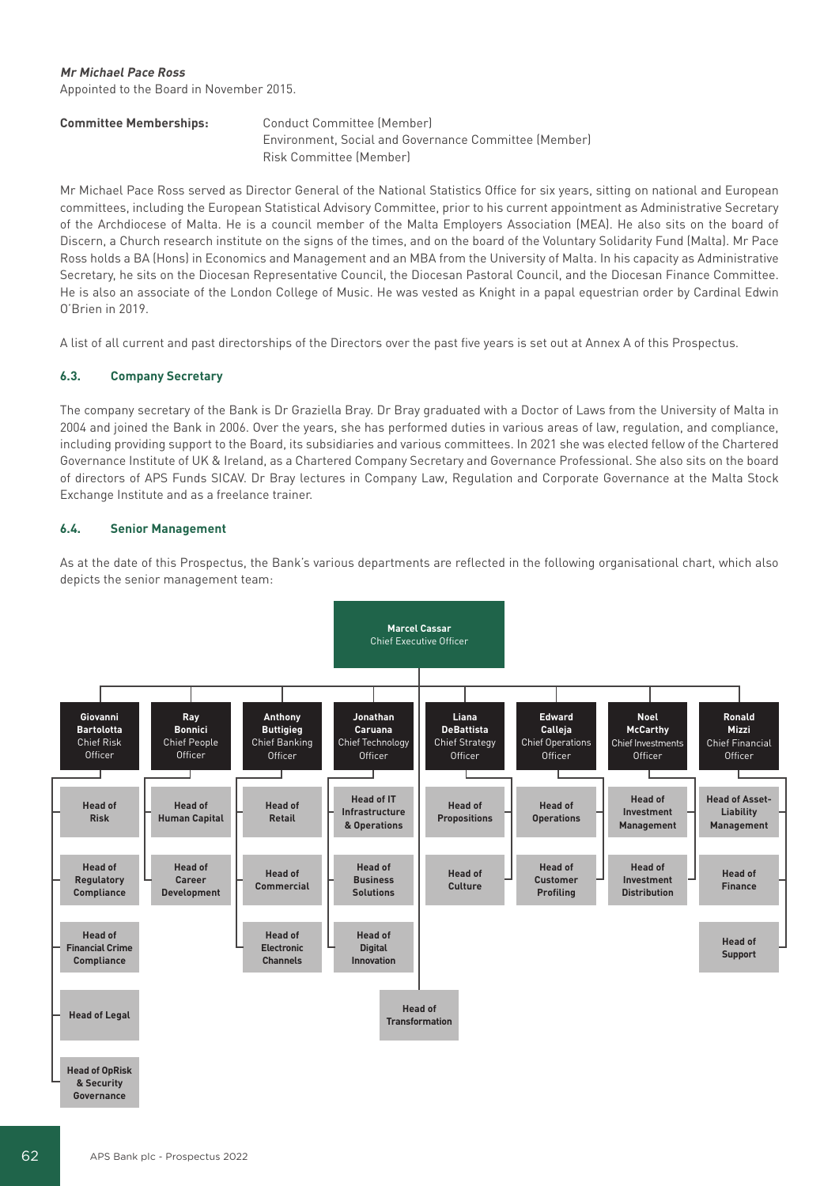***Mr Michael Pace Ross***

Appointed to the Board in November 2015.

**Committee Memberships:** Conduct Committee (Member)
Environment, Social and Governance Committee (Member)
Risk Committee (Member)

Mr Michael Pace Ross served as Director General of the National Statistics Office for six years, sitting on national and European committees, including the European Statistical Advisory Committee, prior to his current appointment as Administrative Secretary of the Archdiocese of Malta. He is a council member of the Malta Employers Association (MEA). He also sits on the board of Discern, a Church research institute on the signs of the times, and on the board of the Voluntary Solidarity Fund (Malta). Mr Pace Ross holds a BA (Hons) in Economics and Management and an MBA from the University of Malta. In his capacity as Administrative Secretary, he sits on the Diocesan Representative Council, the Diocesan Pastoral Council, and the Diocesan Finance Committee. He is also an associate of the London College of Music. He was vested as Knight in a papal equestrian order by Cardinal Edwin O'Brien in 2019.

A list of all current and past directorships of the Directors over the past five years is set out at Annex A of this Prospectus.

### 6.3. Company Secretary

The company secretary of the Bank is Dr Graziella Bray. Dr Bray graduated with a Doctor of Laws from the University of Malta in 2004 and joined the Bank in 2006. Over the years, she has performed duties in various areas of law, regulation, and compliance, including providing support to the Board, its subsidiaries and various committees. In 2021 she was elected fellow of the Chartered Governance Institute of UK & Ireland, as a Chartered Company Secretary and Governance Professional. She also sits on the board of directors of APS Funds SICAV. Dr Bray lectures in Company Law, Regulation and Corporate Governance at the Malta Stock Exchange Institute and as a freelance trainer.

### 6.4. Senior Management

As at the date of this Prospectus, the Bank's various departments are reflected in the following organisational chart, which also depicts the senior management team:

**Marcel Cassar** – Chief Executive Officer

- **Head of Transformation** (reporting to the Chief Executive Officer)
- **Giovanni Bartolotta** – Chief Risk Officer
  - Head of Risk
  - Head of Regulatory Compliance
  - Head of Financial Crime Compliance
  - Head of Legal
  - Head of OpRisk & Security Governance
- **Ray Bonnici** – Chief People Officer
  - Head of Human Capital
  - Head of Career Development
- **Anthony Buttigieg** – Chief Banking Officer
  - Head of Retail
  - Head of Commercial
  - Head of Electronic Channels
- **Jonathan Caruana** – Chief Technology Officer
  - Head of IT Infrastructure & Operations
  - Head of Business Solutions
  - Head of Digital Innovation
- **Liana DeBattista** – Chief Strategy Officer
  - Head of Propositions
  - Head of Culture
- **Edward Calleja** – Chief Operations Officer
  - Head of Operations
  - Head of Customer Profiling
- **Noel McCarthy** – Chief Investments Officer
  - Head of Investment Management
  - Head of Investment Distribution
- **Ronald Mizzi** – Chief Financial Officer
  - Head of Asset-Liability Management
  - Head of Finance
  - Head of Support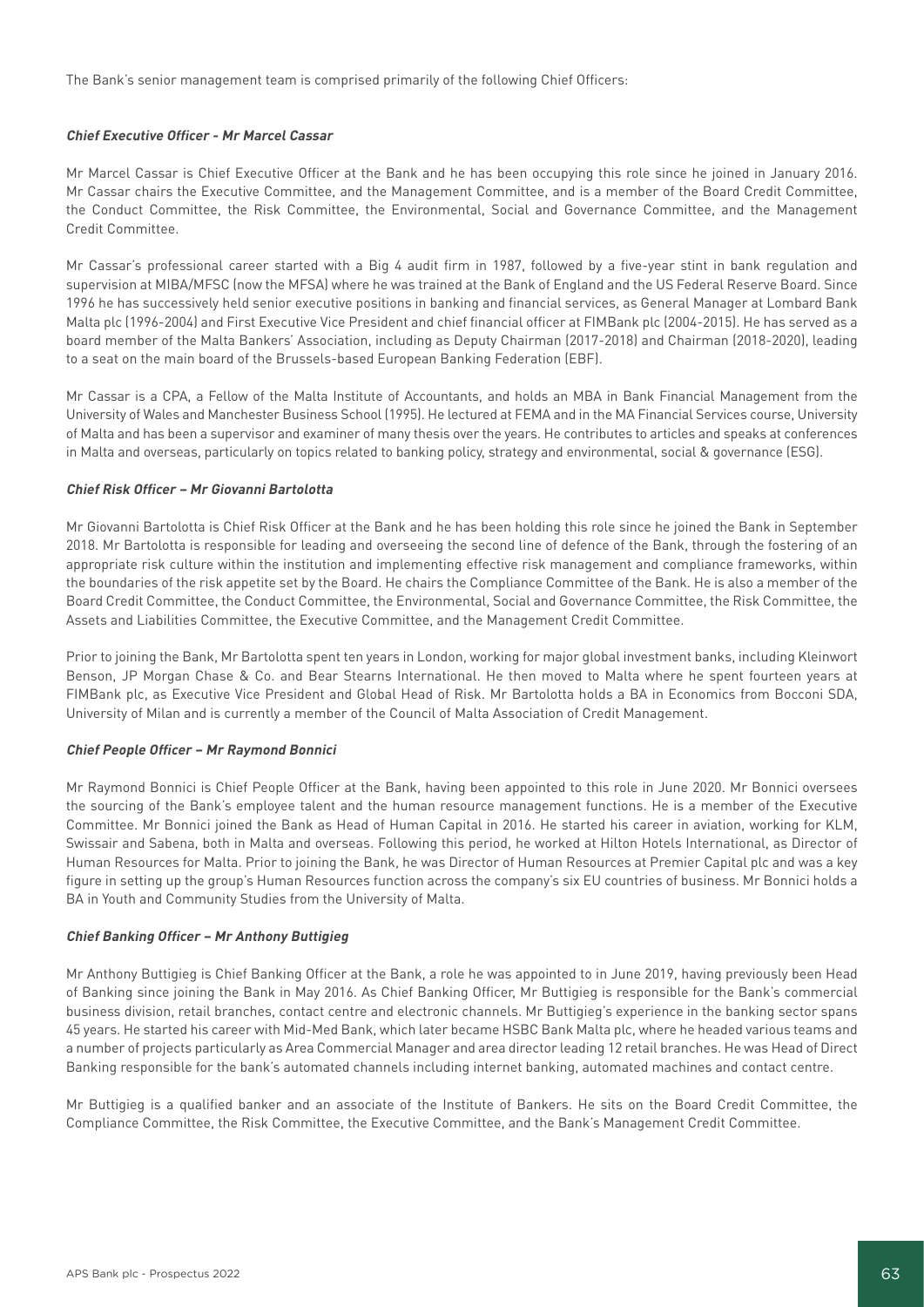The Bank's senior management team is comprised primarily of the following Chief Officers:

***Chief Executive Officer - Mr Marcel Cassar***

Mr Marcel Cassar is Chief Executive Officer at the Bank and he has been occupying this role since he joined in January 2016. Mr Cassar chairs the Executive Committee, and the Management Committee, and is a member of the Board Credit Committee, the Conduct Committee, the Risk Committee, the Environmental, Social and Governance Committee, and the Management Credit Committee.

Mr Cassar's professional career started with a Big 4 audit firm in 1987, followed by a five-year stint in bank regulation and supervision at MIBA/MFSC (now the MFSA) where he was trained at the Bank of England and the US Federal Reserve Board. Since 1996 he has successively held senior executive positions in banking and financial services, as General Manager at Lombard Bank Malta plc (1996-2004) and First Executive Vice President and chief financial officer at FIMBank plc (2004-2015). He has served as a board member of the Malta Bankers' Association, including as Deputy Chairman (2017-2018) and Chairman (2018-2020), leading to a seat on the main board of the Brussels-based European Banking Federation (EBF).

Mr Cassar is a CPA, a Fellow of the Malta Institute of Accountants, and holds an MBA in Bank Financial Management from the University of Wales and Manchester Business School (1995). He lectured at FEMA and in the MA Financial Services course, University of Malta and has been a supervisor and examiner of many thesis over the years. He contributes to articles and speaks at conferences in Malta and overseas, particularly on topics related to banking policy, strategy and environmental, social & governance (ESG).

***Chief Risk Officer – Mr Giovanni Bartolotta***

Mr Giovanni Bartolotta is Chief Risk Officer at the Bank and he has been holding this role since he joined the Bank in September 2018. Mr Bartolotta is responsible for leading and overseeing the second line of defence of the Bank, through the fostering of an appropriate risk culture within the institution and implementing effective risk management and compliance frameworks, within the boundaries of the risk appetite set by the Board. He chairs the Compliance Committee of the Bank. He is also a member of the Board Credit Committee, the Conduct Committee, the Environmental, Social and Governance Committee, the Risk Committee, the Assets and Liabilities Committee, the Executive Committee, and the Management Credit Committee.

Prior to joining the Bank, Mr Bartolotta spent ten years in London, working for major global investment banks, including Kleinwort Benson, JP Morgan Chase & Co. and Bear Stearns International. He then moved to Malta where he spent fourteen years at FIMBank plc, as Executive Vice President and Global Head of Risk. Mr Bartolotta holds a BA in Economics from Bocconi SDA, University of Milan and is currently a member of the Council of Malta Association of Credit Management.

***Chief People Officer – Mr Raymond Bonnici***

Mr Raymond Bonnici is Chief People Officer at the Bank, having been appointed to this role in June 2020. Mr Bonnici oversees the sourcing of the Bank's employee talent and the human resource management functions. He is a member of the Executive Committee. Mr Bonnici joined the Bank as Head of Human Capital in 2016. He started his career in aviation, working for KLM, Swissair and Sabena, both in Malta and overseas. Following this period, he worked at Hilton Hotels International, as Director of Human Resources for Malta. Prior to joining the Bank, he was Director of Human Resources at Premier Capital plc and was a key figure in setting up the group's Human Resources function across the company's six EU countries of business. Mr Bonnici holds a BA in Youth and Community Studies from the University of Malta.

***Chief Banking Officer – Mr Anthony Buttigieg***

Mr Anthony Buttigieg is Chief Banking Officer at the Bank, a role he was appointed to in June 2019, having previously been Head of Banking since joining the Bank in May 2016. As Chief Banking Officer, Mr Buttigieg is responsible for the Bank's commercial business division, retail branches, contact centre and electronic channels. Mr Buttigieg's experience in the banking sector spans 45 years. He started his career with Mid-Med Bank, which later became HSBC Bank Malta plc, where he headed various teams and a number of projects particularly as Area Commercial Manager and area director leading 12 retail branches. He was Head of Direct Banking responsible for the bank's automated channels including internet banking, automated machines and contact centre.

Mr Buttigieg is a qualified banker and an associate of the Institute of Bankers. He sits on the Board Credit Committee, the Compliance Committee, the Risk Committee, the Executive Committee, and the Bank's Management Credit Committee.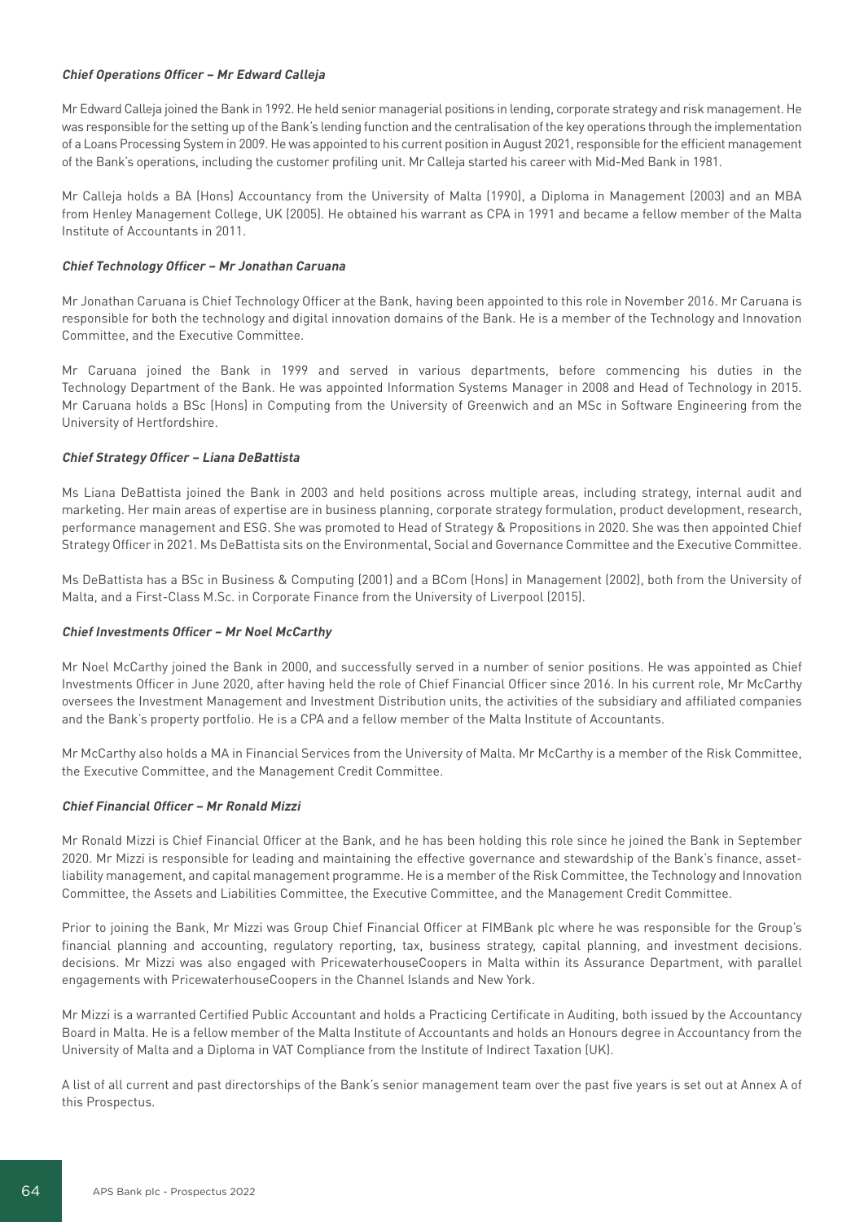***Chief Operations Officer – Mr Edward Calleja***

Mr Edward Calleja joined the Bank in 1992. He held senior managerial positions in lending, corporate strategy and risk management. He was responsible for the setting up of the Bank's lending function and the centralisation of the key operations through the implementation of a Loans Processing System in 2009. He was appointed to his current position in August 2021, responsible for the efficient management of the Bank's operations, including the customer profiling unit. Mr Calleja started his career with Mid-Med Bank in 1981.

Mr Calleja holds a BA (Hons) Accountancy from the University of Malta (1990), a Diploma in Management (2003) and an MBA from Henley Management College, UK (2005). He obtained his warrant as CPA in 1991 and became a fellow member of the Malta Institute of Accountants in 2011.

***Chief Technology Officer – Mr Jonathan Caruana***

Mr Jonathan Caruana is Chief Technology Officer at the Bank, having been appointed to this role in November 2016. Mr Caruana is responsible for both the technology and digital innovation domains of the Bank. He is a member of the Technology and Innovation Committee, and the Executive Committee.

Mr Caruana joined the Bank in 1999 and served in various departments, before commencing his duties in the Technology Department of the Bank. He was appointed Information Systems Manager in 2008 and Head of Technology in 2015. Mr Caruana holds a BSc (Hons) in Computing from the University of Greenwich and an MSc in Software Engineering from the University of Hertfordshire.

***Chief Strategy Officer – Liana DeBattista***

Ms Liana DeBattista joined the Bank in 2003 and held positions across multiple areas, including strategy, internal audit and marketing. Her main areas of expertise are in business planning, corporate strategy formulation, product development, research, performance management and ESG. She was promoted to Head of Strategy & Propositions in 2020. She was then appointed Chief Strategy Officer in 2021. Ms DeBattista sits on the Environmental, Social and Governance Committee and the Executive Committee.

Ms DeBattista has a BSc in Business & Computing (2001) and a BCom (Hons) in Management (2002), both from the University of Malta, and a First-Class M.Sc. in Corporate Finance from the University of Liverpool (2015).

***Chief Investments Officer – Mr Noel McCarthy***

Mr Noel McCarthy joined the Bank in 2000, and successfully served in a number of senior positions. He was appointed as Chief Investments Officer in June 2020, after having held the role of Chief Financial Officer since 2016. In his current role, Mr McCarthy oversees the Investment Management and Investment Distribution units, the activities of the subsidiary and affiliated companies and the Bank's property portfolio. He is a CPA and a fellow member of the Malta Institute of Accountants.

Mr McCarthy also holds a MA in Financial Services from the University of Malta. Mr McCarthy is a member of the Risk Committee, the Executive Committee, and the Management Credit Committee.

***Chief Financial Officer – Mr Ronald Mizzi***

Mr Ronald Mizzi is Chief Financial Officer at the Bank, and he has been holding this role since he joined the Bank in September 2020. Mr Mizzi is responsible for leading and maintaining the effective governance and stewardship of the Bank's finance, asset-liability management, and capital management programme. He is a member of the Risk Committee, the Technology and Innovation Committee, the Assets and Liabilities Committee, the Executive Committee, and the Management Credit Committee.

Prior to joining the Bank, Mr Mizzi was Group Chief Financial Officer at FIMBank plc where he was responsible for the Group's financial planning and accounting, regulatory reporting, tax, business strategy, capital planning, and investment decisions. decisions. Mr Mizzi was also engaged with PricewaterhouseCoopers in Malta within its Assurance Department, with parallel engagements with PricewaterhouseCoopers in the Channel Islands and New York.

Mr Mizzi is a warranted Certified Public Accountant and holds a Practicing Certificate in Auditing, both issued by the Accountancy Board in Malta. He is a fellow member of the Malta Institute of Accountants and holds an Honours degree in Accountancy from the University of Malta and a Diploma in VAT Compliance from the Institute of Indirect Taxation (UK).

A list of all current and past directorships of the Bank's senior management team over the past five years is set out at Annex A of this Prospectus.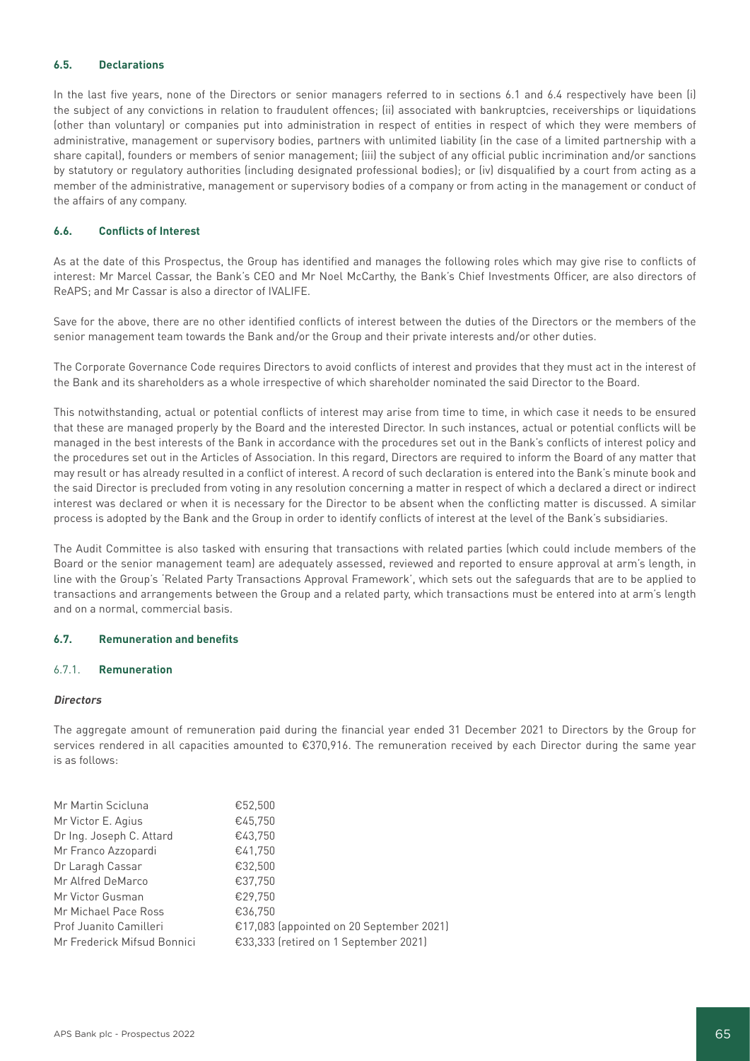### 6.5. Declarations

In the last five years, none of the Directors or senior managers referred to in sections 6.1 and 6.4 respectively have been (i) the subject of any convictions in relation to fraudulent offences; (ii) associated with bankruptcies, receiverships or liquidations (other than voluntary) or companies put into administration in respect of entities in respect of which they were members of administrative, management or supervisory bodies, partners with unlimited liability (in the case of a limited partnership with a share capital), founders or members of senior management; (iii) the subject of any official public incrimination and/or sanctions by statutory or regulatory authorities (including designated professional bodies); or (iv) disqualified by a court from acting as a member of the administrative, management or supervisory bodies of a company or from acting in the management or conduct of the affairs of any company.

### 6.6. Conflicts of Interest

As at the date of this Prospectus, the Group has identified and manages the following roles which may give rise to conflicts of interest: Mr Marcel Cassar, the Bank's CEO and Mr Noel McCarthy, the Bank's Chief Investments Officer, are also directors of ReAPS; and Mr Cassar is also a director of IVALIFE.

Save for the above, there are no other identified conflicts of interest between the duties of the Directors or the members of the senior management team towards the Bank and/or the Group and their private interests and/or other duties.

The Corporate Governance Code requires Directors to avoid conflicts of interest and provides that they must act in the interest of the Bank and its shareholders as a whole irrespective of which shareholder nominated the said Director to the Board.

This notwithstanding, actual or potential conflicts of interest may arise from time to time, in which case it needs to be ensured that these are managed properly by the Board and the interested Director. In such instances, actual or potential conflicts will be managed in the best interests of the Bank in accordance with the procedures set out in the Bank's conflicts of interest policy and the procedures set out in the Articles of Association. In this regard, Directors are required to inform the Board of any matter that may result or has already resulted in a conflict of interest. A record of such declaration is entered into the Bank's minute book and the said Director is precluded from voting in any resolution concerning a matter in respect of which a declared a direct or indirect interest was declared or when it is necessary for the Director to be absent when the conflicting matter is discussed. A similar process is adopted by the Bank and the Group in order to identify conflicts of interest at the level of the Bank's subsidiaries.

The Audit Committee is also tasked with ensuring that transactions with related parties (which could include members of the Board or the senior management team) are adequately assessed, reviewed and reported to ensure approval at arm's length, in line with the Group's 'Related Party Transactions Approval Framework', which sets out the safeguards that are to be applied to transactions and arrangements between the Group and a related party, which transactions must be entered into at arm's length and on a normal, commercial basis.

### 6.7. Remuneration and benefits

#### 6.7.1. Remuneration

***Directors***

The aggregate amount of remuneration paid during the financial year ended 31 December 2021 to Directors by the Group for services rendered in all capacities amounted to €370,916. The remuneration received by each Director during the same year is as follows:

| | |
|---|---|
| Mr Martin Scicluna | €52,500 |
| Mr Victor E. Agius | €45,750 |
| Dr Ing. Joseph C. Attard | €43,750 |
| Mr Franco Azzopardi | €41,750 |
| Dr Laragh Cassar | €32,500 |
| Mr Alfred DeMarco | €37,750 |
| Mr Victor Gusman | €29,750 |
| Mr Michael Pace Ross | €36,750 |
| Prof Juanito Camilleri | €17,083 (appointed on 20 September 2021) |
| Mr Frederick Mifsud Bonnici | €33,333 (retired on 1 September 2021) |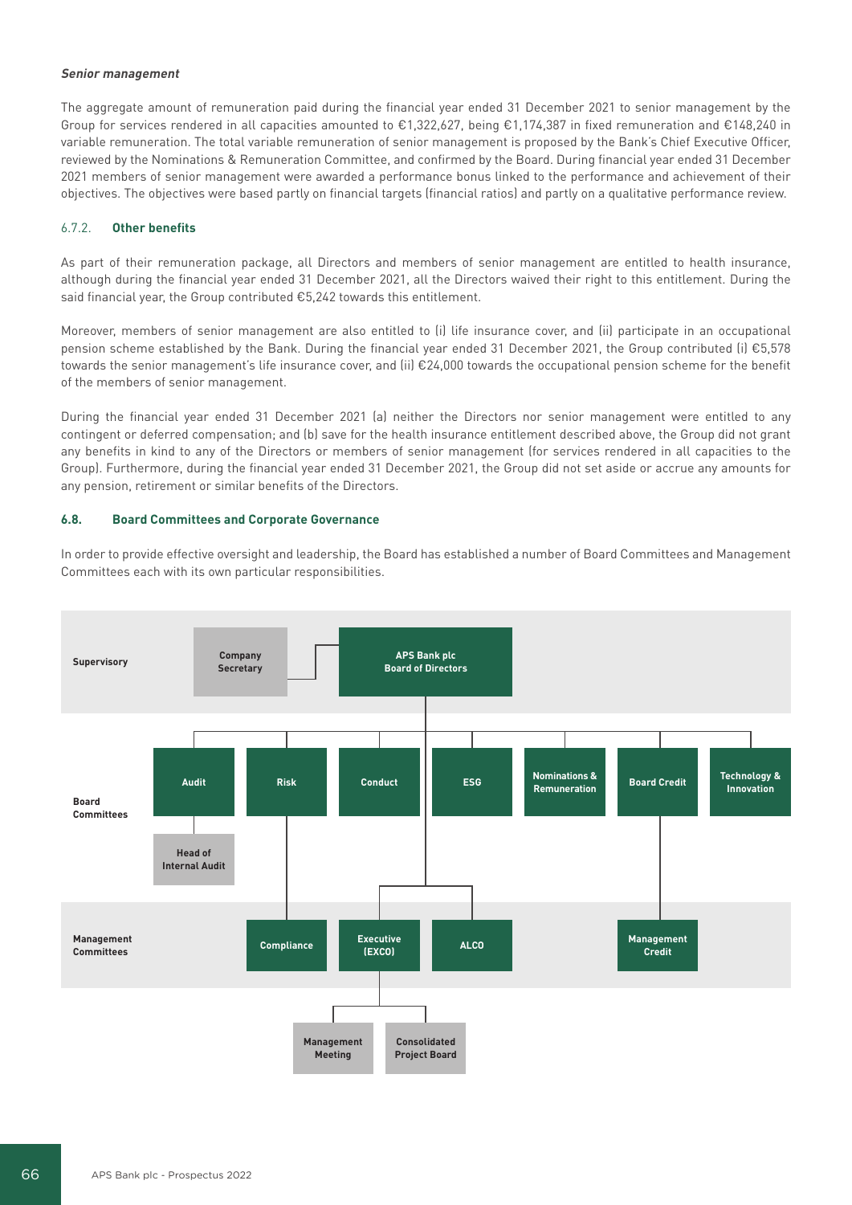***Senior management***

The aggregate amount of remuneration paid during the financial year ended 31 December 2021 to senior management by the Group for services rendered in all capacities amounted to €1,322,627, being €1,174,387 in fixed remuneration and €148,240 in variable remuneration. The total variable remuneration of senior management is proposed by the Bank's Chief Executive Officer, reviewed by the Nominations & Remuneration Committee, and confirmed by the Board. During financial year ended 31 December 2021 members of senior management were awarded a performance bonus linked to the performance and achievement of their objectives. The objectives were based partly on financial targets (financial ratios) and partly on a qualitative performance review.

### 6.7.2. Other benefits

As part of their remuneration package, all Directors and members of senior management are entitled to health insurance, although during the financial year ended 31 December 2021, all the Directors waived their right to this entitlement. During the said financial year, the Group contributed €5,242 towards this entitlement.

Moreover, members of senior management are also entitled to (i) life insurance cover, and (ii) participate in an occupational pension scheme established by the Bank. During the financial year ended 31 December 2021, the Group contributed (i) €5,578 towards the senior management's life insurance cover, and (ii) €24,000 towards the occupational pension scheme for the benefit of the members of senior management.

During the financial year ended 31 December 2021 (a) neither the Directors nor senior management were entitled to any contingent or deferred compensation; and (b) save for the health insurance entitlement described above, the Group did not grant any benefits in kind to any of the Directors or members of senior management (for services rendered in all capacities to the Group). Furthermore, during the financial year ended 31 December 2021, the Group did not set aside or accrue any amounts for any pension, retirement or similar benefits of the Directors.

## 6.8. Board Committees and Corporate Governance

In order to provide effective oversight and leadership, the Board has established a number of Board Committees and Management Committees each with its own particular responsibilities.

**Supervisory**
- APS Bank plc Board of Directors
  - Company Secretary

**Board Committees**
- Audit
  - Head of Internal Audit
- Risk
- Conduct
- ESG
- Nominations & Remuneration
- Board Credit
- Technology & Innovation

**Management Committees**
- Compliance (reporting to Risk)
- Executive (EXCO)
  - Management Meeting
  - Consolidated Project Board
- ALCO
- Management Credit (reporting to Board Credit)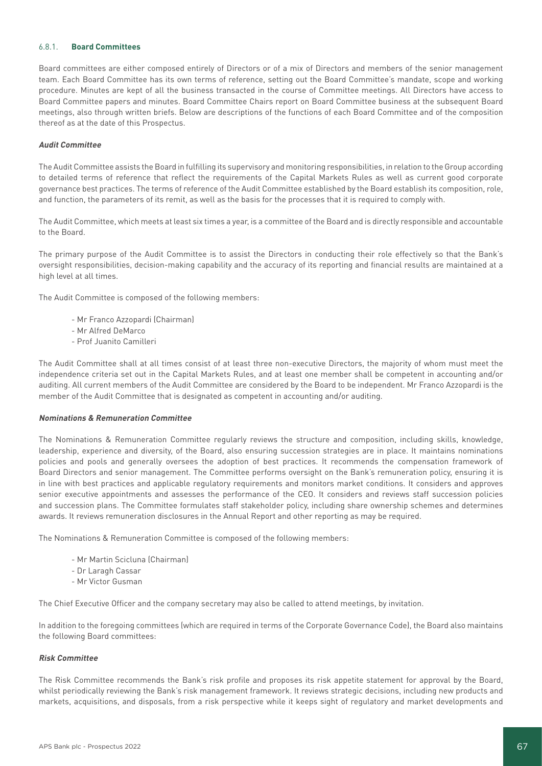#### 6.8.1. **Board Committees**

Board committees are either composed entirely of Directors or of a mix of Directors and members of the senior management team. Each Board Committee has its own terms of reference, setting out the Board Committee's mandate, scope and working procedure. Minutes are kept of all the business transacted in the course of Committee meetings. All Directors have access to Board Committee papers and minutes. Board Committee Chairs report on Board Committee business at the subsequent Board meetings, also through written briefs. Below are descriptions of the functions of each Board Committee and of the composition thereof as at the date of this Prospectus.

***Audit Committee***

The Audit Committee assists the Board in fulfilling its supervisory and monitoring responsibilities, in relation to the Group according to detailed terms of reference that reflect the requirements of the Capital Markets Rules as well as current good corporate governance best practices. The terms of reference of the Audit Committee established by the Board establish its composition, role, and function, the parameters of its remit, as well as the basis for the processes that it is required to comply with.

The Audit Committee, which meets at least six times a year, is a committee of the Board and is directly responsible and accountable to the Board.

The primary purpose of the Audit Committee is to assist the Directors in conducting their role effectively so that the Bank's oversight responsibilities, decision-making capability and the accuracy of its reporting and financial results are maintained at a high level at all times.

The Audit Committee is composed of the following members:

- Mr Franco Azzopardi (Chairman)
- Mr Alfred DeMarco
- Prof Juanito Camilleri

The Audit Committee shall at all times consist of at least three non-executive Directors, the majority of whom must meet the independence criteria set out in the Capital Markets Rules, and at least one member shall be competent in accounting and/or auditing. All current members of the Audit Committee are considered by the Board to be independent. Mr Franco Azzopardi is the member of the Audit Committee that is designated as competent in accounting and/or auditing.

***Nominations & Remuneration Committee***

The Nominations & Remuneration Committee regularly reviews the structure and composition, including skills, knowledge, leadership, experience and diversity, of the Board, also ensuring succession strategies are in place. It maintains nominations policies and pools and generally oversees the adoption of best practices. It recommends the compensation framework of Board Directors and senior management. The Committee performs oversight on the Bank's remuneration policy, ensuring it is in line with best practices and applicable regulatory requirements and monitors market conditions. It considers and approves senior executive appointments and assesses the performance of the CEO. It considers and reviews staff succession policies and succession plans. The Committee formulates staff stakeholder policy, including share ownership schemes and determines awards. It reviews remuneration disclosures in the Annual Report and other reporting as may be required.

The Nominations & Remuneration Committee is composed of the following members:

- Mr Martin Scicluna (Chairman)
- Dr Laragh Cassar
- Mr Victor Gusman

The Chief Executive Officer and the company secretary may also be called to attend meetings, by invitation.

In addition to the foregoing committees (which are required in terms of the Corporate Governance Code), the Board also maintains the following Board committees:

***Risk Committee***

The Risk Committee recommends the Bank's risk profile and proposes its risk appetite statement for approval by the Board, whilst periodically reviewing the Bank's risk management framework. It reviews strategic decisions, including new products and markets, acquisitions, and disposals, from a risk perspective while it keeps sight of regulatory and market developments and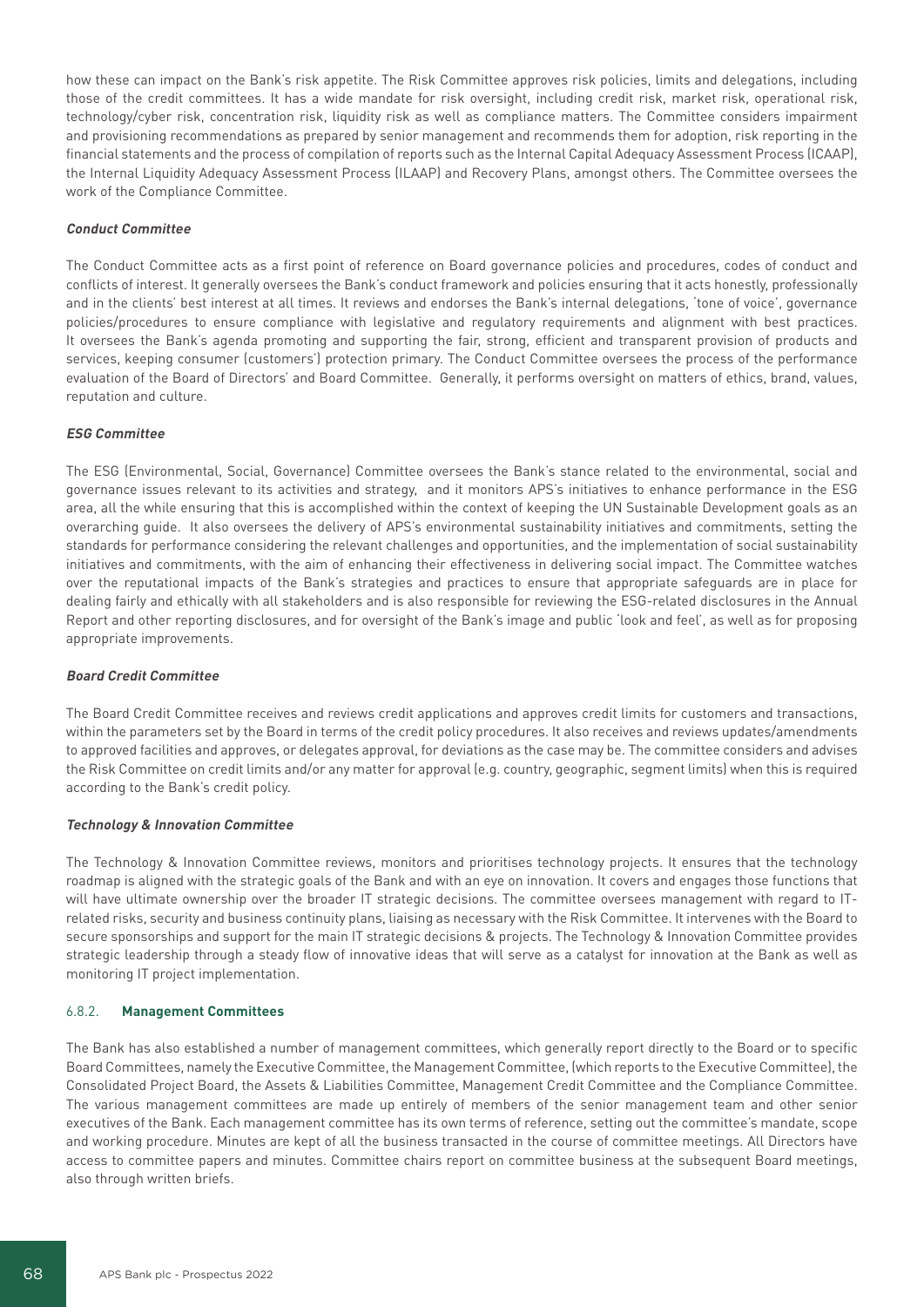how these can impact on the Bank's risk appetite. The Risk Committee approves risk policies, limits and delegations, including those of the credit committees. It has a wide mandate for risk oversight, including credit risk, market risk, operational risk, technology/cyber risk, concentration risk, liquidity risk as well as compliance matters. The Committee considers impairment and provisioning recommendations as prepared by senior management and recommends them for adoption, risk reporting in the financial statements and the process of compilation of reports such as the Internal Capital Adequacy Assessment Process (ICAAP), the Internal Liquidity Adequacy Assessment Process (ILAAP) and Recovery Plans, amongst others. The Committee oversees the work of the Compliance Committee.

***Conduct Committee***

The Conduct Committee acts as a first point of reference on Board governance policies and procedures, codes of conduct and conflicts of interest. It generally oversees the Bank's conduct framework and policies ensuring that it acts honestly, professionally and in the clients' best interest at all times. It reviews and endorses the Bank's internal delegations, 'tone of voice', governance policies/procedures to ensure compliance with legislative and regulatory requirements and alignment with best practices. It oversees the Bank's agenda promoting and supporting the fair, strong, efficient and transparent provision of products and services, keeping consumer (customers') protection primary. The Conduct Committee oversees the process of the performance evaluation of the Board of Directors' and Board Committee. Generally, it performs oversight on matters of ethics, brand, values, reputation and culture.

***ESG Committee***

The ESG (Environmental, Social, Governance) Committee oversees the Bank's stance related to the environmental, social and governance issues relevant to its activities and strategy, and it monitors APS's initiatives to enhance performance in the ESG area, all the while ensuring that this is accomplished within the context of keeping the UN Sustainable Development goals as an overarching guide. It also oversees the delivery of APS's environmental sustainability initiatives and commitments, setting the standards for performance considering the relevant challenges and opportunities, and the implementation of social sustainability initiatives and commitments, with the aim of enhancing their effectiveness in delivering social impact. The Committee watches over the reputational impacts of the Bank's strategies and practices to ensure that appropriate safeguards are in place for dealing fairly and ethically with all stakeholders and is also responsible for reviewing the ESG-related disclosures in the Annual Report and other reporting disclosures, and for oversight of the Bank's image and public 'look and feel', as well as for proposing appropriate improvements.

***Board Credit Committee***

The Board Credit Committee receives and reviews credit applications and approves credit limits for customers and transactions, within the parameters set by the Board in terms of the credit policy procedures. It also receives and reviews updates/amendments to approved facilities and approves, or delegates approval, for deviations as the case may be. The committee considers and advises the Risk Committee on credit limits and/or any matter for approval (e.g. country, geographic, segment limits) when this is required according to the Bank's credit policy.

***Technology & Innovation Committee***

The Technology & Innovation Committee reviews, monitors and prioritises technology projects. It ensures that the technology roadmap is aligned with the strategic goals of the Bank and with an eye on innovation. It covers and engages those functions that will have ultimate ownership over the broader IT strategic decisions. The committee oversees management with regard to IT-related risks, security and business continuity plans, liaising as necessary with the Risk Committee. It intervenes with the Board to secure sponsorships and support for the main IT strategic decisions & projects. The Technology & Innovation Committee provides strategic leadership through a steady flow of innovative ideas that will serve as a catalyst for innovation at the Bank as well as monitoring IT project implementation.

#### 6.8.2. **Management Committees**

The Bank has also established a number of management committees, which generally report directly to the Board or to specific Board Committees, namely the Executive Committee, the Management Committee, (which reports to the Executive Committee), the Consolidated Project Board, the Assets & Liabilities Committee, Management Credit Committee and the Compliance Committee. The various management committees are made up entirely of members of the senior management team and other senior executives of the Bank. Each management committee has its own terms of reference, setting out the committee's mandate, scope and working procedure. Minutes are kept of all the business transacted in the course of committee meetings. All Directors have access to committee papers and minutes. Committee chairs report on committee business at the subsequent Board meetings, also through written briefs.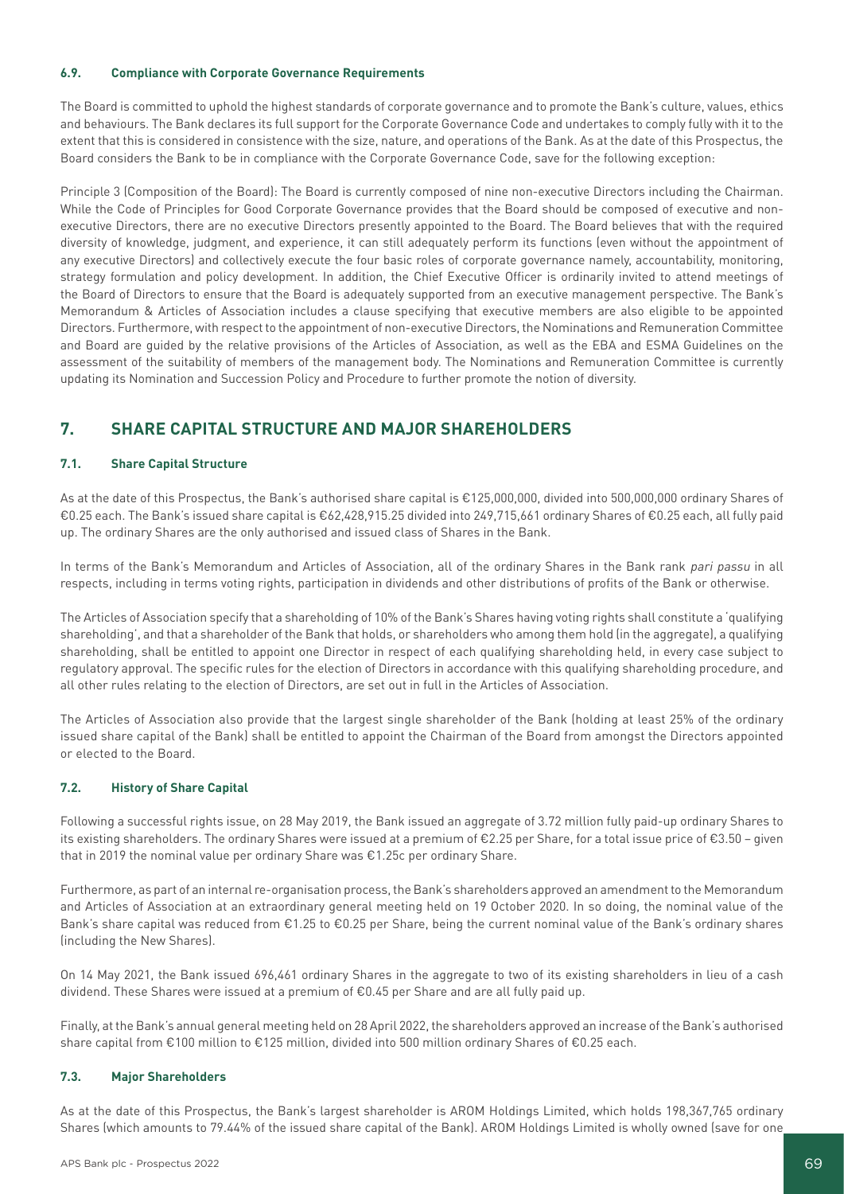#### 6.9. Compliance with Corporate Governance Requirements

The Board is committed to uphold the highest standards of corporate governance and to promote the Bank's culture, values, ethics and behaviours. The Bank declares its full support for the Corporate Governance Code and undertakes to comply fully with it to the extent that this is considered in consistence with the size, nature, and operations of the Bank. As at the date of this Prospectus, the Board considers the Bank to be in compliance with the Corporate Governance Code, save for the following exception:

Principle 3 (Composition of the Board): The Board is currently composed of nine non-executive Directors including the Chairman. While the Code of Principles for Good Corporate Governance provides that the Board should be composed of executive and non-executive Directors, there are no executive Directors presently appointed to the Board. The Board believes that with the required diversity of knowledge, judgment, and experience, it can still adequately perform its functions (even without the appointment of any executive Directors) and collectively execute the four basic roles of corporate governance namely, accountability, monitoring, strategy formulation and policy development. In addition, the Chief Executive Officer is ordinarily invited to attend meetings of the Board of Directors to ensure that the Board is adequately supported from an executive management perspective. The Bank's Memorandum & Articles of Association includes a clause specifying that executive members are also eligible to be appointed Directors. Furthermore, with respect to the appointment of non-executive Directors, the Nominations and Remuneration Committee and Board are guided by the relative provisions of the Articles of Association, as well as the EBA and ESMA Guidelines on the assessment of the suitability of members of the management body. The Nominations and Remuneration Committee is currently updating its Nomination and Succession Policy and Procedure to further promote the notion of diversity.

## 7. SHARE CAPITAL STRUCTURE AND MAJOR SHAREHOLDERS

#### 7.1. Share Capital Structure

As at the date of this Prospectus, the Bank's authorised share capital is €125,000,000, divided into 500,000,000 ordinary Shares of €0.25 each. The Bank's issued share capital is €62,428,915.25 divided into 249,715,661 ordinary Shares of €0.25 each, all fully paid up. The ordinary Shares are the only authorised and issued class of Shares in the Bank.

In terms of the Bank's Memorandum and Articles of Association, all of the ordinary Shares in the Bank rank *pari passu* in all respects, including in terms voting rights, participation in dividends and other distributions of profits of the Bank or otherwise.

The Articles of Association specify that a shareholding of 10% of the Bank's Shares having voting rights shall constitute a 'qualifying shareholding', and that a shareholder of the Bank that holds, or shareholders who among them hold (in the aggregate), a qualifying shareholding, shall be entitled to appoint one Director in respect of each qualifying shareholding held, in every case subject to regulatory approval. The specific rules for the election of Directors in accordance with this qualifying shareholding procedure, and all other rules relating to the election of Directors, are set out in full in the Articles of Association.

The Articles of Association also provide that the largest single shareholder of the Bank (holding at least 25% of the ordinary issued share capital of the Bank) shall be entitled to appoint the Chairman of the Board from amongst the Directors appointed or elected to the Board.

#### 7.2. History of Share Capital

Following a successful rights issue, on 28 May 2019, the Bank issued an aggregate of 3.72 million fully paid-up ordinary Shares to its existing shareholders. The ordinary Shares were issued at a premium of €2.25 per Share, for a total issue price of €3.50 – given that in 2019 the nominal value per ordinary Share was €1.25c per ordinary Share.

Furthermore, as part of an internal re-organisation process, the Bank's shareholders approved an amendment to the Memorandum and Articles of Association at an extraordinary general meeting held on 19 October 2020. In so doing, the nominal value of the Bank's share capital was reduced from €1.25 to €0.25 per Share, being the current nominal value of the Bank's ordinary shares (including the New Shares).

On 14 May 2021, the Bank issued 696,461 ordinary Shares in the aggregate to two of its existing shareholders in lieu of a cash dividend. These Shares were issued at a premium of €0.45 per Share and are all fully paid up.

Finally, at the Bank's annual general meeting held on 28 April 2022, the shareholders approved an increase of the Bank's authorised share capital from €100 million to €125 million, divided into 500 million ordinary Shares of €0.25 each.

#### 7.3. Major Shareholders

As at the date of this Prospectus, the Bank's largest shareholder is AROM Holdings Limited, which holds 198,367,765 ordinary Shares (which amounts to 79.44% of the issued share capital of the Bank). AROM Holdings Limited is wholly owned (save for one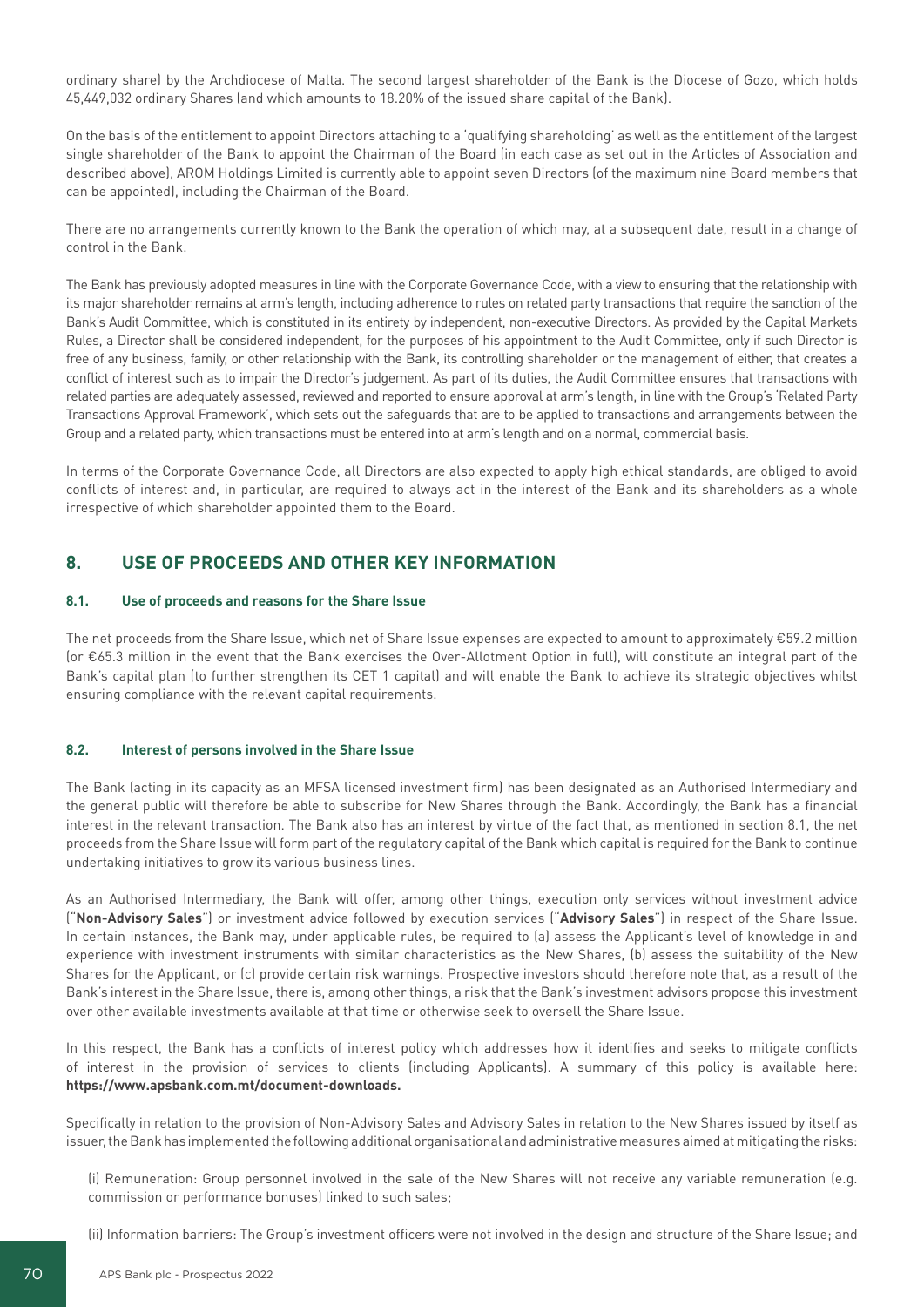ordinary share) by the Archdiocese of Malta. The second largest shareholder of the Bank is the Diocese of Gozo, which holds 45,449,032 ordinary Shares (and which amounts to 18.20% of the issued share capital of the Bank).

On the basis of the entitlement to appoint Directors attaching to a 'qualifying shareholding' as well as the entitlement of the largest single shareholder of the Bank to appoint the Chairman of the Board (in each case as set out in the Articles of Association and described above), AROM Holdings Limited is currently able to appoint seven Directors (of the maximum nine Board members that can be appointed), including the Chairman of the Board.

There are no arrangements currently known to the Bank the operation of which may, at a subsequent date, result in a change of control in the Bank.

The Bank has previously adopted measures in line with the Corporate Governance Code, with a view to ensuring that the relationship with its major shareholder remains at arm's length, including adherence to rules on related party transactions that require the sanction of the Bank's Audit Committee, which is constituted in its entirety by independent, non-executive Directors. As provided by the Capital Markets Rules, a Director shall be considered independent, for the purposes of his appointment to the Audit Committee, only if such Director is free of any business, family, or other relationship with the Bank, its controlling shareholder or the management of either, that creates a conflict of interest such as to impair the Director's judgement. As part of its duties, the Audit Committee ensures that transactions with related parties are adequately assessed, reviewed and reported to ensure approval at arm's length, in line with the Group's 'Related Party Transactions Approval Framework', which sets out the safeguards that are to be applied to transactions and arrangements between the Group and a related party, which transactions must be entered into at arm's length and on a normal, commercial basis.

In terms of the Corporate Governance Code, all Directors are also expected to apply high ethical standards, are obliged to avoid conflicts of interest and, in particular, are required to always act in the interest of the Bank and its shareholders as a whole irrespective of which shareholder appointed them to the Board.

## 8. USE OF PROCEEDS AND OTHER KEY INFORMATION

### 8.1. Use of proceeds and reasons for the Share Issue

The net proceeds from the Share Issue, which net of Share Issue expenses are expected to amount to approximately €59.2 million (or €65.3 million in the event that the Bank exercises the Over-Allotment Option in full), will constitute an integral part of the Bank's capital plan (to further strengthen its CET 1 capital) and will enable the Bank to achieve its strategic objectives whilst ensuring compliance with the relevant capital requirements.

### 8.2. Interest of persons involved in the Share Issue

The Bank (acting in its capacity as an MFSA licensed investment firm) has been designated as an Authorised Intermediary and the general public will therefore be able to subscribe for New Shares through the Bank. Accordingly, the Bank has a financial interest in the relevant transaction. The Bank also has an interest by virtue of the fact that, as mentioned in section 8.1, the net proceeds from the Share Issue will form part of the regulatory capital of the Bank which capital is required for the Bank to continue undertaking initiatives to grow its various business lines.

As an Authorised Intermediary, the Bank will offer, among other things, execution only services without investment advice ("**Non-Advisory Sales**") or investment advice followed by execution services ("**Advisory Sales**") in respect of the Share Issue. In certain instances, the Bank may, under applicable rules, be required to (a) assess the Applicant's level of knowledge in and experience with investment instruments with similar characteristics as the New Shares, (b) assess the suitability of the New Shares for the Applicant, or (c) provide certain risk warnings. Prospective investors should therefore note that, as a result of the Bank's interest in the Share Issue, there is, among other things, a risk that the Bank's investment advisors propose this investment over other available investments available at that time or otherwise seek to oversell the Share Issue.

In this respect, the Bank has a conflicts of interest policy which addresses how it identifies and seeks to mitigate conflicts of interest in the provision of services to clients (including Applicants). A summary of this policy is available here: **https://www.apsbank.com.mt/document-downloads.**

Specifically in relation to the provision of Non-Advisory Sales and Advisory Sales in relation to the New Shares issued by itself as issuer, the Bank has implemented the following additional organisational and administrative measures aimed at mitigating the risks:

(i) Remuneration: Group personnel involved in the sale of the New Shares will not receive any variable remuneration (e.g. commission or performance bonuses) linked to such sales;

(ii) Information barriers: The Group's investment officers were not involved in the design and structure of the Share Issue; and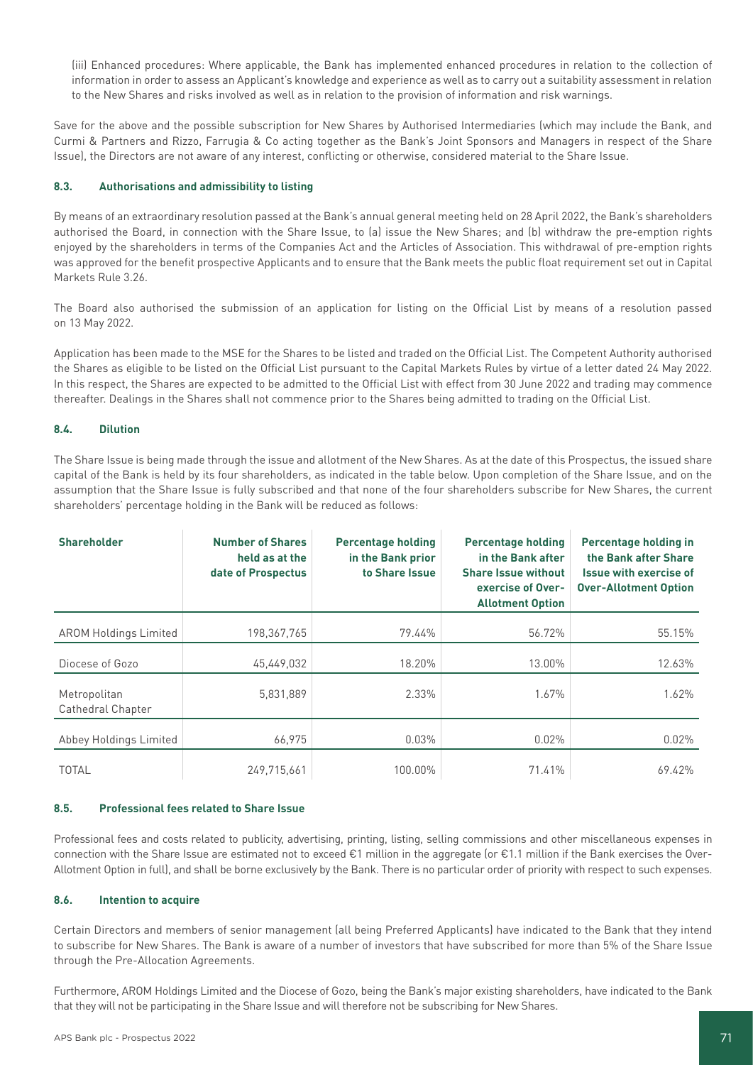(iii) Enhanced procedures: Where applicable, the Bank has implemented enhanced procedures in relation to the collection of information in order to assess an Applicant's knowledge and experience as well as to carry out a suitability assessment in relation to the New Shares and risks involved as well as in relation to the provision of information and risk warnings.

Save for the above and the possible subscription for New Shares by Authorised Intermediaries (which may include the Bank, and Curmi & Partners and Rizzo, Farrugia & Co acting together as the Bank's Joint Sponsors and Managers in respect of the Share Issue), the Directors are not aware of any interest, conflicting or otherwise, considered material to the Share Issue.

### 8.3. Authorisations and admissibility to listing

By means of an extraordinary resolution passed at the Bank's annual general meeting held on 28 April 2022, the Bank's shareholders authorised the Board, in connection with the Share Issue, to (a) issue the New Shares; and (b) withdraw the pre-emption rights enjoyed by the shareholders in terms of the Companies Act and the Articles of Association. This withdrawal of pre-emption rights was approved for the benefit prospective Applicants and to ensure that the Bank meets the public float requirement set out in Capital Markets Rule 3.26.

The Board also authorised the submission of an application for listing on the Official List by means of a resolution passed on 13 May 2022.

Application has been made to the MSE for the Shares to be listed and traded on the Official List. The Competent Authority authorised the Shares as eligible to be listed on the Official List pursuant to the Capital Markets Rules by virtue of a letter dated 24 May 2022. In this respect, the Shares are expected to be admitted to the Official List with effect from 30 June 2022 and trading may commence thereafter. Dealings in the Shares shall not commence prior to the Shares being admitted to trading on the Official List.

### 8.4. Dilution

The Share Issue is being made through the issue and allotment of the New Shares. As at the date of this Prospectus, the issued share capital of the Bank is held by its four shareholders, as indicated in the table below. Upon completion of the Share Issue, and on the assumption that the Share Issue is fully subscribed and that none of the four shareholders subscribe for New Shares, the current shareholders' percentage holding in the Bank will be reduced as follows:

| Shareholder | Number of Shares held as at the date of Prospectus | Percentage holding in the Bank prior to Share Issue | Percentage holding in the Bank after Share Issue without exercise of Over-Allotment Option | Percentage holding in the Bank after Share Issue with exercise of Over-Allotment Option |
|---|---|---|---|---|
| AROM Holdings Limited | 198,367,765 | 79.44% | 56.72% | 55.15% |
| Diocese of Gozo | 45,449,032 | 18.20% | 13.00% | 12.63% |
| Metropolitan Cathedral Chapter | 5,831,889 | 2.33% | 1.67% | 1.62% |
| Abbey Holdings Limited | 66,975 | 0.03% | 0.02% | 0.02% |
| TOTAL | 249,715,661 | 100.00% | 71.41% | 69.42% |

### 8.5. Professional fees related to Share Issue

Professional fees and costs related to publicity, advertising, printing, listing, selling commissions and other miscellaneous expenses in connection with the Share Issue are estimated not to exceed €1 million in the aggregate (or €1.1 million if the Bank exercises the Over-Allotment Option in full), and shall be borne exclusively by the Bank. There is no particular order of priority with respect to such expenses.

### 8.6. Intention to acquire

Certain Directors and members of senior management (all being Preferred Applicants) have indicated to the Bank that they intend to subscribe for New Shares. The Bank is aware of a number of investors that have subscribed for more than 5% of the Share Issue through the Pre-Allocation Agreements.

Furthermore, AROM Holdings Limited and the Diocese of Gozo, being the Bank's major existing shareholders, have indicated to the Bank that they will not be participating in the Share Issue and will therefore not be subscribing for New Shares.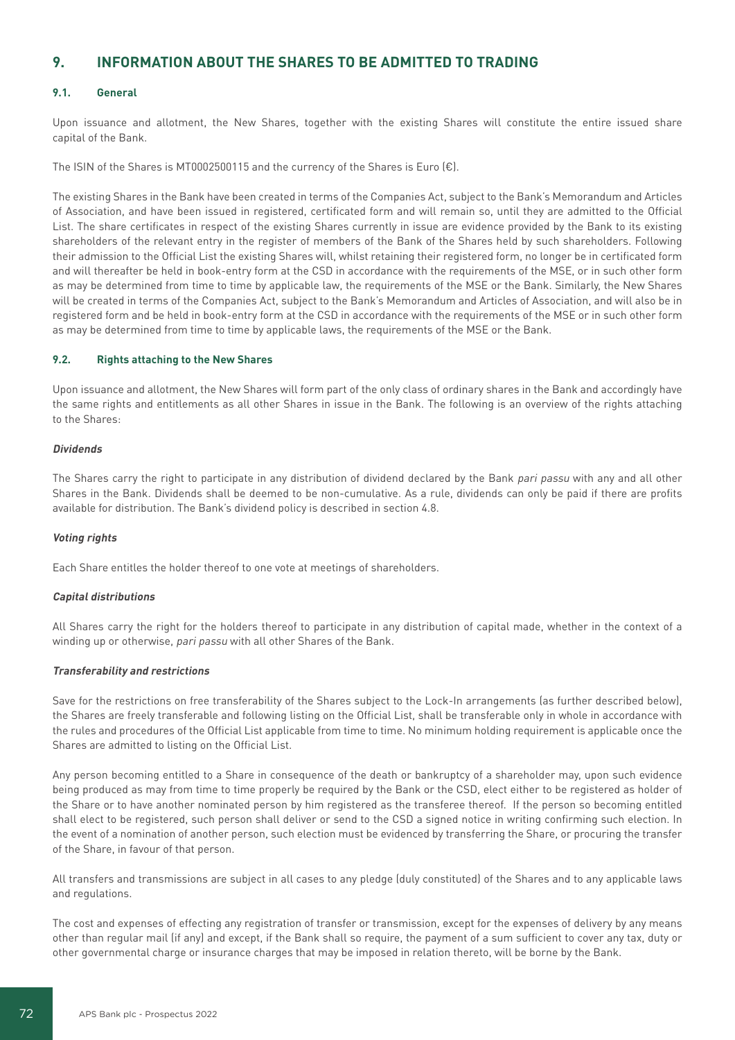## 9. INFORMATION ABOUT THE SHARES TO BE ADMITTED TO TRADING

### 9.1. General

Upon issuance and allotment, the New Shares, together with the existing Shares will constitute the entire issued share capital of the Bank.

The ISIN of the Shares is MT0002500115 and the currency of the Shares is Euro (€).

The existing Shares in the Bank have been created in terms of the Companies Act, subject to the Bank's Memorandum and Articles of Association, and have been issued in registered, certificated form and will remain so, until they are admitted to the Official List. The share certificates in respect of the existing Shares currently in issue are evidence provided by the Bank to its existing shareholders of the relevant entry in the register of members of the Bank of the Shares held by such shareholders. Following their admission to the Official List the existing Shares will, whilst retaining their registered form, no longer be in certificated form and will thereafter be held in book-entry form at the CSD in accordance with the requirements of the MSE, or in such other form as may be determined from time to time by applicable law, the requirements of the MSE or the Bank. Similarly, the New Shares will be created in terms of the Companies Act, subject to the Bank's Memorandum and Articles of Association, and will also be in registered form and be held in book-entry form at the CSD in accordance with the requirements of the MSE or in such other form as may be determined from time to time by applicable laws, the requirements of the MSE or the Bank.

### 9.2. Rights attaching to the New Shares

Upon issuance and allotment, the New Shares will form part of the only class of ordinary shares in the Bank and accordingly have the same rights and entitlements as all other Shares in issue in the Bank. The following is an overview of the rights attaching to the Shares:

***Dividends***

The Shares carry the right to participate in any distribution of dividend declared by the Bank *pari passu* with any and all other Shares in the Bank. Dividends shall be deemed to be non-cumulative. As a rule, dividends can only be paid if there are profits available for distribution. The Bank's dividend policy is described in section 4.8.

***Voting rights***

Each Share entitles the holder thereof to one vote at meetings of shareholders.

***Capital distributions***

All Shares carry the right for the holders thereof to participate in any distribution of capital made, whether in the context of a winding up or otherwise, *pari passu* with all other Shares of the Bank.

***Transferability and restrictions***

Save for the restrictions on free transferability of the Shares subject to the Lock-In arrangements (as further described below), the Shares are freely transferable and following listing on the Official List, shall be transferable only in whole in accordance with the rules and procedures of the Official List applicable from time to time. No minimum holding requirement is applicable once the Shares are admitted to listing on the Official List.

Any person becoming entitled to a Share in consequence of the death or bankruptcy of a shareholder may, upon such evidence being produced as may from time to time properly be required by the Bank or the CSD, elect either to be registered as holder of the Share or to have another nominated person by him registered as the transferee thereof. If the person so becoming entitled shall elect to be registered, such person shall deliver or send to the CSD a signed notice in writing confirming such election. In the event of a nomination of another person, such election must be evidenced by transferring the Share, or procuring the transfer of the Share, in favour of that person.

All transfers and transmissions are subject in all cases to any pledge (duly constituted) of the Shares and to any applicable laws and regulations.

The cost and expenses of effecting any registration of transfer or transmission, except for the expenses of delivery by any means other than regular mail (if any) and except, if the Bank shall so require, the payment of a sum sufficient to cover any tax, duty or other governmental charge or insurance charges that may be imposed in relation thereto, will be borne by the Bank.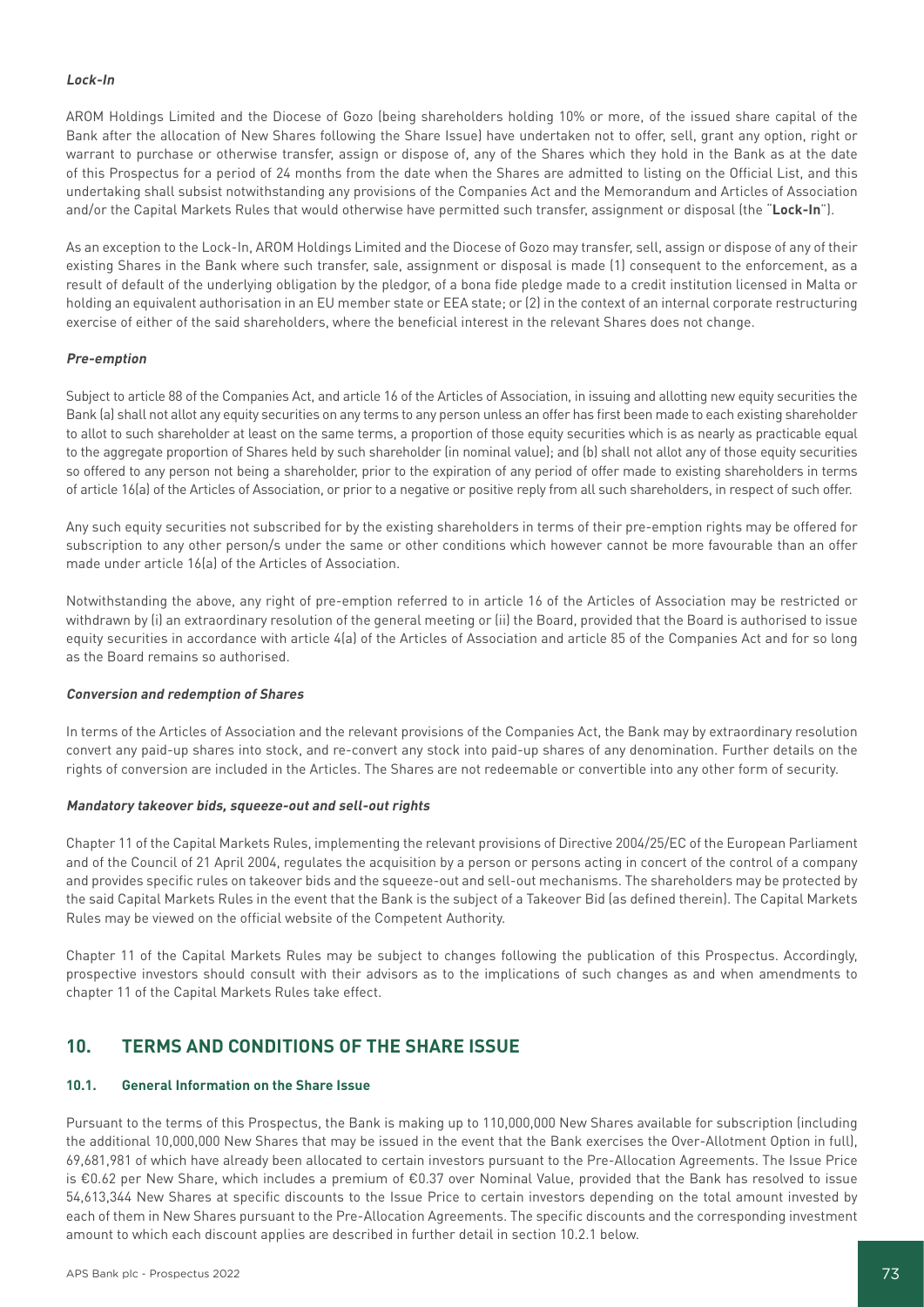***Lock-In***

AROM Holdings Limited and the Diocese of Gozo (being shareholders holding 10% or more, of the issued share capital of the Bank after the allocation of New Shares following the Share Issue) have undertaken not to offer, sell, grant any option, right or warrant to purchase or otherwise transfer, assign or dispose of, any of the Shares which they hold in the Bank as at the date of this Prospectus for a period of 24 months from the date when the Shares are admitted to listing on the Official List, and this undertaking shall subsist notwithstanding any provisions of the Companies Act and the Memorandum and Articles of Association and/or the Capital Markets Rules that would otherwise have permitted such transfer, assignment or disposal (the "**Lock-In**").

As an exception to the Lock-In, AROM Holdings Limited and the Diocese of Gozo may transfer, sell, assign or dispose of any of their existing Shares in the Bank where such transfer, sale, assignment or disposal is made (1) consequent to the enforcement, as a result of default of the underlying obligation by the pledgor, of a bona fide pledge made to a credit institution licensed in Malta or holding an equivalent authorisation in an EU member state or EEA state; or (2) in the context of an internal corporate restructuring exercise of either of the said shareholders, where the beneficial interest in the relevant Shares does not change.

***Pre-emption***

Subject to article 88 of the Companies Act, and article 16 of the Articles of Association, in issuing and allotting new equity securities the Bank (a) shall not allot any equity securities on any terms to any person unless an offer has first been made to each existing shareholder to allot to such shareholder at least on the same terms, a proportion of those equity securities which is as nearly as practicable equal to the aggregate proportion of Shares held by such shareholder (in nominal value); and (b) shall not allot any of those equity securities so offered to any person not being a shareholder, prior to the expiration of any period of offer made to existing shareholders in terms of article 16(a) of the Articles of Association, or prior to a negative or positive reply from all such shareholders, in respect of such offer.

Any such equity securities not subscribed for by the existing shareholders in terms of their pre-emption rights may be offered for subscription to any other person/s under the same or other conditions which however cannot be more favourable than an offer made under article 16(a) of the Articles of Association.

Notwithstanding the above, any right of pre-emption referred to in article 16 of the Articles of Association may be restricted or withdrawn by (i) an extraordinary resolution of the general meeting or (ii) the Board, provided that the Board is authorised to issue equity securities in accordance with article 4(a) of the Articles of Association and article 85 of the Companies Act and for so long as the Board remains so authorised.

***Conversion and redemption of Shares***

In terms of the Articles of Association and the relevant provisions of the Companies Act, the Bank may by extraordinary resolution convert any paid-up shares into stock, and re-convert any stock into paid-up shares of any denomination. Further details on the rights of conversion are included in the Articles. The Shares are not redeemable or convertible into any other form of security.

***Mandatory takeover bids, squeeze-out and sell-out rights***

Chapter 11 of the Capital Markets Rules, implementing the relevant provisions of Directive 2004/25/EC of the European Parliament and of the Council of 21 April 2004, regulates the acquisition by a person or persons acting in concert of the control of a company and provides specific rules on takeover bids and the squeeze-out and sell-out mechanisms. The shareholders may be protected by the said Capital Markets Rules in the event that the Bank is the subject of a Takeover Bid (as defined therein). The Capital Markets Rules may be viewed on the official website of the Competent Authority.

Chapter 11 of the Capital Markets Rules may be subject to changes following the publication of this Prospectus. Accordingly, prospective investors should consult with their advisors as to the implications of such changes as and when amendments to chapter 11 of the Capital Markets Rules take effect.

## 10. TERMS AND CONDITIONS OF THE SHARE ISSUE

### 10.1. General Information on the Share Issue

Pursuant to the terms of this Prospectus, the Bank is making up to 110,000,000 New Shares available for subscription (including the additional 10,000,000 New Shares that may be issued in the event that the Bank exercises the Over-Allotment Option in full), 69,681,981 of which have already been allocated to certain investors pursuant to the Pre-Allocation Agreements. The Issue Price is €0.62 per New Share, which includes a premium of €0.37 over Nominal Value, provided that the Bank has resolved to issue 54,613,344 New Shares at specific discounts to the Issue Price to certain investors depending on the total amount invested by each of them in New Shares pursuant to the Pre-Allocation Agreements. The specific discounts and the corresponding investment amount to which each discount applies are described in further detail in section 10.2.1 below.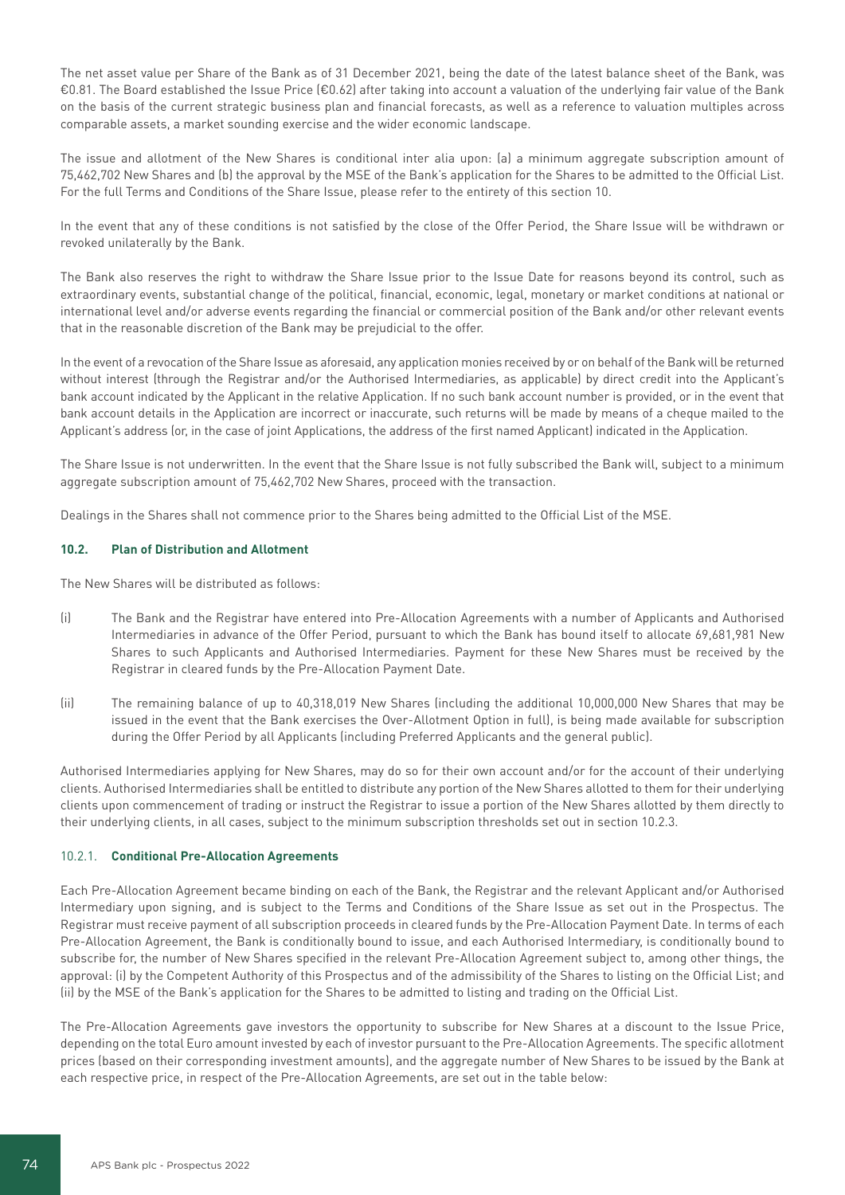The net asset value per Share of the Bank as of 31 December 2021, being the date of the latest balance sheet of the Bank, was €0.81. The Board established the Issue Price (€0.62) after taking into account a valuation of the underlying fair value of the Bank on the basis of the current strategic business plan and financial forecasts, as well as a reference to valuation multiples across comparable assets, a market sounding exercise and the wider economic landscape.

The issue and allotment of the New Shares is conditional inter alia upon: (a) a minimum aggregate subscription amount of 75,462,702 New Shares and (b) the approval by the MSE of the Bank's application for the Shares to be admitted to the Official List. For the full Terms and Conditions of the Share Issue, please refer to the entirety of this section 10.

In the event that any of these conditions is not satisfied by the close of the Offer Period, the Share Issue will be withdrawn or revoked unilaterally by the Bank.

The Bank also reserves the right to withdraw the Share Issue prior to the Issue Date for reasons beyond its control, such as extraordinary events, substantial change of the political, financial, economic, legal, monetary or market conditions at national or international level and/or adverse events regarding the financial or commercial position of the Bank and/or other relevant events that in the reasonable discretion of the Bank may be prejudicial to the offer.

In the event of a revocation of the Share Issue as aforesaid, any application monies received by or on behalf of the Bank will be returned without interest (through the Registrar and/or the Authorised Intermediaries, as applicable) by direct credit into the Applicant's bank account indicated by the Applicant in the relative Application. If no such bank account number is provided, or in the event that bank account details in the Application are incorrect or inaccurate, such returns will be made by means of a cheque mailed to the Applicant's address (or, in the case of joint Applications, the address of the first named Applicant) indicated in the Application.

The Share Issue is not underwritten. In the event that the Share Issue is not fully subscribed the Bank will, subject to a minimum aggregate subscription amount of 75,462,702 New Shares, proceed with the transaction.

Dealings in the Shares shall not commence prior to the Shares being admitted to the Official List of the MSE.

### 10.2. Plan of Distribution and Allotment

The New Shares will be distributed as follows:

(i) The Bank and the Registrar have entered into Pre-Allocation Agreements with a number of Applicants and Authorised Intermediaries in advance of the Offer Period, pursuant to which the Bank has bound itself to allocate 69,681,981 New Shares to such Applicants and Authorised Intermediaries. Payment for these New Shares must be received by the Registrar in cleared funds by the Pre-Allocation Payment Date.

(ii) The remaining balance of up to 40,318,019 New Shares (including the additional 10,000,000 New Shares that may be issued in the event that the Bank exercises the Over-Allotment Option in full), is being made available for subscription during the Offer Period by all Applicants (including Preferred Applicants and the general public).

Authorised Intermediaries applying for New Shares, may do so for their own account and/or for the account of their underlying clients. Authorised Intermediaries shall be entitled to distribute any portion of the New Shares allotted to them for their underlying clients upon commencement of trading or instruct the Registrar to issue a portion of the New Shares allotted by them directly to their underlying clients, in all cases, subject to the minimum subscription thresholds set out in section 10.2.3.

#### 10.2.1. Conditional Pre-Allocation Agreements

Each Pre-Allocation Agreement became binding on each of the Bank, the Registrar and the relevant Applicant and/or Authorised Intermediary upon signing, and is subject to the Terms and Conditions of the Share Issue as set out in the Prospectus. The Registrar must receive payment of all subscription proceeds in cleared funds by the Pre-Allocation Payment Date. In terms of each Pre-Allocation Agreement, the Bank is conditionally bound to issue, and each Authorised Intermediary, is conditionally bound to subscribe for, the number of New Shares specified in the relevant Pre-Allocation Agreement subject to, among other things, the approval: (i) by the Competent Authority of this Prospectus and of the admissibility of the Shares to listing on the Official List; and (ii) by the MSE of the Bank's application for the Shares to be admitted to listing and trading on the Official List.

The Pre-Allocation Agreements gave investors the opportunity to subscribe for New Shares at a discount to the Issue Price, depending on the total Euro amount invested by each of investor pursuant to the Pre-Allocation Agreements. The specific allotment prices (based on their corresponding investment amounts), and the aggregate number of New Shares to be issued by the Bank at each respective price, in respect of the Pre-Allocation Agreements, are set out in the table below: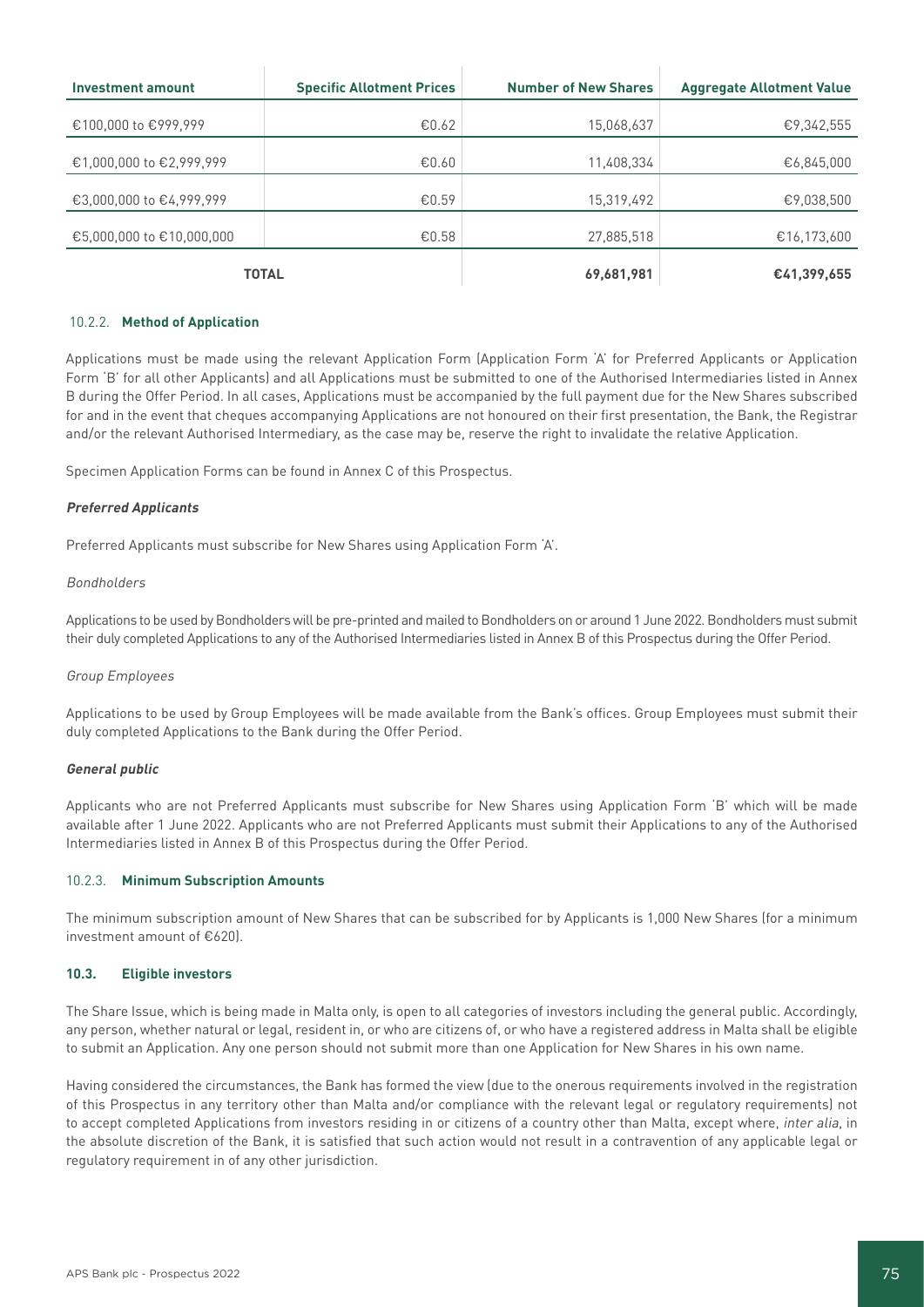| Investment amount | Specific Allotment Prices | Number of New Shares | Aggregate Allotment Value |
|---|---|---|---|
| €100,000 to €999,999 | €0.62 | 15,068,637 | €9,342,555 |
| €1,000,000 to €2,999,999 | €0.60 | 11,408,334 | €6,845,000 |
| €3,000,000 to €4,999,999 | €0.59 | 15,319,492 | €9,038,500 |
| €5,000,000 to €10,000,000 | €0.58 | 27,885,518 | €16,173,600 |
| **TOTAL** | | **69,681,981** | **€41,399,655** |

#### 10.2.2. Method of Application

Applications must be made using the relevant Application Form (Application Form 'A' for Preferred Applicants or Application Form 'B' for all other Applicants) and all Applications must be submitted to one of the Authorised Intermediaries listed in Annex B during the Offer Period. In all cases, Applications must be accompanied by the full payment due for the New Shares subscribed for and in the event that cheques accompanying Applications are not honoured on their first presentation, the Bank, the Registrar and/or the relevant Authorised Intermediary, as the case may be, reserve the right to invalidate the relative Application.

Specimen Application Forms can be found in Annex C of this Prospectus.

***Preferred Applicants***

Preferred Applicants must subscribe for New Shares using Application Form 'A'.

*Bondholders*

Applications to be used by Bondholders will be pre-printed and mailed to Bondholders on or around 1 June 2022. Bondholders must submit their duly completed Applications to any of the Authorised Intermediaries listed in Annex B of this Prospectus during the Offer Period.

*Group Employees*

Applications to be used by Group Employees will be made available from the Bank's offices. Group Employees must submit their duly completed Applications to the Bank during the Offer Period.

***General public***

Applicants who are not Preferred Applicants must subscribe for New Shares using Application Form 'B' which will be made available after 1 June 2022. Applicants who are not Preferred Applicants must submit their Applications to any of the Authorised Intermediaries listed in Annex B of this Prospectus during the Offer Period.

#### 10.2.3. Minimum Subscription Amounts

The minimum subscription amount of New Shares that can be subscribed for by Applicants is 1,000 New Shares (for a minimum investment amount of €620).

### 10.3. Eligible investors

The Share Issue, which is being made in Malta only, is open to all categories of investors including the general public. Accordingly, any person, whether natural or legal, resident in, or who are citizens of, or who have a registered address in Malta shall be eligible to submit an Application. Any one person should not submit more than one Application for New Shares in his own name.

Having considered the circumstances, the Bank has formed the view (due to the onerous requirements involved in the registration of this Prospectus in any territory other than Malta and/or compliance with the relevant legal or regulatory requirements) not to accept completed Applications from investors residing in or citizens of a country other than Malta, except where, *inter alia*, in the absolute discretion of the Bank, it is satisfied that such action would not result in a contravention of any applicable legal or regulatory requirement in of any other jurisdiction.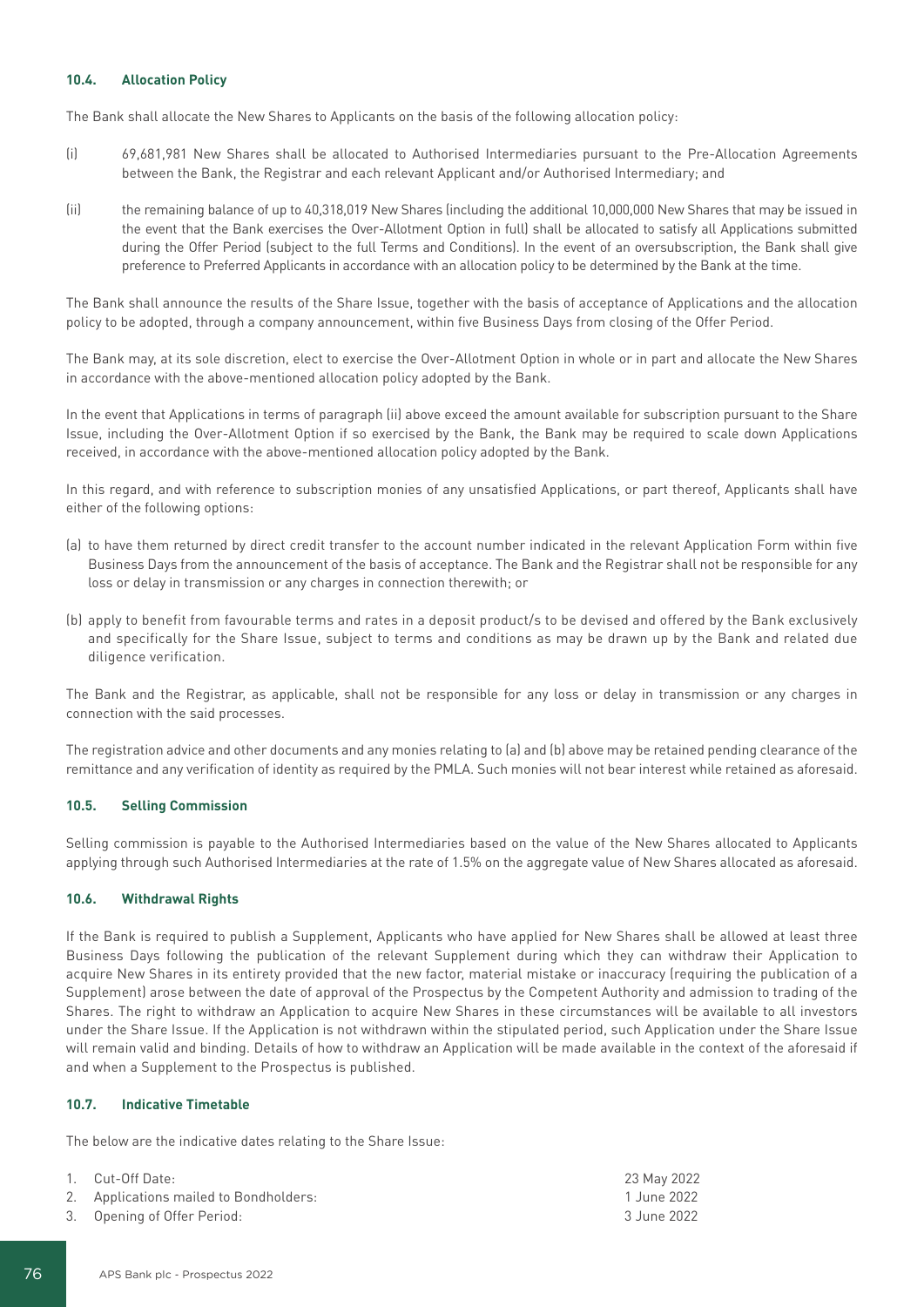### 10.4. Allocation Policy

The Bank shall allocate the New Shares to Applicants on the basis of the following allocation policy:

(i) 69,681,981 New Shares shall be allocated to Authorised Intermediaries pursuant to the Pre-Allocation Agreements between the Bank, the Registrar and each relevant Applicant and/or Authorised Intermediary; and

(ii) the remaining balance of up to 40,318,019 New Shares (including the additional 10,000,000 New Shares that may be issued in the event that the Bank exercises the Over-Allotment Option in full) shall be allocated to satisfy all Applications submitted during the Offer Period (subject to the full Terms and Conditions). In the event of an oversubscription, the Bank shall give preference to Preferred Applicants in accordance with an allocation policy to be determined by the Bank at the time.

The Bank shall announce the results of the Share Issue, together with the basis of acceptance of Applications and the allocation policy to be adopted, through a company announcement, within five Business Days from closing of the Offer Period.

The Bank may, at its sole discretion, elect to exercise the Over-Allotment Option in whole or in part and allocate the New Shares in accordance with the above-mentioned allocation policy adopted by the Bank.

In the event that Applications in terms of paragraph (ii) above exceed the amount available for subscription pursuant to the Share Issue, including the Over-Allotment Option if so exercised by the Bank, the Bank may be required to scale down Applications received, in accordance with the above-mentioned allocation policy adopted by the Bank.

In this regard, and with reference to subscription monies of any unsatisfied Applications, or part thereof, Applicants shall have either of the following options:

(a) to have them returned by direct credit transfer to the account number indicated in the relevant Application Form within five Business Days from the announcement of the basis of acceptance. The Bank and the Registrar shall not be responsible for any loss or delay in transmission or any charges in connection therewith; or

(b) apply to benefit from favourable terms and rates in a deposit product/s to be devised and offered by the Bank exclusively and specifically for the Share Issue, subject to terms and conditions as may be drawn up by the Bank and related due diligence verification.

The Bank and the Registrar, as applicable, shall not be responsible for any loss or delay in transmission or any charges in connection with the said processes.

The registration advice and other documents and any monies relating to (a) and (b) above may be retained pending clearance of the remittance and any verification of identity as required by the PMLA. Such monies will not bear interest while retained as aforesaid.

### 10.5. Selling Commission

Selling commission is payable to the Authorised Intermediaries based on the value of the New Shares allocated to Applicants applying through such Authorised Intermediaries at the rate of 1.5% on the aggregate value of New Shares allocated as aforesaid.

### 10.6. Withdrawal Rights

If the Bank is required to publish a Supplement, Applicants who have applied for New Shares shall be allowed at least three Business Days following the publication of the relevant Supplement during which they can withdraw their Application to acquire New Shares in its entirety provided that the new factor, material mistake or inaccuracy (requiring the publication of a Supplement) arose between the date of approval of the Prospectus by the Competent Authority and admission to trading of the Shares. The right to withdraw an Application to acquire New Shares in these circumstances will be available to all investors under the Share Issue. If the Application is not withdrawn within the stipulated period, such Application under the Share Issue will remain valid and binding. Details of how to withdraw an Application will be made available in the context of the aforesaid if and when a Supplement to the Prospectus is published.

### 10.7. Indicative Timetable

The below are the indicative dates relating to the Share Issue:

| | |
|---|---|
| 1. Cut-Off Date: | 23 May 2022 |
| 2. Applications mailed to Bondholders: | 1 June 2022 |
| 3. Opening of Offer Period: | 3 June 2022 |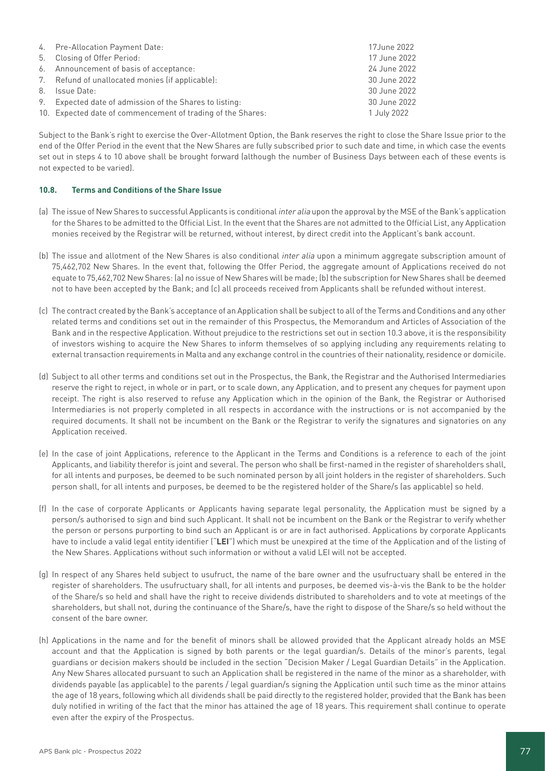| | |
|---|---|
| 4. Pre-Allocation Payment Date: | 17June 2022 |
| 5. Closing of Offer Period: | 17 June 2022 |
| 6. Announcement of basis of acceptance: | 24 June 2022 |
| 7. Refund of unallocated monies (if applicable): | 30 June 2022 |
| 8. Issue Date: | 30 June 2022 |
| 9. Expected date of admission of the Shares to listing: | 30 June 2022 |
| 10. Expected date of commencement of trading of the Shares: | 1 July 2022 |

Subject to the Bank's right to exercise the Over-Allotment Option, the Bank reserves the right to close the Share Issue prior to the end of the Offer Period in the event that the New Shares are fully subscribed prior to such date and time, in which case the events set out in steps 4 to 10 above shall be brought forward (although the number of Business Days between each of these events is not expected to be varied).

#### 10.8. Terms and Conditions of the Share Issue

(a) The issue of New Shares to successful Applicants is conditional *inter alia* upon the approval by the MSE of the Bank's application for the Shares to be admitted to the Official List. In the event that the Shares are not admitted to the Official List, any Application monies received by the Registrar will be returned, without interest, by direct credit into the Applicant's bank account.

(b) The issue and allotment of the New Shares is also conditional *inter alia* upon a minimum aggregate subscription amount of 75,462,702 New Shares. In the event that, following the Offer Period, the aggregate amount of Applications received do not equate to 75,462,702 New Shares: (a) no issue of New Shares will be made; (b) the subscription for New Shares shall be deemed not to have been accepted by the Bank; and (c) all proceeds received from Applicants shall be refunded without interest.

(c) The contract created by the Bank's acceptance of an Application shall be subject to all of the Terms and Conditions and any other related terms and conditions set out in the remainder of this Prospectus, the Memorandum and Articles of Association of the Bank and in the respective Application. Without prejudice to the restrictions set out in section 10.3 above, it is the responsibility of investors wishing to acquire the New Shares to inform themselves of so applying including any requirements relating to external transaction requirements in Malta and any exchange control in the countries of their nationality, residence or domicile.

(d) Subject to all other terms and conditions set out in the Prospectus, the Bank, the Registrar and the Authorised Intermediaries reserve the right to reject, in whole or in part, or to scale down, any Application, and to present any cheques for payment upon receipt. The right is also reserved to refuse any Application which in the opinion of the Bank, the Registrar or Authorised Intermediaries is not properly completed in all respects in accordance with the instructions or is not accompanied by the required documents. It shall not be incumbent on the Bank or the Registrar to verify the signatures and signatories on any Application received.

(e) In the case of joint Applications, reference to the Applicant in the Terms and Conditions is a reference to each of the joint Applicants, and liability therefor is joint and several. The person who shall be first-named in the register of shareholders shall, for all intents and purposes, be deemed to be such nominated person by all joint holders in the register of shareholders. Such person shall, for all intents and purposes, be deemed to be the registered holder of the Share/s (as applicable) so held.

(f) In the case of corporate Applicants or Applicants having separate legal personality, the Application must be signed by a person/s authorised to sign and bind such Applicant. It shall not be incumbent on the Bank or the Registrar to verify whether the person or persons purporting to bind such an Applicant is or are in fact authorised. Applications by corporate Applicants have to include a valid legal entity identifier ("**LEI**") which must be unexpired at the time of the Application and of the listing of the New Shares. Applications without such information or without a valid LEI will not be accepted.

(g) In respect of any Shares held subject to usufruct, the name of the bare owner and the usufructuary shall be entered in the register of shareholders. The usufructuary shall, for all intents and purposes, be deemed vis-à-vis the Bank to be the holder of the Share/s so held and shall have the right to receive dividends distributed to shareholders and to vote at meetings of the shareholders, but shall not, during the continuance of the Share/s, have the right to dispose of the Share/s so held without the consent of the bare owner.

(h) Applications in the name and for the benefit of minors shall be allowed provided that the Applicant already holds an MSE account and that the Application is signed by both parents or the legal guardian/s. Details of the minor's parents, legal guardians or decision makers should be included in the section "Decision Maker / Legal Guardian Details" in the Application. Any New Shares allocated pursuant to such an Application shall be registered in the name of the minor as a shareholder, with dividends payable (as applicable) to the parents / legal guardian/s signing the Application until such time as the minor attains the age of 18 years, following which all dividends shall be paid directly to the registered holder, provided that the Bank has been duly notified in writing of the fact that the minor has attained the age of 18 years. This requirement shall continue to operate even after the expiry of the Prospectus.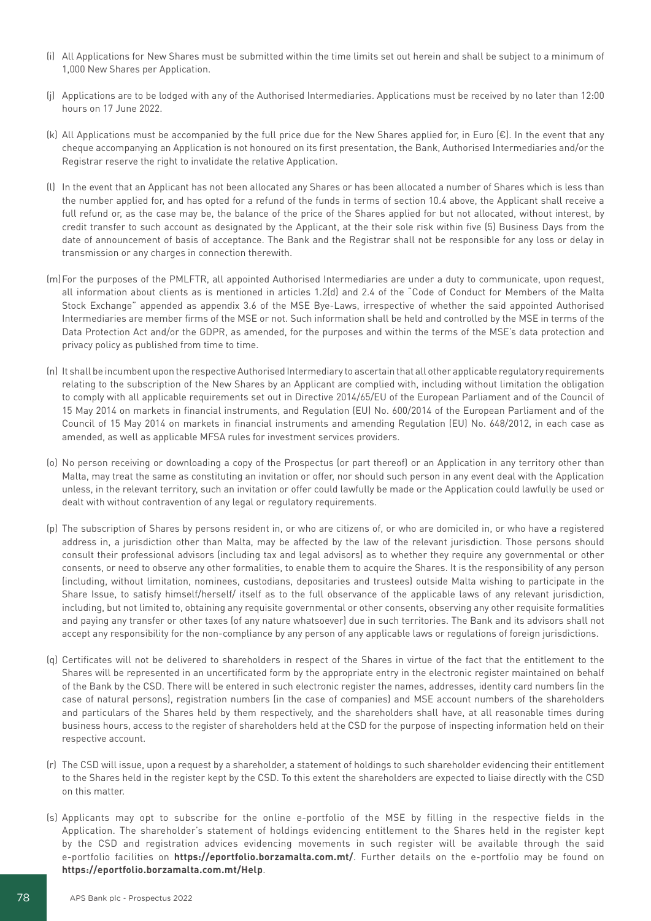(i) All Applications for New Shares must be submitted within the time limits set out herein and shall be subject to a minimum of 1,000 New Shares per Application.

(j) Applications are to be lodged with any of the Authorised Intermediaries. Applications must be received by no later than 12:00 hours on 17 June 2022.

(k) All Applications must be accompanied by the full price due for the New Shares applied for, in Euro (€). In the event that any cheque accompanying an Application is not honoured on its first presentation, the Bank, Authorised Intermediaries and/or the Registrar reserve the right to invalidate the relative Application.

(l) In the event that an Applicant has not been allocated any Shares or has been allocated a number of Shares which is less than the number applied for, and has opted for a refund of the funds in terms of section 10.4 above, the Applicant shall receive a full refund or, as the case may be, the balance of the price of the Shares applied for but not allocated, without interest, by credit transfer to such account as designated by the Applicant, at the their sole risk within five (5) Business Days from the date of announcement of basis of acceptance. The Bank and the Registrar shall not be responsible for any loss or delay in transmission or any charges in connection therewith.

(m) For the purposes of the PMLFTR, all appointed Authorised Intermediaries are under a duty to communicate, upon request, all information about clients as is mentioned in articles 1.2(d) and 2.4 of the "Code of Conduct for Members of the Malta Stock Exchange" appended as appendix 3.6 of the MSE Bye-Laws, irrespective of whether the said appointed Authorised Intermediaries are member firms of the MSE or not. Such information shall be held and controlled by the MSE in terms of the Data Protection Act and/or the GDPR, as amended, for the purposes and within the terms of the MSE's data protection and privacy policy as published from time to time.

(n) It shall be incumbent upon the respective Authorised Intermediary to ascertain that all other applicable regulatory requirements relating to the subscription of the New Shares by an Applicant are complied with, including without limitation the obligation to comply with all applicable requirements set out in Directive 2014/65/EU of the European Parliament and of the Council of 15 May 2014 on markets in financial instruments, and Regulation (EU) No. 600/2014 of the European Parliament and of the Council of 15 May 2014 on markets in financial instruments and amending Regulation (EU) No. 648/2012, in each case as amended, as well as applicable MFSA rules for investment services providers.

(o) No person receiving or downloading a copy of the Prospectus (or part thereof) or an Application in any territory other than Malta, may treat the same as constituting an invitation or offer, nor should such person in any event deal with the Application unless, in the relevant territory, such an invitation or offer could lawfully be made or the Application could lawfully be used or dealt with without contravention of any legal or regulatory requirements.

(p) The subscription of Shares by persons resident in, or who are citizens of, or who are domiciled in, or who have a registered address in, a jurisdiction other than Malta, may be affected by the law of the relevant jurisdiction. Those persons should consult their professional advisors (including tax and legal advisors) as to whether they require any governmental or other consents, or need to observe any other formalities, to enable them to acquire the Shares. It is the responsibility of any person (including, without limitation, nominees, custodians, depositaries and trustees) outside Malta wishing to participate in the Share Issue, to satisfy himself/herself/ itself as to the full observance of the applicable laws of any relevant jurisdiction, including, but not limited to, obtaining any requisite governmental or other consents, observing any other requisite formalities and paying any transfer or other taxes (of any nature whatsoever) due in such territories. The Bank and its advisors shall not accept any responsibility for the non-compliance by any person of any applicable laws or regulations of foreign jurisdictions.

(q) Certificates will not be delivered to shareholders in respect of the Shares in virtue of the fact that the entitlement to the Shares will be represented in an uncertificated form by the appropriate entry in the electronic register maintained on behalf of the Bank by the CSD. There will be entered in such electronic register the names, addresses, identity card numbers (in the case of natural persons), registration numbers (in the case of companies) and MSE account numbers of the shareholders and particulars of the Shares held by them respectively, and the shareholders shall have, at all reasonable times during business hours, access to the register of shareholders held at the CSD for the purpose of inspecting information held on their respective account.

(r) The CSD will issue, upon a request by a shareholder, a statement of holdings to such shareholder evidencing their entitlement to the Shares held in the register kept by the CSD. To this extent the shareholders are expected to liaise directly with the CSD on this matter.

(s) Applicants may opt to subscribe for the online e-portfolio of the MSE by filling in the respective fields in the Application. The shareholder's statement of holdings evidencing entitlement to the Shares held in the register kept by the CSD and registration advices evidencing movements in such register will be available through the said e-portfolio facilities on **https://eportfolio.borzamalta.com.mt/**. Further details on the e-portfolio may be found on **https://eportfolio.borzamalta.com.mt/Help**.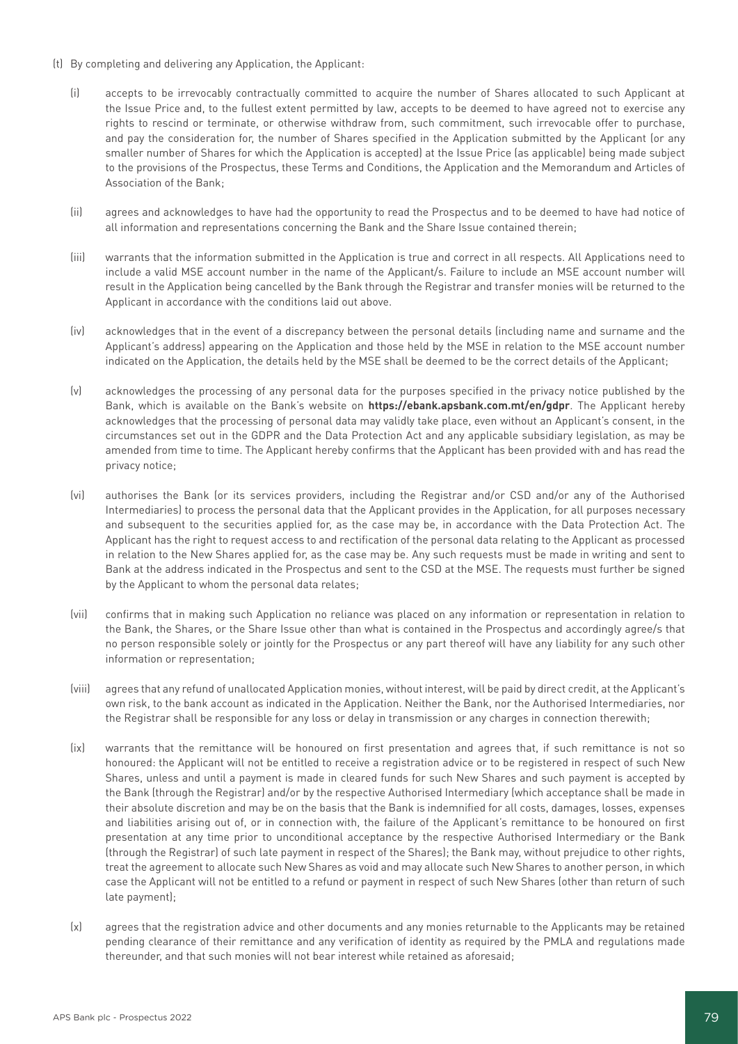(t) By completing and delivering any Application, the Applicant:

(i) accepts to be irrevocably contractually committed to acquire the number of Shares allocated to such Applicant at the Issue Price and, to the fullest extent permitted by law, accepts to be deemed to have agreed not to exercise any rights to rescind or terminate, or otherwise withdraw from, such commitment, such irrevocable offer to purchase, and pay the consideration for, the number of Shares specified in the Application submitted by the Applicant (or any smaller number of Shares for which the Application is accepted) at the Issue Price (as applicable) being made subject to the provisions of the Prospectus, these Terms and Conditions, the Application and the Memorandum and Articles of Association of the Bank;

(ii) agrees and acknowledges to have had the opportunity to read the Prospectus and to be deemed to have had notice of all information and representations concerning the Bank and the Share Issue contained therein;

(iii) warrants that the information submitted in the Application is true and correct in all respects. All Applications need to include a valid MSE account number in the name of the Applicant/s. Failure to include an MSE account number will result in the Application being cancelled by the Bank through the Registrar and transfer monies will be returned to the Applicant in accordance with the conditions laid out above.

(iv) acknowledges that in the event of a discrepancy between the personal details (including name and surname and the Applicant's address) appearing on the Application and those held by the MSE in relation to the MSE account number indicated on the Application, the details held by the MSE shall be deemed to be the correct details of the Applicant;

(v) acknowledges the processing of any personal data for the purposes specified in the privacy notice published by the Bank, which is available on the Bank's website on **https://ebank.apsbank.com.mt/en/gdpr**. The Applicant hereby acknowledges that the processing of personal data may validly take place, even without an Applicant's consent, in the circumstances set out in the GDPR and the Data Protection Act and any applicable subsidiary legislation, as may be amended from time to time. The Applicant hereby confirms that the Applicant has been provided with and has read the privacy notice;

(vi) authorises the Bank (or its services providers, including the Registrar and/or CSD and/or any of the Authorised Intermediaries) to process the personal data that the Applicant provides in the Application, for all purposes necessary and subsequent to the securities applied for, as the case may be, in accordance with the Data Protection Act. The Applicant has the right to request access to and rectification of the personal data relating to the Applicant as processed in relation to the New Shares applied for, as the case may be. Any such requests must be made in writing and sent to Bank at the address indicated in the Prospectus and sent to the CSD at the MSE. The requests must further be signed by the Applicant to whom the personal data relates;

(vii) confirms that in making such Application no reliance was placed on any information or representation in relation to the Bank, the Shares, or the Share Issue other than what is contained in the Prospectus and accordingly agree/s that no person responsible solely or jointly for the Prospectus or any part thereof will have any liability for any such other information or representation;

(viii) agrees that any refund of unallocated Application monies, without interest, will be paid by direct credit, at the Applicant's own risk, to the bank account as indicated in the Application. Neither the Bank, nor the Authorised Intermediaries, nor the Registrar shall be responsible for any loss or delay in transmission or any charges in connection therewith;

(ix) warrants that the remittance will be honoured on first presentation and agrees that, if such remittance is not so honoured: the Applicant will not be entitled to receive a registration advice or to be registered in respect of such New Shares, unless and until a payment is made in cleared funds for such New Shares and such payment is accepted by the Bank (through the Registrar) and/or by the respective Authorised Intermediary (which acceptance shall be made in their absolute discretion and may be on the basis that the Bank is indemnified for all costs, damages, losses, expenses and liabilities arising out of, or in connection with, the failure of the Applicant's remittance to be honoured on first presentation at any time prior to unconditional acceptance by the respective Authorised Intermediary or the Bank (through the Registrar) of such late payment in respect of the Shares); the Bank may, without prejudice to other rights, treat the agreement to allocate such New Shares as void and may allocate such New Shares to another person, in which case the Applicant will not be entitled to a refund or payment in respect of such New Shares (other than return of such late payment);

(x) agrees that the registration advice and other documents and any monies returnable to the Applicants may be retained pending clearance of their remittance and any verification of identity as required by the PMLA and regulations made thereunder, and that such monies will not bear interest while retained as aforesaid;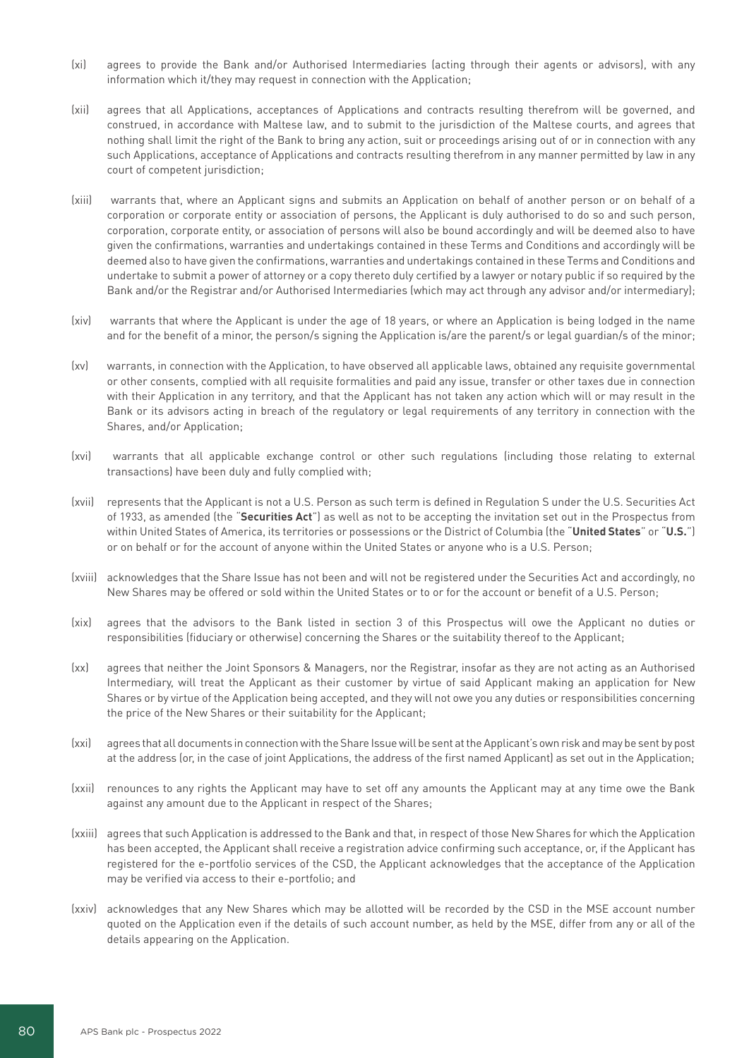(xi) agrees to provide the Bank and/or Authorised Intermediaries (acting through their agents or advisors), with any information which it/they may request in connection with the Application;

(xii) agrees that all Applications, acceptances of Applications and contracts resulting therefrom will be governed, and construed, in accordance with Maltese law, and to submit to the jurisdiction of the Maltese courts, and agrees that nothing shall limit the right of the Bank to bring any action, suit or proceedings arising out of or in connection with any such Applications, acceptance of Applications and contracts resulting therefrom in any manner permitted by law in any court of competent jurisdiction;

(xiii) warrants that, where an Applicant signs and submits an Application on behalf of another person or on behalf of a corporation or corporate entity or association of persons, the Applicant is duly authorised to do so and such person, corporation, corporate entity, or association of persons will also be bound accordingly and will be deemed also to have given the confirmations, warranties and undertakings contained in these Terms and Conditions and accordingly will be deemed also to have given the confirmations, warranties and undertakings contained in these Terms and Conditions and undertake to submit a power of attorney or a copy thereto duly certified by a lawyer or notary public if so required by the Bank and/or the Registrar and/or Authorised Intermediaries (which may act through any advisor and/or intermediary);

(xiv) warrants that where the Applicant is under the age of 18 years, or where an Application is being lodged in the name and for the benefit of a minor, the person/s signing the Application is/are the parent/s or legal guardian/s of the minor;

(xv) warrants, in connection with the Application, to have observed all applicable laws, obtained any requisite governmental or other consents, complied with all requisite formalities and paid any issue, transfer or other taxes due in connection with their Application in any territory, and that the Applicant has not taken any action which will or may result in the Bank or its advisors acting in breach of the regulatory or legal requirements of any territory in connection with the Shares, and/or Application;

(xvi) warrants that all applicable exchange control or other such regulations (including those relating to external transactions) have been duly and fully complied with;

(xvii) represents that the Applicant is not a U.S. Person as such term is defined in Regulation S under the U.S. Securities Act of 1933, as amended (the "**Securities Act**") as well as not to be accepting the invitation set out in the Prospectus from within United States of America, its territories or possessions or the District of Columbia (the "**United States**" or "**U.S.**") or on behalf or for the account of anyone within the United States or anyone who is a U.S. Person;

(xviii) acknowledges that the Share Issue has not been and will not be registered under the Securities Act and accordingly, no New Shares may be offered or sold within the United States or to or for the account or benefit of a U.S. Person;

(xix) agrees that the advisors to the Bank listed in section 3 of this Prospectus will owe the Applicant no duties or responsibilities (fiduciary or otherwise) concerning the Shares or the suitability thereof to the Applicant;

(xx) agrees that neither the Joint Sponsors & Managers, nor the Registrar, insofar as they are not acting as an Authorised Intermediary, will treat the Applicant as their customer by virtue of said Applicant making an application for New Shares or by virtue of the Application being accepted, and they will not owe you any duties or responsibilities concerning the price of the New Shares or their suitability for the Applicant;

(xxi) agrees that all documents in connection with the Share Issue will be sent at the Applicant's own risk and may be sent by post at the address (or, in the case of joint Applications, the address of the first named Applicant) as set out in the Application;

(xxii) renounces to any rights the Applicant may have to set off any amounts the Applicant may at any time owe the Bank against any amount due to the Applicant in respect of the Shares;

(xxiii) agrees that such Application is addressed to the Bank and that, in respect of those New Shares for which the Application has been accepted, the Applicant shall receive a registration advice confirming such acceptance, or, if the Applicant has registered for the e-portfolio services of the CSD, the Applicant acknowledges that the acceptance of the Application may be verified via access to their e-portfolio; and

(xxiv) acknowledges that any New Shares which may be allotted will be recorded by the CSD in the MSE account number quoted on the Application even if the details of such account number, as held by the MSE, differ from any or all of the details appearing on the Application.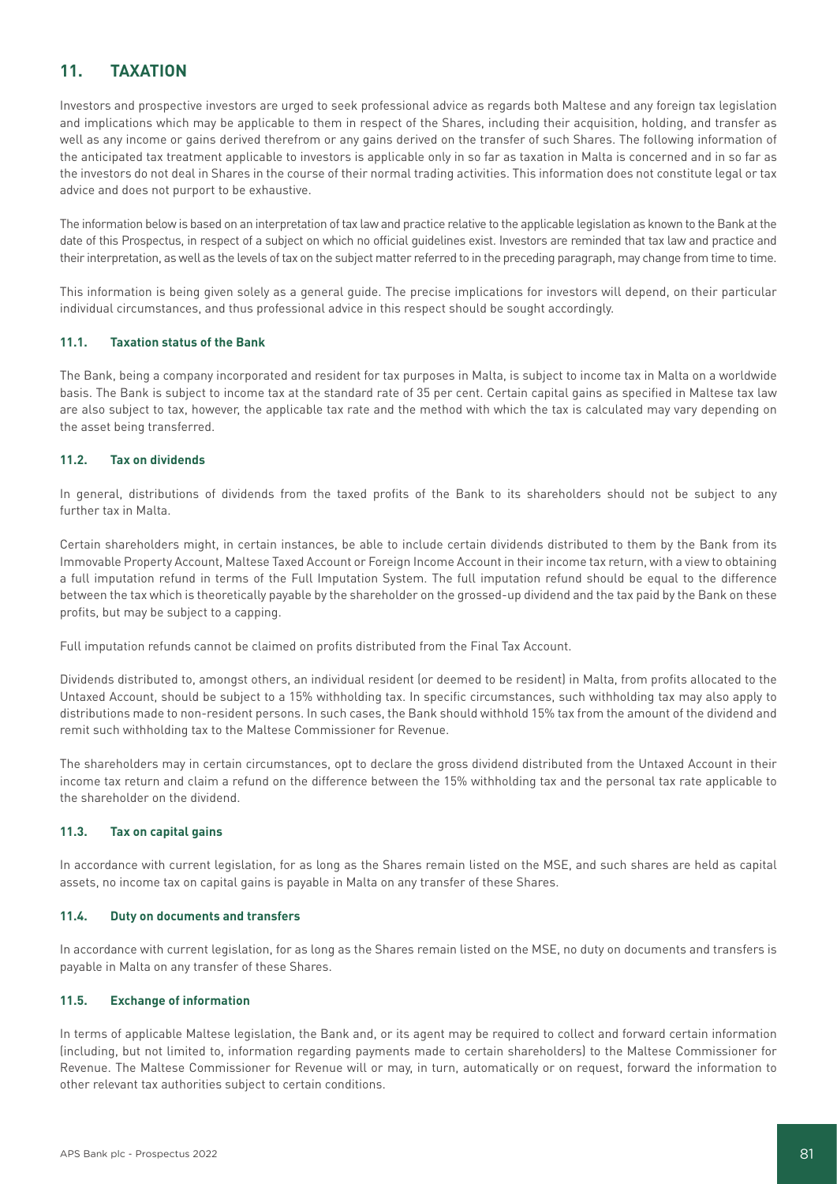## 11. TAXATION

Investors and prospective investors are urged to seek professional advice as regards both Maltese and any foreign tax legislation and implications which may be applicable to them in respect of the Shares, including their acquisition, holding, and transfer as well as any income or gains derived therefrom or any gains derived on the transfer of such Shares. The following information of the anticipated tax treatment applicable to investors is applicable only in so far as taxation in Malta is concerned and in so far as the investors do not deal in Shares in the course of their normal trading activities. This information does not constitute legal or tax advice and does not purport to be exhaustive.

The information below is based on an interpretation of tax law and practice relative to the applicable legislation as known to the Bank at the date of this Prospectus, in respect of a subject on which no official guidelines exist. Investors are reminded that tax law and practice and their interpretation, as well as the levels of tax on the subject matter referred to in the preceding paragraph, may change from time to time.

This information is being given solely as a general guide. The precise implications for investors will depend, on their particular individual circumstances, and thus professional advice in this respect should be sought accordingly.

### 11.1. Taxation status of the Bank

The Bank, being a company incorporated and resident for tax purposes in Malta, is subject to income tax in Malta on a worldwide basis. The Bank is subject to income tax at the standard rate of 35 per cent. Certain capital gains as specified in Maltese tax law are also subject to tax, however, the applicable tax rate and the method with which the tax is calculated may vary depending on the asset being transferred.

### 11.2. Tax on dividends

In general, distributions of dividends from the taxed profits of the Bank to its shareholders should not be subject to any further tax in Malta.

Certain shareholders might, in certain instances, be able to include certain dividends distributed to them by the Bank from its Immovable Property Account, Maltese Taxed Account or Foreign Income Account in their income tax return, with a view to obtaining a full imputation refund in terms of the Full Imputation System. The full imputation refund should be equal to the difference between the tax which is theoretically payable by the shareholder on the grossed-up dividend and the tax paid by the Bank on these profits, but may be subject to a capping.

Full imputation refunds cannot be claimed on profits distributed from the Final Tax Account.

Dividends distributed to, amongst others, an individual resident (or deemed to be resident) in Malta, from profits allocated to the Untaxed Account, should be subject to a 15% withholding tax. In specific circumstances, such withholding tax may also apply to distributions made to non-resident persons. In such cases, the Bank should withhold 15% tax from the amount of the dividend and remit such withholding tax to the Maltese Commissioner for Revenue.

The shareholders may in certain circumstances, opt to declare the gross dividend distributed from the Untaxed Account in their income tax return and claim a refund on the difference between the 15% withholding tax and the personal tax rate applicable to the shareholder on the dividend.

### 11.3. Tax on capital gains

In accordance with current legislation, for as long as the Shares remain listed on the MSE, and such shares are held as capital assets, no income tax on capital gains is payable in Malta on any transfer of these Shares.

### 11.4. Duty on documents and transfers

In accordance with current legislation, for as long as the Shares remain listed on the MSE, no duty on documents and transfers is payable in Malta on any transfer of these Shares.

### 11.5. Exchange of information

In terms of applicable Maltese legislation, the Bank and, or its agent may be required to collect and forward certain information (including, but not limited to, information regarding payments made to certain shareholders) to the Maltese Commissioner for Revenue. The Maltese Commissioner for Revenue will or may, in turn, automatically or on request, forward the information to other relevant tax authorities subject to certain conditions.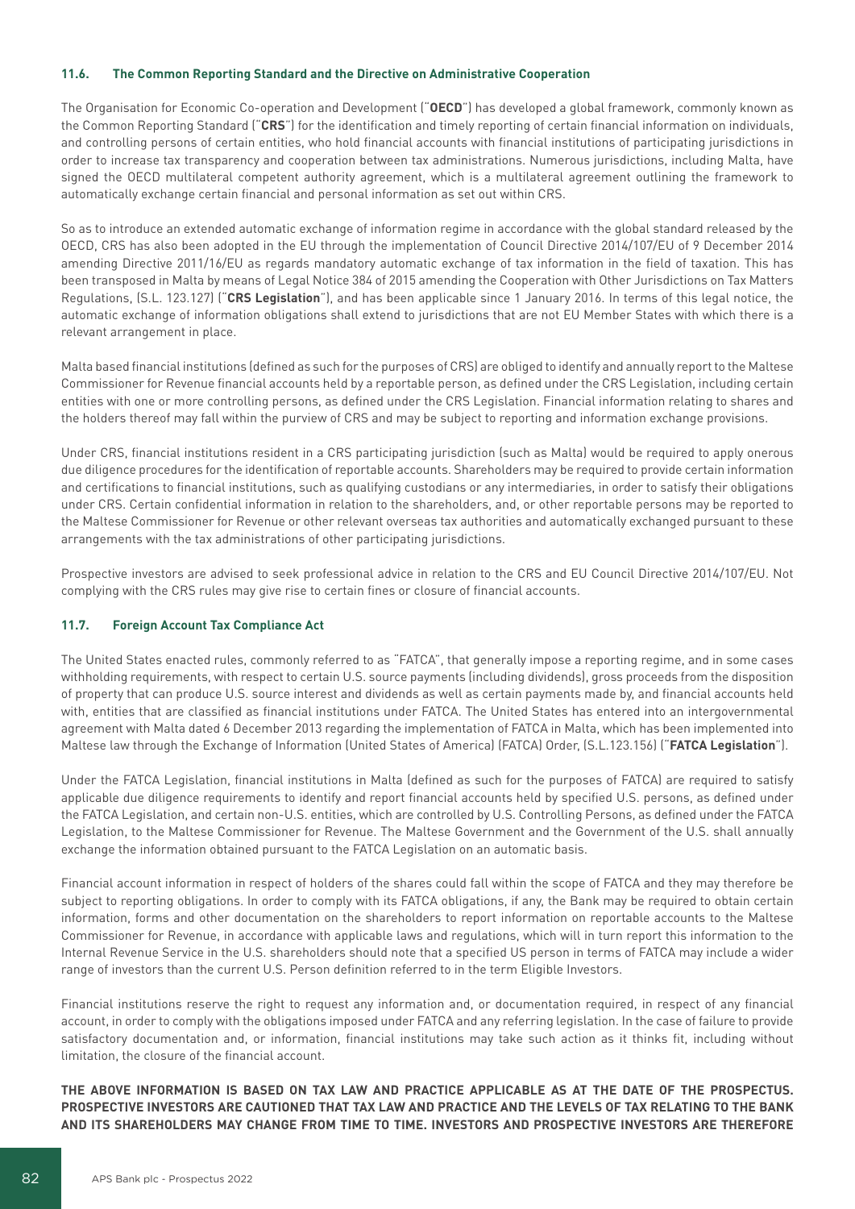### 11.6. The Common Reporting Standard and the Directive on Administrative Cooperation

The Organisation for Economic Co-operation and Development ("**OECD**") has developed a global framework, commonly known as the Common Reporting Standard ("**CRS**") for the identification and timely reporting of certain financial information on individuals, and controlling persons of certain entities, who hold financial accounts with financial institutions of participating jurisdictions in order to increase tax transparency and cooperation between tax administrations. Numerous jurisdictions, including Malta, have signed the OECD multilateral competent authority agreement, which is a multilateral agreement outlining the framework to automatically exchange certain financial and personal information as set out within CRS.

So as to introduce an extended automatic exchange of information regime in accordance with the global standard released by the OECD, CRS has also been adopted in the EU through the implementation of Council Directive 2014/107/EU of 9 December 2014 amending Directive 2011/16/EU as regards mandatory automatic exchange of tax information in the field of taxation. This has been transposed in Malta by means of Legal Notice 384 of 2015 amending the Cooperation with Other Jurisdictions on Tax Matters Regulations, (S.L. 123.127) ("**CRS Legislation**"), and has been applicable since 1 January 2016. In terms of this legal notice, the automatic exchange of information obligations shall extend to jurisdictions that are not EU Member States with which there is a relevant arrangement in place.

Malta based financial institutions (defined as such for the purposes of CRS) are obliged to identify and annually report to the Maltese Commissioner for Revenue financial accounts held by a reportable person, as defined under the CRS Legislation, including certain entities with one or more controlling persons, as defined under the CRS Legislation. Financial information relating to shares and the holders thereof may fall within the purview of CRS and may be subject to reporting and information exchange provisions.

Under CRS, financial institutions resident in a CRS participating jurisdiction (such as Malta) would be required to apply onerous due diligence procedures for the identification of reportable accounts. Shareholders may be required to provide certain information and certifications to financial institutions, such as qualifying custodians or any intermediaries, in order to satisfy their obligations under CRS. Certain confidential information in relation to the shareholders, and, or other reportable persons may be reported to the Maltese Commissioner for Revenue or other relevant overseas tax authorities and automatically exchanged pursuant to these arrangements with the tax administrations of other participating jurisdictions.

Prospective investors are advised to seek professional advice in relation to the CRS and EU Council Directive 2014/107/EU. Not complying with the CRS rules may give rise to certain fines or closure of financial accounts.

### 11.7. Foreign Account Tax Compliance Act

The United States enacted rules, commonly referred to as "FATCA", that generally impose a reporting regime, and in some cases withholding requirements, with respect to certain U.S. source payments (including dividends), gross proceeds from the disposition of property that can produce U.S. source interest and dividends as well as certain payments made by, and financial accounts held with, entities that are classified as financial institutions under FATCA. The United States has entered into an intergovernmental agreement with Malta dated 6 December 2013 regarding the implementation of FATCA in Malta, which has been implemented into Maltese law through the Exchange of Information (United States of America) (FATCA) Order, (S.L.123.156) ("**FATCA Legislation**").

Under the FATCA Legislation, financial institutions in Malta (defined as such for the purposes of FATCA) are required to satisfy applicable due diligence requirements to identify and report financial accounts held by specified U.S. persons, as defined under the FATCA Legislation, and certain non-U.S. entities, which are controlled by U.S. Controlling Persons, as defined under the FATCA Legislation, to the Maltese Commissioner for Revenue. The Maltese Government and the Government of the U.S. shall annually exchange the information obtained pursuant to the FATCA Legislation on an automatic basis.

Financial account information in respect of holders of the shares could fall within the scope of FATCA and they may therefore be subject to reporting obligations. In order to comply with its FATCA obligations, if any, the Bank may be required to obtain certain information, forms and other documentation on the shareholders to report information on reportable accounts to the Maltese Commissioner for Revenue, in accordance with applicable laws and regulations, which will in turn report this information to the Internal Revenue Service in the U.S. shareholders should note that a specified US person in terms of FATCA may include a wider range of investors than the current U.S. Person definition referred to in the term Eligible Investors.

Financial institutions reserve the right to request any information and, or documentation required, in respect of any financial account, in order to comply with the obligations imposed under FATCA and any referring legislation. In the case of failure to provide satisfactory documentation and, or information, financial institutions may take such action as it thinks fit, including without limitation, the closure of the financial account.

**THE ABOVE INFORMATION IS BASED ON TAX LAW AND PRACTICE APPLICABLE AS AT THE DATE OF THE PROSPECTUS. PROSPECTIVE INVESTORS ARE CAUTIONED THAT TAX LAW AND PRACTICE AND THE LEVELS OF TAX RELATING TO THE BANK AND ITS SHAREHOLDERS MAY CHANGE FROM TIME TO TIME. INVESTORS AND PROSPECTIVE INVESTORS ARE THEREFORE**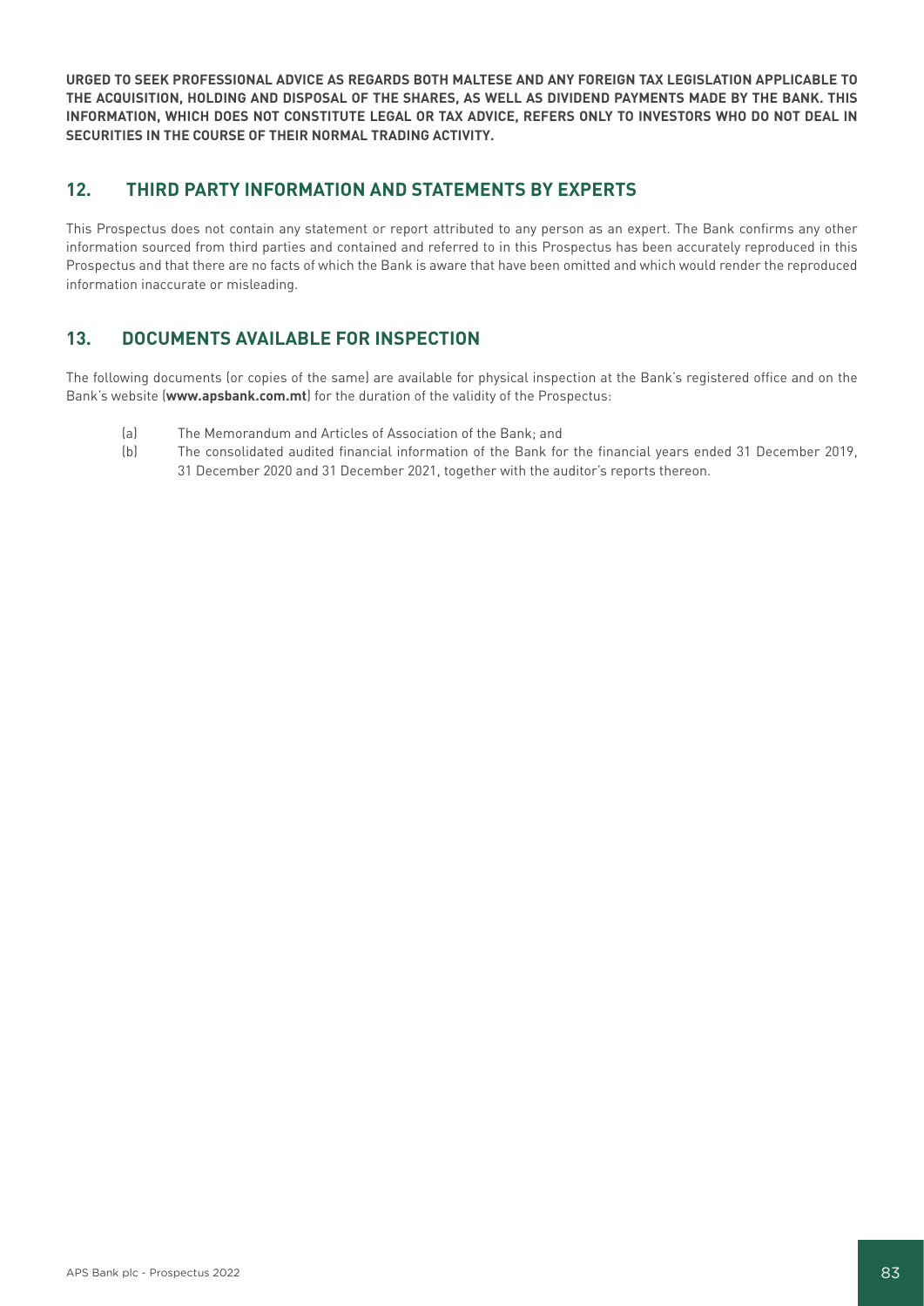**URGED TO SEEK PROFESSIONAL ADVICE AS REGARDS BOTH MALTESE AND ANY FOREIGN TAX LEGISLATION APPLICABLE TO THE ACQUISITION, HOLDING AND DISPOSAL OF THE SHARES, AS WELL AS DIVIDEND PAYMENTS MADE BY THE BANK. THIS INFORMATION, WHICH DOES NOT CONSTITUTE LEGAL OR TAX ADVICE, REFERS ONLY TO INVESTORS WHO DO NOT DEAL IN SECURITIES IN THE COURSE OF THEIR NORMAL TRADING ACTIVITY.**

## 12. THIRD PARTY INFORMATION AND STATEMENTS BY EXPERTS

This Prospectus does not contain any statement or report attributed to any person as an expert. The Bank confirms any other information sourced from third parties and contained and referred to in this Prospectus has been accurately reproduced in this Prospectus and that there are no facts of which the Bank is aware that have been omitted and which would render the reproduced information inaccurate or misleading.

## 13. DOCUMENTS AVAILABLE FOR INSPECTION

The following documents (or copies of the same) are available for physical inspection at the Bank's registered office and on the Bank's website (**www.apsbank.com.mt**) for the duration of the validity of the Prospectus:

(a) The Memorandum and Articles of Association of the Bank; and

(b) The consolidated audited financial information of the Bank for the financial years ended 31 December 2019, 31 December 2020 and 31 December 2021, together with the auditor's reports thereon.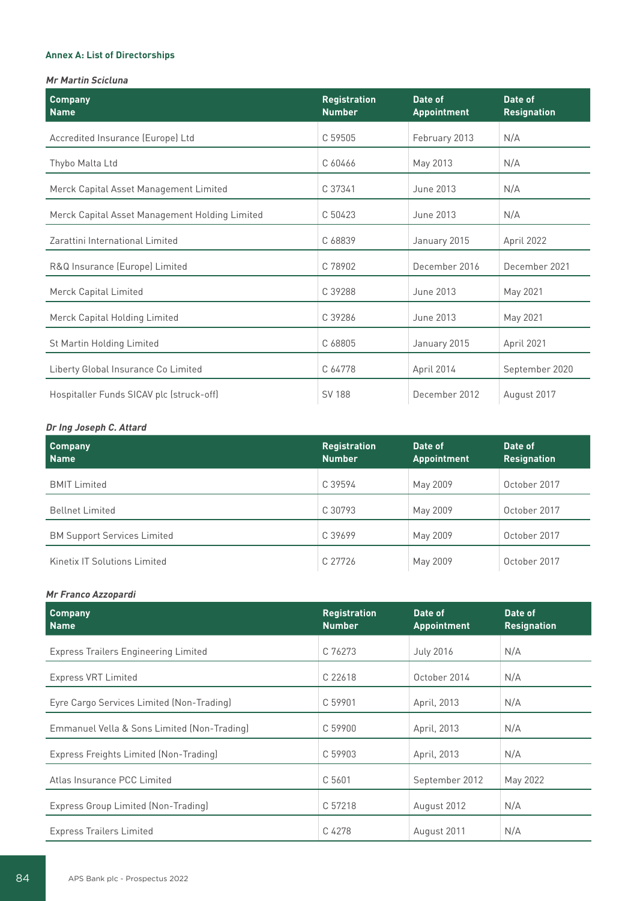**Annex A: List of Directorships**

***Mr Martin Scicluna***

| Company Name | Registration Number | Date of Appointment | Date of Resignation |
|---|---|---|---|
| Accredited Insurance (Europe) Ltd | C 59505 | February 2013 | N/A |
| Thybo Malta Ltd | C 60466 | May 2013 | N/A |
| Merck Capital Asset Management Limited | C 37341 | June 2013 | N/A |
| Merck Capital Asset Management Holding Limited | C 50423 | June 2013 | N/A |
| Zarattini International Limited | C 68839 | January 2015 | April 2022 |
| R&Q Insurance (Europe) Limited | C 78902 | December 2016 | December 2021 |
| Merck Capital Limited | C 39288 | June 2013 | May 2021 |
| Merck Capital Holding Limited | C 39286 | June 2013 | May 2021 |
| St Martin Holding Limited | C 68805 | January 2015 | April 2021 |
| Liberty Global Insurance Co Limited | C 64778 | April 2014 | September 2020 |
| Hospitaller Funds SICAV plc (struck-off) | SV 188 | December 2012 | August 2017 |

***Dr Ing Joseph C. Attard***

| Company Name | Registration Number | Date of Appointment | Date of Resignation |
|---|---|---|---|
| BMIT Limited | C 39594 | May 2009 | October 2017 |
| Bellnet Limited | C 30793 | May 2009 | October 2017 |
| BM Support Services Limited | C 39699 | May 2009 | October 2017 |
| Kinetix IT Solutions Limited | C 27726 | May 2009 | October 2017 |

***Mr Franco Azzopardi***

| Company Name | Registration Number | Date of Appointment | Date of Resignation |
|---|---|---|---|
| Express Trailers Engineering Limited | C 76273 | July 2016 | N/A |
| Express VRT Limited | C 22618 | October 2014 | N/A |
| Eyre Cargo Services Limited (Non-Trading) | C 59901 | April, 2013 | N/A |
| Emmanuel Vella & Sons Limited (Non-Trading) | C 59900 | April, 2013 | N/A |
| Express Freights Limited (Non-Trading) | C 59903 | April, 2013 | N/A |
| Atlas Insurance PCC Limited | C 5601 | September 2012 | May 2022 |
| Express Group Limited (Non-Trading) | C 57218 | August 2012 | N/A |
| Express Trailers Limited | C 4278 | August 2011 | N/A |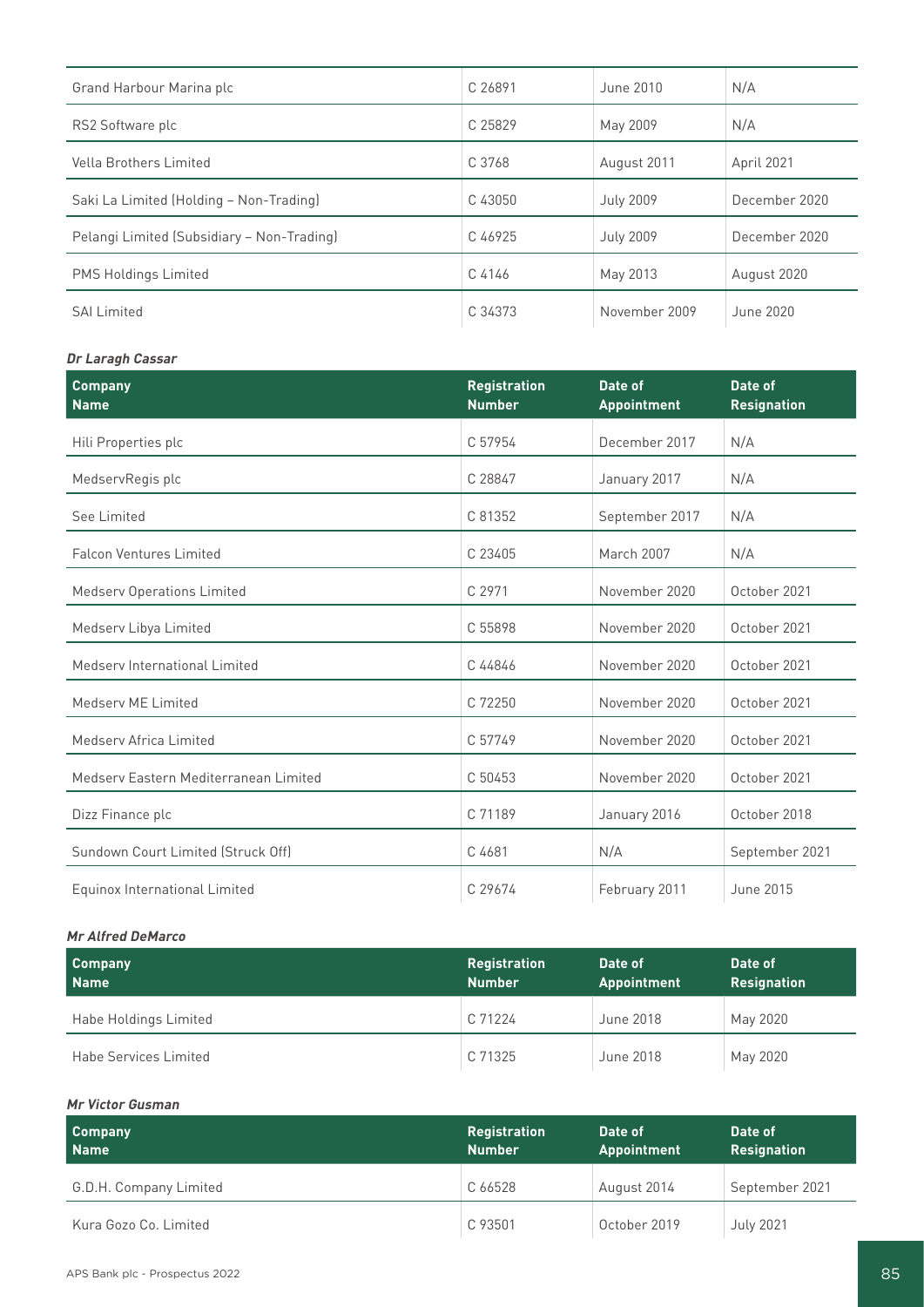| Company Name | Registration Number | Date of Appointment | Date of Resignation |
|---|---|---|---|
| Grand Harbour Marina plc | C 26891 | June 2010 | N/A |
| RS2 Software plc | C 25829 | May 2009 | N/A |
| Vella Brothers Limited | C 3768 | August 2011 | April 2021 |
| Saki La Limited (Holding – Non-Trading) | C 43050 | July 2009 | December 2020 |
| Pelangi Limited (Subsidiary – Non-Trading) | C 46925 | July 2009 | December 2020 |
| PMS Holdings Limited | C 4146 | May 2013 | August 2020 |
| SAI Limited | C 34373 | November 2009 | June 2020 |

***Dr Laragh Cassar***

| Company Name | Registration Number | Date of Appointment | Date of Resignation |
|---|---|---|---|
| Hili Properties plc | C 57954 | December 2017 | N/A |
| MedservRegis plc | C 28847 | January 2017 | N/A |
| See Limited | C 81352 | September 2017 | N/A |
| Falcon Ventures Limited | C 23405 | March 2007 | N/A |
| Medserv Operations Limited | C 2971 | November 2020 | October 2021 |
| Medserv Libya Limited | C 55898 | November 2020 | October 2021 |
| Medserv International Limited | C 44846 | November 2020 | October 2021 |
| Medserv ME Limited | C 72250 | November 2020 | October 2021 |
| Medserv Africa Limited | C 57749 | November 2020 | October 2021 |
| Medserv Eastern Mediterranean Limited | C 50453 | November 2020 | October 2021 |
| Dizz Finance plc | C 71189 | January 2016 | October 2018 |
| Sundown Court Limited (Struck Off) | C 4681 | N/A | September 2021 |
| Equinox International Limited | C 29674 | February 2011 | June 2015 |

***Mr Alfred DeMarco***

| Company Name | Registration Number | Date of Appointment | Date of Resignation |
|---|---|---|---|
| Habe Holdings Limited | C 71224 | June 2018 | May 2020 |
| Habe Services Limited | C 71325 | June 2018 | May 2020 |

***Mr Victor Gusman***

| Company Name | Registration Number | Date of Appointment | Date of Resignation |
|---|---|---|---|
| G.D.H. Company Limited | C 66528 | August 2014 | September 2021 |
| Kura Gozo Co. Limited | C 93501 | October 2019 | July 2021 |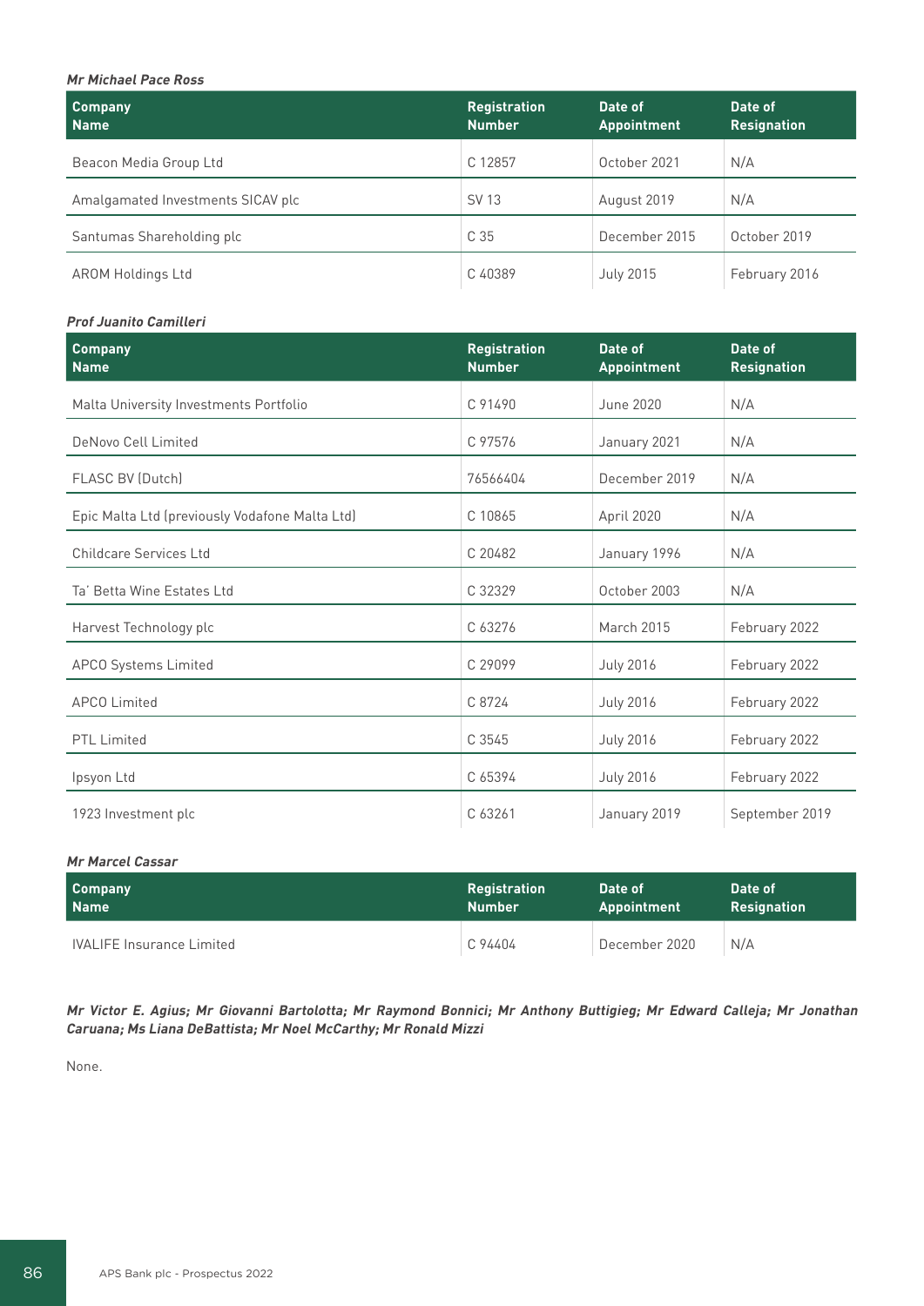***Mr Michael Pace Ross***

| Company Name | Registration Number | Date of Appointment | Date of Resignation |
|---|---|---|---|
| Beacon Media Group Ltd | C 12857 | October 2021 | N/A |
| Amalgamated Investments SICAV plc | SV 13 | August 2019 | N/A |
| Santumas Shareholding plc | C 35 | December 2015 | October 2019 |
| AROM Holdings Ltd | C 40389 | July 2015 | February 2016 |

***Prof Juanito Camilleri***

| Company Name | Registration Number | Date of Appointment | Date of Resignation |
|---|---|---|---|
| Malta University Investments Portfolio | C 91490 | June 2020 | N/A |
| DeNovo Cell Limited | C 97576 | January 2021 | N/A |
| FLASC BV (Dutch) | 76566404 | December 2019 | N/A |
| Epic Malta Ltd (previously Vodafone Malta Ltd) | C 10865 | April 2020 | N/A |
| Childcare Services Ltd | C 20482 | January 1996 | N/A |
| Ta' Betta Wine Estates Ltd | C 32329 | October 2003 | N/A |
| Harvest Technology plc | C 63276 | March 2015 | February 2022 |
| APCO Systems Limited | C 29099 | July 2016 | February 2022 |
| APCO Limited | C 8724 | July 2016 | February 2022 |
| PTL Limited | C 3545 | July 2016 | February 2022 |
| Ipsyon Ltd | C 65394 | July 2016 | February 2022 |
| 1923 Investment plc | C 63261 | January 2019 | September 2019 |

***Mr Marcel Cassar***

| Company Name | Registration Number | Date of Appointment | Date of Resignation |
|---|---|---|---|
| IVALIFE Insurance Limited | C 94404 | December 2020 | N/A |

***Mr Victor E. Agius; Mr Giovanni Bartolotta; Mr Raymond Bonnici; Mr Anthony Buttigieg; Mr Edward Calleja; Mr Jonathan Caruana; Ms Liana DeBattista; Mr Noel McCarthy; Mr Ronald Mizzi***

None.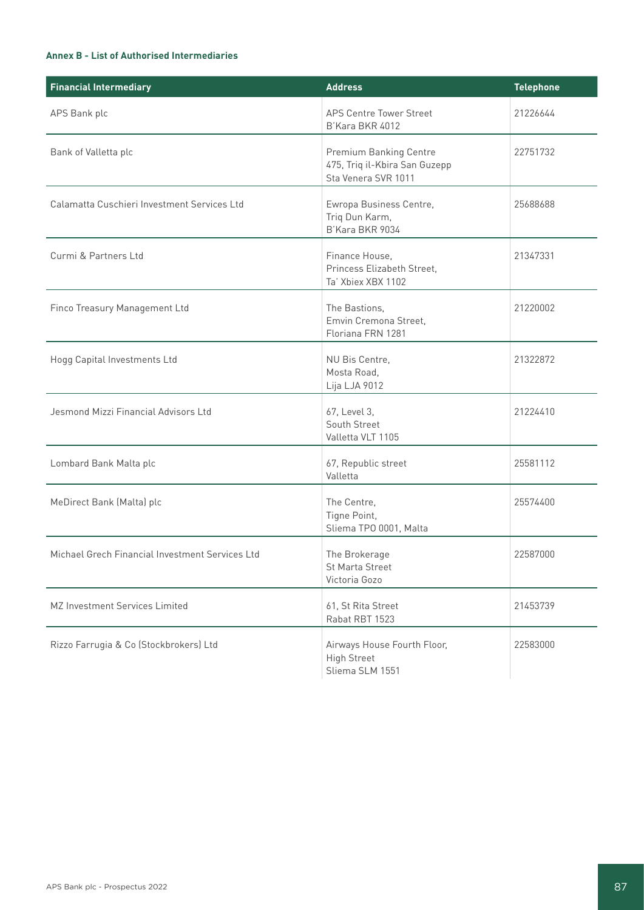**Annex B - List of Authorised Intermediaries**

| Financial Intermediary | Address | Telephone |
|---|---|---|
| APS Bank plc | APS Centre Tower Street B'Kara BKR 4012 | 21226644 |
| Bank of Valletta plc | Premium Banking Centre 475, Triq il-Kbira San Guzepp Sta Venera SVR 1011 | 22751732 |
| Calamatta Cuschieri Investment Services Ltd | Ewropa Business Centre, Triq Dun Karm, B'Kara BKR 9034 | 25688688 |
| Curmi & Partners Ltd | Finance House, Princess Elizabeth Street, Ta' Xbiex XBX 1102 | 21347331 |
| Finco Treasury Management Ltd | The Bastions, Emvin Cremona Street, Floriana FRN 1281 | 21220002 |
| Hogg Capital Investments Ltd | NU Bis Centre, Mosta Road, Lija LJA 9012 | 21322872 |
| Jesmond Mizzi Financial Advisors Ltd | 67, Level 3, South Street Valletta VLT 1105 | 21224410 |
| Lombard Bank Malta plc | 67, Republic street Valletta | 25581112 |
| MeDirect Bank (Malta) plc | The Centre, Tigne Point, Sliema TPO 0001, Malta | 25574400 |
| Michael Grech Financial Investment Services Ltd | The Brokerage St Marta Street Victoria Gozo | 22587000 |
| MZ Investment Services Limited | 61, St Rita Street Rabat RBT 1523 | 21453739 |
| Rizzo Farrugia & Co (Stockbrokers) Ltd | Airways House Fourth Floor, High Street Sliema SLM 1551 | 22583000 |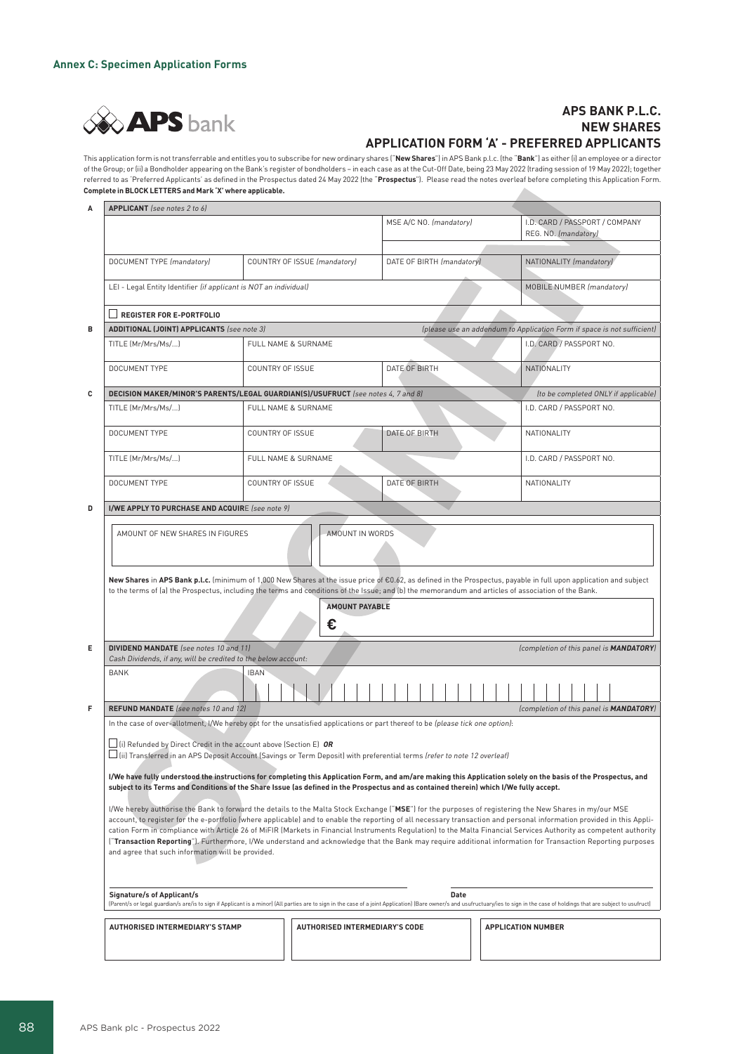**Annex C: Specimen Application Forms**

## APS BANK P.L.C.
## NEW SHARES
## APPLICATION FORM 'A' - PREFERRED APPLICANTS

This application form is not transferrable and entitles you to subscribe for new ordinary shares ("**New Shares**") in APS Bank p.l.c. (the "**Bank**") as either (i) an employee or a director of the Group; or (ii) a Bondholder appearing on the Bank's register of bondholders – in each case as at the Cut-Off Date, being 23 May 2022 (trading session of 19 May 2022); together referred to as 'Preferred Applicants' as defined in the Prospectus dated 24 May 2022 (the "**Prospectus**"). Please read the notes overleaf before completing this Application Form.

**Complete in BLOCK LETTERS and Mark 'X' where applicable.**

**A — APPLICANT** *(see notes 2 to 6)*

| | | MSE A/C NO. *(mandatory)* | I.D. CARD / PASSPORT / COMPANY REG. NO. *(mandatory)* |
|---|---|---|---|
| DOCUMENT TYPE *(mandatory)* | COUNTRY OF ISSUE *(mandatory)* | DATE OF BIRTH *(mandatory)* | NATIONALITY *(mandatory)* |
| LEI - Legal Entity Identifier *(if applicant is NOT an individual)* | | | MOBILE NUMBER *(mandatory)* |

☐ **REGISTER FOR E-PORTFOLIO**

**B — ADDITIONAL (JOINT) APPLICANTS** *(see note 3)* *(please use an addendum to Application Form if space is not sufficient)*

| TITLE (Mr/Mrs/Ms/...) | FULL NAME & SURNAME | | I.D. CARD / PASSPORT NO. |
|---|---|---|---|
| DOCUMENT TYPE | COUNTRY OF ISSUE | DATE OF BIRTH | NATIONALITY |

**C — DECISION MAKER/MINOR'S PARENTS/LEGAL GUARDIAN(S)/USUFRUCT** *(see notes 4, 7 and 8)* *(to be completed ONLY if applicable)*

| TITLE (Mr/Mrs/Ms/...) | FULL NAME & SURNAME | | I.D. CARD / PASSPORT NO. |
|---|---|---|---|
| DOCUMENT TYPE | COUNTRY OF ISSUE | DATE OF BIRTH | NATIONALITY |
| TITLE (Mr/Mrs/Ms/...) | FULL NAME & SURNAME | | I.D. CARD / PASSPORT NO. |
| DOCUMENT TYPE | COUNTRY OF ISSUE | DATE OF BIRTH | NATIONALITY |

**D — I/WE APPLY TO PURCHASE AND ACQUIRE** *(see note 9)*

| AMOUNT OF NEW SHARES IN FIGURES | AMOUNT IN WORDS |
|---|---|
| | |

**New Shares** in **APS Bank p.l.c.** (minimum of 1,000 New Shares at the issue price of €0.62, as defined in the Prospectus, payable in full upon application and subject to the terms of (a) the Prospectus, including the terms and conditions of the Issue; and (b) the memorandum and articles of association of the Bank.

**AMOUNT PAYABLE**
€

**E — DIVIDEND MANDATE** *(see notes 10 and 11)* *(completion of this panel is **MANDATORY**)*

Cash Dividends, if any, will be credited to the below account:

| BANK | IBAN |
|---|---|
| | |

**F — REFUND MANDATE** *(see notes 10 and 12)* *(completion of this panel is **MANDATORY**)*

In the case of over-allotment, I/We hereby opt for the unsatisfied applications or part thereof to be *(please tick one option)*:

☐ (i) Refunded by Direct Credit in the account above (Section E) ***OR***
☐ (ii) Transferred in an APS Deposit Account (Savings or Term Deposit) with preferential terms *(refer to note 12 overleaf)*

**I/We have fully understood the instructions for completing this Application Form, and am/are making this Application solely on the basis of the Prospectus, and subject to its Terms and Conditions of the Share Issue (as defined in the Prospectus and as contained therein) which I/We fully accept.**

I/We hereby authorise the Bank to forward the details to the Malta Stock Exchange ("**MSE**") for the purposes of registering the New Shares in my/our MSE account, to register for the e-portfolio (where applicable) and to enable the reporting of all necessary transaction and personal information provided in this Application Form in compliance with Article 26 of MiFIR (Markets in Financial Instruments Regulation) to the Malta Financial Services Authority as competent authority ("**Transaction Reporting**"). Furthermore, I/We understand and acknowledge that the Bank may require additional information for Transaction Reporting purposes and agree that such information will be provided.

**Signature/s of Applicant/s** **Date**

(Parent/s or legal guardian/s are/is to sign if Applicant is a minor) (All parties are to sign in the case of a joint Application) (Bare owner/s and usufructuary/ies to sign in the case of holdings that are subject to usufruct)

| AUTHORISED INTERMEDIARY'S STAMP | AUTHORISED INTERMEDIARY'S CODE | APPLICATION NUMBER |
|---|---|---|
| | | |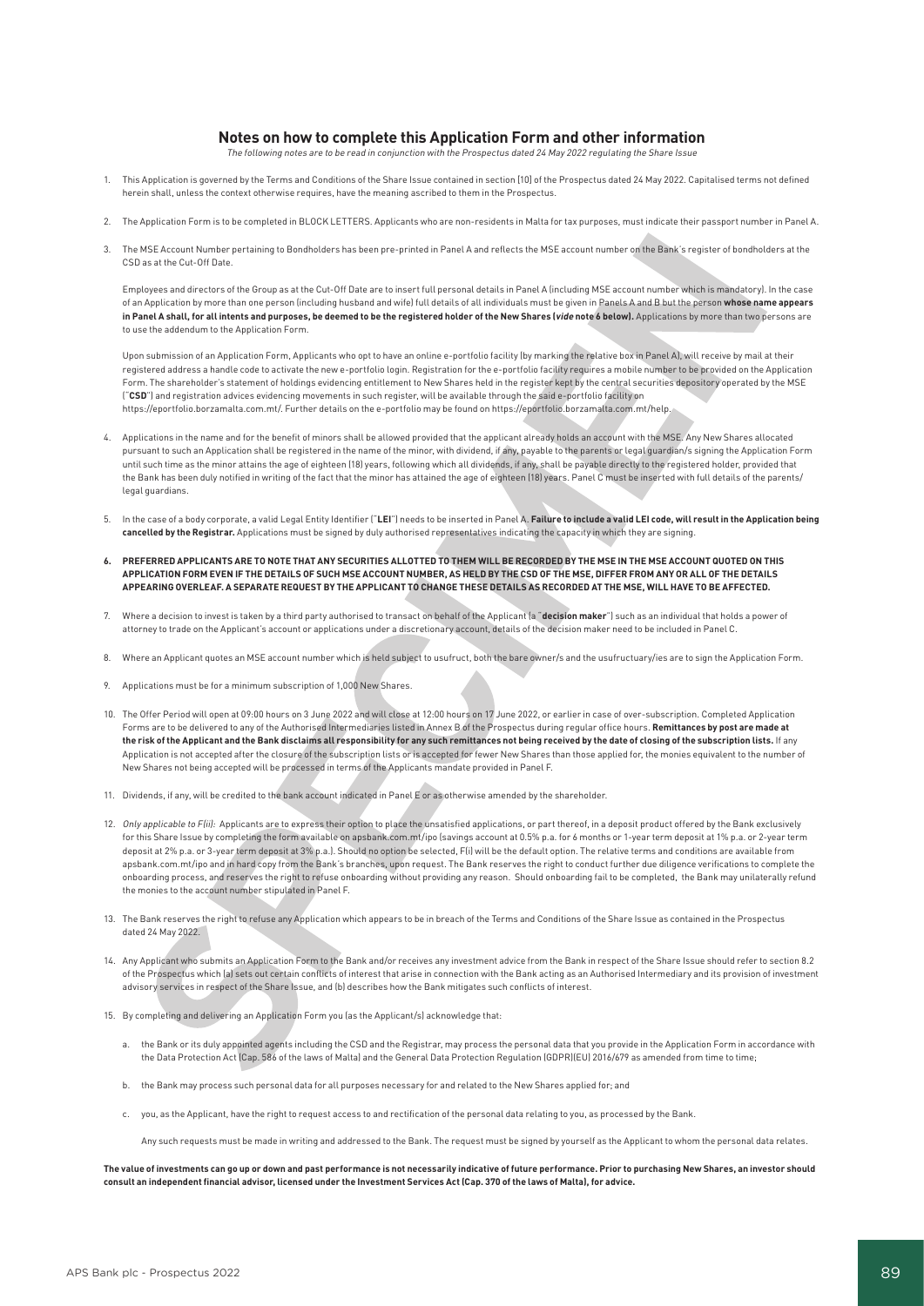## Notes on how to complete this Application Form and other information

*The following notes are to be read in conjunction with the Prospectus dated 24 May 2022 regulating the Share Issue*

1. This Application is governed by the Terms and Conditions of the Share Issue contained in section [10] of the Prospectus dated 24 May 2022. Capitalised terms not defined herein shall, unless the context otherwise requires, have the meaning ascribed to them in the Prospectus.

2. The Application Form is to be completed in BLOCK LETTERS. Applicants who are non-residents in Malta for tax purposes, must indicate their passport number in Panel A.

3. The MSE Account Number pertaining to Bondholders has been pre-printed in Panel A and reflects the MSE account number on the Bank's register of bondholders at the CSD as at the Cut-Off Date.

   Employees and directors of the Group as at the Cut-Off Date are to insert full personal details in Panel A (including MSE account number which is mandatory). In the case of an Application by more than one person (including husband and wife) full details of all individuals must be given in Panels A and B but the person **whose name appears in Panel A shall, for all intents and purposes, be deemed to be the registered holder of the New Shares (*vide* note 6 below).** Applications by more than two persons are to use the addendum to the Application Form.

   Upon submission of an Application Form, Applicants who opt to have an online e-portfolio facility (by marking the relative box in Panel A), will receive by mail at their registered address a handle code to activate the new e-portfolio login. Registration for the e-portfolio facility requires a mobile number to be provided on the Application Form. The shareholder's statement of holdings evidencing entitlement to New Shares held in the register kept by the central securities depository operated by the MSE ("**CSD**") and registration advices evidencing movements in such register, will be available through the said e-portfolio facility on https://eportfolio.borzamalta.com.mt/. Further details on the e-portfolio may be found on https://eportfolio.borzamalta.com.mt/help.

4. Applications in the name and for the benefit of minors shall be allowed provided that the applicant already holds an account with the MSE. Any New Shares allocated pursuant to such an Application shall be registered in the name of the minor, with dividend, if any, payable to the parents or legal guardian/s signing the Application Form until such time as the minor attains the age of eighteen (18) years, following which all dividends, if any, shall be payable directly to the registered holder, provided that the Bank has been duly notified in writing of the fact that the minor has attained the age of eighteen (18) years. Panel C must be inserted with full details of the parents/ legal guardians.

5. In the case of a body corporate, a valid Legal Entity Identifier ("**LEI**") needs to be inserted in Panel A. **Failure to include a valid LEI code, will result in the Application being cancelled by the Registrar.** Applications must be signed by duly authorised representatives indicating the capacity in which they are signing.

6. **PREFERRED APPLICANTS ARE TO NOTE THAT ANY SECURITIES ALLOTTED TO THEM WILL BE RECORDED BY THE MSE IN THE MSE ACCOUNT QUOTED ON THIS APPLICATION FORM EVEN IF THE DETAILS OF SUCH MSE ACCOUNT NUMBER, AS HELD BY THE CSD OF THE MSE, DIFFER FROM ANY OR ALL OF THE DETAILS APPEARING OVERLEAF. A SEPARATE REQUEST BY THE APPLICANT TO CHANGE THESE DETAILS AS RECORDED AT THE MSE, WILL HAVE TO BE AFFECTED.**

7. Where a decision to invest is taken by a third party authorised to transact on behalf of the Applicant (a "**decision maker**") such as an individual that holds a power of attorney to trade on the Applicant's account or applications under a discretionary account, details of the decision maker need to be included in Panel C.

8. Where an Applicant quotes an MSE account number which is held subject to usufruct, both the bare owner/s and the usufructuary/ies are to sign the Application Form.

9. Applications must be for a minimum subscription of 1,000 New Shares.

10. The Offer Period will open at 09:00 hours on 3 June 2022 and will close at 12:00 hours on 17 June 2022, or earlier in case of over-subscription. Completed Application Forms are to be delivered to any of the Authorised Intermediaries listed in Annex B of the Prospectus during regular office hours. **Remittances by post are made at the risk of the Applicant and the Bank disclaims all responsibility for any such remittances not being received by the date of closing of the subscription lists.** If any Application is not accepted after the closure of the subscription lists or is accepted for fewer New Shares than those applied for, the monies equivalent to the number of New Shares not being accepted will be processed in terms of the Applicants mandate provided in Panel F.

11. Dividends, if any, will be credited to the bank account indicated in Panel E or as otherwise amended by the shareholder.

12. *Only applicable to F(ii):* Applicants are to express their option to place the unsatisfied applications, or part thereof, in a deposit product offered by the Bank exclusively for this Share Issue by completing the form available on apsbank.com.mt/ipo (savings account at 0.5% p.a. for 6 months or 1-year term deposit at 1% p.a. or 2-year term deposit at 2% p.a. or 3-year term deposit at 3% p.a.). Should no option be selected, F(i) will be the default option. The relative terms and conditions are available from apsbank.com.mt/ipo and in hard copy from the Bank's branches, upon request. The Bank reserves the right to conduct further due diligence verifications to complete the onboarding process, and reserves the right to refuse onboarding without providing any reason. Should onboarding fail to be completed, the Bank may unilaterally refund the monies to the account number stipulated in Panel F.

13. The Bank reserves the right to refuse any Application which appears to be in breach of the Terms and Conditions of the Share Issue as contained in the Prospectus dated 24 May 2022.

14. Any Applicant who submits an Application Form to the Bank and/or receives any investment advice from the Bank in respect of the Share Issue should refer to section 8.2 of the Prospectus which (a) sets out certain conflicts of interest that arise in connection with the Bank acting as an Authorised Intermediary and its provision of investment advisory services in respect of the Share Issue, and (b) describes how the Bank mitigates such conflicts of interest.

15. By completing and delivering an Application Form you (as the Applicant/s) acknowledge that:

    a. the Bank or its duly appointed agents including the CSD and the Registrar, may process the personal data that you provide in the Application Form in accordance with the Data Protection Act (Cap. 586 of the laws of Malta) and the General Data Protection Regulation (GDPR)(EU) 2016/679 as amended from time to time;

    b. the Bank may process such personal data for all purposes necessary for and related to the New Shares applied for; and

    c. you, as the Applicant, have the right to request access to and rectification of the personal data relating to you, as processed by the Bank.

    Any such requests must be made in writing and addressed to the Bank. The request must be signed by yourself as the Applicant to whom the personal data relates.

**The value of investments can go up or down and past performance is not necessarily indicative of future performance. Prior to purchasing New Shares, an investor should consult an independent financial advisor, licensed under the Investment Services Act (Cap. 370 of the laws of Malta), for advice.**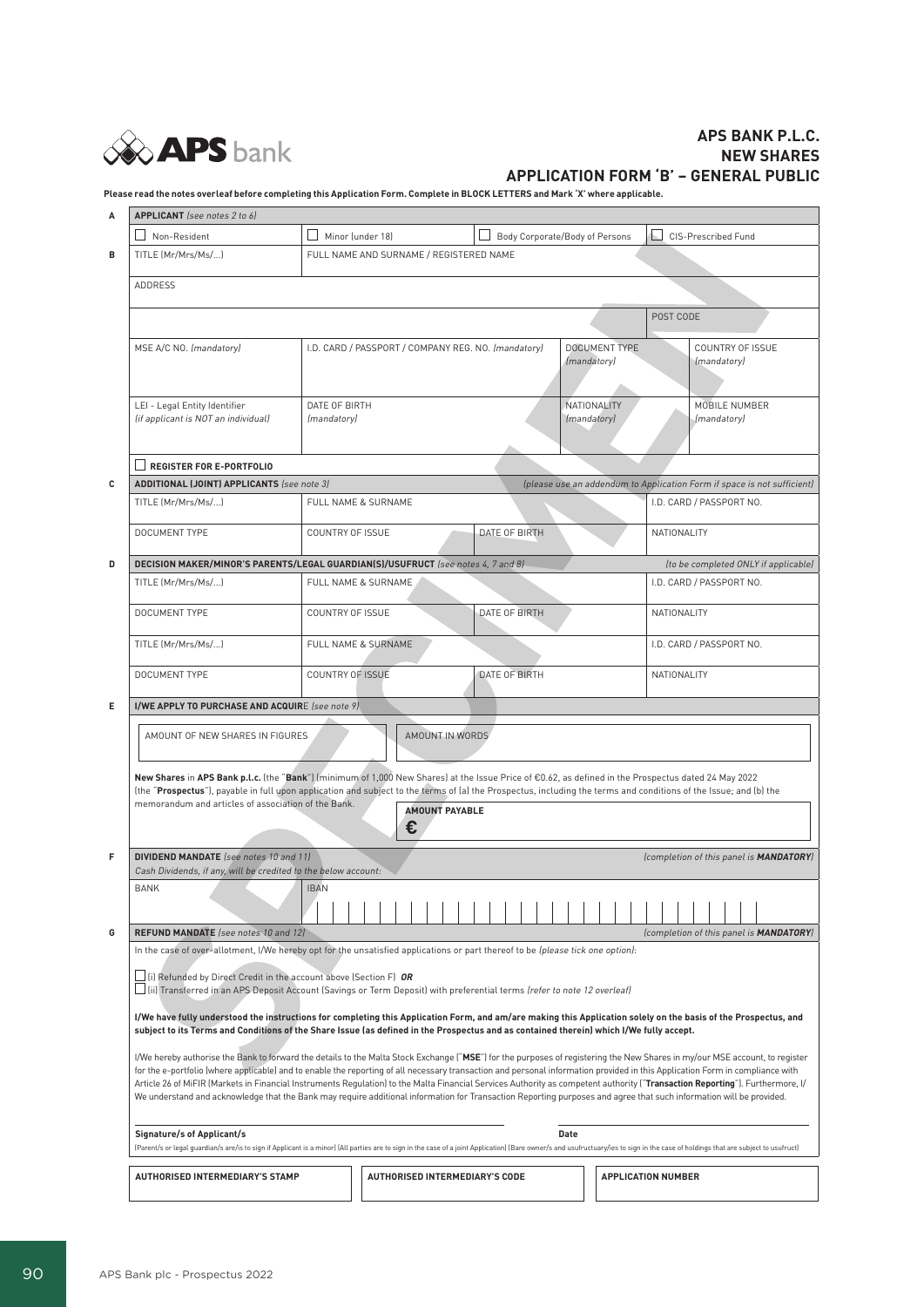**APS BANK P.L.C.**
**NEW SHARES**
**APPLICATION FORM 'B' – GENERAL PUBLIC**

**Please read the notes overleaf before completing this Application Form. Complete in BLOCK LETTERS and Mark 'X' where applicable.**

SPECIMEN

| | | | | | |
|---|---|---|---|---|---|
| **A** | **APPLICANT** *(see notes 2 to 6)* | | | | |
| | ☐ Non-Resident | ☐ Minor (under 18) | ☐ Body Corporate/Body of Persons | ☐ CIS-Prescribed Fund | |
| **B** | TITLE (Mr/Mrs/Ms/...) | FULL NAME AND SURNAME / REGISTERED NAME | | | |
| | ADDRESS | | | | |
| | | | | POST CODE | |
| | MSE A/C NO. *(mandatory)* | I.D. CARD / PASSPORT / COMPANY REG. NO. *(mandatory)* | DOCUMENT TYPE *(mandatory)* | COUNTRY OF ISSUE *(mandatory)* | |
| | LEI - Legal Entity Identifier *(if applicant is NOT an individual)* | DATE OF BIRTH *(mandatory)* | NATIONALITY *(mandatory)* | MOBILE NUMBER *(mandatory)* | |
| | ☐ **REGISTER FOR E-PORTFOLIO** | | | | |

| | | | | |
|---|---|---|---|---|
| **C** | **ADDITIONAL (JOINT) APPLICANTS** *(see note 3)* | *(please use an addendum to Application Form if space is not sufficient)* | | |
| | TITLE (Mr/Mrs/Ms/...) | FULL NAME & SURNAME | | I.D. CARD / PASSPORT NO. |
| | DOCUMENT TYPE | COUNTRY OF ISSUE | DATE OF BIRTH | NATIONALITY |

| | | | | |
|---|---|---|---|---|
| **D** | **DECISION MAKER/MINOR'S PARENTS/LEGAL GUARDIAN(S)/USUFRUCT** *(see notes 4, 7 and 8)* | *(to be completed ONLY if applicable)* | | |
| | TITLE (Mr/Mrs/Ms/...) | FULL NAME & SURNAME | | I.D. CARD / PASSPORT NO. |
| | DOCUMENT TYPE | COUNTRY OF ISSUE | DATE OF BIRTH | NATIONALITY |
| | TITLE (Mr/Mrs/Ms/...) | FULL NAME & SURNAME | | I.D. CARD / PASSPORT NO. |
| | DOCUMENT TYPE | COUNTRY OF ISSUE | DATE OF BIRTH | NATIONALITY |

**E** **I/WE APPLY TO PURCHASE AND ACQUIRE** *(see note 9)*

| AMOUNT OF NEW SHARES IN FIGURES | AMOUNT IN WORDS |
|---|---|
| | |

**New Shares** in **APS Bank p.l.c.** (the "**Bank**") (minimum of 1,000 New Shares) at the Issue Price of €0.62, as defined in the Prospectus dated 24 May 2022 (the "**Prospectus**"), payable in full upon application and subject to the terms of (a) the Prospectus, including the terms and conditions of the Issue; and (b) the memorandum and articles of association of the Bank.

**AMOUNT PAYABLE**
**€**

**F** **DIVIDEND MANDATE** *(see notes 10 and 11)* — *(completion of this panel is **MANDATORY**)*
*Cash Dividends, if any, will be credited to the below account:*

| BANK | IBAN |
|---|---|
| | |

**G** **REFUND MANDATE** *(see notes 10 and 12)* — *(completion of this panel is **MANDATORY**)*

In the case of over-allotment, I/We hereby opt for the unsatisfied applications or part thereof to be *(please tick one option)*:

☐ (i) Refunded by Direct Credit in the account above (Section F) ***OR***
☐ (ii) Transferred in an APS Deposit Account (Savings or Term Deposit) with preferential terms *(refer to note 12 overleaf)*

**I/We have fully understood the instructions for completing this Application Form, and am/are making this Application solely on the basis of the Prospectus, and subject to its Terms and Conditions of the Share Issue (as defined in the Prospectus and as contained therein) which I/We fully accept.**

I/We hereby authorise the Bank to forward the details to the Malta Stock Exchange ("**MSE**") for the purposes of registering the New Shares in my/our MSE account, to register for the e-portfolio (where applicable) and to enable the reporting of all necessary transaction and personal information provided in this Application Form in compliance with Article 26 of MiFIR (Markets in Financial Instruments Regulation) to the Malta Financial Services Authority as competent authority ("**Transaction Reporting**"). Furthermore, I/We understand and acknowledge that the Bank may require additional information for Transaction Reporting purposes and agree that such information will be provided.

**Signature/s of Applicant/s** **Date**
(Parent/s or legal guardian/s are/is to sign if Applicant is a minor) (All parties are to sign in the case of a joint Application) (Bare owner/s and usufructuary/ies to sign in the case of holdings that are subject to usufruct)

| AUTHORISED INTERMEDIARY'S STAMP | AUTHORISED INTERMEDIARY'S CODE | APPLICATION NUMBER |
|---|---|---|
| | | |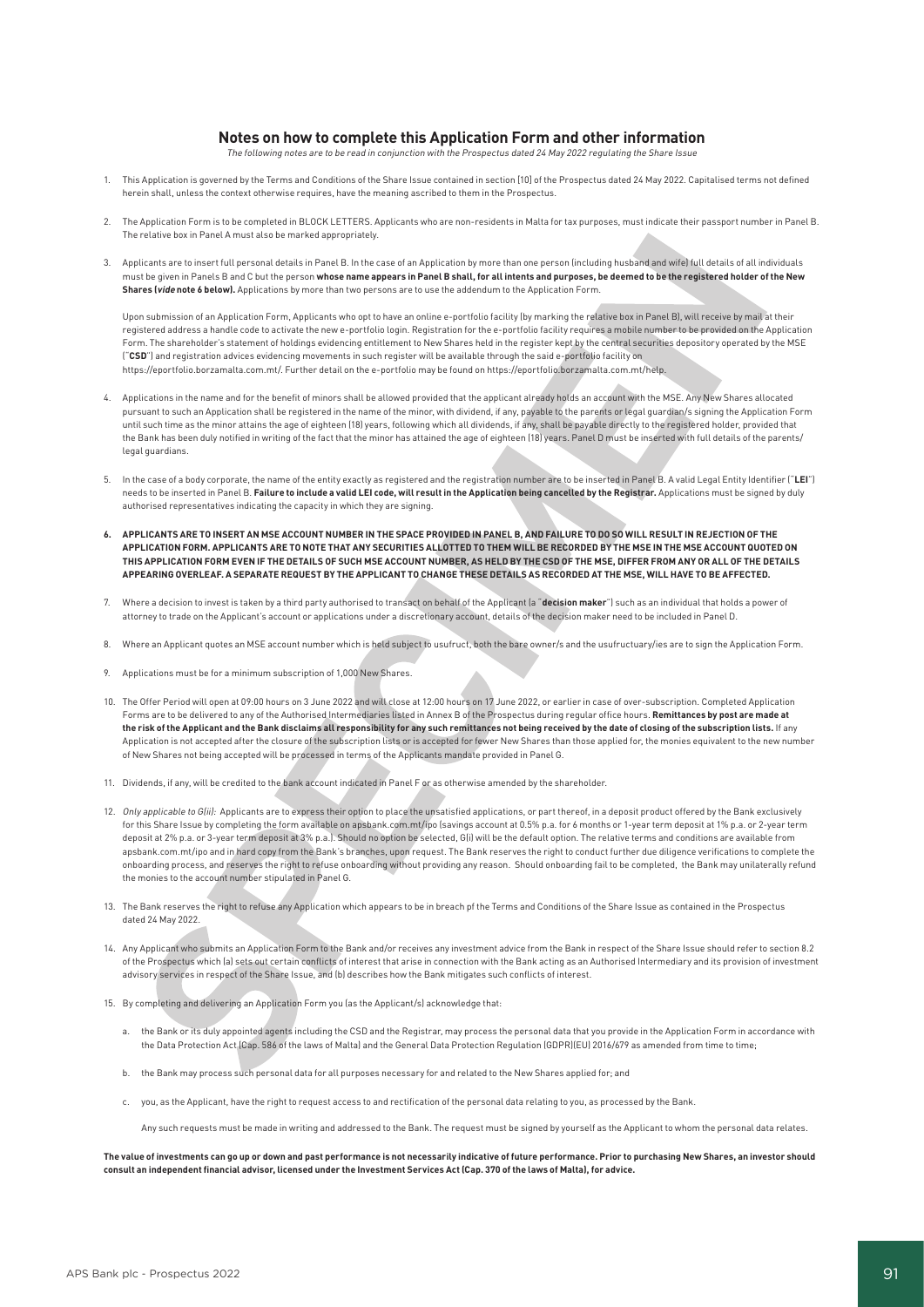## Notes on how to complete this Application Form and other information

*The following notes are to be read in conjunction with the Prospectus dated 24 May 2022 regulating the Share Issue*

1. This Application is governed by the Terms and Conditions of the Share Issue contained in section [10] of the Prospectus dated 24 May 2022. Capitalised terms not defined herein shall, unless the context otherwise requires, have the meaning ascribed to them in the Prospectus.

2. The Application Form is to be completed in BLOCK LETTERS. Applicants who are non-residents in Malta for tax purposes, must indicate their passport number in Panel B. The relative box in Panel A must also be marked appropriately.

3. Applicants are to insert full personal details in Panel B. In the case of an Application by more than one person (including husband and wife) full details of all individuals must be given in Panels B and C but the person **whose name appears in Panel B shall, for all intents and purposes, be deemed to be the registered holder of the New Shares (*vide* note 6 below).** Applications by more than two persons are to use the addendum to the Application Form.

   Upon submission of an Application Form, Applicants who opt to have an online e-portfolio facility (by marking the relative box in Panel B), will receive by mail at their registered address a handle code to activate the new e-portfolio login. Registration for the e-portfolio facility requires a mobile number to be provided on the Application Form. The shareholder's statement of holdings evidencing entitlement to New Shares held in the register kept by the central securities depository operated by the MSE ("**CSD**") and registration advices evidencing movements in such register will be available through the said e-portfolio facility on https://eportfolio.borzamalta.com.mt/. Further detail on the e-portfolio may be found on https://eportfolio.borzamalta.com.mt/help.

4. Applications in the name and for the benefit of minors shall be allowed provided that the applicant already holds an account with the MSE. Any New Shares allocated pursuant to such an Application shall be registered in the name of the minor, with dividend, if any, payable to the parents or legal guardian/s signing the Application Form until such time as the minor attains the age of eighteen (18) years, following which all dividends, if any, shall be payable directly to the registered holder, provided that the Bank has been duly notified in writing of the fact that the minor has attained the age of eighteen (18) years. Panel D must be inserted with full details of the parents/ legal guardians.

5. In the case of a body corporate, the name of the entity exactly as registered and the registration number are to be inserted in Panel B. A valid Legal Entity Identifier ("**LEI**") needs to be inserted in Panel B. **Failure to include a valid LEI code, will result in the Application being cancelled by the Registrar.** Applications must be signed by duly authorised representatives indicating the capacity in which they are signing.

6. **APPLICANTS ARE TO INSERT AN MSE ACCOUNT NUMBER IN THE SPACE PROVIDED IN PANEL B, AND FAILURE TO DO SO WILL RESULT IN REJECTION OF THE APPLICATION FORM. APPLICANTS ARE TO NOTE THAT ANY SECURITIES ALLOTTED TO THEM WILL BE RECORDED BY THE MSE IN THE MSE ACCOUNT QUOTED ON THIS APPLICATION FORM EVEN IF THE DETAILS OF SUCH MSE ACCOUNT NUMBER, AS HELD BY THE CSD OF THE MSE, DIFFER FROM ANY OR ALL OF THE DETAILS APPEARING OVERLEAF. A SEPARATE REQUEST BY THE APPLICANT TO CHANGE THESE DETAILS AS RECORDED AT THE MSE, WILL HAVE TO BE AFFECTED.**

7. Where a decision to invest is taken by a third party authorised to transact on behalf of the Applicant (a "**decision maker**") such as an individual that holds a power of attorney to trade on the Applicant's account or applications under a discretionary account, details of the decision maker need to be included in Panel D.

8. Where an Applicant quotes an MSE account number which is held subject to usufruct, both the bare owner/s and the usufructuary/ies are to sign the Application Form.

9. Applications must be for a minimum subscription of 1,000 New Shares.

10. The Offer Period will open at 09:00 hours on 3 June 2022 and will close at 12:00 hours on 17 June 2022, or earlier in case of over-subscription. Completed Application Forms are to be delivered to any of the Authorised Intermediaries listed in Annex B of the Prospectus during regular office hours. **Remittances by post are made at the risk of the Applicant and the Bank disclaims all responsibility for any such remittances not being received by the date of closing of the subscription lists.** If any Application is not accepted after the closure of the subscription lists or is accepted for fewer New Shares than those applied for, the monies equivalent to the new number of New Shares not being accepted will be processed in terms of the Applicants mandate provided in Panel G.

11. Dividends, if any, will be credited to the bank account indicated in Panel F or as otherwise amended by the shareholder.

12. *Only applicable to G(ii):* Applicants are to express their option to place the unsatisfied applications, or part thereof, in a deposit product offered by the Bank exclusively for this Share Issue by completing the form available on apsbank.com.mt/ipo (savings account at 0.5% p.a. for 6 months or 1-year term deposit at 1% p.a. or 2-year term deposit at 2% p.a. or 3-year term deposit at 3% p.a.). Should no option be selected, G(i) will be the default option. The relative terms and conditions are available from apsbank.com.mt/ipo and in hard copy from the Bank's branches, upon request. The Bank reserves the right to conduct further due diligence verifications to complete the onboarding process, and reserves the right to refuse onboarding without providing any reason. Should onboarding fail to be completed, the Bank may unilaterally refund the monies to the account number stipulated in Panel G.

13. The Bank reserves the right to refuse any Application which appears to be in breach pf the Terms and Conditions of the Share Issue as contained in the Prospectus dated 24 May 2022.

14. Any Applicant who submits an Application Form to the Bank and/or receives any investment advice from the Bank in respect of the Share Issue should refer to section 8.2 of the Prospectus which (a) sets out certain conflicts of interest that arise in connection with the Bank acting as an Authorised Intermediary and its provision of investment advisory services in respect of the Share Issue, and (b) describes how the Bank mitigates such conflicts of interest.

15. By completing and delivering an Application Form you (as the Applicant/s) acknowledge that:

    a. the Bank or its duly appointed agents including the CSD and the Registrar, may process the personal data that you provide in the Application Form in accordance with the Data Protection Act (Cap. 586 of the laws of Malta) and the General Data Protection Regulation (GDPR)(EU) 2016/679 as amended from time to time;

    b. the Bank may process such personal data for all purposes necessary for and related to the New Shares applied for; and

    c. you, as the Applicant, have the right to request access to and rectification of the personal data relating to you, as processed by the Bank.

    Any such requests must be made in writing and addressed to the Bank. The request must be signed by yourself as the Applicant to whom the personal data relates.

**The value of investments can go up or down and past performance is not necessarily indicative of future performance. Prior to purchasing New Shares, an investor should consult an independent financial advisor, licensed under the Investment Services Act (Cap. 370 of the laws of Malta), for advice.**